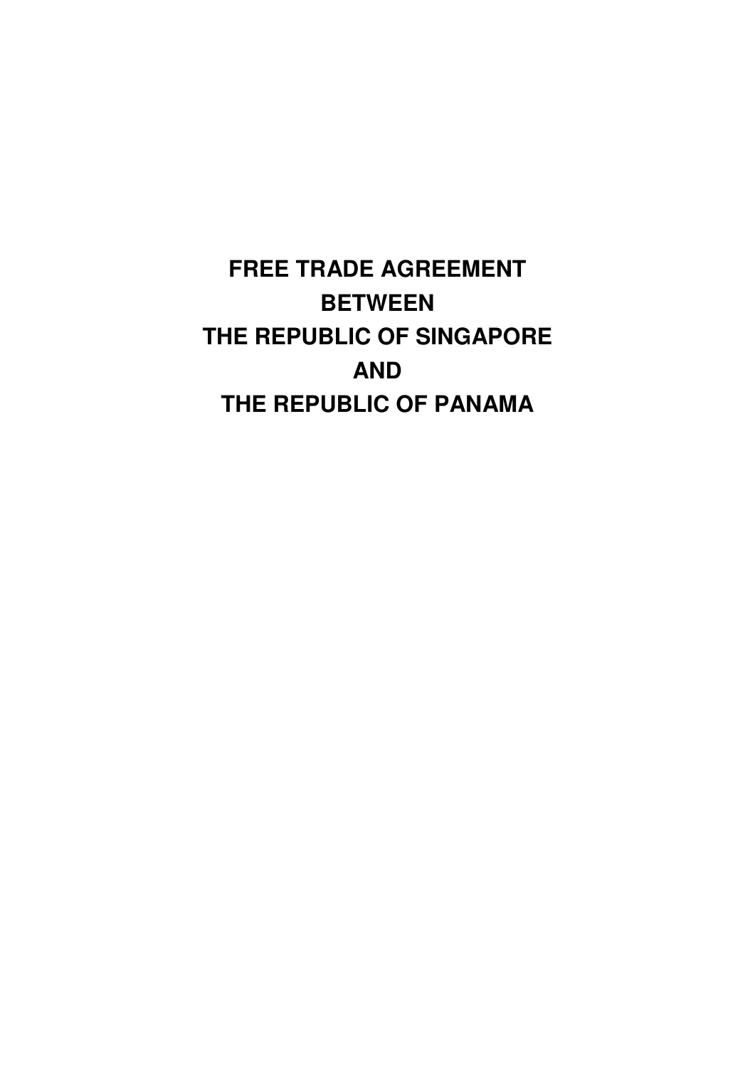# FREE TRADE AGREEMENT
# BETWEEN
# THE REPUBLIC OF SINGAPORE
# AND
# THE REPUBLIC OF PANAMA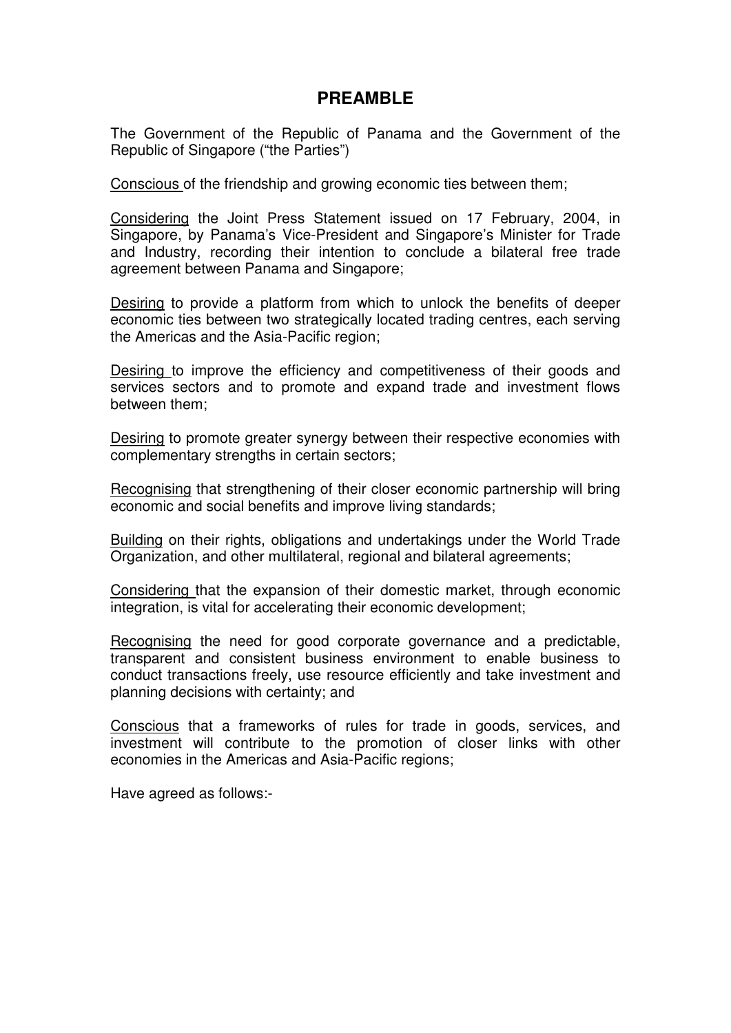# PREAMBLE

The Government of the Republic of Panama and the Government of the Republic of Singapore ("the Parties")

Conscious of the friendship and growing economic ties between them;

Considering the Joint Press Statement issued on 17 February, 2004, in Singapore, by Panama's Vice-President and Singapore's Minister for Trade and Industry, recording their intention to conclude a bilateral free trade agreement between Panama and Singapore;

Desiring to provide a platform from which to unlock the benefits of deeper economic ties between two strategically located trading centres, each serving the Americas and the Asia-Pacific region;

Desiring to improve the efficiency and competitiveness of their goods and services sectors and to promote and expand trade and investment flows between them;

Desiring to promote greater synergy between their respective economies with complementary strengths in certain sectors;

Recognising that strengthening of their closer economic partnership will bring economic and social benefits and improve living standards;

Building on their rights, obligations and undertakings under the World Trade Organization, and other multilateral, regional and bilateral agreements;

Considering that the expansion of their domestic market, through economic integration, is vital for accelerating their economic development;

Recognising the need for good corporate governance and a predictable, transparent and consistent business environment to enable business to conduct transactions freely, use resource efficiently and take investment and planning decisions with certainty; and

Conscious that a frameworks of rules for trade in goods, services, and investment will contribute to the promotion of closer links with other economies in the Americas and Asia-Pacific regions;

Have agreed as follows:-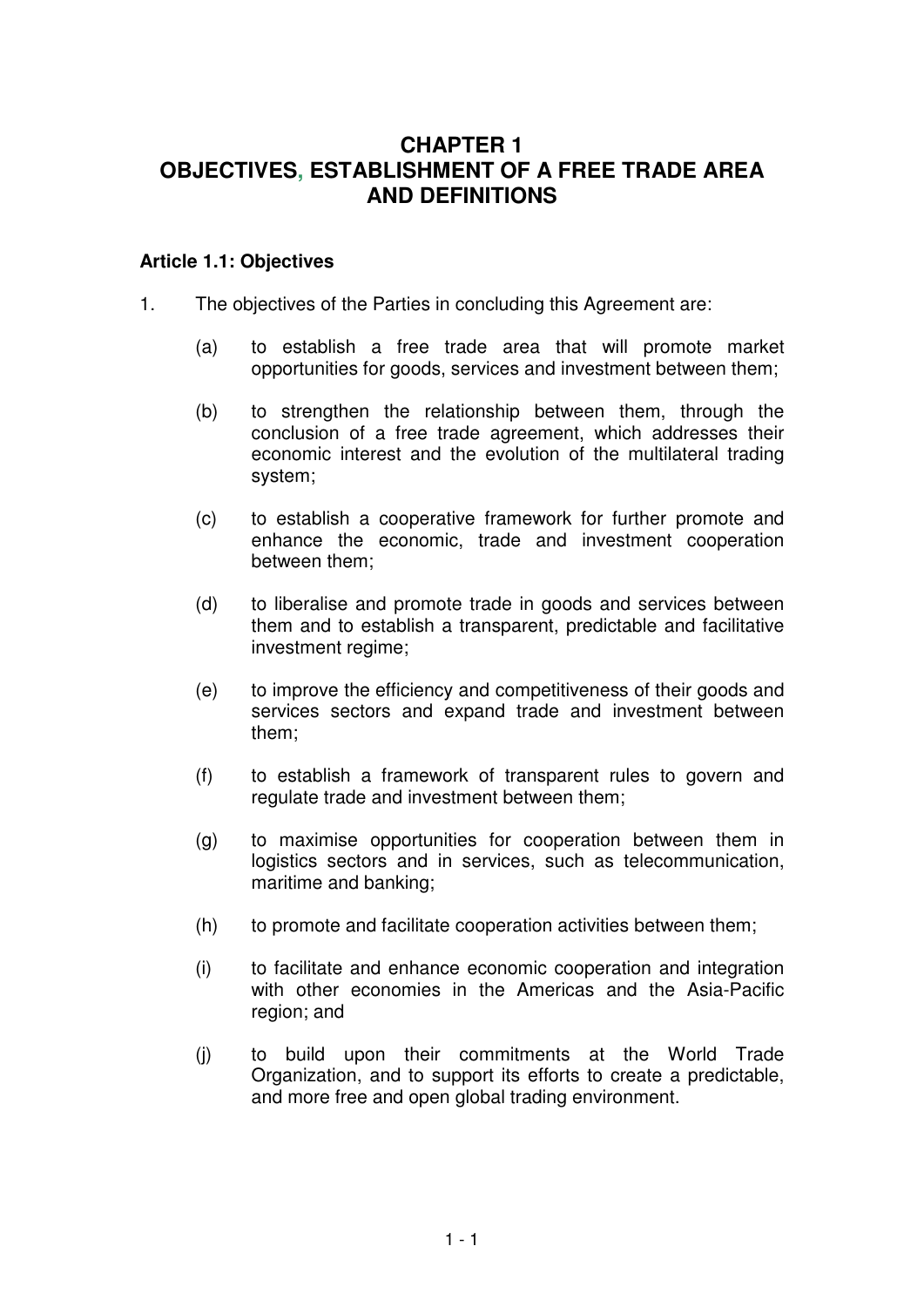# CHAPTER 1
# OBJECTIVES, ESTABLISHMENT OF A FREE TRADE AREA AND DEFINITIONS

### Article 1.1: Objectives

1. The objectives of the Parties in concluding this Agreement are:

   (a) to establish a free trade area that will promote market opportunities for goods, services and investment between them;

   (b) to strengthen the relationship between them, through the conclusion of a free trade agreement, which addresses their economic interest and the evolution of the multilateral trading system;

   (c) to establish a cooperative framework for further promote and enhance the economic, trade and investment cooperation between them;

   (d) to liberalise and promote trade in goods and services between them and to establish a transparent, predictable and facilitative investment regime;

   (e) to improve the efficiency and competitiveness of their goods and services sectors and expand trade and investment between them;

   (f) to establish a framework of transparent rules to govern and regulate trade and investment between them;

   (g) to maximise opportunities for cooperation between them in logistics sectors and in services, such as telecommunication, maritime and banking;

   (h) to promote and facilitate cooperation activities between them;

   (i) to facilitate and enhance economic cooperation and integration with other economies in the Americas and the Asia-Pacific region; and

   (j) to build upon their commitments at the World Trade Organization, and to support its efforts to create a predictable, and more free and open global trading environment.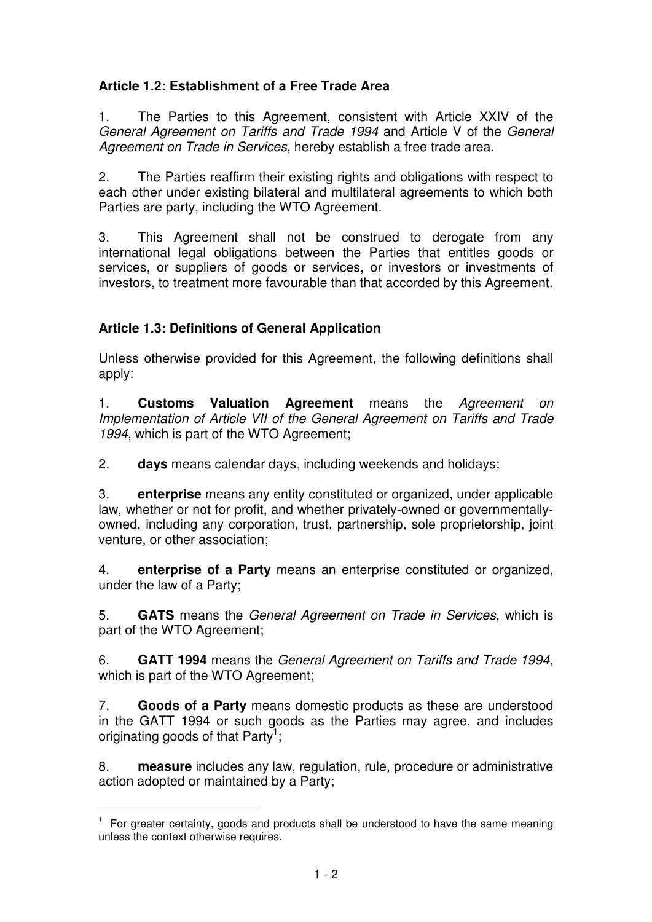### Article 1.2: Establishment of a Free Trade Area

1. The Parties to this Agreement, consistent with Article XXIV of the *General Agreement on Tariffs and Trade 1994* and Article V of the *General Agreement on Trade in Services*, hereby establish a free trade area.

2. The Parties reaffirm their existing rights and obligations with respect to each other under existing bilateral and multilateral agreements to which both Parties are party, including the WTO Agreement.

3. This Agreement shall not be construed to derogate from any international legal obligations between the Parties that entitles goods or services, or suppliers of goods or services, or investors or investments of investors, to treatment more favourable than that accorded by this Agreement.

### Article 1.3: Definitions of General Application

Unless otherwise provided for this Agreement, the following definitions shall apply:

1. **Customs Valuation Agreement** means the *Agreement on Implementation of Article VII of the General Agreement on Tariffs and Trade 1994*, which is part of the WTO Agreement;

2. **days** means calendar days, including weekends and holidays;

3. **enterprise** means any entity constituted or organized, under applicable law, whether or not for profit, and whether privately-owned or governmentally-owned, including any corporation, trust, partnership, sole proprietorship, joint venture, or other association;

4. **enterprise of a Party** means an enterprise constituted or organized, under the law of a Party;

5. **GATS** means the *General Agreement on Trade in Services*, which is part of the WTO Agreement;

6. **GATT 1994** means the *General Agreement on Tariffs and Trade 1994*, which is part of the WTO Agreement;

7. **Goods of a Party** means domestic products as these are understood in the GATT 1994 or such goods as the Parties may agree, and includes originating goods of that Party[1];

8. **measure** includes any law, regulation, rule, procedure or administrative action adopted or maintained by a Party;

---

[1] For greater certainty, goods and products shall be understood to have the same meaning unless the context otherwise requires.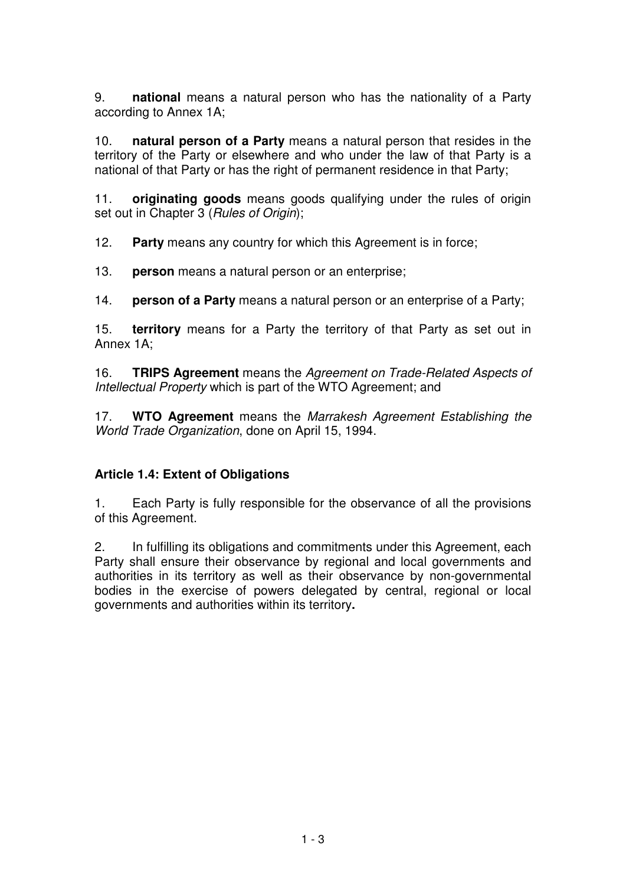9. **national** means a natural person who has the nationality of a Party according to Annex 1A;

10. **natural person of a Party** means a natural person that resides in the territory of the Party or elsewhere and who under the law of that Party is a national of that Party or has the right of permanent residence in that Party;

11. **originating goods** means goods qualifying under the rules of origin set out in Chapter 3 (*Rules of Origin*);

12. **Party** means any country for which this Agreement is in force;

13. **person** means a natural person or an enterprise;

14. **person of a Party** means a natural person or an enterprise of a Party;

15. **territory** means for a Party the territory of that Party as set out in Annex 1A;

16. **TRIPS Agreement** means the *Agreement on Trade-Related Aspects of Intellectual Property* which is part of the WTO Agreement; and

17. **WTO Agreement** means the *Marrakesh Agreement Establishing the World Trade Organization*, done on April 15, 1994.

### Article 1.4: Extent of Obligations

1. Each Party is fully responsible for the observance of all the provisions of this Agreement.

2. In fulfilling its obligations and commitments under this Agreement, each Party shall ensure their observance by regional and local governments and authorities in its territory as well as their observance by non-governmental bodies in the exercise of powers delegated by central, regional or local governments and authorities within its territory**.**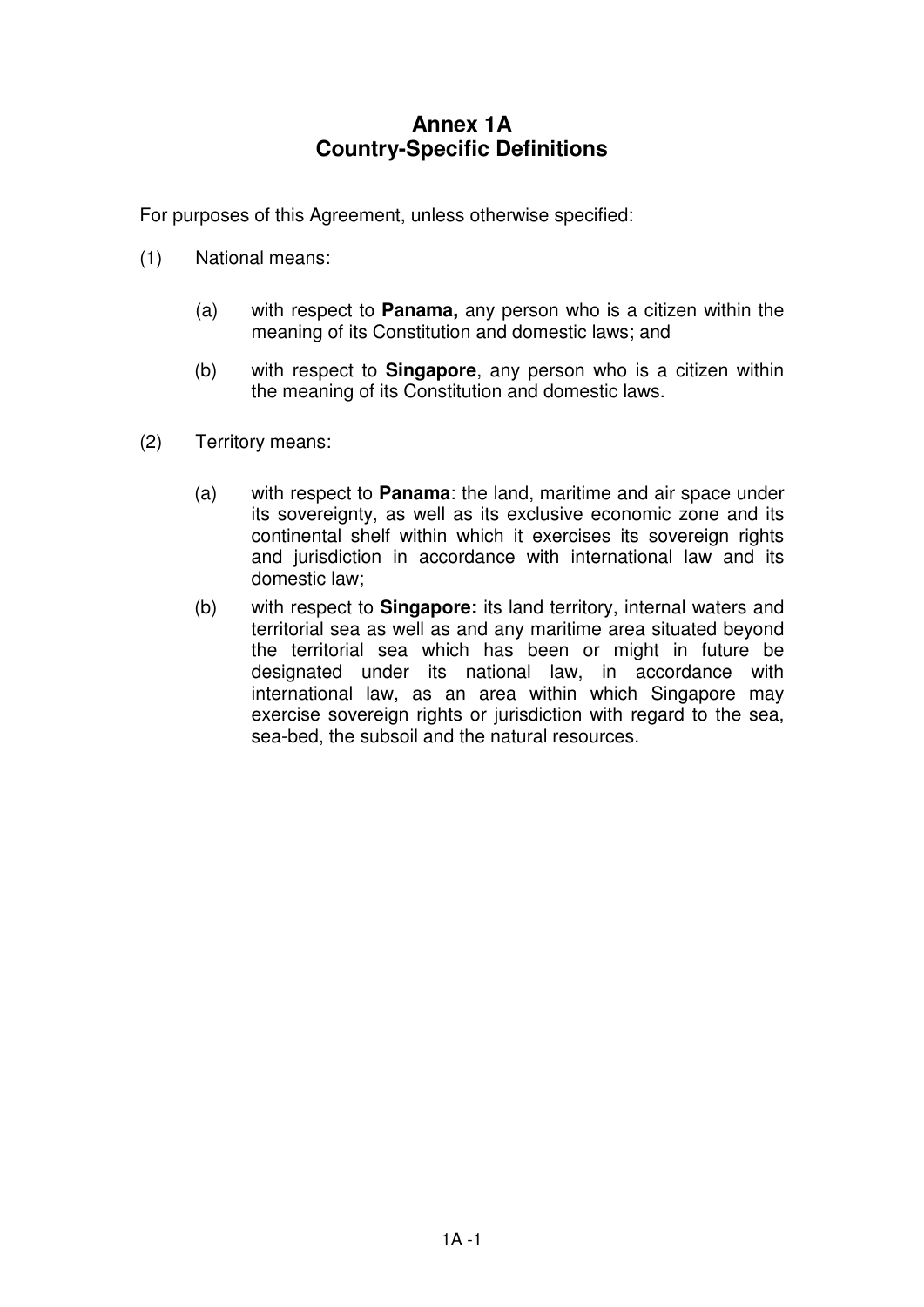# Annex 1A
# Country-Specific Definitions

For purposes of this Agreement, unless otherwise specified:

(1) National means:

(a) with respect to **Panama,** any person who is a citizen within the meaning of its Constitution and domestic laws; and

(b) with respect to **Singapore**, any person who is a citizen within the meaning of its Constitution and domestic laws.

(2) Territory means:

(a) with respect to **Panama**: the land, maritime and air space under its sovereignty, as well as its exclusive economic zone and its continental shelf within which it exercises its sovereign rights and jurisdiction in accordance with international law and its domestic law;

(b) with respect to **Singapore:** its land territory, internal waters and territorial sea as well as and any maritime area situated beyond the territorial sea which has been or might in future be designated under its national law, in accordance with international law, as an area within which Singapore may exercise sovereign rights or jurisdiction with regard to the sea, sea-bed, the subsoil and the natural resources.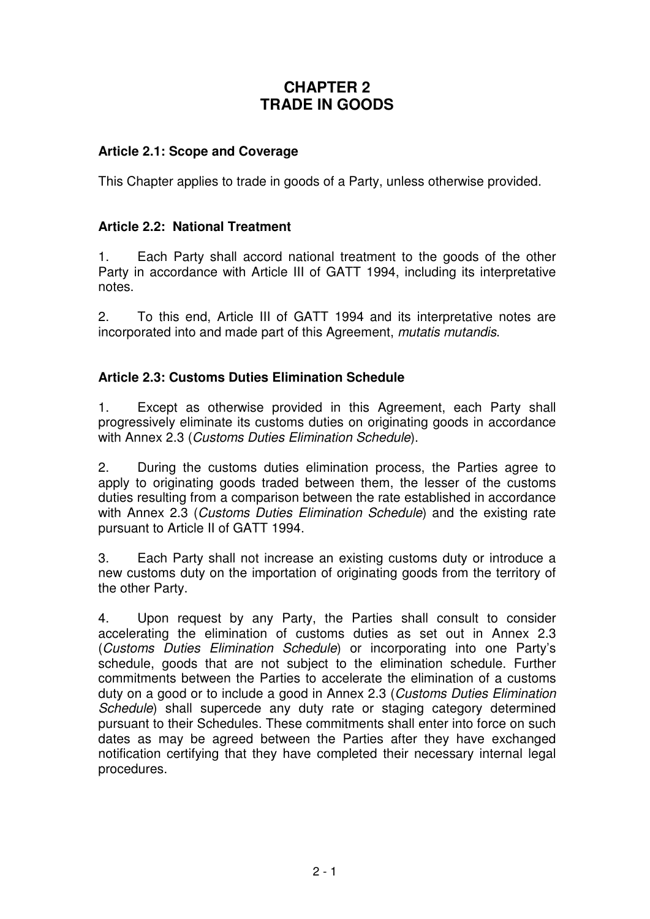# CHAPTER 2
# TRADE IN GOODS

**Article 2.1: Scope and Coverage**

This Chapter applies to trade in goods of a Party, unless otherwise provided.

**Article 2.2: National Treatment**

1. Each Party shall accord national treatment to the goods of the other Party in accordance with Article III of GATT 1994, including its interpretative notes.

2. To this end, Article III of GATT 1994 and its interpretative notes are incorporated into and made part of this Agreement, *mutatis mutandis*.

**Article 2.3: Customs Duties Elimination Schedule**

1. Except as otherwise provided in this Agreement, each Party shall progressively eliminate its customs duties on originating goods in accordance with Annex 2.3 (*Customs Duties Elimination Schedule*).

2. During the customs duties elimination process, the Parties agree to apply to originating goods traded between them, the lesser of the customs duties resulting from a comparison between the rate established in accordance with Annex 2.3 (*Customs Duties Elimination Schedule*) and the existing rate pursuant to Article II of GATT 1994.

3. Each Party shall not increase an existing customs duty or introduce a new customs duty on the importation of originating goods from the territory of the other Party.

4. Upon request by any Party, the Parties shall consult to consider accelerating the elimination of customs duties as set out in Annex 2.3 (*Customs Duties Elimination Schedule*) or incorporating into one Party's schedule, goods that are not subject to the elimination schedule. Further commitments between the Parties to accelerate the elimination of a customs duty on a good or to include a good in Annex 2.3 (*Customs Duties Elimination Schedule*) shall supercede any duty rate or staging category determined pursuant to their Schedules. These commitments shall enter into force on such dates as may be agreed between the Parties after they have exchanged notification certifying that they have completed their necessary internal legal procedures.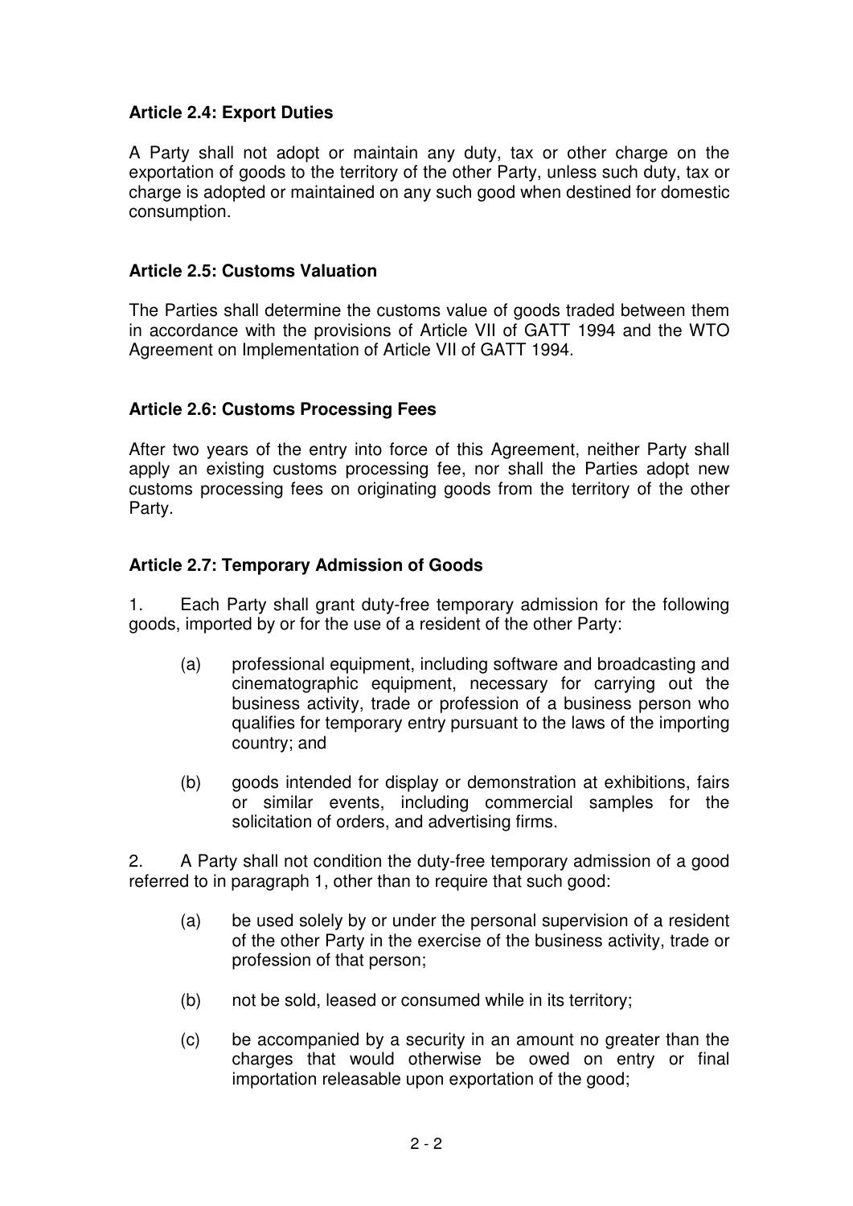### Article 2.4: Export Duties

A Party shall not adopt or maintain any duty, tax or other charge on the exportation of goods to the territory of the other Party, unless such duty, tax or charge is adopted or maintained on any such good when destined for domestic consumption.

### Article 2.5: Customs Valuation

The Parties shall determine the customs value of goods traded between them in accordance with the provisions of Article VII of GATT 1994 and the WTO Agreement on Implementation of Article VII of GATT 1994.

### Article 2.6: Customs Processing Fees

After two years of the entry into force of this Agreement, neither Party shall apply an existing customs processing fee, nor shall the Parties adopt new customs processing fees on originating goods from the territory of the other Party.

### Article 2.7: Temporary Admission of Goods

1. Each Party shall grant duty-free temporary admission for the following goods, imported by or for the use of a resident of the other Party:

   (a) professional equipment, including software and broadcasting and cinematographic equipment, necessary for carrying out the business activity, trade or profession of a business person who qualifies for temporary entry pursuant to the laws of the importing country; and

   (b) goods intended for display or demonstration at exhibitions, fairs or similar events, including commercial samples for the solicitation of orders, and advertising firms.

2. A Party shall not condition the duty-free temporary admission of a good referred to in paragraph 1, other than to require that such good:

   (a) be used solely by or under the personal supervision of a resident of the other Party in the exercise of the business activity, trade or profession of that person;

   (b) not be sold, leased or consumed while in its territory;

   (c) be accompanied by a security in an amount no greater than the charges that would otherwise be owed on entry or final importation releasable upon exportation of the good;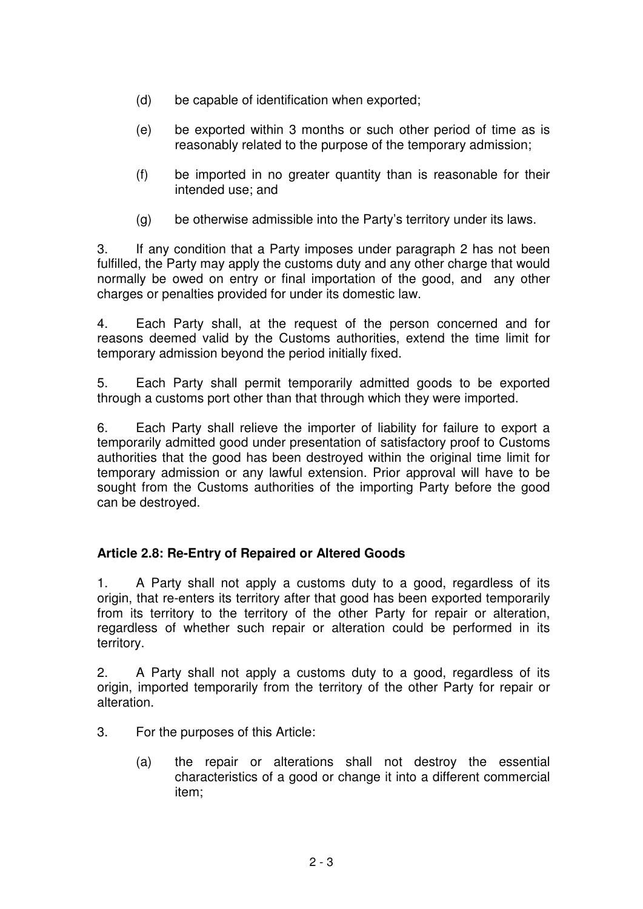(d) be capable of identification when exported;

(e) be exported within 3 months or such other period of time as is reasonably related to the purpose of the temporary admission;

(f) be imported in no greater quantity than is reasonable for their intended use; and

(g) be otherwise admissible into the Party's territory under its laws.

3. If any condition that a Party imposes under paragraph 2 has not been fulfilled, the Party may apply the customs duty and any other charge that would normally be owed on entry or final importation of the good, and any other charges or penalties provided for under its domestic law.

4. Each Party shall, at the request of the person concerned and for reasons deemed valid by the Customs authorities, extend the time limit for temporary admission beyond the period initially fixed.

5. Each Party shall permit temporarily admitted goods to be exported through a customs port other than that through which they were imported.

6. Each Party shall relieve the importer of liability for failure to export a temporarily admitted good under presentation of satisfactory proof to Customs authorities that the good has been destroyed within the original time limit for temporary admission or any lawful extension. Prior approval will have to be sought from the Customs authorities of the importing Party before the good can be destroyed.

**Article 2.8: Re-Entry of Repaired or Altered Goods**

1. A Party shall not apply a customs duty to a good, regardless of its origin, that re-enters its territory after that good has been exported temporarily from its territory to the territory of the other Party for repair or alteration, regardless of whether such repair or alteration could be performed in its territory.

2. A Party shall not apply a customs duty to a good, regardless of its origin, imported temporarily from the territory of the other Party for repair or alteration.

3. For the purposes of this Article:

(a) the repair or alterations shall not destroy the essential characteristics of a good or change it into a different commercial item;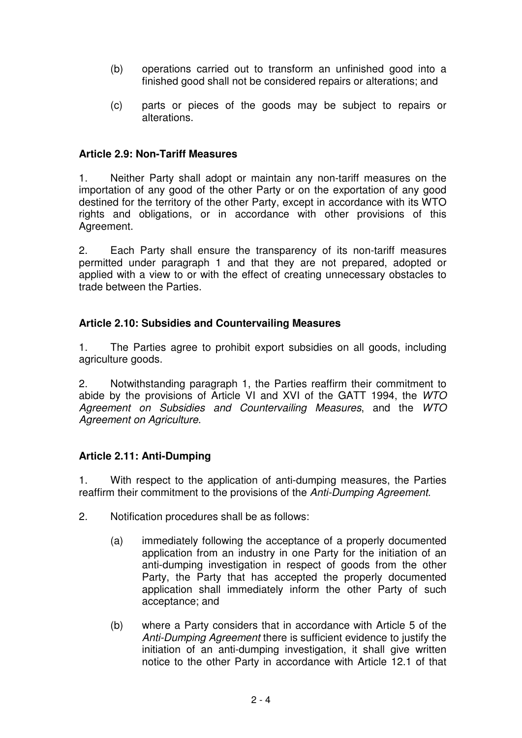(b) operations carried out to transform an unfinished good into a finished good shall not be considered repairs or alterations; and

(c) parts or pieces of the goods may be subject to repairs or alterations.

**Article 2.9: Non-Tariff Measures**

1. Neither Party shall adopt or maintain any non-tariff measures on the importation of any good of the other Party or on the exportation of any good destined for the territory of the other Party, except in accordance with its WTO rights and obligations, or in accordance with other provisions of this Agreement.

2. Each Party shall ensure the transparency of its non-tariff measures permitted under paragraph 1 and that they are not prepared, adopted or applied with a view to or with the effect of creating unnecessary obstacles to trade between the Parties.

**Article 2.10: Subsidies and Countervailing Measures**

1. The Parties agree to prohibit export subsidies on all goods, including agriculture goods.

2. Notwithstanding paragraph 1, the Parties reaffirm their commitment to abide by the provisions of Article VI and XVI of the GATT 1994, the *WTO Agreement on Subsidies and Countervailing Measures*, and the *WTO Agreement on Agriculture*.

**Article 2.11: Anti-Dumping**

1. With respect to the application of anti-dumping measures, the Parties reaffirm their commitment to the provisions of the *Anti-Dumping Agreement*.

2. Notification procedures shall be as follows:

(a) immediately following the acceptance of a properly documented application from an industry in one Party for the initiation of an anti-dumping investigation in respect of goods from the other Party, the Party that has accepted the properly documented application shall immediately inform the other Party of such acceptance; and

(b) where a Party considers that in accordance with Article 5 of the *Anti-Dumping Agreement* there is sufficient evidence to justify the initiation of an anti-dumping investigation, it shall give written notice to the other Party in accordance with Article 12.1 of that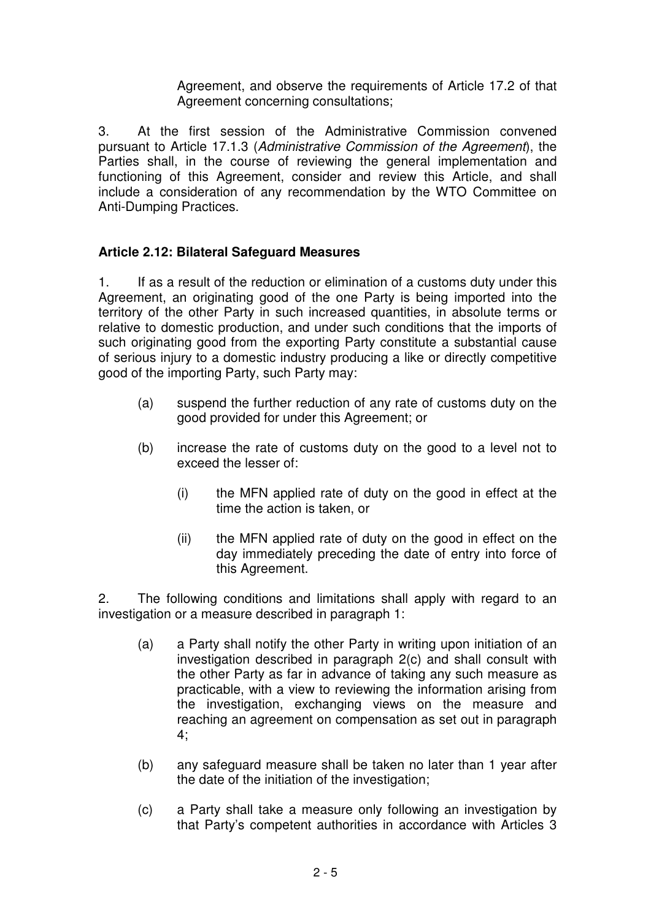Agreement, and observe the requirements of Article 17.2 of that Agreement concerning consultations;

3. At the first session of the Administrative Commission convened pursuant to Article 17.1.3 (*Administrative Commission of the Agreement*), the Parties shall, in the course of reviewing the general implementation and functioning of this Agreement, consider and review this Article, and shall include a consideration of any recommendation by the WTO Committee on Anti-Dumping Practices.

**Article 2.12: Bilateral Safeguard Measures**

1. If as a result of the reduction or elimination of a customs duty under this Agreement, an originating good of the one Party is being imported into the territory of the other Party in such increased quantities, in absolute terms or relative to domestic production, and under such conditions that the imports of such originating good from the exporting Party constitute a substantial cause of serious injury to a domestic industry producing a like or directly competitive good of the importing Party, such Party may:

(a) suspend the further reduction of any rate of customs duty on the good provided for under this Agreement; or

(b) increase the rate of customs duty on the good to a level not to exceed the lesser of:

(i) the MFN applied rate of duty on the good in effect at the time the action is taken, or

(ii) the MFN applied rate of duty on the good in effect on the day immediately preceding the date of entry into force of this Agreement.

2. The following conditions and limitations shall apply with regard to an investigation or a measure described in paragraph 1:

(a) a Party shall notify the other Party in writing upon initiation of an investigation described in paragraph 2(c) and shall consult with the other Party as far in advance of taking any such measure as practicable, with a view to reviewing the information arising from the investigation, exchanging views on the measure and reaching an agreement on compensation as set out in paragraph 4;

(b) any safeguard measure shall be taken no later than 1 year after the date of the initiation of the investigation;

(c) a Party shall take a measure only following an investigation by that Party's competent authorities in accordance with Articles 3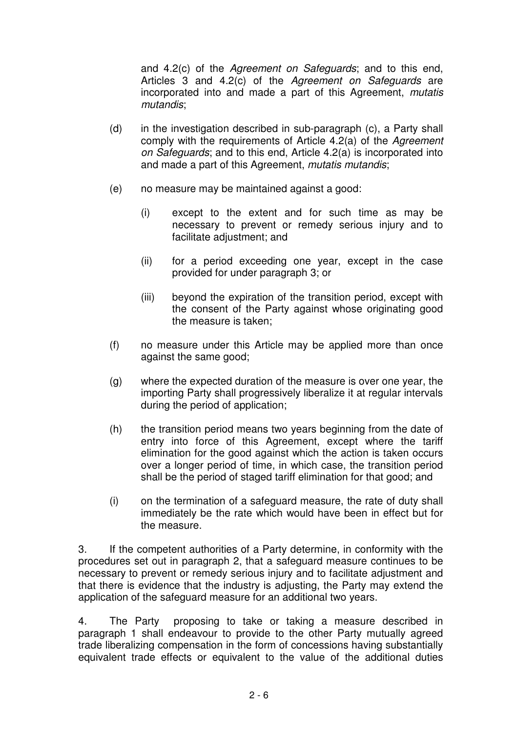and 4.2(c) of the *Agreement on Safeguards*; and to this end, Articles 3 and 4.2(c) of the *Agreement on Safeguards* are incorporated into and made a part of this Agreement, *mutatis mutandis*;

(d) in the investigation described in sub-paragraph (c), a Party shall comply with the requirements of Article 4.2(a) of the *Agreement on Safeguards*; and to this end, Article 4.2(a) is incorporated into and made a part of this Agreement, *mutatis mutandis*;

(e) no measure may be maintained against a good:

(i) except to the extent and for such time as may be necessary to prevent or remedy serious injury and to facilitate adjustment; and

(ii) for a period exceeding one year, except in the case provided for under paragraph 3; or

(iii) beyond the expiration of the transition period, except with the consent of the Party against whose originating good the measure is taken;

(f) no measure under this Article may be applied more than once against the same good;

(g) where the expected duration of the measure is over one year, the importing Party shall progressively liberalize it at regular intervals during the period of application;

(h) the transition period means two years beginning from the date of entry into force of this Agreement, except where the tariff elimination for the good against which the action is taken occurs over a longer period of time, in which case, the transition period shall be the period of staged tariff elimination for that good; and

(i) on the termination of a safeguard measure, the rate of duty shall immediately be the rate which would have been in effect but for the measure.

3. If the competent authorities of a Party determine, in conformity with the procedures set out in paragraph 2, that a safeguard measure continues to be necessary to prevent or remedy serious injury and to facilitate adjustment and that there is evidence that the industry is adjusting, the Party may extend the application of the safeguard measure for an additional two years.

4. The Party proposing to take or taking a measure described in paragraph 1 shall endeavour to provide to the other Party mutually agreed trade liberalizing compensation in the form of concessions having substantially equivalent trade effects or equivalent to the value of the additional duties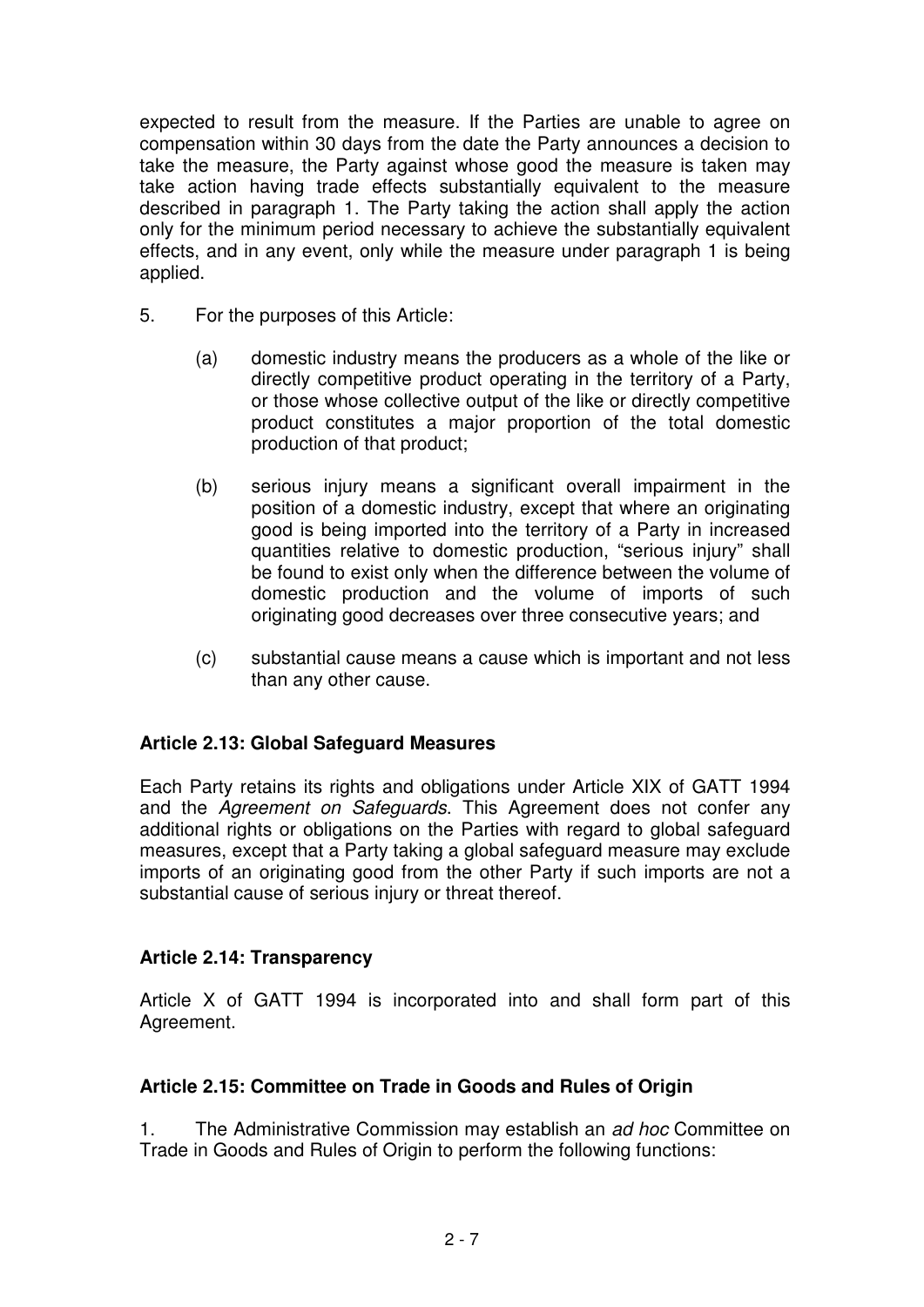expected to result from the measure. If the Parties are unable to agree on compensation within 30 days from the date the Party announces a decision to take the measure, the Party against whose good the measure is taken may take action having trade effects substantially equivalent to the measure described in paragraph 1. The Party taking the action shall apply the action only for the minimum period necessary to achieve the substantially equivalent effects, and in any event, only while the measure under paragraph 1 is being applied.

5. For the purposes of this Article:

   (a) domestic industry means the producers as a whole of the like or directly competitive product operating in the territory of a Party, or those whose collective output of the like or directly competitive product constitutes a major proportion of the total domestic production of that product;

   (b) serious injury means a significant overall impairment in the position of a domestic industry, except that where an originating good is being imported into the territory of a Party in increased quantities relative to domestic production, "serious injury" shall be found to exist only when the difference between the volume of domestic production and the volume of imports of such originating good decreases over three consecutive years; and

   (c) substantial cause means a cause which is important and not less than any other cause.

### Article 2.13: Global Safeguard Measures

Each Party retains its rights and obligations under Article XIX of GATT 1994 and the *Agreement on Safeguards*. This Agreement does not confer any additional rights or obligations on the Parties with regard to global safeguard measures, except that a Party taking a global safeguard measure may exclude imports of an originating good from the other Party if such imports are not a substantial cause of serious injury or threat thereof.

### Article 2.14: Transparency

Article X of GATT 1994 is incorporated into and shall form part of this Agreement.

### Article 2.15: Committee on Trade in Goods and Rules of Origin

1. The Administrative Commission may establish an *ad hoc* Committee on Trade in Goods and Rules of Origin to perform the following functions: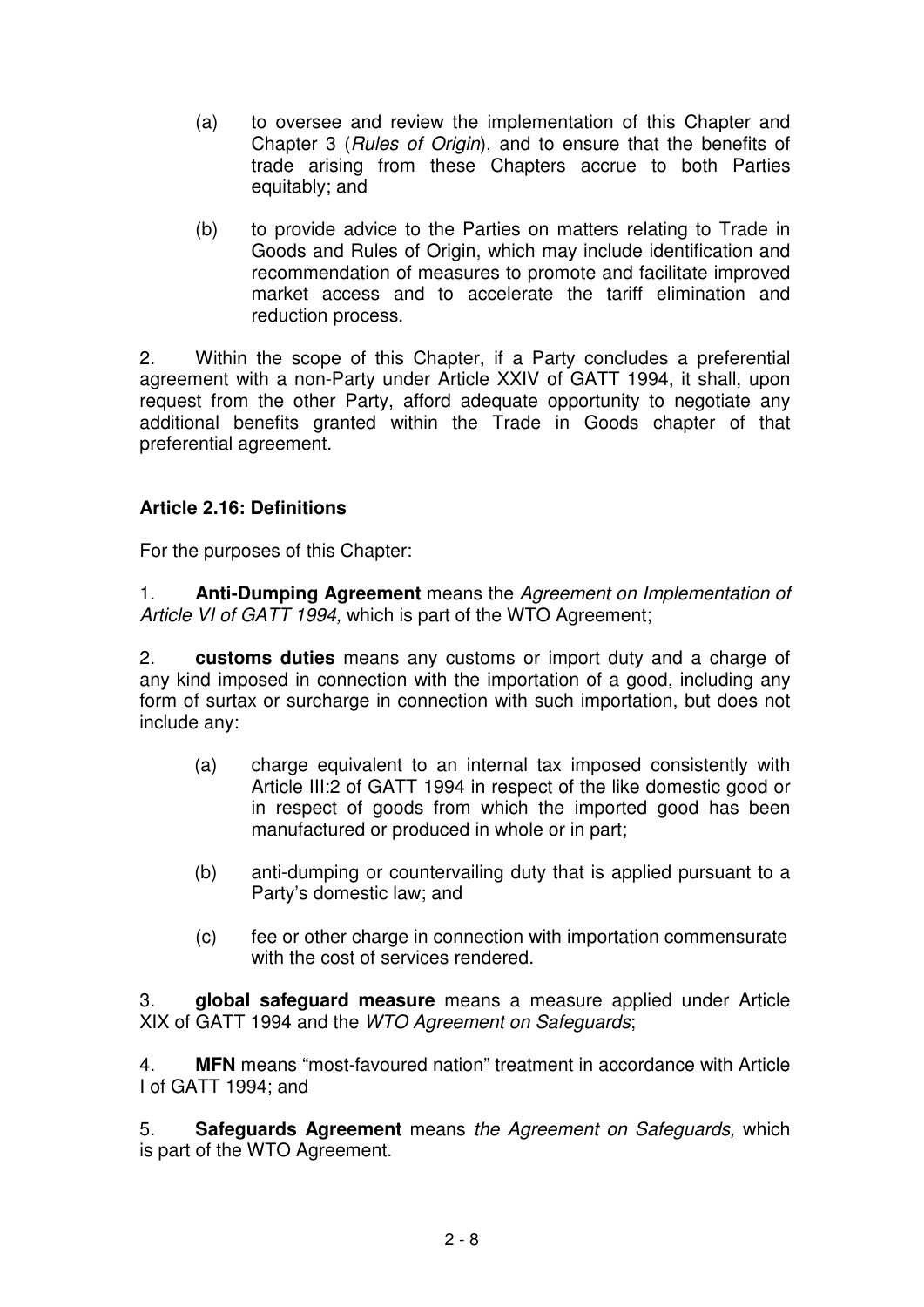(a) to oversee and review the implementation of this Chapter and Chapter 3 (*Rules of Origin*), and to ensure that the benefits of trade arising from these Chapters accrue to both Parties equitably; and

(b) to provide advice to the Parties on matters relating to Trade in Goods and Rules of Origin, which may include identification and recommendation of measures to promote and facilitate improved market access and to accelerate the tariff elimination and reduction process.

2. Within the scope of this Chapter, if a Party concludes a preferential agreement with a non-Party under Article XXIV of GATT 1994, it shall, upon request from the other Party, afford adequate opportunity to negotiate any additional benefits granted within the Trade in Goods chapter of that preferential agreement.

**Article 2.16: Definitions**

For the purposes of this Chapter:

1. **Anti-Dumping Agreement** means the *Agreement on Implementation of Article VI of GATT 1994,* which is part of the WTO Agreement;

2. **customs duties** means any customs or import duty and a charge of any kind imposed in connection with the importation of a good, including any form of surtax or surcharge in connection with such importation, but does not include any:

(a) charge equivalent to an internal tax imposed consistently with Article III:2 of GATT 1994 in respect of the like domestic good or in respect of goods from which the imported good has been manufactured or produced in whole or in part;

(b) anti-dumping or countervailing duty that is applied pursuant to a Party's domestic law; and

(c) fee or other charge in connection with importation commensurate with the cost of services rendered.

3. **global safeguard measure** means a measure applied under Article XIX of GATT 1994 and the *WTO Agreement on Safeguards*;

4. **MFN** means "most-favoured nation" treatment in accordance with Article I of GATT 1994; and

5. **Safeguards Agreement** means *the Agreement on Safeguards,* which is part of the WTO Agreement.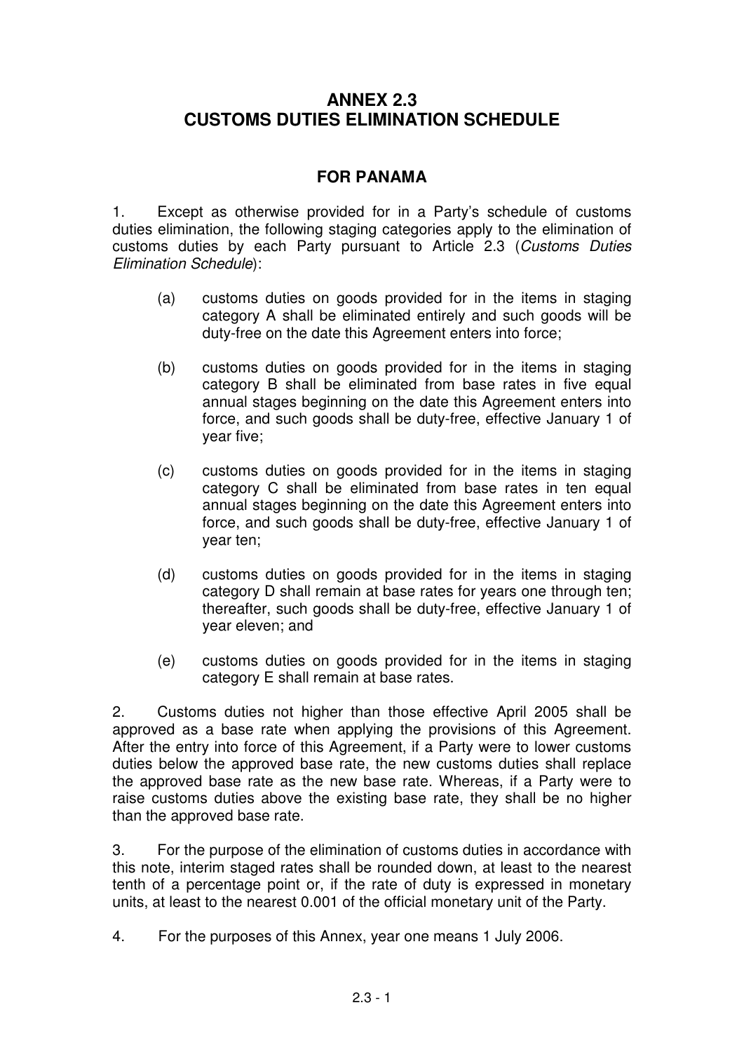# ANNEX 2.3
# CUSTOMS DUTIES ELIMINATION SCHEDULE

## FOR PANAMA

1. Except as otherwise provided for in a Party's schedule of customs duties elimination, the following staging categories apply to the elimination of customs duties by each Party pursuant to Article 2.3 (*Customs Duties Elimination Schedule*):

   (a) customs duties on goods provided for in the items in staging category A shall be eliminated entirely and such goods will be duty-free on the date this Agreement enters into force;

   (b) customs duties on goods provided for in the items in staging category B shall be eliminated from base rates in five equal annual stages beginning on the date this Agreement enters into force, and such goods shall be duty-free, effective January 1 of year five;

   (c) customs duties on goods provided for in the items in staging category C shall be eliminated from base rates in ten equal annual stages beginning on the date this Agreement enters into force, and such goods shall be duty-free, effective January 1 of year ten;

   (d) customs duties on goods provided for in the items in staging category D shall remain at base rates for years one through ten; thereafter, such goods shall be duty-free, effective January 1 of year eleven; and

   (e) customs duties on goods provided for in the items in staging category E shall remain at base rates.

2. Customs duties not higher than those effective April 2005 shall be approved as a base rate when applying the provisions of this Agreement. After the entry into force of this Agreement, if a Party were to lower customs duties below the approved base rate, the new customs duties shall replace the approved base rate as the new base rate. Whereas, if a Party were to raise customs duties above the existing base rate, they shall be no higher than the approved base rate.

3. For the purpose of the elimination of customs duties in accordance with this note, interim staged rates shall be rounded down, at least to the nearest tenth of a percentage point or, if the rate of duty is expressed in monetary units, at least to the nearest 0.001 of the official monetary unit of the Party.

4. For the purposes of this Annex, year one means 1 July 2006.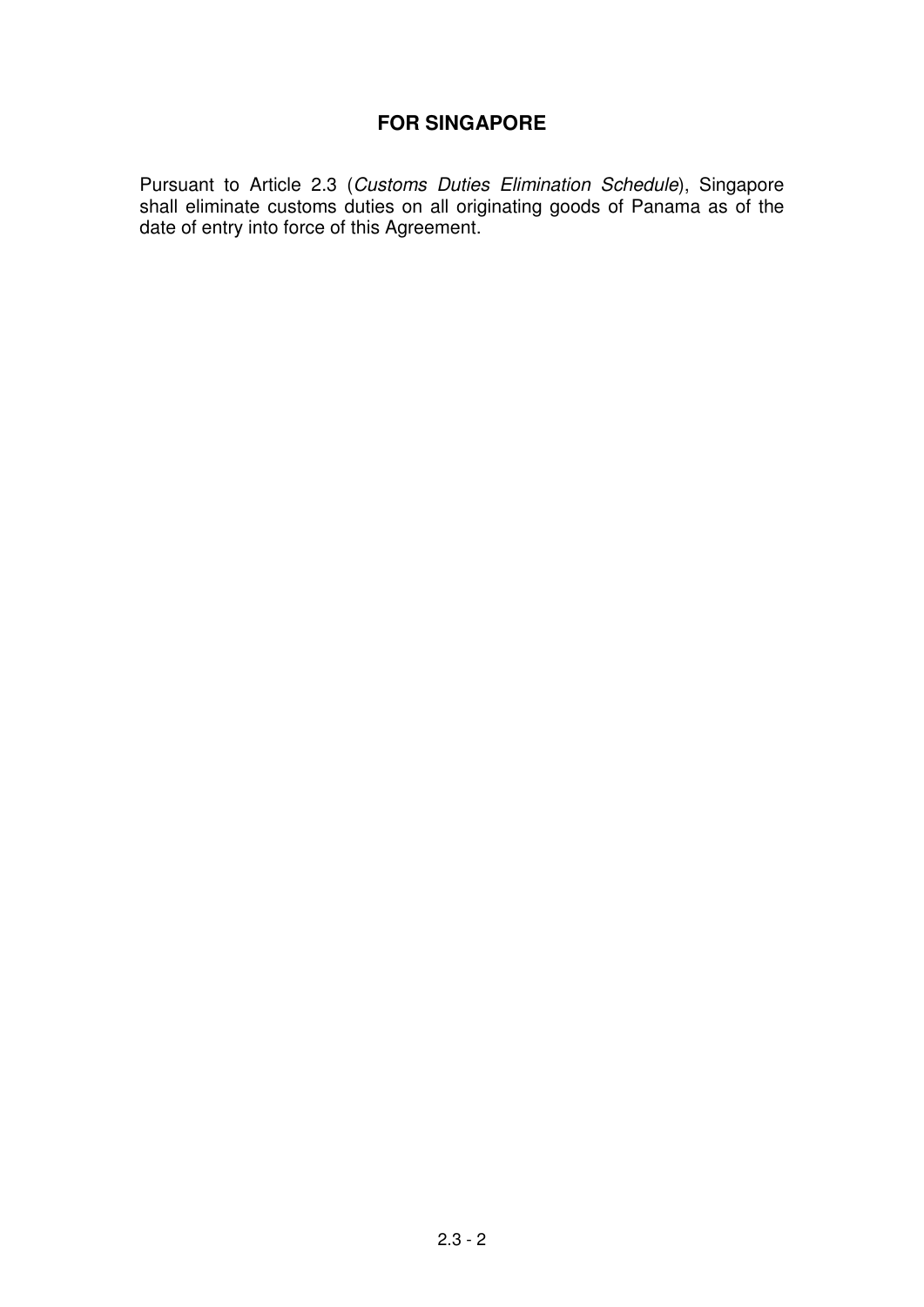## FOR SINGAPORE

Pursuant to Article 2.3 (*Customs Duties Elimination Schedule*), Singapore shall eliminate customs duties on all originating goods of Panama as of the date of entry into force of this Agreement.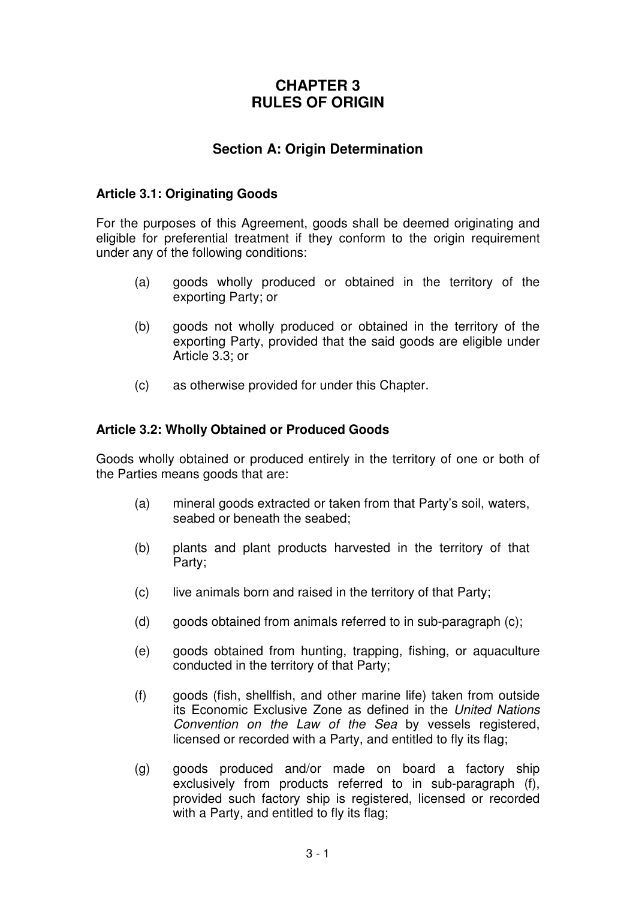# CHAPTER 3
# RULES OF ORIGIN

## Section A: Origin Determination

### Article 3.1: Originating Goods

For the purposes of this Agreement, goods shall be deemed originating and eligible for preferential treatment if they conform to the origin requirement under any of the following conditions:

(a) goods wholly produced or obtained in the territory of the exporting Party; or

(b) goods not wholly produced or obtained in the territory of the exporting Party, provided that the said goods are eligible under Article 3.3; or

(c) as otherwise provided for under this Chapter.

### Article 3.2: Wholly Obtained or Produced Goods

Goods wholly obtained or produced entirely in the territory of one or both of the Parties means goods that are:

(a) mineral goods extracted or taken from that Party's soil, waters, seabed or beneath the seabed;

(b) plants and plant products harvested in the territory of that Party;

(c) live animals born and raised in the territory of that Party;

(d) goods obtained from animals referred to in sub-paragraph (c);

(e) goods obtained from hunting, trapping, fishing, or aquaculture conducted in the territory of that Party;

(f) goods (fish, shellfish, and other marine life) taken from outside its Economic Exclusive Zone as defined in the *United Nations Convention on the Law of the Sea* by vessels registered, licensed or recorded with a Party, and entitled to fly its flag;

(g) goods produced and/or made on board a factory ship exclusively from products referred to in sub-paragraph (f), provided such factory ship is registered, licensed or recorded with a Party, and entitled to fly its flag;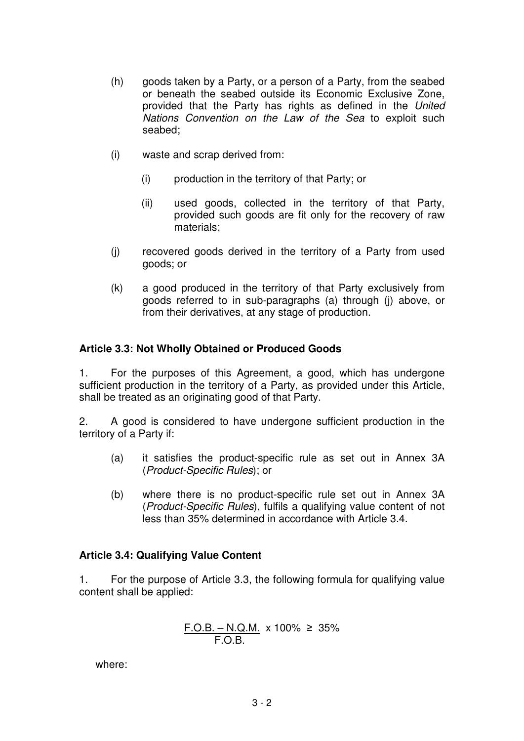(h) goods taken by a Party, or a person of a Party, from the seabed or beneath the seabed outside its Economic Exclusive Zone, provided that the Party has rights as defined in the *United Nations Convention on the Law of the Sea* to exploit such seabed;

(i) waste and scrap derived from:

   (i) production in the territory of that Party; or

   (ii) used goods, collected in the territory of that Party, provided such goods are fit only for the recovery of raw materials;

(j) recovered goods derived in the territory of a Party from used goods; or

(k) a good produced in the territory of that Party exclusively from goods referred to in sub-paragraphs (a) through (j) above, or from their derivatives, at any stage of production.

**Article 3.3: Not Wholly Obtained or Produced Goods**

1. For the purposes of this Agreement, a good, which has undergone sufficient production in the territory of a Party, as provided under this Article, shall be treated as an originating good of that Party.

2. A good is considered to have undergone sufficient production in the territory of a Party if:

(a) it satisfies the product-specific rule as set out in Annex 3A (*Product-Specific Rules*); or

(b) where there is no product-specific rule set out in Annex 3A (*Product-Specific Rules*), fulfils a qualifying value content of not less than 35% determined in accordance with Article 3.4.

**Article 3.4: Qualifying Value Content**

1. For the purpose of Article 3.3, the following formula for qualifying value content shall be applied:

$$\frac{\text{F.O.B.} - \text{N.Q.M.}}{\text{F.O.B.}} \times 100\% \geq 35\%$$

where: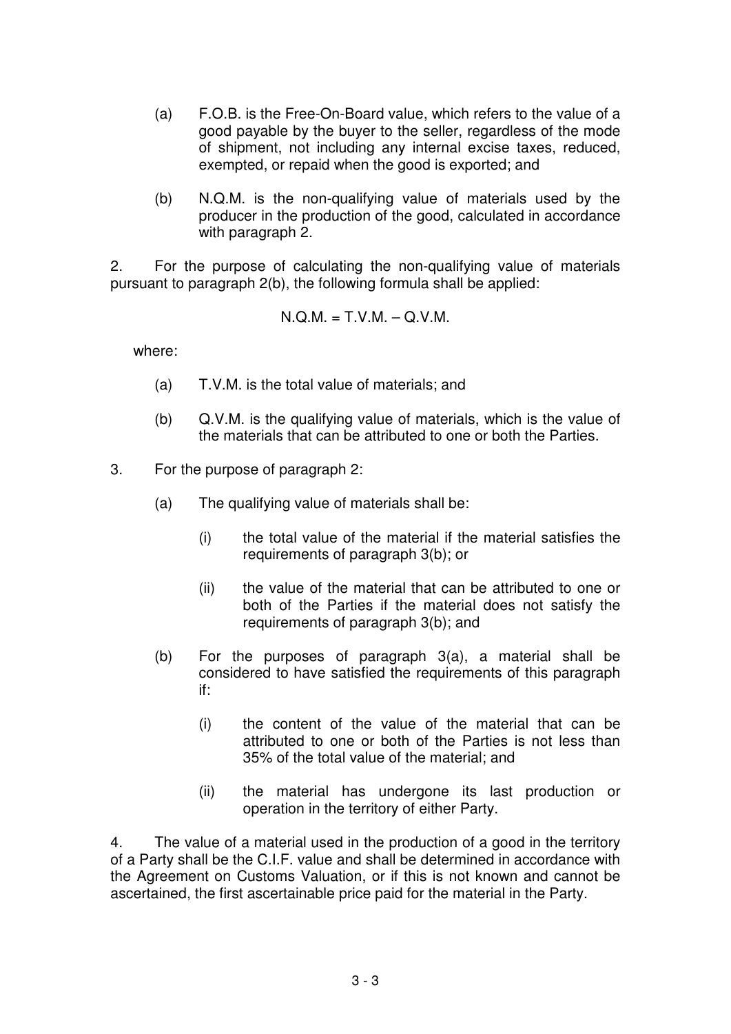(a) F.O.B. is the Free-On-Board value, which refers to the value of a good payable by the buyer to the seller, regardless of the mode of shipment, not including any internal excise taxes, reduced, exempted, or repaid when the good is exported; and

(b) N.Q.M. is the non-qualifying value of materials used by the producer in the production of the good, calculated in accordance with paragraph 2.

2. For the purpose of calculating the non-qualifying value of materials pursuant to paragraph 2(b), the following formula shall be applied:

$$N.Q.M. = T.V.M. - Q.V.M.$$

where:

(a) T.V.M. is the total value of materials; and

(b) Q.V.M. is the qualifying value of materials, which is the value of the materials that can be attributed to one or both the Parties.

3. For the purpose of paragraph 2:

(a) The qualifying value of materials shall be:

(i) the total value of the material if the material satisfies the requirements of paragraph 3(b); or

(ii) the value of the material that can be attributed to one or both of the Parties if the material does not satisfy the requirements of paragraph 3(b); and

(b) For the purposes of paragraph 3(a), a material shall be considered to have satisfied the requirements of this paragraph if:

(i) the content of the value of the material that can be attributed to one or both of the Parties is not less than 35% of the total value of the material; and

(ii) the material has undergone its last production or operation in the territory of either Party.

4. The value of a material used in the production of a good in the territory of a Party shall be the C.I.F. value and shall be determined in accordance with the Agreement on Customs Valuation, or if this is not known and cannot be ascertained, the first ascertainable price paid for the material in the Party.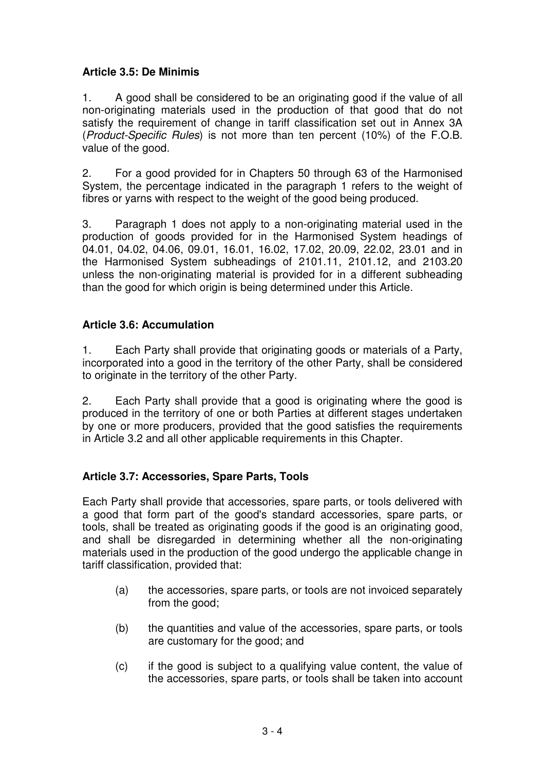### Article 3.5: De Minimis

1. A good shall be considered to be an originating good if the value of all non-originating materials used in the production of that good that do not satisfy the requirement of change in tariff classification set out in Annex 3A (*Product-Specific Rules*) is not more than ten percent (10%) of the F.O.B. value of the good.

2. For a good provided for in Chapters 50 through 63 of the Harmonised System, the percentage indicated in the paragraph 1 refers to the weight of fibres or yarns with respect to the weight of the good being produced.

3. Paragraph 1 does not apply to a non-originating material used in the production of goods provided for in the Harmonised System headings of 04.01, 04.02, 04.06, 09.01, 16.01, 16.02, 17.02, 20.09, 22.02, 23.01 and in the Harmonised System subheadings of 2101.11, 2101.12, and 2103.20 unless the non-originating material is provided for in a different subheading than the good for which origin is being determined under this Article.

### Article 3.6: Accumulation

1. Each Party shall provide that originating goods or materials of a Party, incorporated into a good in the territory of the other Party, shall be considered to originate in the territory of the other Party.

2. Each Party shall provide that a good is originating where the good is produced in the territory of one or both Parties at different stages undertaken by one or more producers, provided that the good satisfies the requirements in Article 3.2 and all other applicable requirements in this Chapter.

### Article 3.7: Accessories, Spare Parts, Tools

Each Party shall provide that accessories, spare parts, or tools delivered with a good that form part of the good's standard accessories, spare parts, or tools, shall be treated as originating goods if the good is an originating good, and shall be disregarded in determining whether all the non-originating materials used in the production of the good undergo the applicable change in tariff classification, provided that:

(a) the accessories, spare parts, or tools are not invoiced separately from the good;

(b) the quantities and value of the accessories, spare parts, or tools are customary for the good; and

(c) if the good is subject to a qualifying value content, the value of the accessories, spare parts, or tools shall be taken into account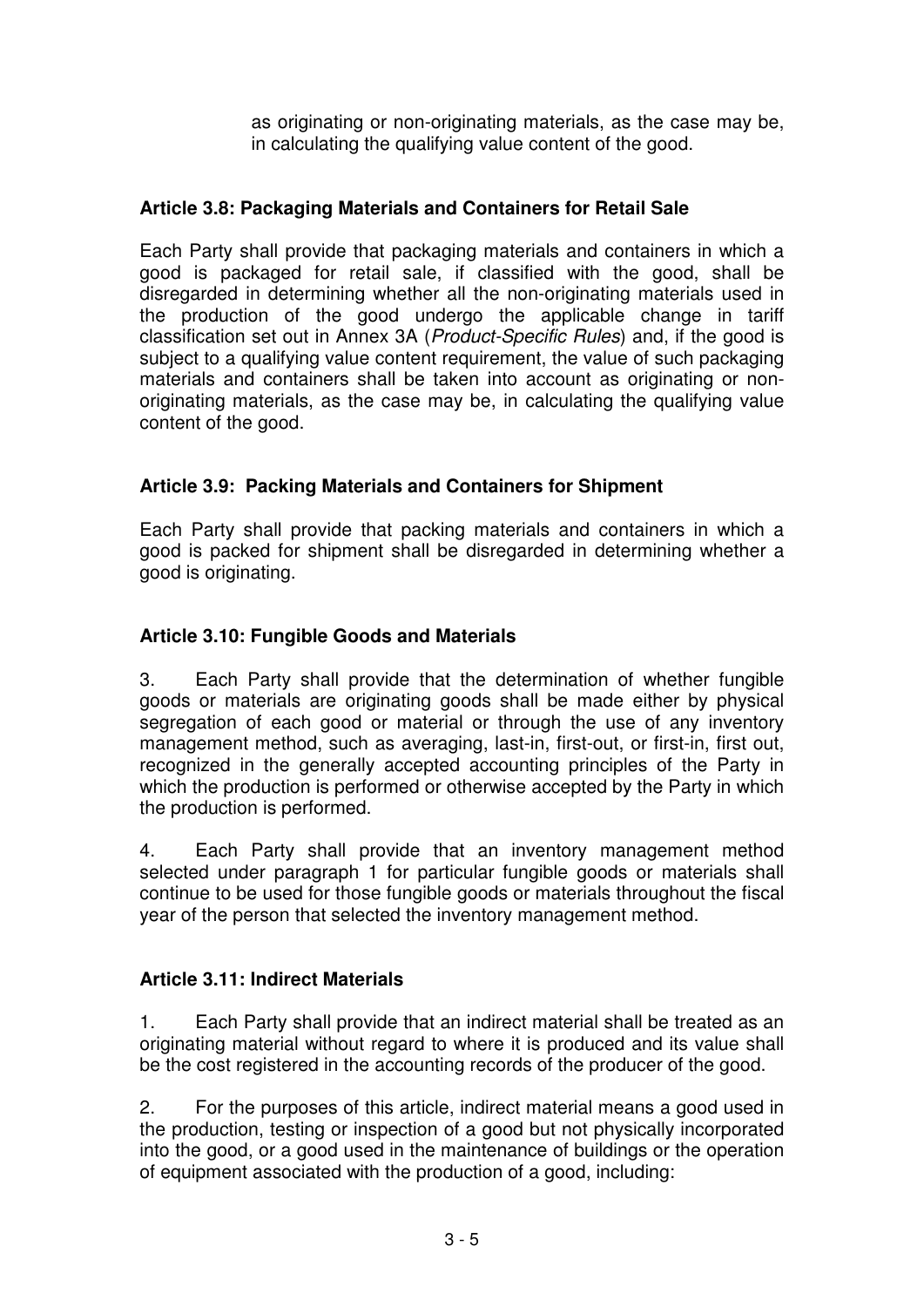as originating or non-originating materials, as the case may be, in calculating the qualifying value content of the good.

**Article 3.8: Packaging Materials and Containers for Retail Sale**

Each Party shall provide that packaging materials and containers in which a good is packaged for retail sale, if classified with the good, shall be disregarded in determining whether all the non-originating materials used in the production of the good undergo the applicable change in tariff classification set out in Annex 3A (*Product-Specific Rules*) and, if the good is subject to a qualifying value content requirement, the value of such packaging materials and containers shall be taken into account as originating or non-originating materials, as the case may be, in calculating the qualifying value content of the good.

**Article 3.9: Packing Materials and Containers for Shipment**

Each Party shall provide that packing materials and containers in which a good is packed for shipment shall be disregarded in determining whether a good is originating.

**Article 3.10: Fungible Goods and Materials**

3. Each Party shall provide that the determination of whether fungible goods or materials are originating goods shall be made either by physical segregation of each good or material or through the use of any inventory management method, such as averaging, last-in, first-out, or first-in, first out, recognized in the generally accepted accounting principles of the Party in which the production is performed or otherwise accepted by the Party in which the production is performed.

4. Each Party shall provide that an inventory management method selected under paragraph 1 for particular fungible goods or materials shall continue to be used for those fungible goods or materials throughout the fiscal year of the person that selected the inventory management method.

**Article 3.11: Indirect Materials**

1. Each Party shall provide that an indirect material shall be treated as an originating material without regard to where it is produced and its value shall be the cost registered in the accounting records of the producer of the good.

2. For the purposes of this article, indirect material means a good used in the production, testing or inspection of a good but not physically incorporated into the good, or a good used in the maintenance of buildings or the operation of equipment associated with the production of a good, including: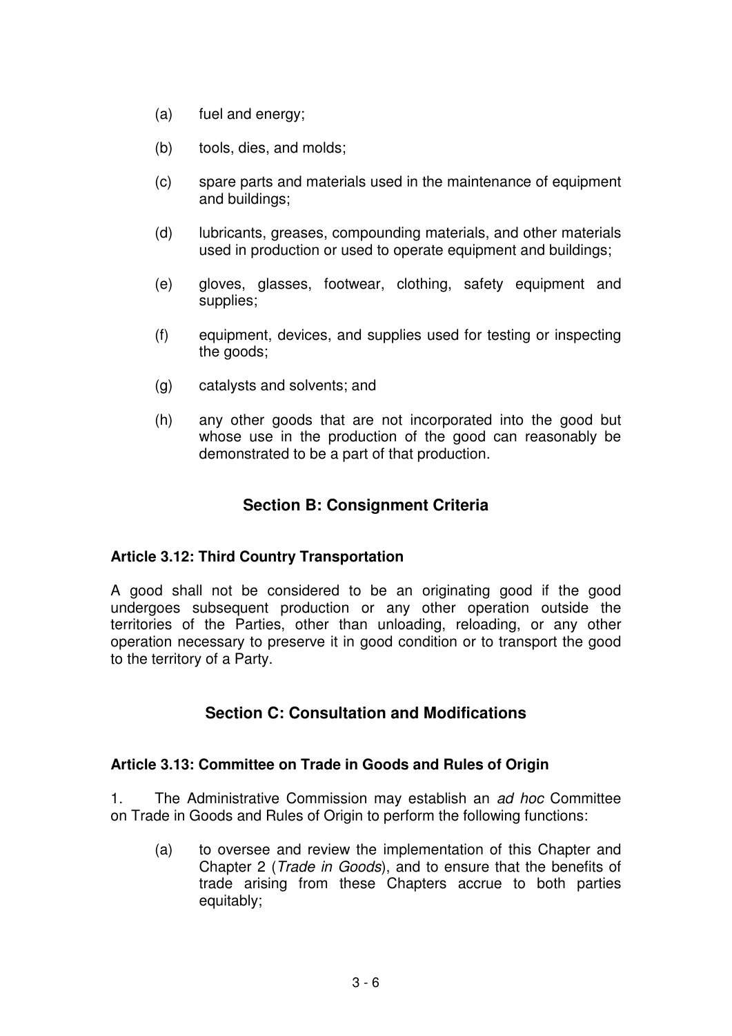(a) fuel and energy;

(b) tools, dies, and molds;

(c) spare parts and materials used in the maintenance of equipment and buildings;

(d) lubricants, greases, compounding materials, and other materials used in production or used to operate equipment and buildings;

(e) gloves, glasses, footwear, clothing, safety equipment and supplies;

(f) equipment, devices, and supplies used for testing or inspecting the goods;

(g) catalysts and solvents; and

(h) any other goods that are not incorporated into the good but whose use in the production of the good can reasonably be demonstrated to be a part of that production.

## Section B: Consignment Criteria

**Article 3.12: Third Country Transportation**

A good shall not be considered to be an originating good if the good undergoes subsequent production or any other operation outside the territories of the Parties, other than unloading, reloading, or any other operation necessary to preserve it in good condition or to transport the good to the territory of a Party.

## Section C: Consultation and Modifications

**Article 3.13: Committee on Trade in Goods and Rules of Origin**

1. The Administrative Commission may establish an *ad hoc* Committee on Trade in Goods and Rules of Origin to perform the following functions:

(a) to oversee and review the implementation of this Chapter and Chapter 2 (*Trade in Goods*), and to ensure that the benefits of trade arising from these Chapters accrue to both parties equitably;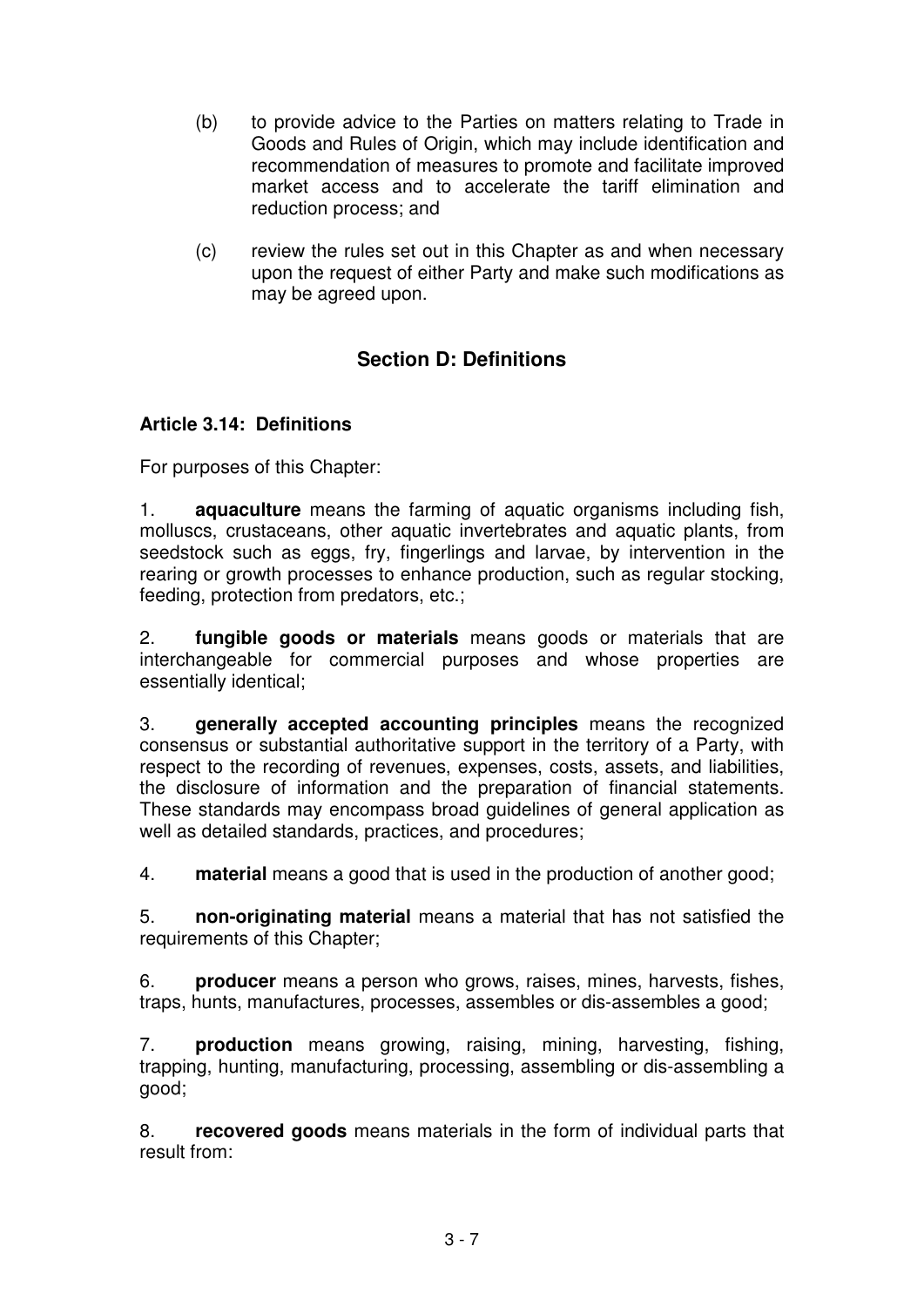(b) to provide advice to the Parties on matters relating to Trade in Goods and Rules of Origin, which may include identification and recommendation of measures to promote and facilitate improved market access and to accelerate the tariff elimination and reduction process; and

(c) review the rules set out in this Chapter as and when necessary upon the request of either Party and make such modifications as may be agreed upon.

## Section D: Definitions

### Article 3.14: Definitions

For purposes of this Chapter:

1. **aquaculture** means the farming of aquatic organisms including fish, molluscs, crustaceans, other aquatic invertebrates and aquatic plants, from seedstock such as eggs, fry, fingerlings and larvae, by intervention in the rearing or growth processes to enhance production, such as regular stocking, feeding, protection from predators, etc.;

2. **fungible goods or materials** means goods or materials that are interchangeable for commercial purposes and whose properties are essentially identical;

3. **generally accepted accounting principles** means the recognized consensus or substantial authoritative support in the territory of a Party, with respect to the recording of revenues, expenses, costs, assets, and liabilities, the disclosure of information and the preparation of financial statements. These standards may encompass broad guidelines of general application as well as detailed standards, practices, and procedures;

4. **material** means a good that is used in the production of another good;

5. **non-originating material** means a material that has not satisfied the requirements of this Chapter;

6. **producer** means a person who grows, raises, mines, harvests, fishes, traps, hunts, manufactures, processes, assembles or dis-assembles a good;

7. **production** means growing, raising, mining, harvesting, fishing, trapping, hunting, manufacturing, processing, assembling or dis-assembling a good;

8. **recovered goods** means materials in the form of individual parts that result from: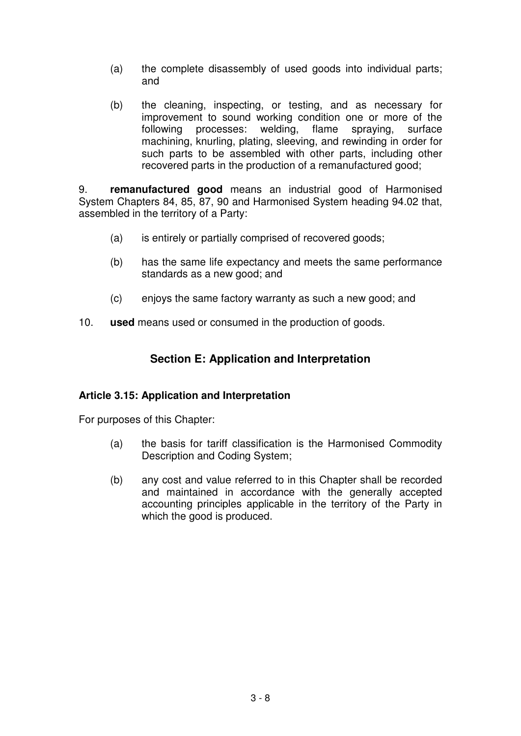(a) the complete disassembly of used goods into individual parts; and

(b) the cleaning, inspecting, or testing, and as necessary for improvement to sound working condition one or more of the following processes: welding, flame spraying, surface machining, knurling, plating, sleeving, and rewinding in order for such parts to be assembled with other parts, including other recovered parts in the production of a remanufactured good;

9. **remanufactured good** means an industrial good of Harmonised System Chapters 84, 85, 87, 90 and Harmonised System heading 94.02 that, assembled in the territory of a Party:

(a) is entirely or partially comprised of recovered goods;

(b) has the same life expectancy and meets the same performance standards as a new good; and

(c) enjoys the same factory warranty as such a new good; and

10. **used** means used or consumed in the production of goods.

## Section E: Application and Interpretation

### Article 3.15: Application and Interpretation

For purposes of this Chapter:

(a) the basis for tariff classification is the Harmonised Commodity Description and Coding System;

(b) any cost and value referred to in this Chapter shall be recorded and maintained in accordance with the generally accepted accounting principles applicable in the territory of the Party in which the good is produced.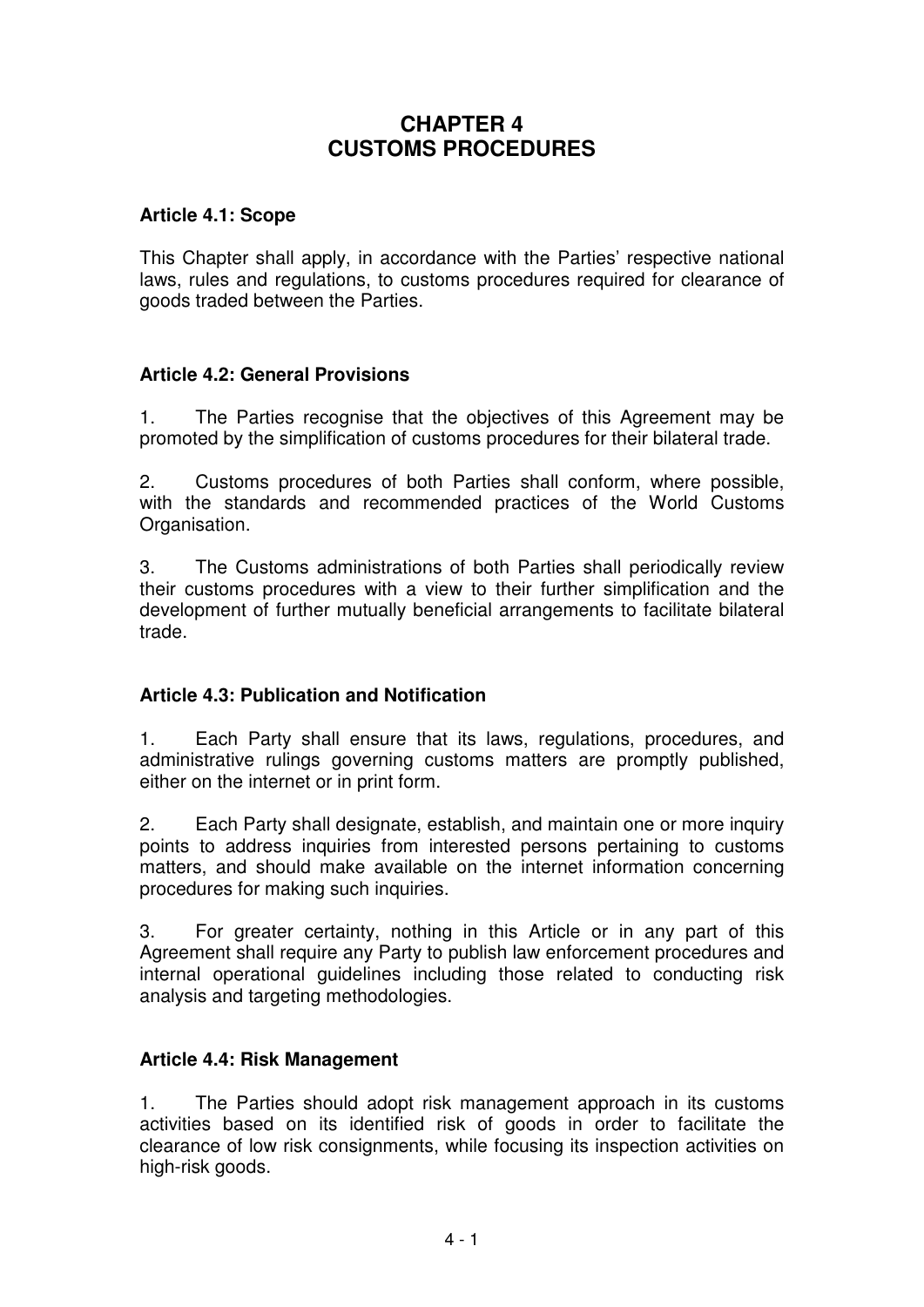# CHAPTER 4
# CUSTOMS PROCEDURES

### Article 4.1: Scope

This Chapter shall apply, in accordance with the Parties' respective national laws, rules and regulations, to customs procedures required for clearance of goods traded between the Parties.

### Article 4.2: General Provisions

1. The Parties recognise that the objectives of this Agreement may be promoted by the simplification of customs procedures for their bilateral trade.

2. Customs procedures of both Parties shall conform, where possible, with the standards and recommended practices of the World Customs Organisation.

3. The Customs administrations of both Parties shall periodically review their customs procedures with a view to their further simplification and the development of further mutually beneficial arrangements to facilitate bilateral trade.

### Article 4.3: Publication and Notification

1. Each Party shall ensure that its laws, regulations, procedures, and administrative rulings governing customs matters are promptly published, either on the internet or in print form.

2. Each Party shall designate, establish, and maintain one or more inquiry points to address inquiries from interested persons pertaining to customs matters, and should make available on the internet information concerning procedures for making such inquiries.

3. For greater certainty, nothing in this Article or in any part of this Agreement shall require any Party to publish law enforcement procedures and internal operational guidelines including those related to conducting risk analysis and targeting methodologies.

### Article 4.4: Risk Management

1. The Parties should adopt risk management approach in its customs activities based on its identified risk of goods in order to facilitate the clearance of low risk consignments, while focusing its inspection activities on high-risk goods.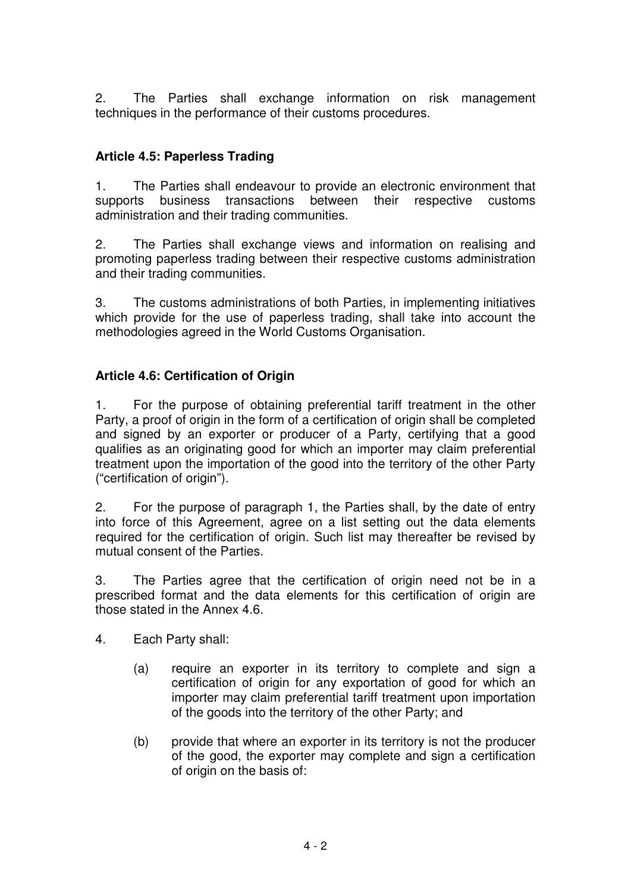2. The Parties shall exchange information on risk management techniques in the performance of their customs procedures.

### Article 4.5: Paperless Trading

1. The Parties shall endeavour to provide an electronic environment that supports business transactions between their respective customs administration and their trading communities.

2. The Parties shall exchange views and information on realising and promoting paperless trading between their respective customs administration and their trading communities.

3. The customs administrations of both Parties, in implementing initiatives which provide for the use of paperless trading, shall take into account the methodologies agreed in the World Customs Organisation.

### Article 4.6: Certification of Origin

1. For the purpose of obtaining preferential tariff treatment in the other Party, a proof of origin in the form of a certification of origin shall be completed and signed by an exporter or producer of a Party, certifying that a good qualifies as an originating good for which an importer may claim preferential treatment upon the importation of the good into the territory of the other Party ("certification of origin").

2. For the purpose of paragraph 1, the Parties shall, by the date of entry into force of this Agreement, agree on a list setting out the data elements required for the certification of origin. Such list may thereafter be revised by mutual consent of the Parties.

3. The Parties agree that the certification of origin need not be in a prescribed format and the data elements for this certification of origin are those stated in the Annex 4.6.

4. Each Party shall:

   (a) require an exporter in its territory to complete and sign a certification of origin for any exportation of good for which an importer may claim preferential tariff treatment upon importation of the goods into the territory of the other Party; and

   (b) provide that where an exporter in its territory is not the producer of the good, the exporter may complete and sign a certification of origin on the basis of: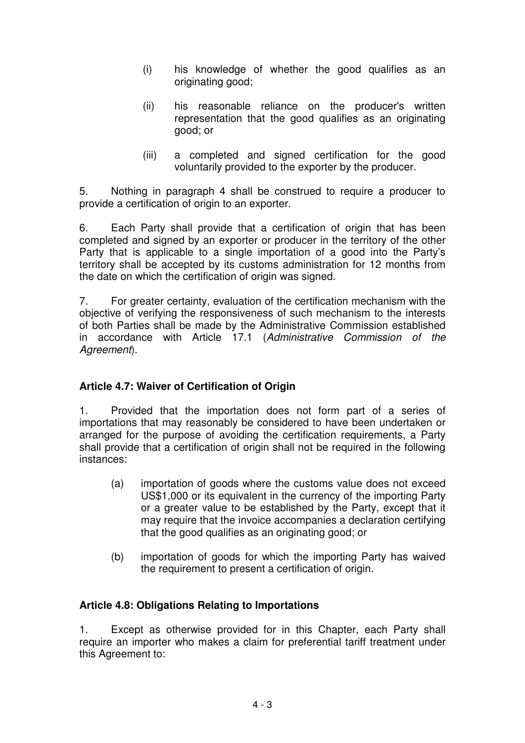(i) his knowledge of whether the good qualifies as an originating good;

(ii) his reasonable reliance on the producer's written representation that the good qualifies as an originating good; or

(iii) a completed and signed certification for the good voluntarily provided to the exporter by the producer.

5. Nothing in paragraph 4 shall be construed to require a producer to provide a certification of origin to an exporter.

6. Each Party shall provide that a certification of origin that has been completed and signed by an exporter or producer in the territory of the other Party that is applicable to a single importation of a good into the Party's territory shall be accepted by its customs administration for 12 months from the date on which the certification of origin was signed.

7. For greater certainty, evaluation of the certification mechanism with the objective of verifying the responsiveness of such mechanism to the interests of both Parties shall be made by the Administrative Commission established in accordance with Article 17.1 (*Administrative Commission of the Agreement*).

**Article 4.7: Waiver of Certification of Origin**

1. Provided that the importation does not form part of a series of importations that may reasonably be considered to have been undertaken or arranged for the purpose of avoiding the certification requirements, a Party shall provide that a certification of origin shall not be required in the following instances:

(a) importation of goods where the customs value does not exceed US$1,000 or its equivalent in the currency of the importing Party or a greater value to be established by the Party, except that it may require that the invoice accompanies a declaration certifying that the good qualifies as an originating good; or

(b) importation of goods for which the importing Party has waived the requirement to present a certification of origin.

**Article 4.8: Obligations Relating to Importations**

1. Except as otherwise provided for in this Chapter, each Party shall require an importer who makes a claim for preferential tariff treatment under this Agreement to: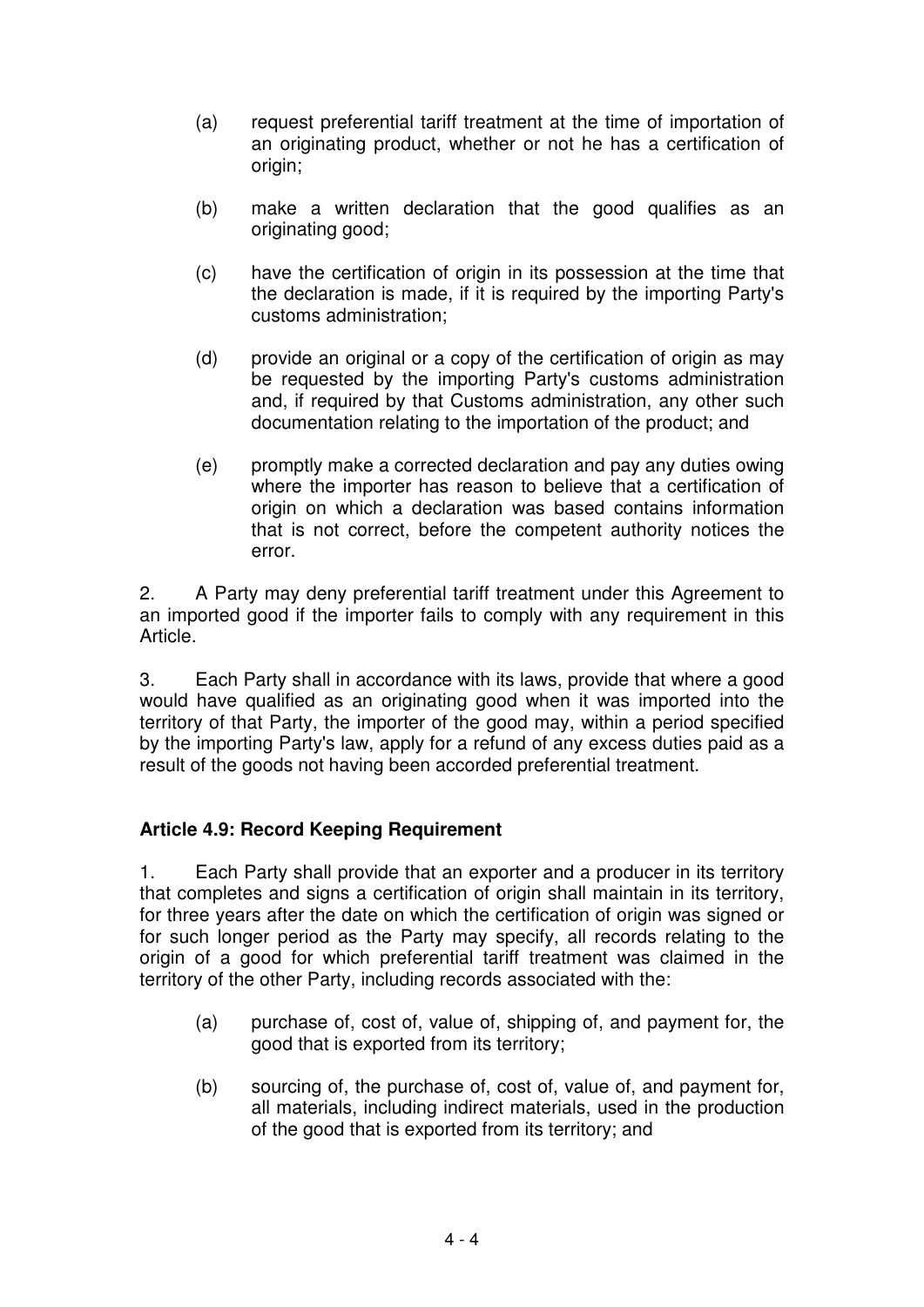(a) request preferential tariff treatment at the time of importation of an originating product, whether or not he has a certification of origin;

(b) make a written declaration that the good qualifies as an originating good;

(c) have the certification of origin in its possession at the time that the declaration is made, if it is required by the importing Party's customs administration;

(d) provide an original or a copy of the certification of origin as may be requested by the importing Party's customs administration and, if required by that Customs administration, any other such documentation relating to the importation of the product; and

(e) promptly make a corrected declaration and pay any duties owing where the importer has reason to believe that a certification of origin on which a declaration was based contains information that is not correct, before the competent authority notices the error.

2. A Party may deny preferential tariff treatment under this Agreement to an imported good if the importer fails to comply with any requirement in this Article.

3. Each Party shall in accordance with its laws, provide that where a good would have qualified as an originating good when it was imported into the territory of that Party, the importer of the good may, within a period specified by the importing Party's law, apply for a refund of any excess duties paid as a result of the goods not having been accorded preferential treatment.

**Article 4.9: Record Keeping Requirement**

1. Each Party shall provide that an exporter and a producer in its territory that completes and signs a certification of origin shall maintain in its territory, for three years after the date on which the certification of origin was signed or for such longer period as the Party may specify, all records relating to the origin of a good for which preferential tariff treatment was claimed in the territory of the other Party, including records associated with the:

(a) purchase of, cost of, value of, shipping of, and payment for, the good that is exported from its territory;

(b) sourcing of, the purchase of, cost of, value of, and payment for, all materials, including indirect materials, used in the production of the good that is exported from its territory; and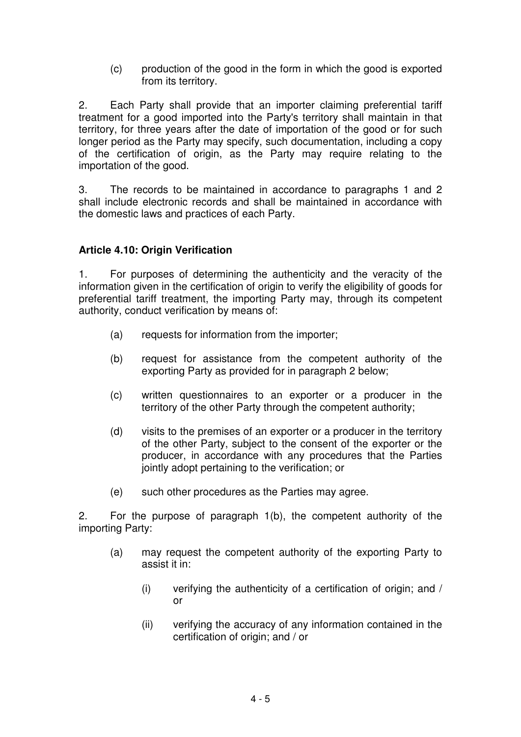(c) production of the good in the form in which the good is exported from its territory.

2. Each Party shall provide that an importer claiming preferential tariff treatment for a good imported into the Party's territory shall maintain in that territory, for three years after the date of importation of the good or for such longer period as the Party may specify, such documentation, including a copy of the certification of origin, as the Party may require relating to the importation of the good.

3. The records to be maintained in accordance to paragraphs 1 and 2 shall include electronic records and shall be maintained in accordance with the domestic laws and practices of each Party.

**Article 4.10: Origin Verification**

1. For purposes of determining the authenticity and the veracity of the information given in the certification of origin to verify the eligibility of goods for preferential tariff treatment, the importing Party may, through its competent authority, conduct verification by means of:

(a) requests for information from the importer;

(b) request for assistance from the competent authority of the exporting Party as provided for in paragraph 2 below;

(c) written questionnaires to an exporter or a producer in the territory of the other Party through the competent authority;

(d) visits to the premises of an exporter or a producer in the territory of the other Party, subject to the consent of the exporter or the producer, in accordance with any procedures that the Parties jointly adopt pertaining to the verification; or

(e) such other procedures as the Parties may agree.

2. For the purpose of paragraph 1(b), the competent authority of the importing Party:

(a) may request the competent authority of the exporting Party to assist it in:

(i) verifying the authenticity of a certification of origin; and / or

(ii) verifying the accuracy of any information contained in the certification of origin; and / or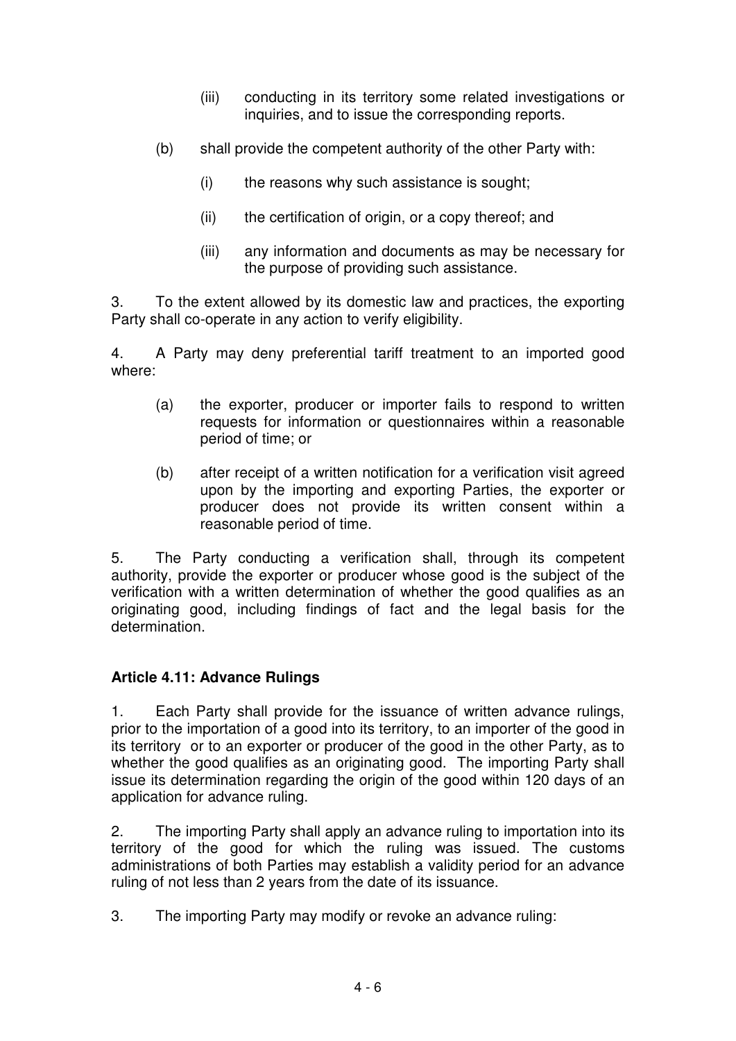(iii) conducting in its territory some related investigations or inquiries, and to issue the corresponding reports.

(b) shall provide the competent authority of the other Party with:

(i) the reasons why such assistance is sought;

(ii) the certification of origin, or a copy thereof; and

(iii) any information and documents as may be necessary for the purpose of providing such assistance.

3. To the extent allowed by its domestic law and practices, the exporting Party shall co-operate in any action to verify eligibility.

4. A Party may deny preferential tariff treatment to an imported good where:

(a) the exporter, producer or importer fails to respond to written requests for information or questionnaires within a reasonable period of time; or

(b) after receipt of a written notification for a verification visit agreed upon by the importing and exporting Parties, the exporter or producer does not provide its written consent within a reasonable period of time.

5. The Party conducting a verification shall, through its competent authority, provide the exporter or producer whose good is the subject of the verification with a written determination of whether the good qualifies as an originating good, including findings of fact and the legal basis for the determination.

**Article 4.11: Advance Rulings**

1. Each Party shall provide for the issuance of written advance rulings, prior to the importation of a good into its territory, to an importer of the good in its territory or to an exporter or producer of the good in the other Party, as to whether the good qualifies as an originating good. The importing Party shall issue its determination regarding the origin of the good within 120 days of an application for advance ruling.

2. The importing Party shall apply an advance ruling to importation into its territory of the good for which the ruling was issued. The customs administrations of both Parties may establish a validity period for an advance ruling of not less than 2 years from the date of its issuance.

3. The importing Party may modify or revoke an advance ruling: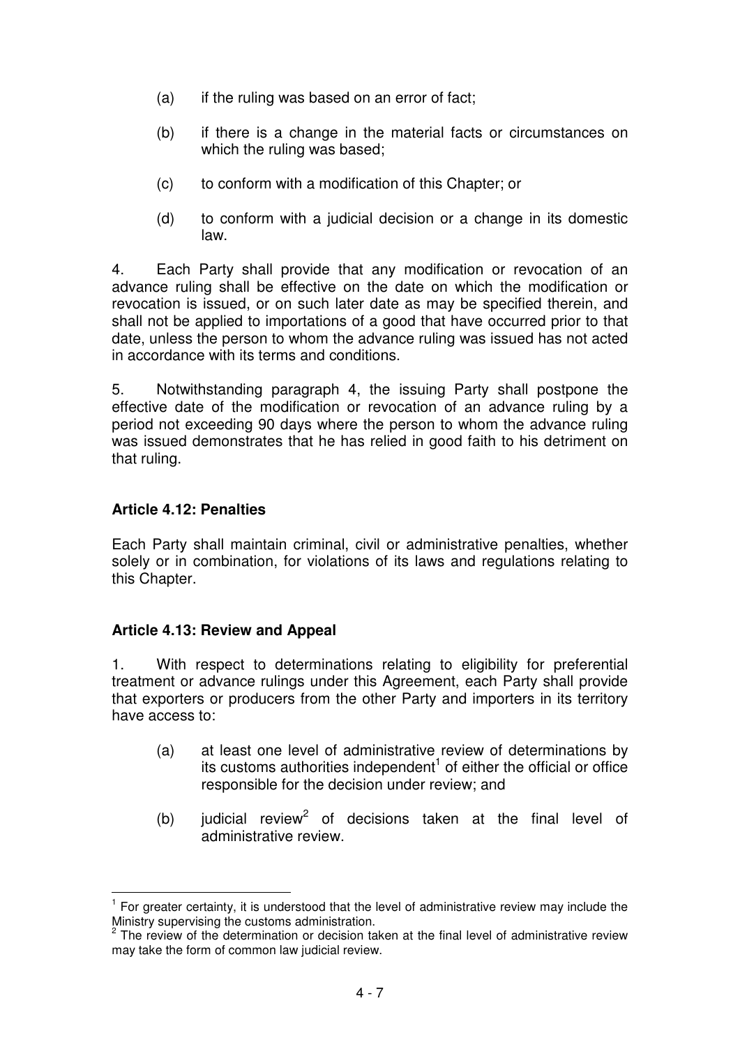(a) if the ruling was based on an error of fact;

(b) if there is a change in the material facts or circumstances on which the ruling was based;

(c) to conform with a modification of this Chapter; or

(d) to conform with a judicial decision or a change in its domestic law.

4. Each Party shall provide that any modification or revocation of an advance ruling shall be effective on the date on which the modification or revocation is issued, or on such later date as may be specified therein, and shall not be applied to importations of a good that have occurred prior to that date, unless the person to whom the advance ruling was issued has not acted in accordance with its terms and conditions.

5. Notwithstanding paragraph 4, the issuing Party shall postpone the effective date of the modification or revocation of an advance ruling by a period not exceeding 90 days where the person to whom the advance ruling was issued demonstrates that he has relied in good faith to his detriment on that ruling.

**Article 4.12: Penalties**

Each Party shall maintain criminal, civil or administrative penalties, whether solely or in combination, for violations of its laws and regulations relating to this Chapter.

**Article 4.13: Review and Appeal**

1. With respect to determinations relating to eligibility for preferential treatment or advance rulings under this Agreement, each Party shall provide that exporters or producers from the other Party and importers in its territory have access to:

(a) at least one level of administrative review of determinations by its customs authorities independent[1] of either the official or office responsible for the decision under review; and

(b) judicial review[2] of decisions taken at the final level of administrative review.

---

[1] For greater certainty, it is understood that the level of administrative review may include the Ministry supervising the customs administration.

[2] The review of the determination or decision taken at the final level of administrative review may take the form of common law judicial review.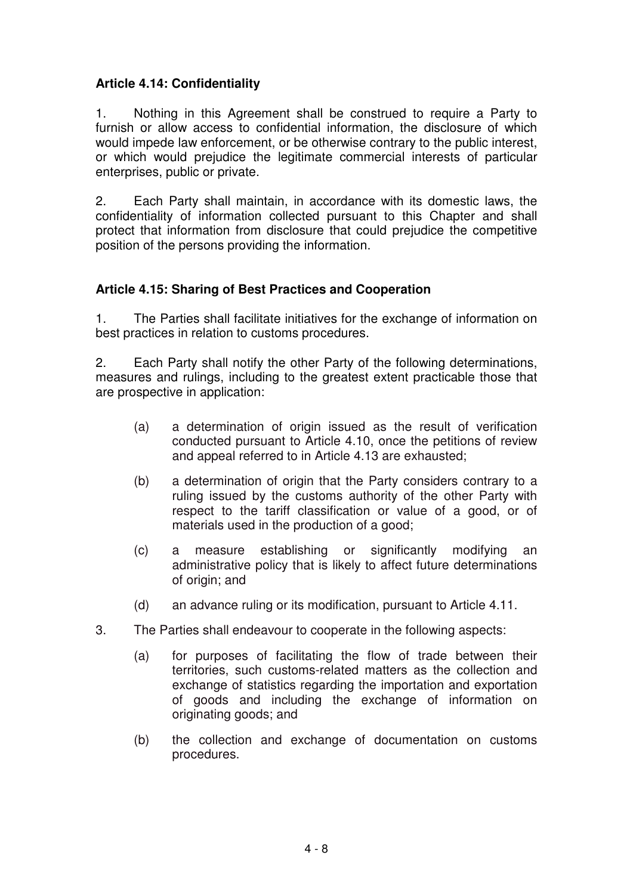**Article 4.14: Confidentiality**

1. Nothing in this Agreement shall be construed to require a Party to furnish or allow access to confidential information, the disclosure of which would impede law enforcement, or be otherwise contrary to the public interest, or which would prejudice the legitimate commercial interests of particular enterprises, public or private.

2. Each Party shall maintain, in accordance with its domestic laws, the confidentiality of information collected pursuant to this Chapter and shall protect that information from disclosure that could prejudice the competitive position of the persons providing the information.

**Article 4.15: Sharing of Best Practices and Cooperation**

1. The Parties shall facilitate initiatives for the exchange of information on best practices in relation to customs procedures.

2. Each Party shall notify the other Party of the following determinations, measures and rulings, including to the greatest extent practicable those that are prospective in application:

   (a) a determination of origin issued as the result of verification conducted pursuant to Article 4.10, once the petitions of review and appeal referred to in Article 4.13 are exhausted;

   (b) a determination of origin that the Party considers contrary to a ruling issued by the customs authority of the other Party with respect to the tariff classification or value of a good, or of materials used in the production of a good;

   (c) a measure establishing or significantly modifying an administrative policy that is likely to affect future determinations of origin; and

   (d) an advance ruling or its modification, pursuant to Article 4.11.

3. The Parties shall endeavour to cooperate in the following aspects:

   (a) for purposes of facilitating the flow of trade between their territories, such customs-related matters as the collection and exchange of statistics regarding the importation and exportation of goods and including the exchange of information on originating goods; and

   (b) the collection and exchange of documentation on customs procedures.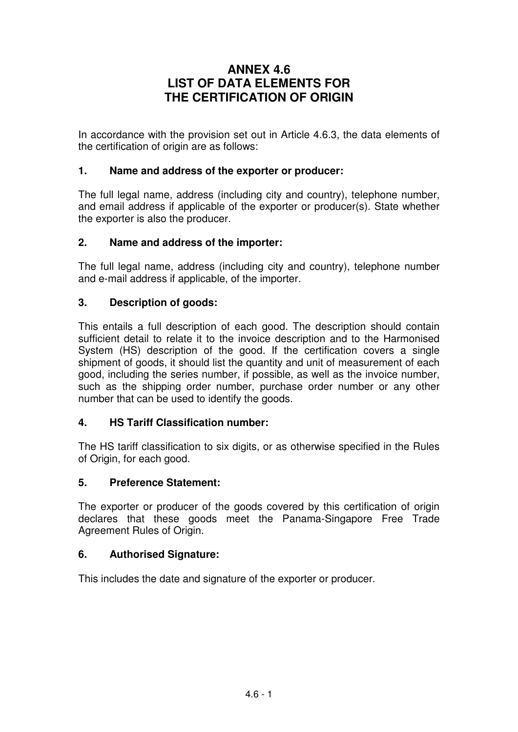# ANNEX 4.6
# LIST OF DATA ELEMENTS FOR THE CERTIFICATION OF ORIGIN

In accordance with the provision set out in Article 4.6.3, the data elements of the certification of origin are as follows:

### 1. Name and address of the exporter or producer:

The full legal name, address (including city and country), telephone number, and email address if applicable of the exporter or producer(s). State whether the exporter is also the producer.

### 2. Name and address of the importer:

The full legal name, address (including city and country), telephone number and e-mail address if applicable, of the importer.

### 3. Description of goods:

This entails a full description of each good. The description should contain sufficient detail to relate it to the invoice description and to the Harmonised System (HS) description of the good. If the certification covers a single shipment of goods, it should list the quantity and unit of measurement of each good, including the series number, if possible, as well as the invoice number, such as the shipping order number, purchase order number or any other number that can be used to identify the goods.

### 4. HS Tariff Classification number:

The HS tariff classification to six digits, or as otherwise specified in the Rules of Origin, for each good.

### 5. Preference Statement:

The exporter or producer of the goods covered by this certification of origin declares that these goods meet the Panama-Singapore Free Trade Agreement Rules of Origin.

### 6. Authorised Signature:

This includes the date and signature of the exporter or producer.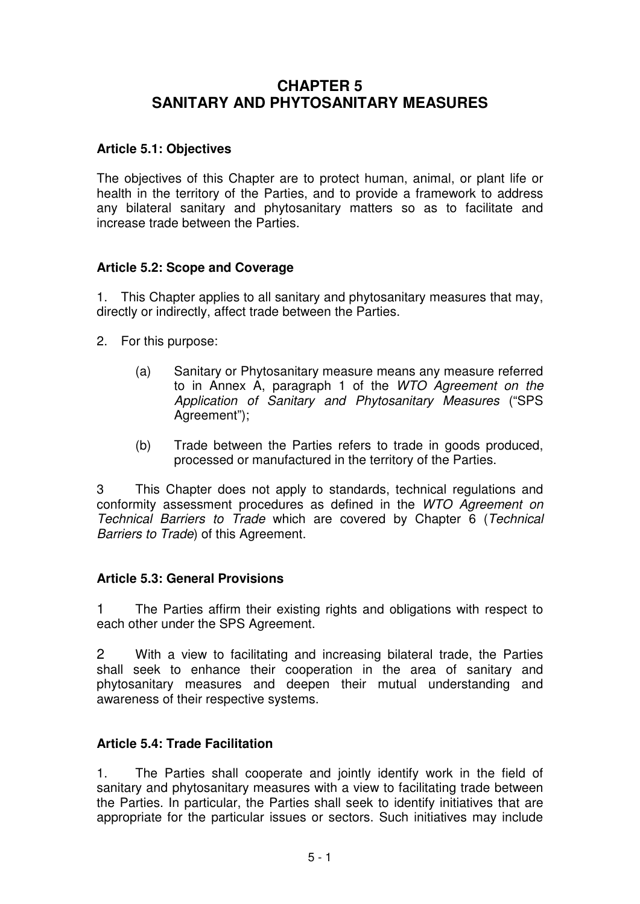# CHAPTER 5
# SANITARY AND PHYTOSANITARY MEASURES

### Article 5.1: Objectives

The objectives of this Chapter are to protect human, animal, or plant life or health in the territory of the Parties, and to provide a framework to address any bilateral sanitary and phytosanitary matters so as to facilitate and increase trade between the Parties.

### Article 5.2: Scope and Coverage

1. This Chapter applies to all sanitary and phytosanitary measures that may, directly or indirectly, affect trade between the Parties.

2. For this purpose:

   (a) Sanitary or Phytosanitary measure means any measure referred to in Annex A, paragraph 1 of the *WTO Agreement on the Application of Sanitary and Phytosanitary Measures* ("SPS Agreement");

   (b) Trade between the Parties refers to trade in goods produced, processed or manufactured in the territory of the Parties.

3 This Chapter does not apply to standards, technical regulations and conformity assessment procedures as defined in the *WTO Agreement on Technical Barriers to Trade* which are covered by Chapter 6 (*Technical Barriers to Trade*) of this Agreement.

### Article 5.3: General Provisions

1 The Parties affirm their existing rights and obligations with respect to each other under the SPS Agreement.

2 With a view to facilitating and increasing bilateral trade, the Parties shall seek to enhance their cooperation in the area of sanitary and phytosanitary measures and deepen their mutual understanding and awareness of their respective systems.

### Article 5.4: Trade Facilitation

1. The Parties shall cooperate and jointly identify work in the field of sanitary and phytosanitary measures with a view to facilitating trade between the Parties. In particular, the Parties shall seek to identify initiatives that are appropriate for the particular issues or sectors. Such initiatives may include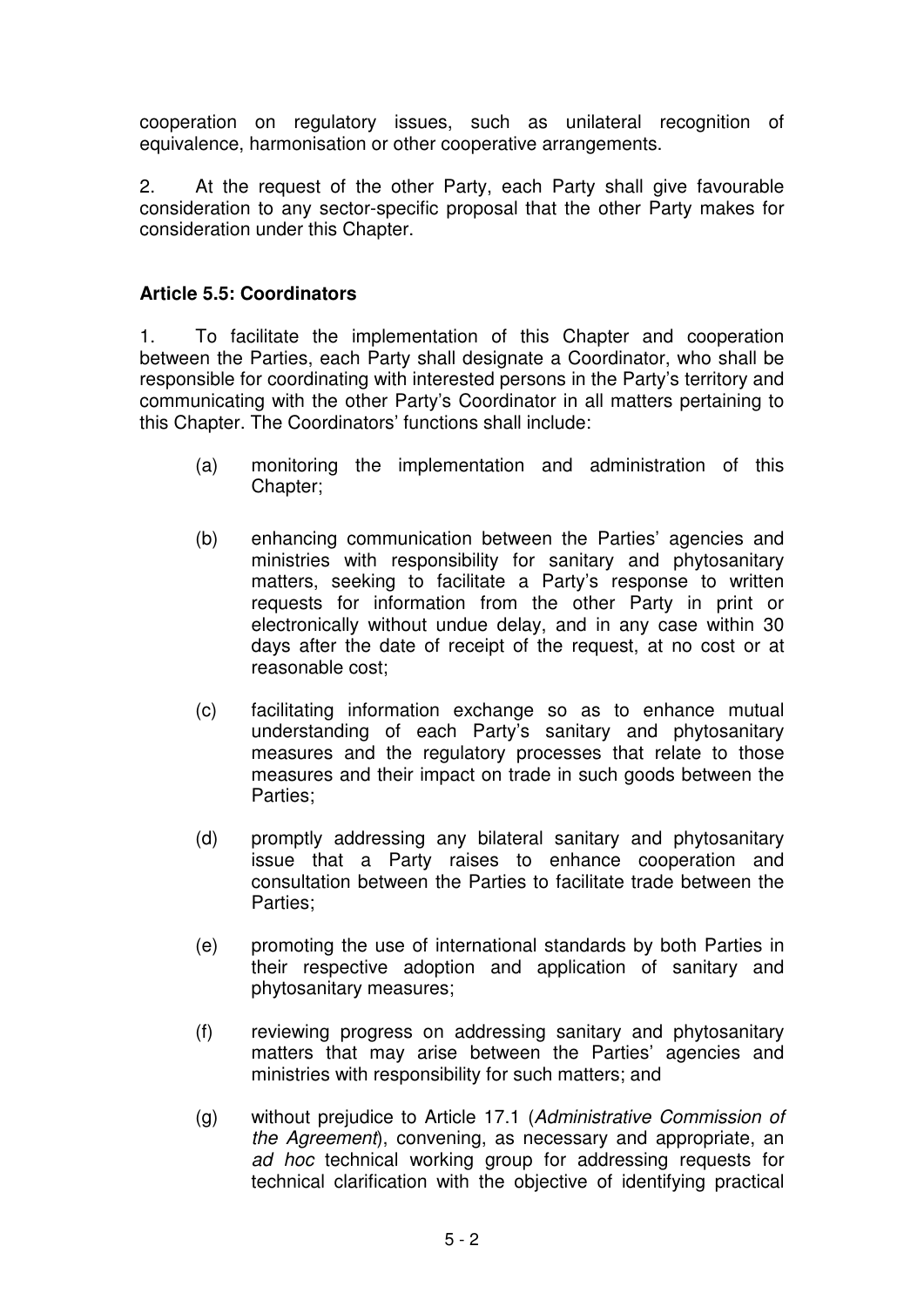cooperation on regulatory issues, such as unilateral recognition of equivalence, harmonisation or other cooperative arrangements.

2. At the request of the other Party, each Party shall give favourable consideration to any sector-specific proposal that the other Party makes for consideration under this Chapter.

**Article 5.5: Coordinators**

1. To facilitate the implementation of this Chapter and cooperation between the Parties, each Party shall designate a Coordinator, who shall be responsible for coordinating with interested persons in the Party's territory and communicating with the other Party's Coordinator in all matters pertaining to this Chapter. The Coordinators' functions shall include:

(a) monitoring the implementation and administration of this Chapter;

(b) enhancing communication between the Parties' agencies and ministries with responsibility for sanitary and phytosanitary matters, seeking to facilitate a Party's response to written requests for information from the other Party in print or electronically without undue delay, and in any case within 30 days after the date of receipt of the request, at no cost or at reasonable cost;

(c) facilitating information exchange so as to enhance mutual understanding of each Party's sanitary and phytosanitary measures and the regulatory processes that relate to those measures and their impact on trade in such goods between the Parties;

(d) promptly addressing any bilateral sanitary and phytosanitary issue that a Party raises to enhance cooperation and consultation between the Parties to facilitate trade between the Parties;

(e) promoting the use of international standards by both Parties in their respective adoption and application of sanitary and phytosanitary measures;

(f) reviewing progress on addressing sanitary and phytosanitary matters that may arise between the Parties' agencies and ministries with responsibility for such matters; and

(g) without prejudice to Article 17.1 (*Administrative Commission of the Agreement*), convening, as necessary and appropriate, an *ad hoc* technical working group for addressing requests for technical clarification with the objective of identifying practical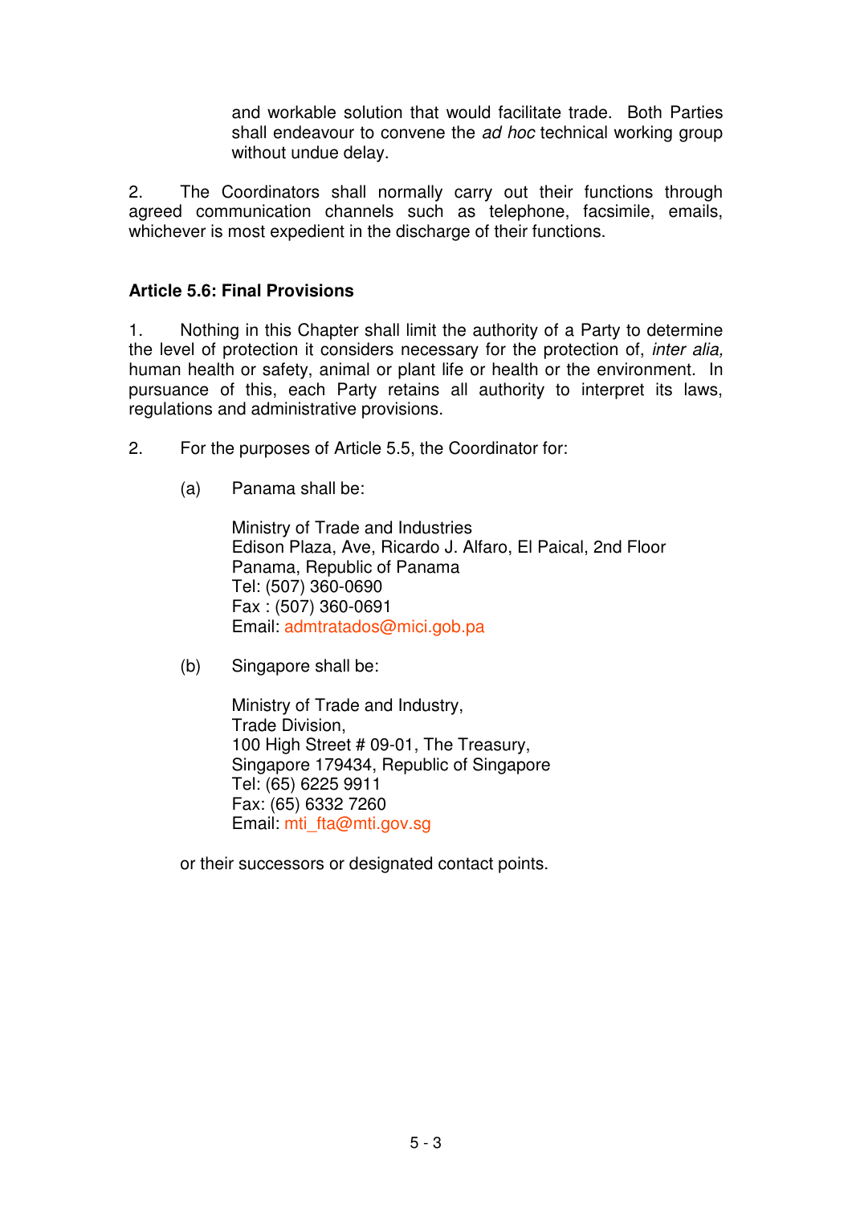and workable solution that would facilitate trade. Both Parties shall endeavour to convene the *ad hoc* technical working group without undue delay.

2. The Coordinators shall normally carry out their functions through agreed communication channels such as telephone, facsimile, emails, whichever is most expedient in the discharge of their functions.

**Article 5.6: Final Provisions**

1. Nothing in this Chapter shall limit the authority of a Party to determine the level of protection it considers necessary for the protection of, *inter alia,* human health or safety, animal or plant life or health or the environment. In pursuance of this, each Party retains all authority to interpret its laws, regulations and administrative provisions.

2. For the purposes of Article 5.5, the Coordinator for:

(a) Panama shall be:

Ministry of Trade and Industries
Edison Plaza, Ave, Ricardo J. Alfaro, El Paical, 2nd Floor
Panama, Republic of Panama
Tel: (507) 360-0690
Fax : (507) 360-0691
Email: admtratados@mici.gob.pa

(b) Singapore shall be:

Ministry of Trade and Industry,
Trade Division,
100 High Street # 09-01, The Treasury,
Singapore 179434, Republic of Singapore
Tel: (65) 6225 9911
Fax: (65) 6332 7260
Email: mti_fta@mti.gov.sg

or their successors or designated contact points.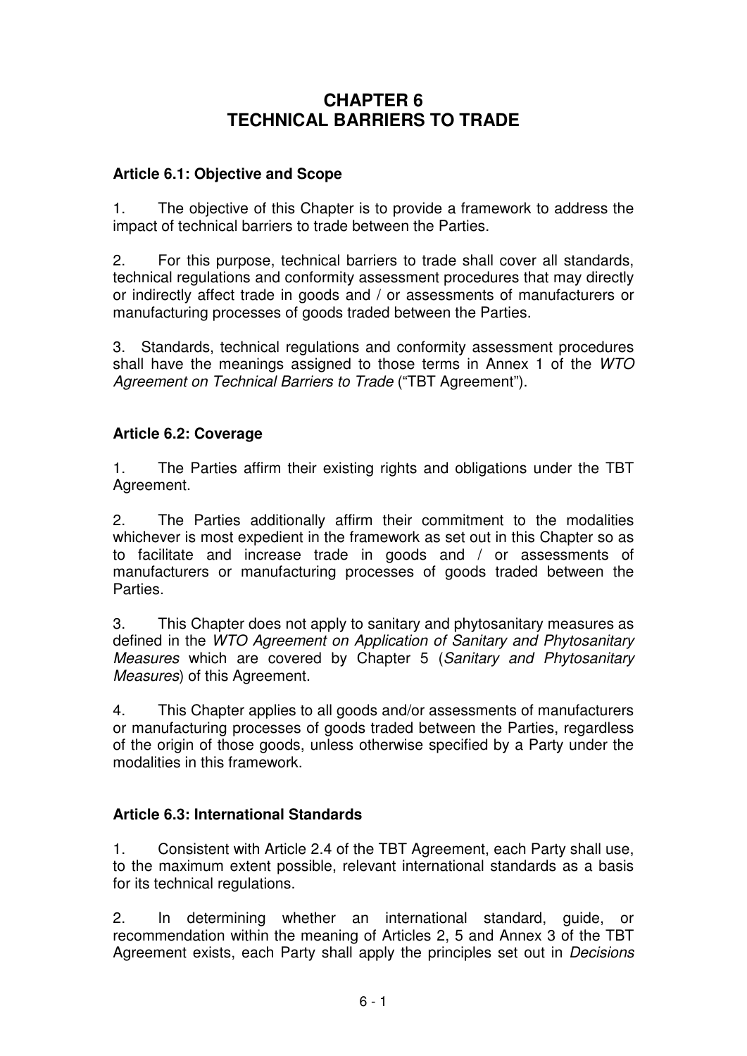# CHAPTER 6
# TECHNICAL BARRIERS TO TRADE

### Article 6.1: Objective and Scope

1. The objective of this Chapter is to provide a framework to address the impact of technical barriers to trade between the Parties.

2. For this purpose, technical barriers to trade shall cover all standards, technical regulations and conformity assessment procedures that may directly or indirectly affect trade in goods and / or assessments of manufacturers or manufacturing processes of goods traded between the Parties.

3. Standards, technical regulations and conformity assessment procedures shall have the meanings assigned to those terms in Annex 1 of the *WTO Agreement on Technical Barriers to Trade* ("TBT Agreement").

### Article 6.2: Coverage

1. The Parties affirm their existing rights and obligations under the TBT Agreement.

2. The Parties additionally affirm their commitment to the modalities whichever is most expedient in the framework as set out in this Chapter so as to facilitate and increase trade in goods and / or assessments of manufacturers or manufacturing processes of goods traded between the Parties.

3. This Chapter does not apply to sanitary and phytosanitary measures as defined in the *WTO Agreement on Application of Sanitary and Phytosanitary Measures* which are covered by Chapter 5 (*Sanitary and Phytosanitary Measures*) of this Agreement.

4. This Chapter applies to all goods and/or assessments of manufacturers or manufacturing processes of goods traded between the Parties, regardless of the origin of those goods, unless otherwise specified by a Party under the modalities in this framework.

### Article 6.3: International Standards

1. Consistent with Article 2.4 of the TBT Agreement, each Party shall use, to the maximum extent possible, relevant international standards as a basis for its technical regulations.

2. In determining whether an international standard, guide, or recommendation within the meaning of Articles 2, 5 and Annex 3 of the TBT Agreement exists, each Party shall apply the principles set out in *Decisions*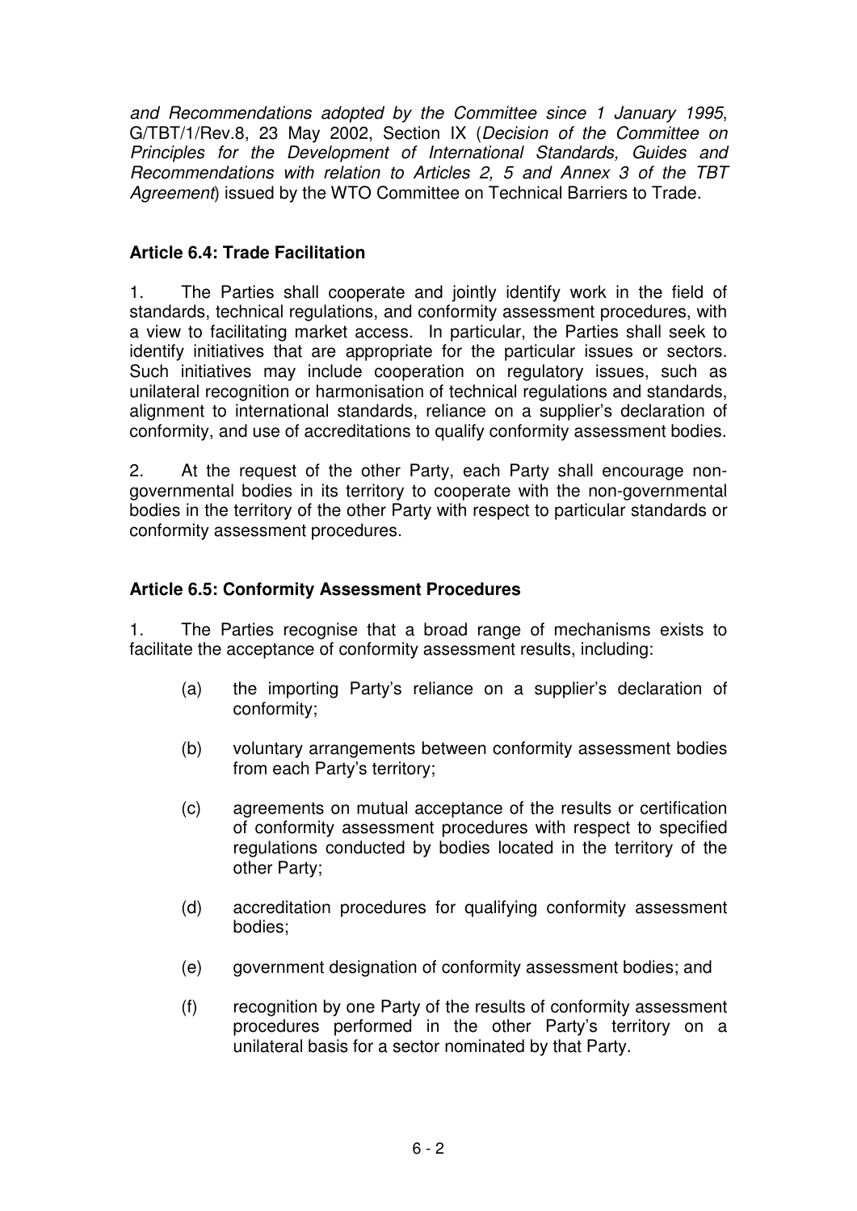*and Recommendations adopted by the Committee since 1 January 1995*, G/TBT/1/Rev.8, 23 May 2002, Section IX (*Decision of the Committee on Principles for the Development of International Standards, Guides and Recommendations with relation to Articles 2, 5 and Annex 3 of the TBT Agreement*) issued by the WTO Committee on Technical Barriers to Trade.

**Article 6.4: Trade Facilitation**

1. The Parties shall cooperate and jointly identify work in the field of standards, technical regulations, and conformity assessment procedures, with a view to facilitating market access. In particular, the Parties shall seek to identify initiatives that are appropriate for the particular issues or sectors. Such initiatives may include cooperation on regulatory issues, such as unilateral recognition or harmonisation of technical regulations and standards, alignment to international standards, reliance on a supplier's declaration of conformity, and use of accreditations to qualify conformity assessment bodies.

2. At the request of the other Party, each Party shall encourage non-governmental bodies in its territory to cooperate with the non-governmental bodies in the territory of the other Party with respect to particular standards or conformity assessment procedures.

**Article 6.5: Conformity Assessment Procedures**

1. The Parties recognise that a broad range of mechanisms exists to facilitate the acceptance of conformity assessment results, including:

(a) the importing Party's reliance on a supplier's declaration of conformity;

(b) voluntary arrangements between conformity assessment bodies from each Party's territory;

(c) agreements on mutual acceptance of the results or certification of conformity assessment procedures with respect to specified regulations conducted by bodies located in the territory of the other Party;

(d) accreditation procedures for qualifying conformity assessment bodies;

(e) government designation of conformity assessment bodies; and

(f) recognition by one Party of the results of conformity assessment procedures performed in the other Party's territory on a unilateral basis for a sector nominated by that Party.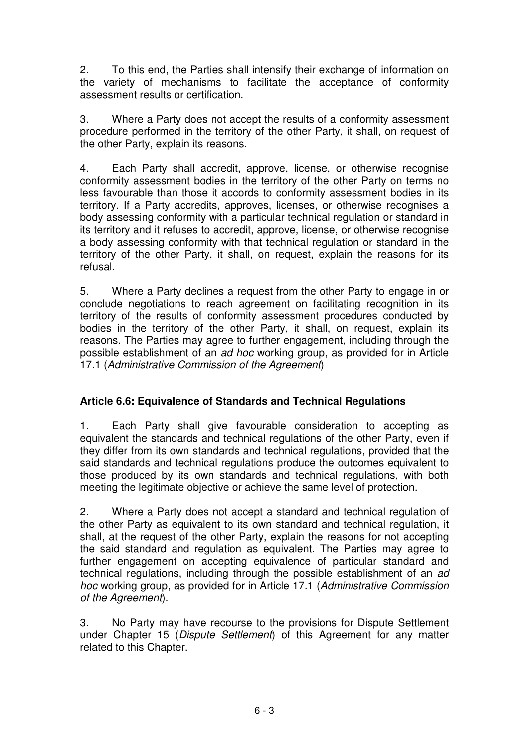2. To this end, the Parties shall intensify their exchange of information on the variety of mechanisms to facilitate the acceptance of conformity assessment results or certification.

3. Where a Party does not accept the results of a conformity assessment procedure performed in the territory of the other Party, it shall, on request of the other Party, explain its reasons.

4. Each Party shall accredit, approve, license, or otherwise recognise conformity assessment bodies in the territory of the other Party on terms no less favourable than those it accords to conformity assessment bodies in its territory. If a Party accredits, approves, licenses, or otherwise recognises a body assessing conformity with a particular technical regulation or standard in its territory and it refuses to accredit, approve, license, or otherwise recognise a body assessing conformity with that technical regulation or standard in the territory of the other Party, it shall, on request, explain the reasons for its refusal.

5. Where a Party declines a request from the other Party to engage in or conclude negotiations to reach agreement on facilitating recognition in its territory of the results of conformity assessment procedures conducted by bodies in the territory of the other Party, it shall, on request, explain its reasons. The Parties may agree to further engagement, including through the possible establishment of an *ad hoc* working group, as provided for in Article 17.1 (*Administrative Commission of the Agreement*)

**Article 6.6: Equivalence of Standards and Technical Regulations**

1. Each Party shall give favourable consideration to accepting as equivalent the standards and technical regulations of the other Party, even if they differ from its own standards and technical regulations, provided that the said standards and technical regulations produce the outcomes equivalent to those produced by its own standards and technical regulations, with both meeting the legitimate objective or achieve the same level of protection.

2. Where a Party does not accept a standard and technical regulation of the other Party as equivalent to its own standard and technical regulation, it shall, at the request of the other Party, explain the reasons for not accepting the said standard and regulation as equivalent. The Parties may agree to further engagement on accepting equivalence of particular standard and technical regulations, including through the possible establishment of an *ad hoc* working group, as provided for in Article 17.1 (*Administrative Commission of the Agreement*).

3. No Party may have recourse to the provisions for Dispute Settlement under Chapter 15 (*Dispute Settlement*) of this Agreement for any matter related to this Chapter.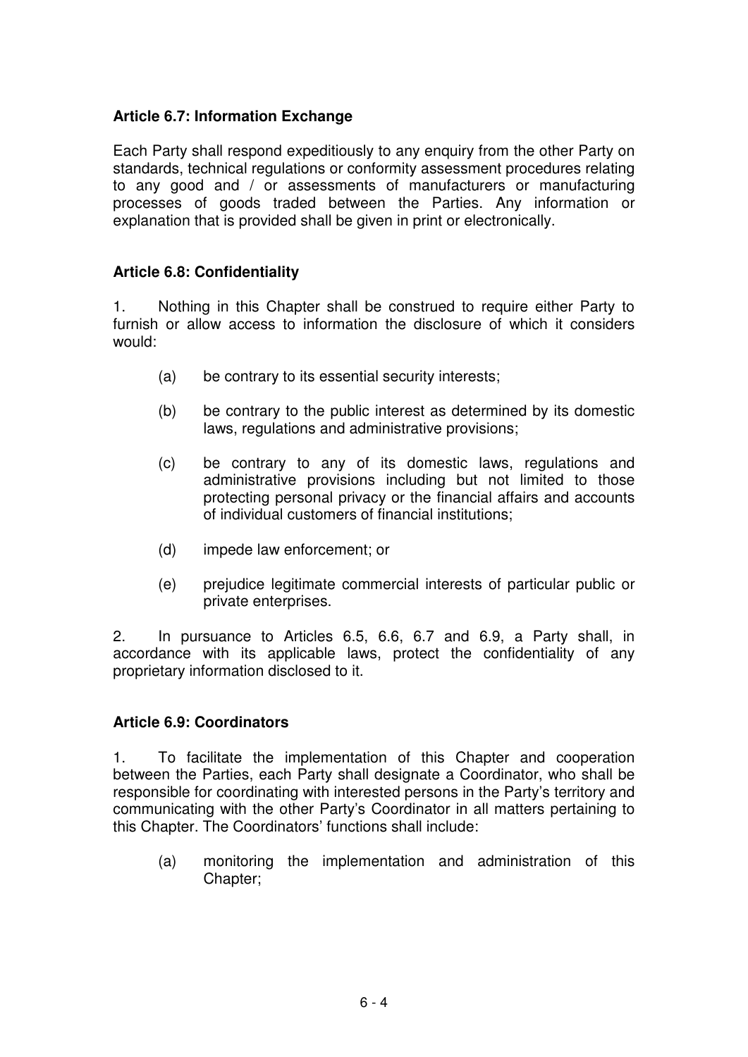**Article 6.7: Information Exchange**

Each Party shall respond expeditiously to any enquiry from the other Party on standards, technical regulations or conformity assessment procedures relating to any good and / or assessments of manufacturers or manufacturing processes of goods traded between the Parties. Any information or explanation that is provided shall be given in print or electronically.

**Article 6.8: Confidentiality**

1. Nothing in this Chapter shall be construed to require either Party to furnish or allow access to information the disclosure of which it considers would:

(a) be contrary to its essential security interests;

(b) be contrary to the public interest as determined by its domestic laws, regulations and administrative provisions;

(c) be contrary to any of its domestic laws, regulations and administrative provisions including but not limited to those protecting personal privacy or the financial affairs and accounts of individual customers of financial institutions;

(d) impede law enforcement; or

(e) prejudice legitimate commercial interests of particular public or private enterprises.

2. In pursuance to Articles 6.5, 6.6, 6.7 and 6.9, a Party shall, in accordance with its applicable laws, protect the confidentiality of any proprietary information disclosed to it.

**Article 6.9: Coordinators**

1. To facilitate the implementation of this Chapter and cooperation between the Parties, each Party shall designate a Coordinator, who shall be responsible for coordinating with interested persons in the Party's territory and communicating with the other Party's Coordinator in all matters pertaining to this Chapter. The Coordinators' functions shall include:

(a) monitoring the implementation and administration of this Chapter;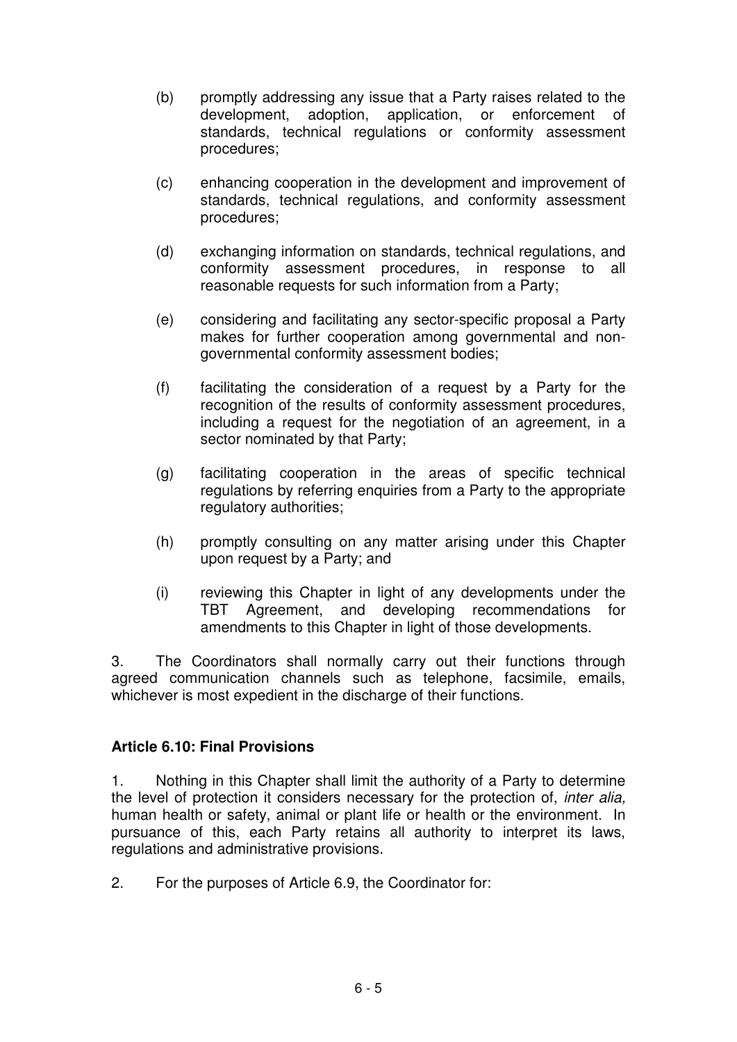(b) promptly addressing any issue that a Party raises related to the development, adoption, application, or enforcement of standards, technical regulations or conformity assessment procedures;

(c) enhancing cooperation in the development and improvement of standards, technical regulations, and conformity assessment procedures;

(d) exchanging information on standards, technical regulations, and conformity assessment procedures, in response to all reasonable requests for such information from a Party;

(e) considering and facilitating any sector-specific proposal a Party makes for further cooperation among governmental and non-governmental conformity assessment bodies;

(f) facilitating the consideration of a request by a Party for the recognition of the results of conformity assessment procedures, including a request for the negotiation of an agreement, in a sector nominated by that Party;

(g) facilitating cooperation in the areas of specific technical regulations by referring enquiries from a Party to the appropriate regulatory authorities;

(h) promptly consulting on any matter arising under this Chapter upon request by a Party; and

(i) reviewing this Chapter in light of any developments under the TBT Agreement, and developing recommendations for amendments to this Chapter in light of those developments.

3. The Coordinators shall normally carry out their functions through agreed communication channels such as telephone, facsimile, emails, whichever is most expedient in the discharge of their functions.

**Article 6.10: Final Provisions**

1. Nothing in this Chapter shall limit the authority of a Party to determine the level of protection it considers necessary for the protection of, *inter alia,* human health or safety, animal or plant life or health or the environment. In pursuance of this, each Party retains all authority to interpret its laws, regulations and administrative provisions.

2. For the purposes of Article 6.9, the Coordinator for: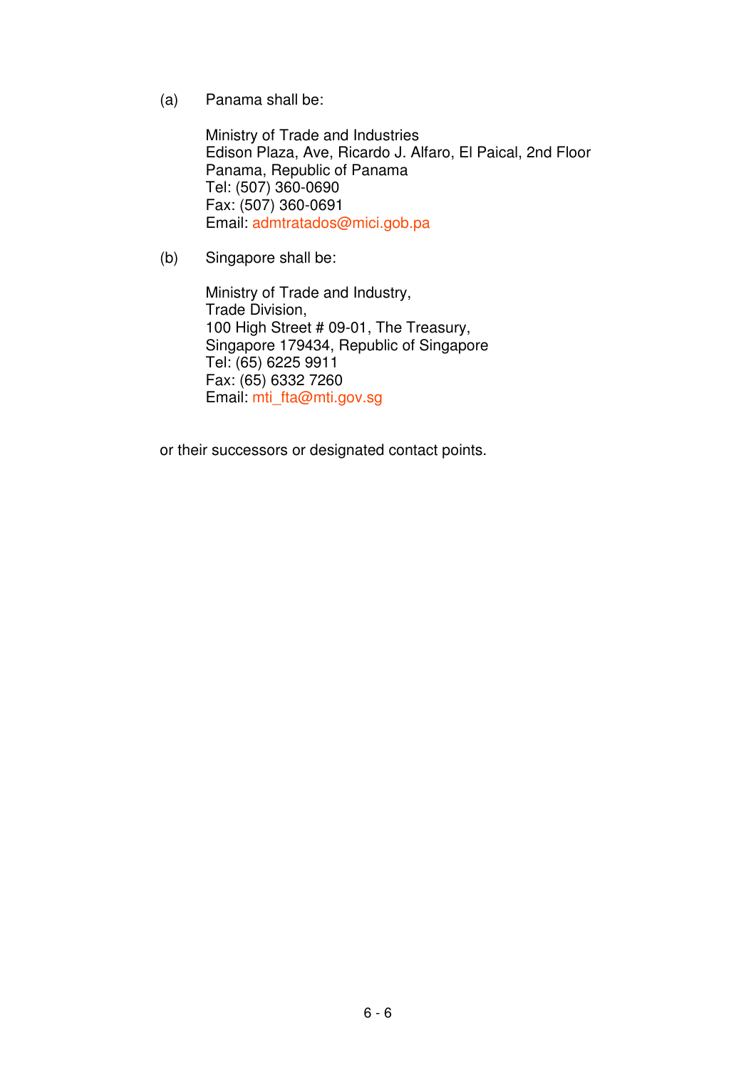(a) Panama shall be:

Ministry of Trade and Industries
Edison Plaza, Ave, Ricardo J. Alfaro, El Paical, 2nd Floor
Panama, Republic of Panama
Tel: (507) 360-0690
Fax: (507) 360-0691
Email: admtratados@mici.gob.pa

(b) Singapore shall be:

Ministry of Trade and Industry,
Trade Division,
100 High Street # 09-01, The Treasury,
Singapore 179434, Republic of Singapore
Tel: (65) 6225 9911
Fax: (65) 6332 7260
Email: mti_fta@mti.gov.sg

or their successors or designated contact points.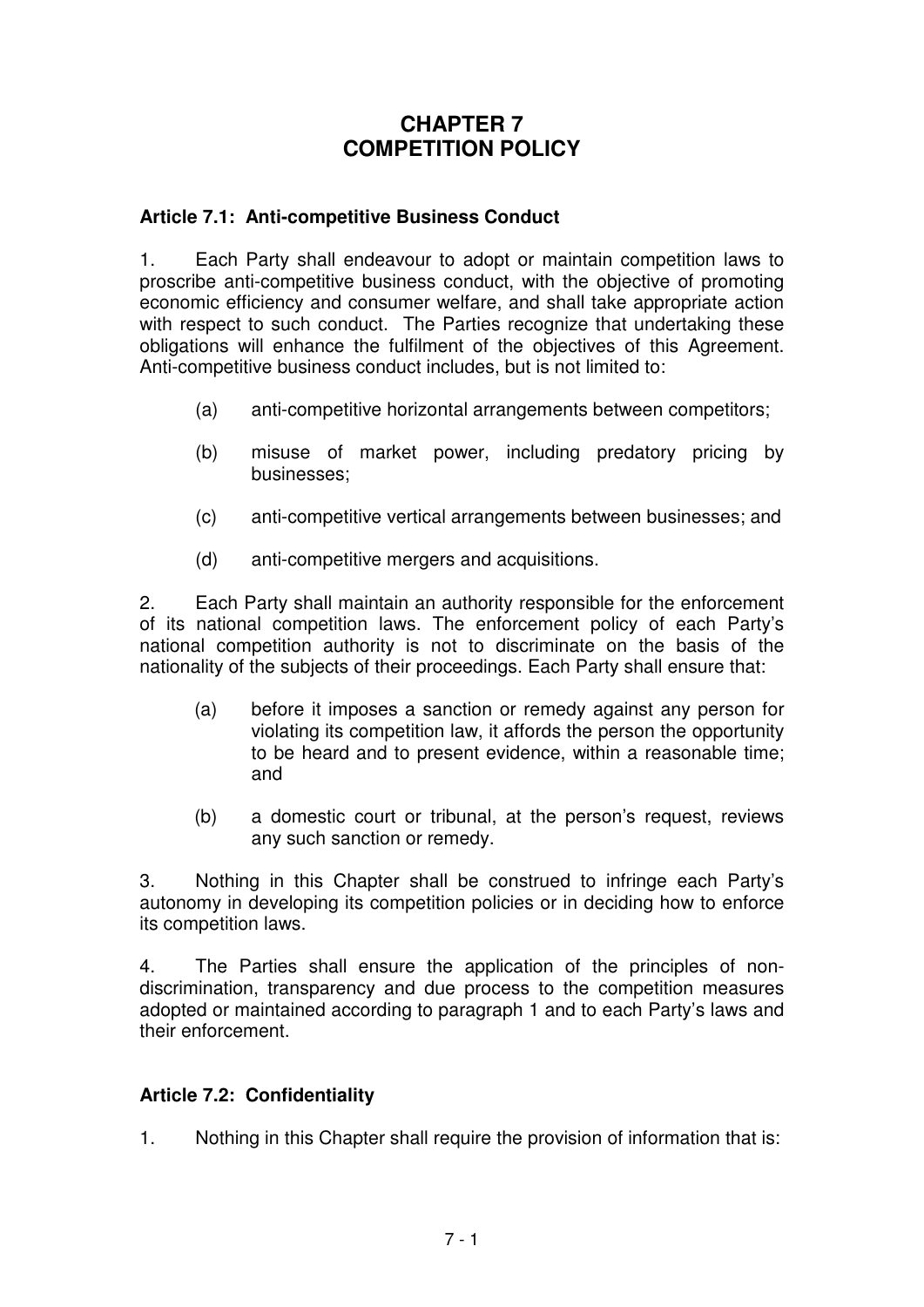# CHAPTER 7
# COMPETITION POLICY

### Article 7.1: Anti-competitive Business Conduct

1. Each Party shall endeavour to adopt or maintain competition laws to proscribe anti-competitive business conduct, with the objective of promoting economic efficiency and consumer welfare, and shall take appropriate action with respect to such conduct. The Parties recognize that undertaking these obligations will enhance the fulfilment of the objectives of this Agreement. Anti-competitive business conduct includes, but is not limited to:

   (a) anti-competitive horizontal arrangements between competitors;

   (b) misuse of market power, including predatory pricing by businesses;

   (c) anti-competitive vertical arrangements between businesses; and

   (d) anti-competitive mergers and acquisitions.

2. Each Party shall maintain an authority responsible for the enforcement of its national competition laws. The enforcement policy of each Party's national competition authority is not to discriminate on the basis of the nationality of the subjects of their proceedings. Each Party shall ensure that:

   (a) before it imposes a sanction or remedy against any person for violating its competition law, it affords the person the opportunity to be heard and to present evidence, within a reasonable time; and

   (b) a domestic court or tribunal, at the person's request, reviews any such sanction or remedy.

3. Nothing in this Chapter shall be construed to infringe each Party's autonomy in developing its competition policies or in deciding how to enforce its competition laws.

4. The Parties shall ensure the application of the principles of non-discrimination, transparency and due process to the competition measures adopted or maintained according to paragraph 1 and to each Party's laws and their enforcement.

### Article 7.2: Confidentiality

1. Nothing in this Chapter shall require the provision of information that is: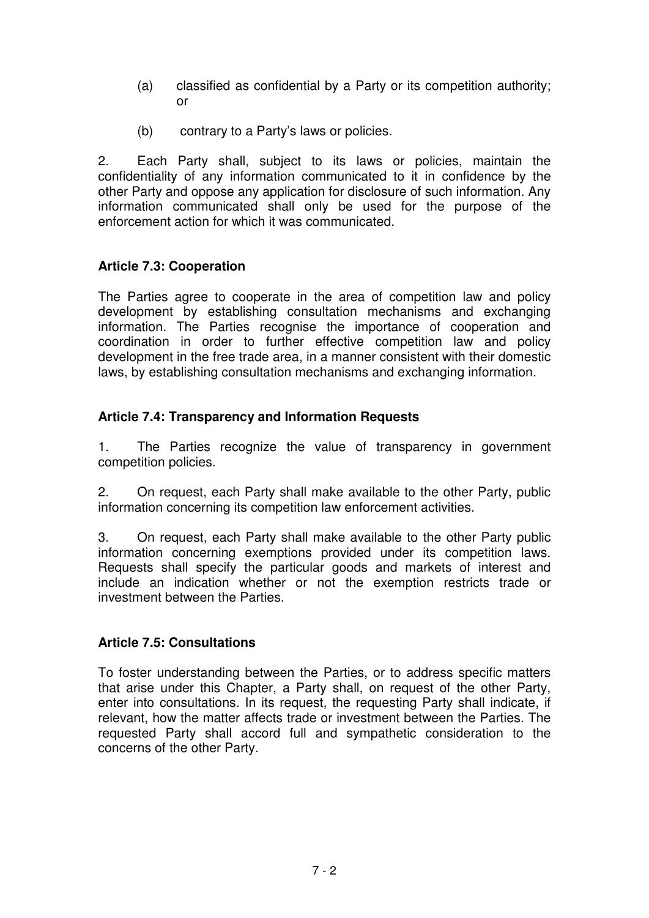(a) classified as confidential by a Party or its competition authority; or

(b) contrary to a Party's laws or policies.

2. Each Party shall, subject to its laws or policies, maintain the confidentiality of any information communicated to it in confidence by the other Party and oppose any application for disclosure of such information. Any information communicated shall only be used for the purpose of the enforcement action for which it was communicated.

**Article 7.3: Cooperation**

The Parties agree to cooperate in the area of competition law and policy development by establishing consultation mechanisms and exchanging information. The Parties recognise the importance of cooperation and coordination in order to further effective competition law and policy development in the free trade area, in a manner consistent with their domestic laws, by establishing consultation mechanisms and exchanging information.

**Article 7.4: Transparency and Information Requests**

1. The Parties recognize the value of transparency in government competition policies.

2. On request, each Party shall make available to the other Party, public information concerning its competition law enforcement activities.

3. On request, each Party shall make available to the other Party public information concerning exemptions provided under its competition laws. Requests shall specify the particular goods and markets of interest and include an indication whether or not the exemption restricts trade or investment between the Parties.

**Article 7.5: Consultations**

To foster understanding between the Parties, or to address specific matters that arise under this Chapter, a Party shall, on request of the other Party, enter into consultations. In its request, the requesting Party shall indicate, if relevant, how the matter affects trade or investment between the Parties. The requested Party shall accord full and sympathetic consideration to the concerns of the other Party.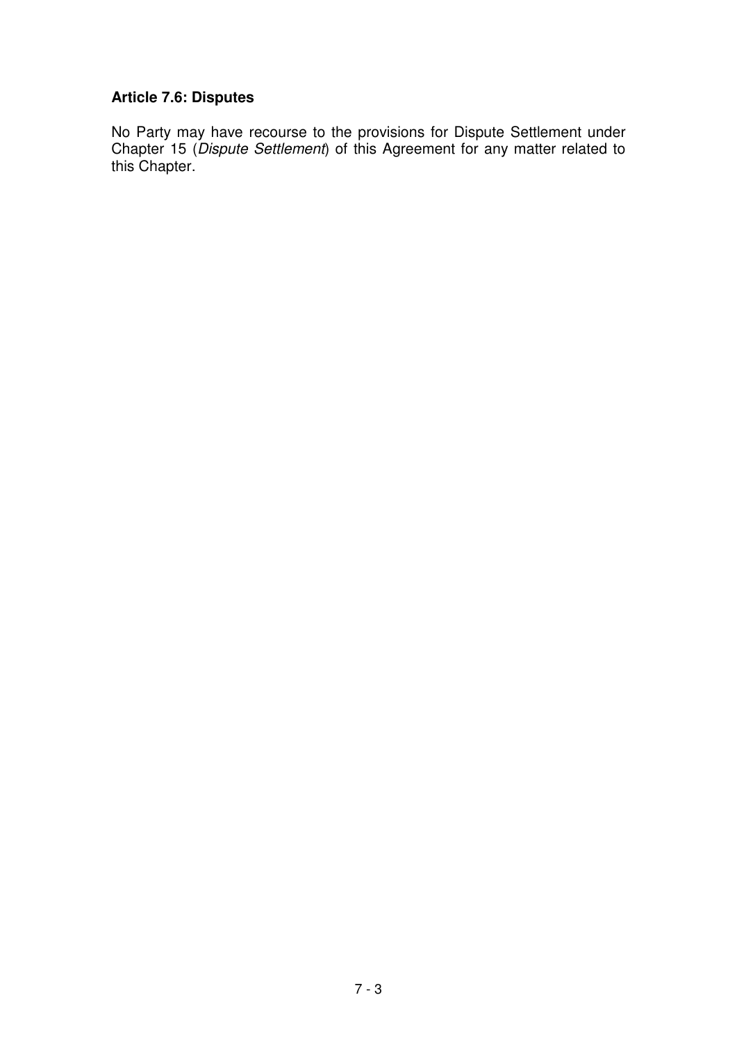**Article 7.6: Disputes**

No Party may have recourse to the provisions for Dispute Settlement under Chapter 15 (*Dispute Settlement*) of this Agreement for any matter related to this Chapter.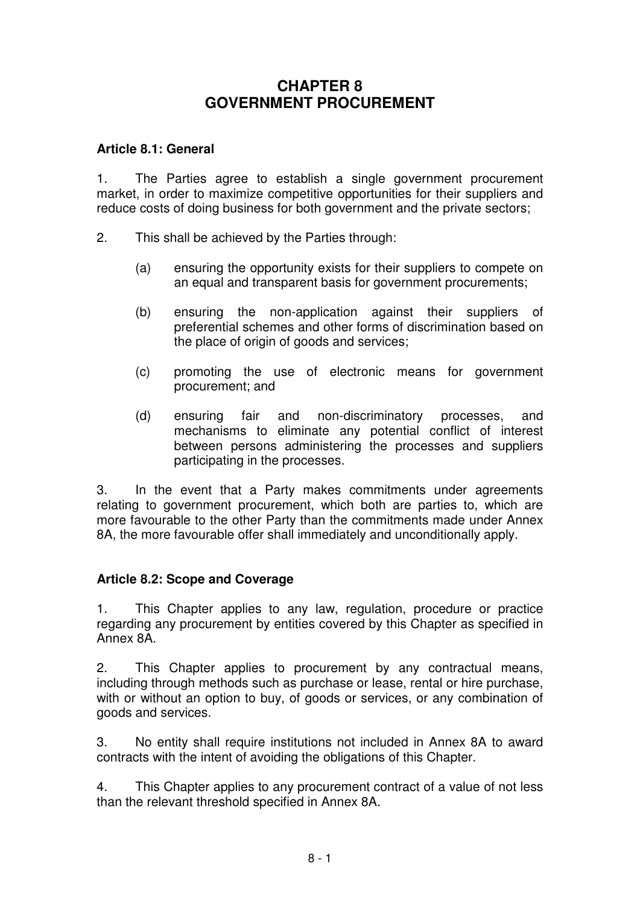# CHAPTER 8
# GOVERNMENT PROCUREMENT

### Article 8.1: General

1. The Parties agree to establish a single government procurement market, in order to maximize competitive opportunities for their suppliers and reduce costs of doing business for both government and the private sectors;

2. This shall be achieved by the Parties through:

   (a) ensuring the opportunity exists for their suppliers to compete on an equal and transparent basis for government procurements;

   (b) ensuring the non-application against their suppliers of preferential schemes and other forms of discrimination based on the place of origin of goods and services;

   (c) promoting the use of electronic means for government procurement; and

   (d) ensuring fair and non-discriminatory processes, and mechanisms to eliminate any potential conflict of interest between persons administering the processes and suppliers participating in the processes.

3. In the event that a Party makes commitments under agreements relating to government procurement, which both are parties to, which are more favourable to the other Party than the commitments made under Annex 8A, the more favourable offer shall immediately and unconditionally apply.

### Article 8.2: Scope and Coverage

1. This Chapter applies to any law, regulation, procedure or practice regarding any procurement by entities covered by this Chapter as specified in Annex 8A.

2. This Chapter applies to procurement by any contractual means, including through methods such as purchase or lease, rental or hire purchase, with or without an option to buy, of goods or services, or any combination of goods and services.

3. No entity shall require institutions not included in Annex 8A to award contracts with the intent of avoiding the obligations of this Chapter.

4. This Chapter applies to any procurement contract of a value of not less than the relevant threshold specified in Annex 8A.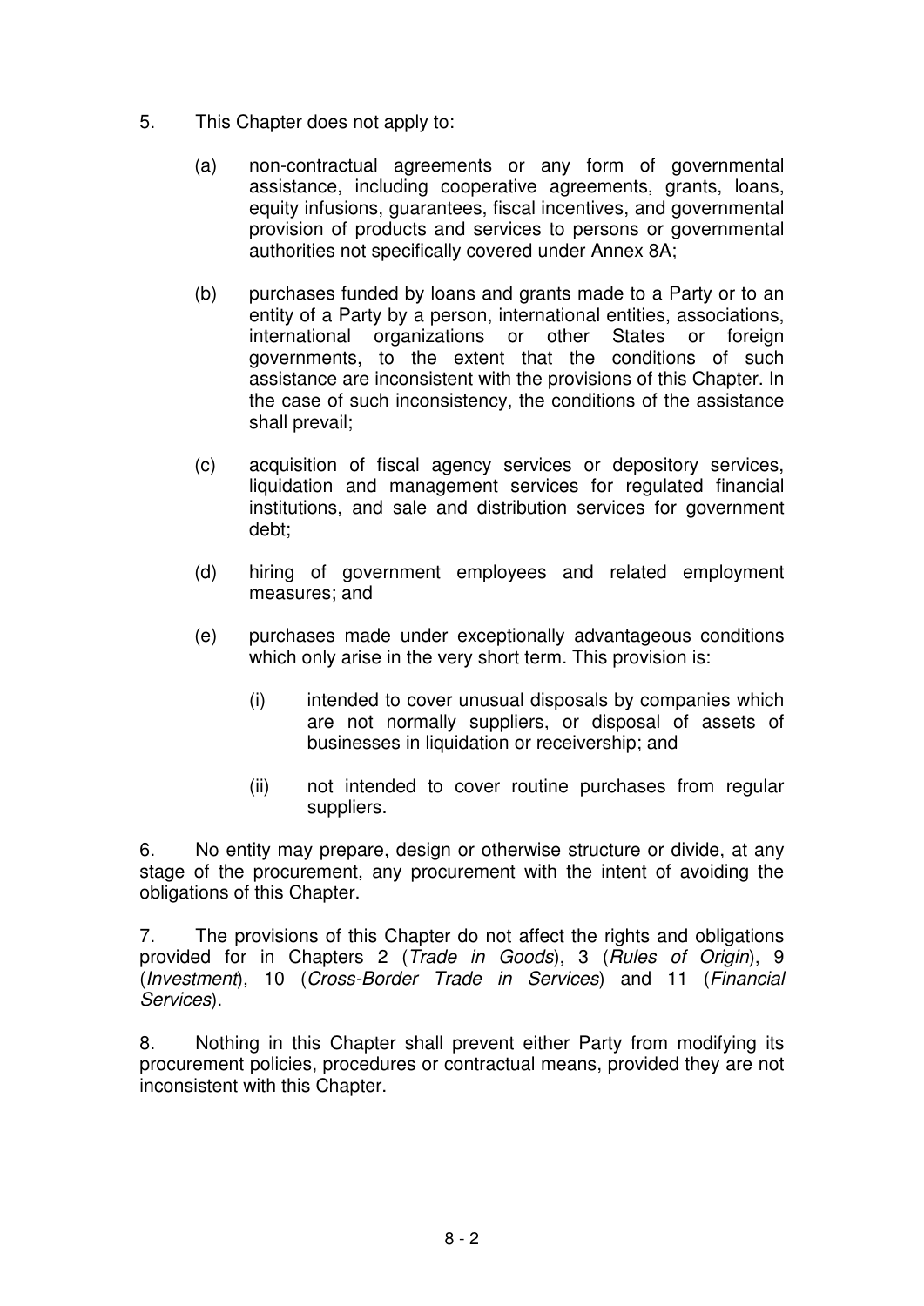5. This Chapter does not apply to:

   (a) non-contractual agreements or any form of governmental assistance, including cooperative agreements, grants, loans, equity infusions, guarantees, fiscal incentives, and governmental provision of products and services to persons or governmental authorities not specifically covered under Annex 8A;

   (b) purchases funded by loans and grants made to a Party or to an entity of a Party by a person, international entities, associations, international organizations or other States or foreign governments, to the extent that the conditions of such assistance are inconsistent with the provisions of this Chapter. In the case of such inconsistency, the conditions of the assistance shall prevail;

   (c) acquisition of fiscal agency services or depository services, liquidation and management services for regulated financial institutions, and sale and distribution services for government debt;

   (d) hiring of government employees and related employment measures; and

   (e) purchases made under exceptionally advantageous conditions which only arise in the very short term. This provision is:

      (i) intended to cover unusual disposals by companies which are not normally suppliers, or disposal of assets of businesses in liquidation or receivership; and

      (ii) not intended to cover routine purchases from regular suppliers.

6. No entity may prepare, design or otherwise structure or divide, at any stage of the procurement, any procurement with the intent of avoiding the obligations of this Chapter.

7. The provisions of this Chapter do not affect the rights and obligations provided for in Chapters 2 (*Trade in Goods*), 3 (*Rules of Origin*), 9 (*Investment*), 10 (*Cross-Border Trade in Services*) and 11 (*Financial Services*).

8. Nothing in this Chapter shall prevent either Party from modifying its procurement policies, procedures or contractual means, provided they are not inconsistent with this Chapter.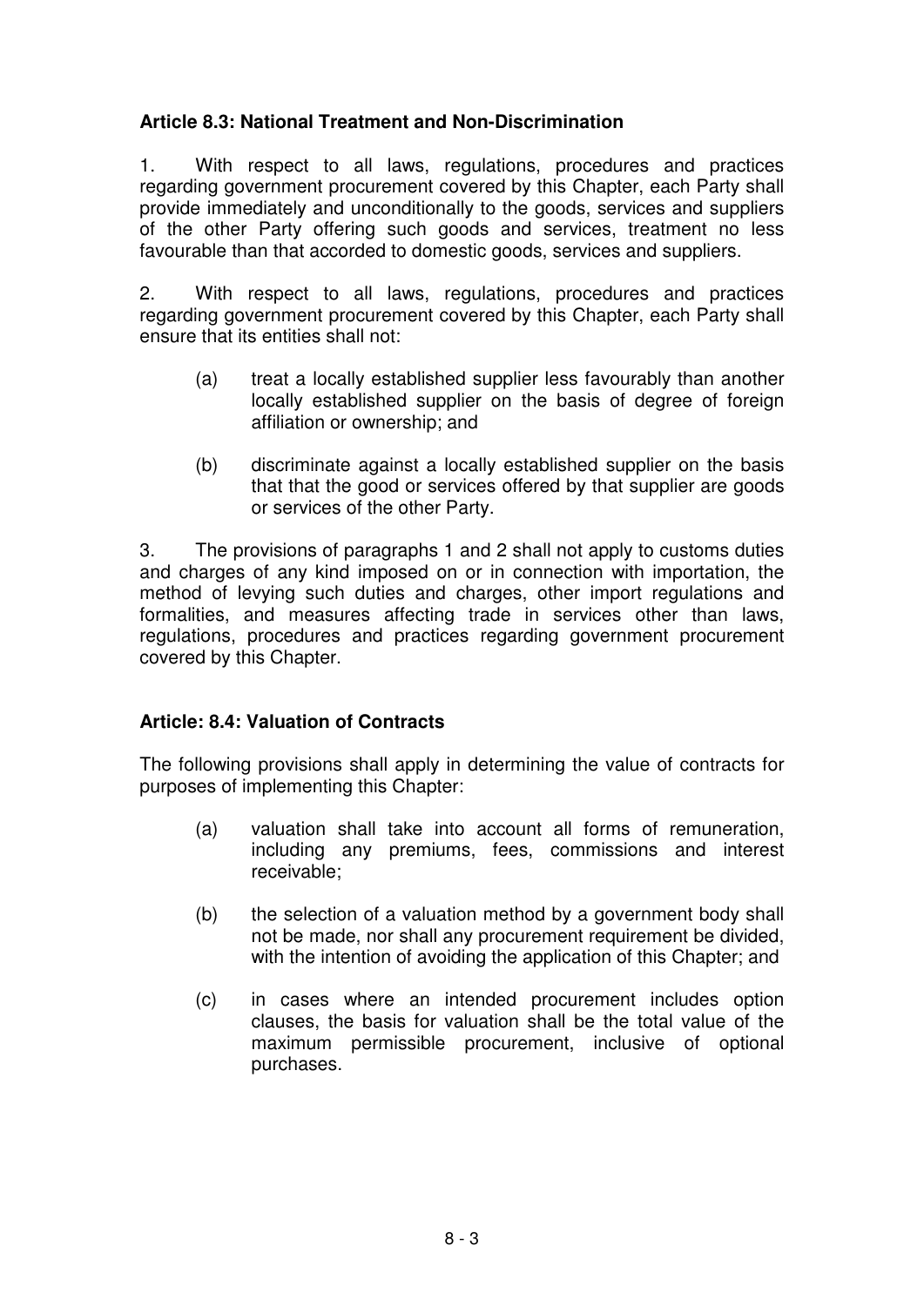**Article 8.3: National Treatment and Non-Discrimination**

1. With respect to all laws, regulations, procedures and practices regarding government procurement covered by this Chapter, each Party shall provide immediately and unconditionally to the goods, services and suppliers of the other Party offering such goods and services, treatment no less favourable than that accorded to domestic goods, services and suppliers.

2. With respect to all laws, regulations, procedures and practices regarding government procurement covered by this Chapter, each Party shall ensure that its entities shall not:

   (a) treat a locally established supplier less favourably than another locally established supplier on the basis of degree of foreign affiliation or ownership; and

   (b) discriminate against a locally established supplier on the basis that that the good or services offered by that supplier are goods or services of the other Party.

3. The provisions of paragraphs 1 and 2 shall not apply to customs duties and charges of any kind imposed on or in connection with importation, the method of levying such duties and charges, other import regulations and formalities, and measures affecting trade in services other than laws, regulations, procedures and practices regarding government procurement covered by this Chapter.

**Article: 8.4: Valuation of Contracts**

The following provisions shall apply in determining the value of contracts for purposes of implementing this Chapter:

   (a) valuation shall take into account all forms of remuneration, including any premiums, fees, commissions and interest receivable;

   (b) the selection of a valuation method by a government body shall not be made, nor shall any procurement requirement be divided, with the intention of avoiding the application of this Chapter; and

   (c) in cases where an intended procurement includes option clauses, the basis for valuation shall be the total value of the maximum permissible procurement, inclusive of optional purchases.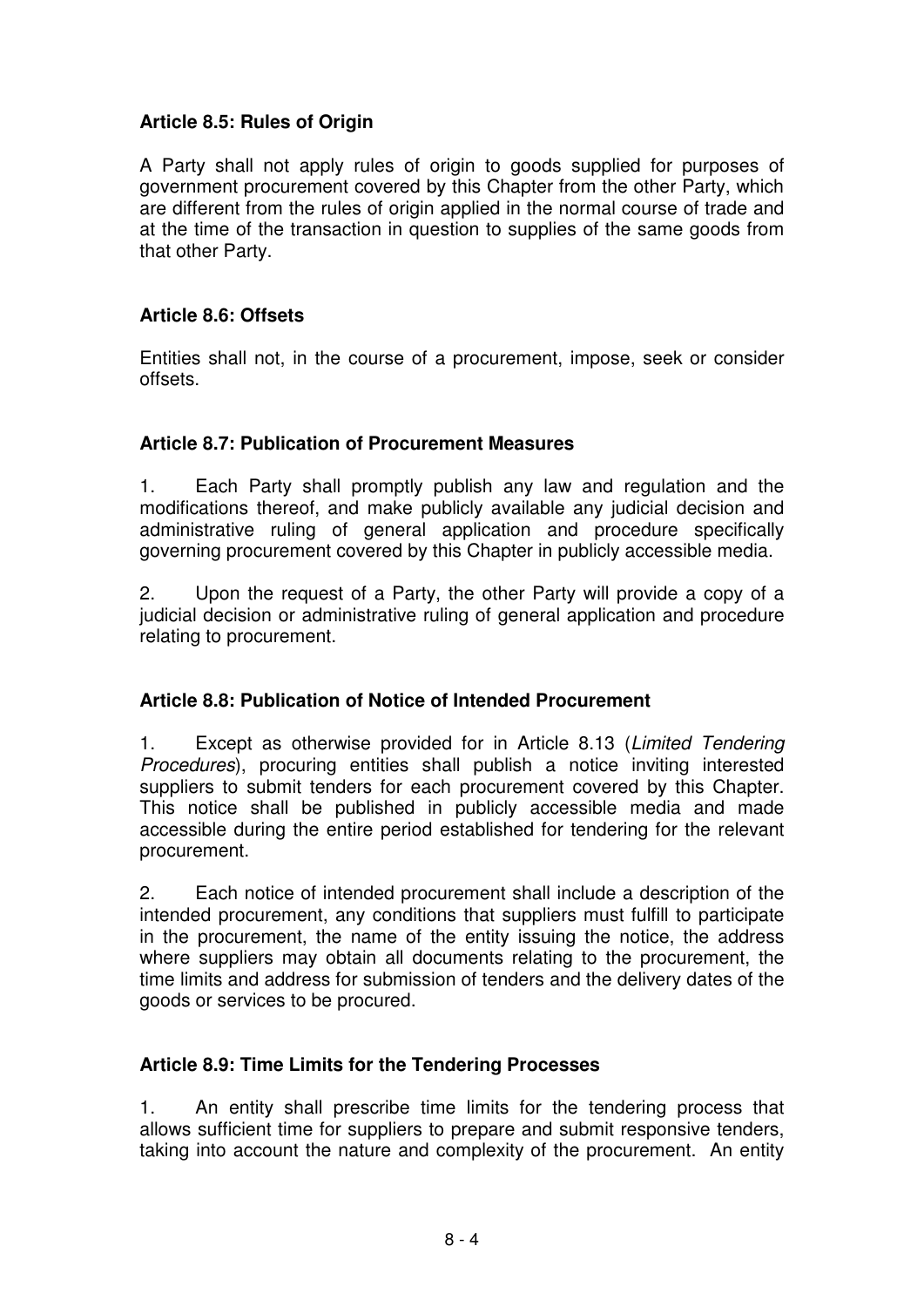**Article 8.5: Rules of Origin**

A Party shall not apply rules of origin to goods supplied for purposes of government procurement covered by this Chapter from the other Party, which are different from the rules of origin applied in the normal course of trade and at the time of the transaction in question to supplies of the same goods from that other Party.

**Article 8.6: Offsets**

Entities shall not, in the course of a procurement, impose, seek or consider offsets.

**Article 8.7: Publication of Procurement Measures**

1. Each Party shall promptly publish any law and regulation and the modifications thereof, and make publicly available any judicial decision and administrative ruling of general application and procedure specifically governing procurement covered by this Chapter in publicly accessible media.

2. Upon the request of a Party, the other Party will provide a copy of a judicial decision or administrative ruling of general application and procedure relating to procurement.

**Article 8.8: Publication of Notice of Intended Procurement**

1. Except as otherwise provided for in Article 8.13 (*Limited Tendering Procedures*), procuring entities shall publish a notice inviting interested suppliers to submit tenders for each procurement covered by this Chapter. This notice shall be published in publicly accessible media and made accessible during the entire period established for tendering for the relevant procurement.

2. Each notice of intended procurement shall include a description of the intended procurement, any conditions that suppliers must fulfill to participate in the procurement, the name of the entity issuing the notice, the address where suppliers may obtain all documents relating to the procurement, the time limits and address for submission of tenders and the delivery dates of the goods or services to be procured.

**Article 8.9: Time Limits for the Tendering Processes**

1. An entity shall prescribe time limits for the tendering process that allows sufficient time for suppliers to prepare and submit responsive tenders, taking into account the nature and complexity of the procurement. An entity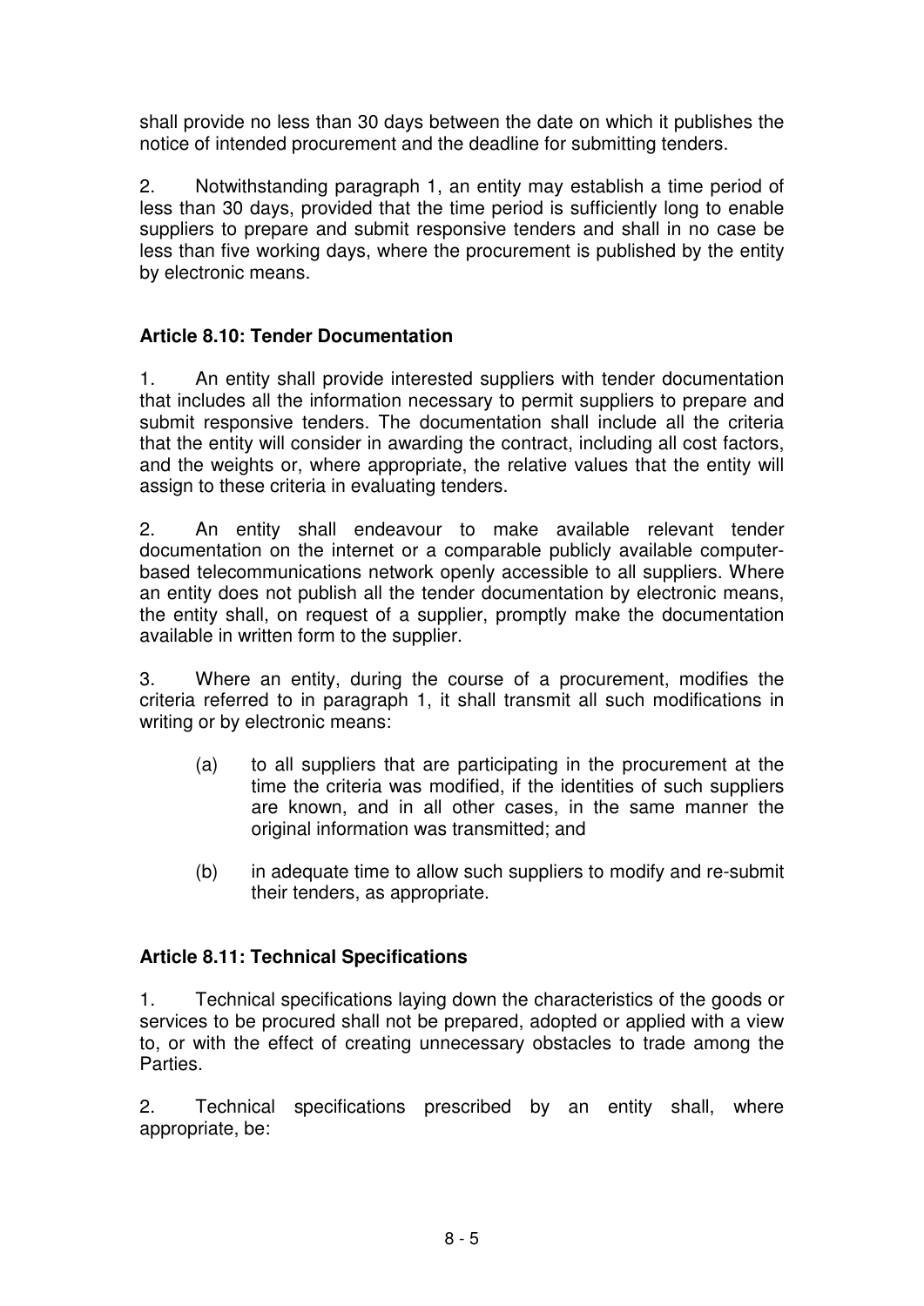shall provide no less than 30 days between the date on which it publishes the notice of intended procurement and the deadline for submitting tenders.

2. Notwithstanding paragraph 1, an entity may establish a time period of less than 30 days, provided that the time period is sufficiently long to enable suppliers to prepare and submit responsive tenders and shall in no case be less than five working days, where the procurement is published by the entity by electronic means.

**Article 8.10: Tender Documentation**

1. An entity shall provide interested suppliers with tender documentation that includes all the information necessary to permit suppliers to prepare and submit responsive tenders. The documentation shall include all the criteria that the entity will consider in awarding the contract, including all cost factors, and the weights or, where appropriate, the relative values that the entity will assign to these criteria in evaluating tenders.

2. An entity shall endeavour to make available relevant tender documentation on the internet or a comparable publicly available computer-based telecommunications network openly accessible to all suppliers. Where an entity does not publish all the tender documentation by electronic means, the entity shall, on request of a supplier, promptly make the documentation available in written form to the supplier.

3. Where an entity, during the course of a procurement, modifies the criteria referred to in paragraph 1, it shall transmit all such modifications in writing or by electronic means:

(a) to all suppliers that are participating in the procurement at the time the criteria was modified, if the identities of such suppliers are known, and in all other cases, in the same manner the original information was transmitted; and

(b) in adequate time to allow such suppliers to modify and re-submit their tenders, as appropriate.

**Article 8.11: Technical Specifications**

1. Technical specifications laying down the characteristics of the goods or services to be procured shall not be prepared, adopted or applied with a view to, or with the effect of creating unnecessary obstacles to trade among the Parties.

2. Technical specifications prescribed by an entity shall, where appropriate, be: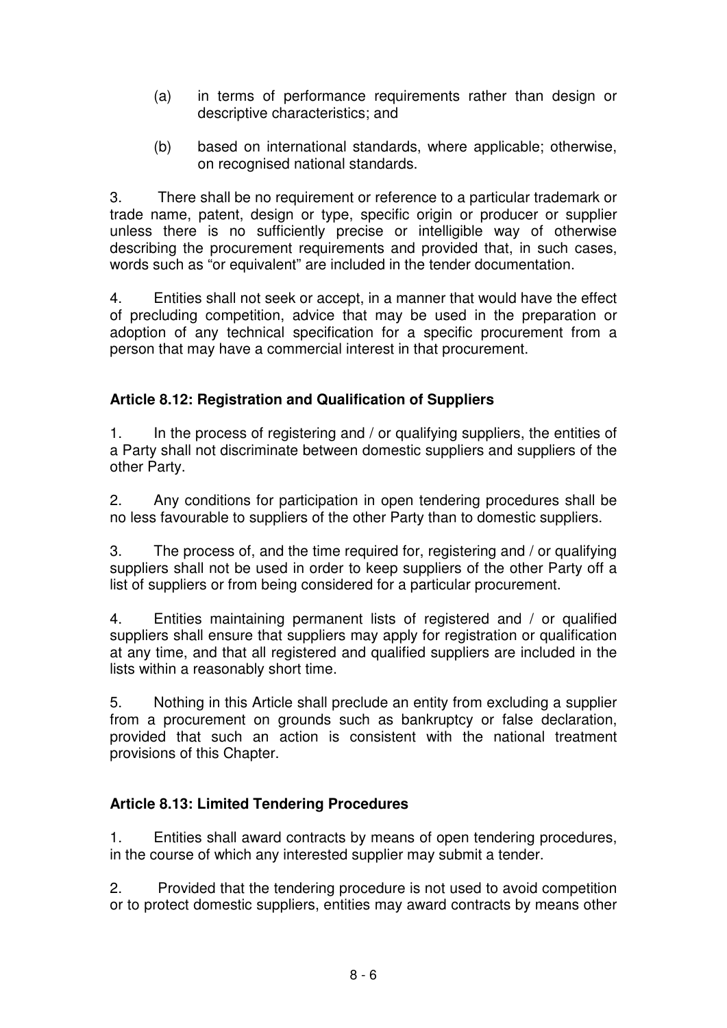(a) in terms of performance requirements rather than design or descriptive characteristics; and

(b) based on international standards, where applicable; otherwise, on recognised national standards.

3. There shall be no requirement or reference to a particular trademark or trade name, patent, design or type, specific origin or producer or supplier unless there is no sufficiently precise or intelligible way of otherwise describing the procurement requirements and provided that, in such cases, words such as "or equivalent" are included in the tender documentation.

4. Entities shall not seek or accept, in a manner that would have the effect of precluding competition, advice that may be used in the preparation or adoption of any technical specification for a specific procurement from a person that may have a commercial interest in that procurement.

**Article 8.12: Registration and Qualification of Suppliers**

1. In the process of registering and / or qualifying suppliers, the entities of a Party shall not discriminate between domestic suppliers and suppliers of the other Party.

2. Any conditions for participation in open tendering procedures shall be no less favourable to suppliers of the other Party than to domestic suppliers.

3. The process of, and the time required for, registering and / or qualifying suppliers shall not be used in order to keep suppliers of the other Party off a list of suppliers or from being considered for a particular procurement.

4. Entities maintaining permanent lists of registered and / or qualified suppliers shall ensure that suppliers may apply for registration or qualification at any time, and that all registered and qualified suppliers are included in the lists within a reasonably short time.

5. Nothing in this Article shall preclude an entity from excluding a supplier from a procurement on grounds such as bankruptcy or false declaration, provided that such an action is consistent with the national treatment provisions of this Chapter.

**Article 8.13: Limited Tendering Procedures**

1. Entities shall award contracts by means of open tendering procedures, in the course of which any interested supplier may submit a tender.

2. Provided that the tendering procedure is not used to avoid competition or to protect domestic suppliers, entities may award contracts by means other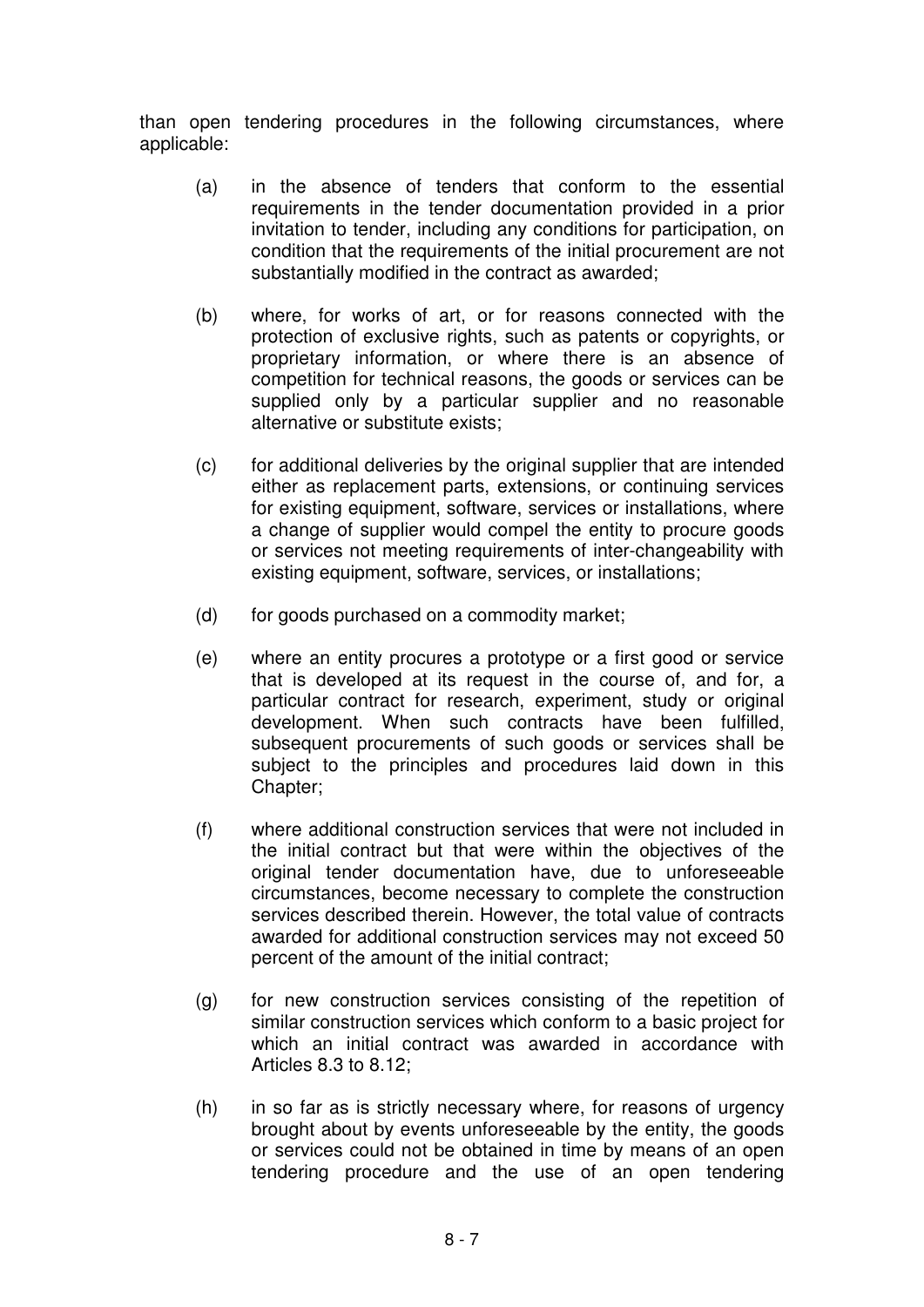than open tendering procedures in the following circumstances, where applicable:

(a) in the absence of tenders that conform to the essential requirements in the tender documentation provided in a prior invitation to tender, including any conditions for participation, on condition that the requirements of the initial procurement are not substantially modified in the contract as awarded;

(b) where, for works of art, or for reasons connected with the protection of exclusive rights, such as patents or copyrights, or proprietary information, or where there is an absence of competition for technical reasons, the goods or services can be supplied only by a particular supplier and no reasonable alternative or substitute exists;

(c) for additional deliveries by the original supplier that are intended either as replacement parts, extensions, or continuing services for existing equipment, software, services or installations, where a change of supplier would compel the entity to procure goods or services not meeting requirements of inter-changeability with existing equipment, software, services, or installations;

(d) for goods purchased on a commodity market;

(e) where an entity procures a prototype or a first good or service that is developed at its request in the course of, and for, a particular contract for research, experiment, study or original development. When such contracts have been fulfilled, subsequent procurements of such goods or services shall be subject to the principles and procedures laid down in this Chapter;

(f) where additional construction services that were not included in the initial contract but that were within the objectives of the original tender documentation have, due to unforeseeable circumstances, become necessary to complete the construction services described therein. However, the total value of contracts awarded for additional construction services may not exceed 50 percent of the amount of the initial contract;

(g) for new construction services consisting of the repetition of similar construction services which conform to a basic project for which an initial contract was awarded in accordance with Articles 8.3 to 8.12;

(h) in so far as is strictly necessary where, for reasons of urgency brought about by events unforeseeable by the entity, the goods or services could not be obtained in time by means of an open tendering procedure and the use of an open tendering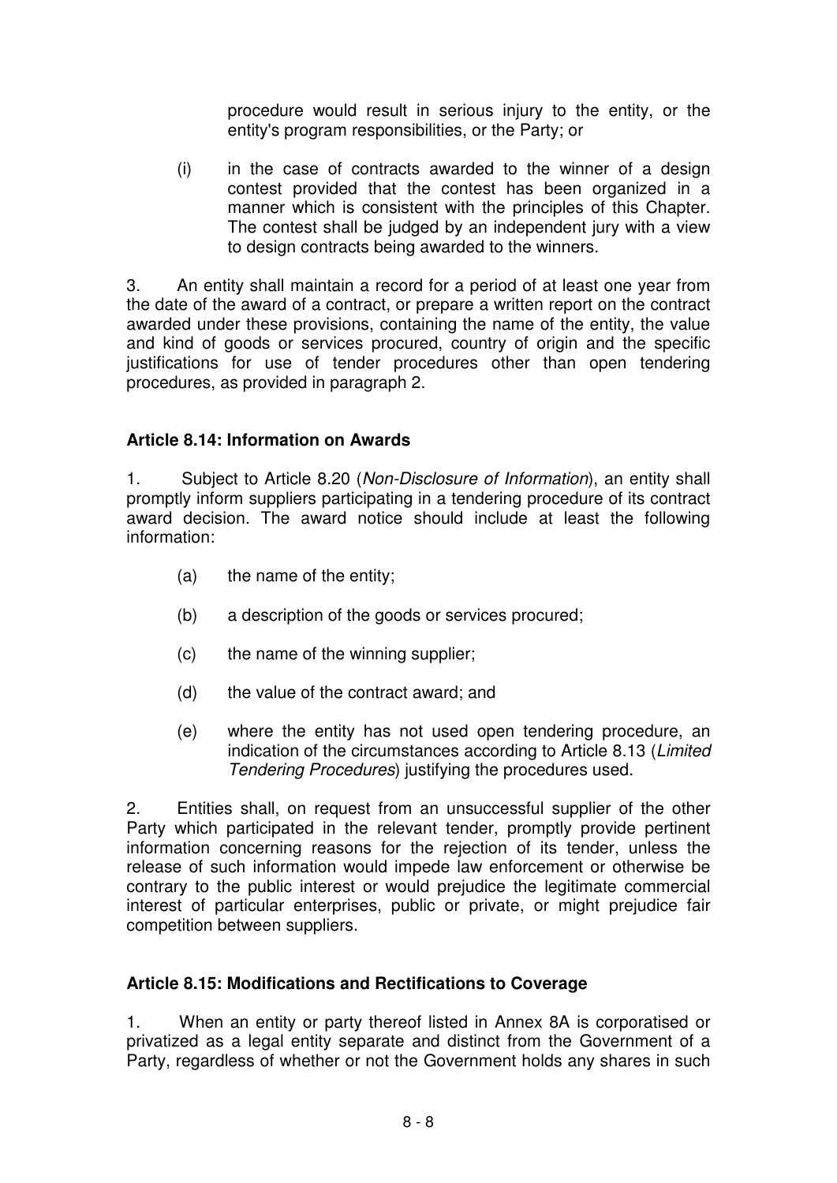procedure would result in serious injury to the entity, or the entity's program responsibilities, or the Party; or

(i) in the case of contracts awarded to the winner of a design contest provided that the contest has been organized in a manner which is consistent with the principles of this Chapter. The contest shall be judged by an independent jury with a view to design contracts being awarded to the winners.

3. An entity shall maintain a record for a period of at least one year from the date of the award of a contract, or prepare a written report on the contract awarded under these provisions, containing the name of the entity, the value and kind of goods or services procured, country of origin and the specific justifications for use of tender procedures other than open tendering procedures, as provided in paragraph 2.

**Article 8.14: Information on Awards**

1. Subject to Article 8.20 (*Non-Disclosure of Information*), an entity shall promptly inform suppliers participating in a tendering procedure of its contract award decision. The award notice should include at least the following information:

(a) the name of the entity;

(b) a description of the goods or services procured;

(c) the name of the winning supplier;

(d) the value of the contract award; and

(e) where the entity has not used open tendering procedure, an indication of the circumstances according to Article 8.13 (*Limited Tendering Procedures*) justifying the procedures used.

2. Entities shall, on request from an unsuccessful supplier of the other Party which participated in the relevant tender, promptly provide pertinent information concerning reasons for the rejection of its tender, unless the release of such information would impede law enforcement or otherwise be contrary to the public interest or would prejudice the legitimate commercial interest of particular enterprises, public or private, or might prejudice fair competition between suppliers.

**Article 8.15: Modifications and Rectifications to Coverage**

1. When an entity or party thereof listed in Annex 8A is corporatised or privatized as a legal entity separate and distinct from the Government of a Party, regardless of whether or not the Government holds any shares in such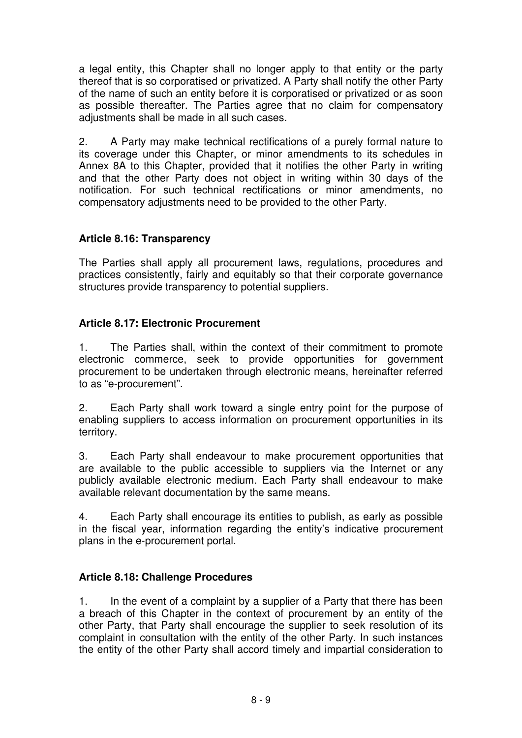a legal entity, this Chapter shall no longer apply to that entity or the party thereof that is so corporatised or privatized. A Party shall notify the other Party of the name of such an entity before it is corporatised or privatized or as soon as possible thereafter. The Parties agree that no claim for compensatory adjustments shall be made in all such cases.

2. A Party may make technical rectifications of a purely formal nature to its coverage under this Chapter, or minor amendments to its schedules in Annex 8A to this Chapter, provided that it notifies the other Party in writing and that the other Party does not object in writing within 30 days of the notification. For such technical rectifications or minor amendments, no compensatory adjustments need to be provided to the other Party.

**Article 8.16: Transparency**

The Parties shall apply all procurement laws, regulations, procedures and practices consistently, fairly and equitably so that their corporate governance structures provide transparency to potential suppliers.

**Article 8.17: Electronic Procurement**

1. The Parties shall, within the context of their commitment to promote electronic commerce, seek to provide opportunities for government procurement to be undertaken through electronic means, hereinafter referred to as “e-procurement”.

2. Each Party shall work toward a single entry point for the purpose of enabling suppliers to access information on procurement opportunities in its territory.

3. Each Party shall endeavour to make procurement opportunities that are available to the public accessible to suppliers via the Internet or any publicly available electronic medium. Each Party shall endeavour to make available relevant documentation by the same means.

4. Each Party shall encourage its entities to publish, as early as possible in the fiscal year, information regarding the entity’s indicative procurement plans in the e-procurement portal.

**Article 8.18: Challenge Procedures**

1. In the event of a complaint by a supplier of a Party that there has been a breach of this Chapter in the context of procurement by an entity of the other Party, that Party shall encourage the supplier to seek resolution of its complaint in consultation with the entity of the other Party. In such instances the entity of the other Party shall accord timely and impartial consideration to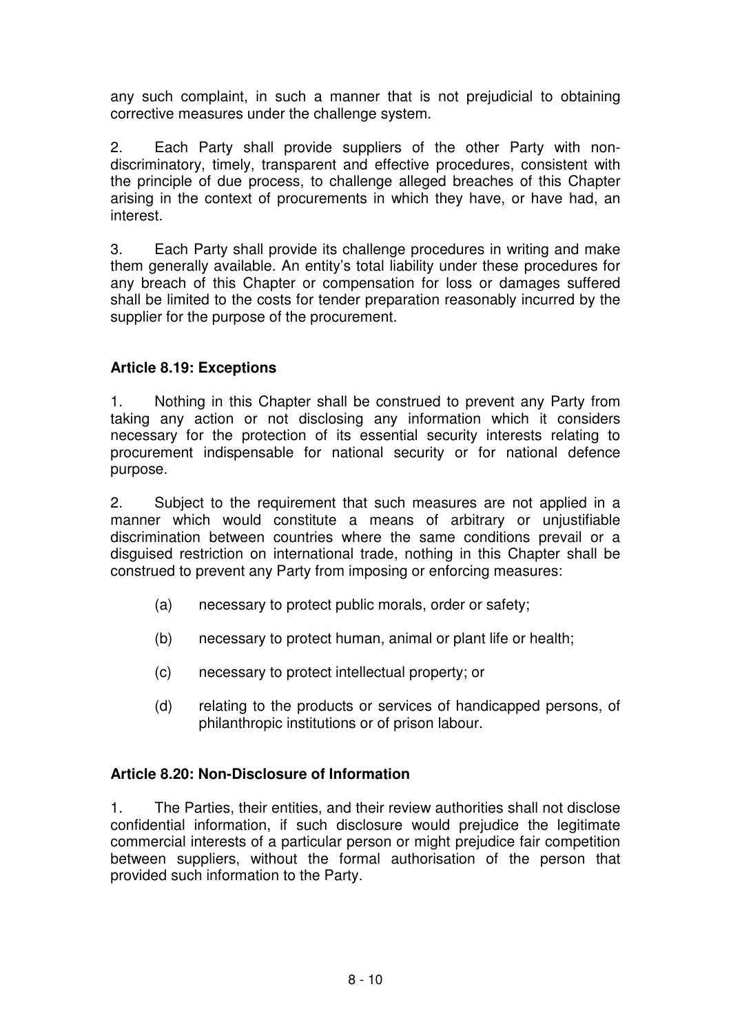any such complaint, in such a manner that is not prejudicial to obtaining corrective measures under the challenge system.

2. Each Party shall provide suppliers of the other Party with non-discriminatory, timely, transparent and effective procedures, consistent with the principle of due process, to challenge alleged breaches of this Chapter arising in the context of procurements in which they have, or have had, an interest.

3. Each Party shall provide its challenge procedures in writing and make them generally available. An entity's total liability under these procedures for any breach of this Chapter or compensation for loss or damages suffered shall be limited to the costs for tender preparation reasonably incurred by the supplier for the purpose of the procurement.

**Article 8.19: Exceptions**

1. Nothing in this Chapter shall be construed to prevent any Party from taking any action or not disclosing any information which it considers necessary for the protection of its essential security interests relating to procurement indispensable for national security or for national defence purpose.

2. Subject to the requirement that such measures are not applied in a manner which would constitute a means of arbitrary or unjustifiable discrimination between countries where the same conditions prevail or a disguised restriction on international trade, nothing in this Chapter shall be construed to prevent any Party from imposing or enforcing measures:

(a) necessary to protect public morals, order or safety;

(b) necessary to protect human, animal or plant life or health;

(c) necessary to protect intellectual property; or

(d) relating to the products or services of handicapped persons, of philanthropic institutions or of prison labour.

**Article 8.20: Non-Disclosure of Information**

1. The Parties, their entities, and their review authorities shall not disclose confidential information, if such disclosure would prejudice the legitimate commercial interests of a particular person or might prejudice fair competition between suppliers, without the formal authorisation of the person that provided such information to the Party.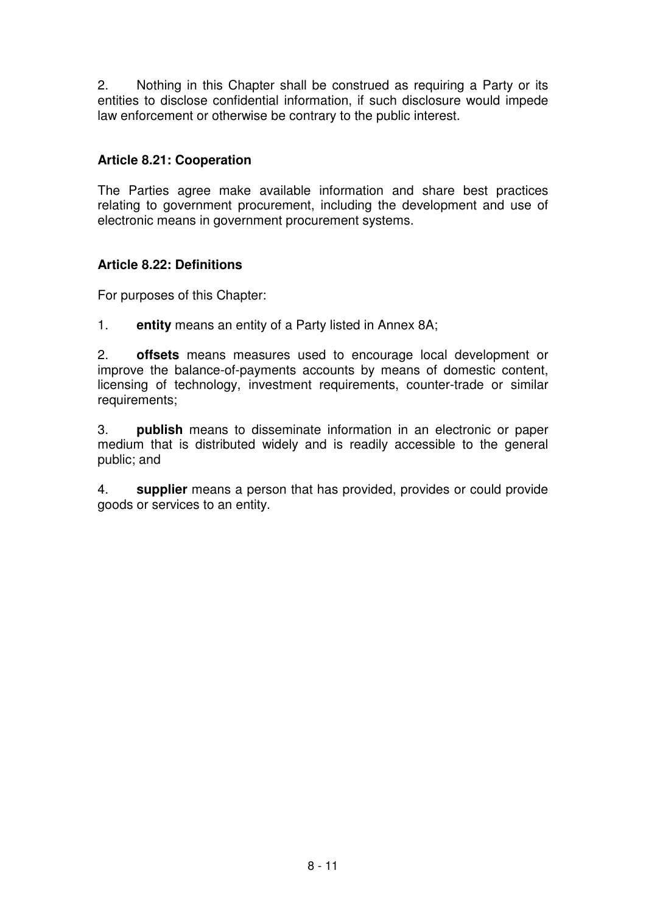2. Nothing in this Chapter shall be construed as requiring a Party or its entities to disclose confidential information, if such disclosure would impede law enforcement or otherwise be contrary to the public interest.

### Article 8.21: Cooperation

The Parties agree make available information and share best practices relating to government procurement, including the development and use of electronic means in government procurement systems.

### Article 8.22: Definitions

For purposes of this Chapter:

1. **entity** means an entity of a Party listed in Annex 8A;

2. **offsets** means measures used to encourage local development or improve the balance-of-payments accounts by means of domestic content, licensing of technology, investment requirements, counter-trade or similar requirements;

3. **publish** means to disseminate information in an electronic or paper medium that is distributed widely and is readily accessible to the general public; and

4. **supplier** means a person that has provided, provides or could provide goods or services to an entity.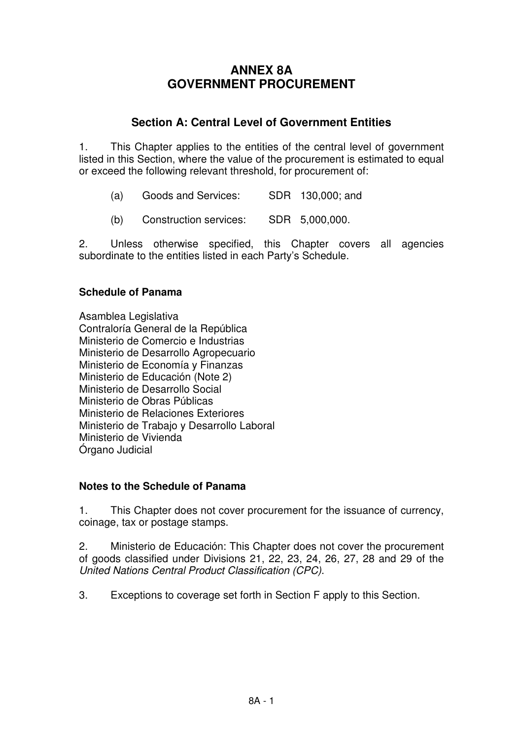# ANNEX 8A
# GOVERNMENT PROCUREMENT

## Section A: Central Level of Government Entities

1. This Chapter applies to the entities of the central level of government listed in this Section, where the value of the procurement is estimated to equal or exceed the following relevant threshold, for procurement of:

   (a) Goods and Services: SDR 130,000; and

   (b) Construction services: SDR 5,000,000.

2. Unless otherwise specified, this Chapter covers all agencies subordinate to the entities listed in each Party's Schedule.

### Schedule of Panama

Asamblea Legislativa
Contraloría General de la República
Ministerio de Comercio e Industrias
Ministerio de Desarrollo Agropecuario
Ministerio de Economía y Finanzas
Ministerio de Educación (Note 2)
Ministerio de Desarrollo Social
Ministerio de Obras Públicas
Ministerio de Relaciones Exteriores
Ministerio de Trabajo y Desarrollo Laboral
Ministerio de Vivienda
Órgano Judicial

### Notes to the Schedule of Panama

1. This Chapter does not cover procurement for the issuance of currency, coinage, tax or postage stamps.

2. Ministerio de Educación: This Chapter does not cover the procurement of goods classified under Divisions 21, 22, 23, 24, 26, 27, 28 and 29 of the *United Nations Central Product Classification (CPC)*.

3. Exceptions to coverage set forth in Section F apply to this Section.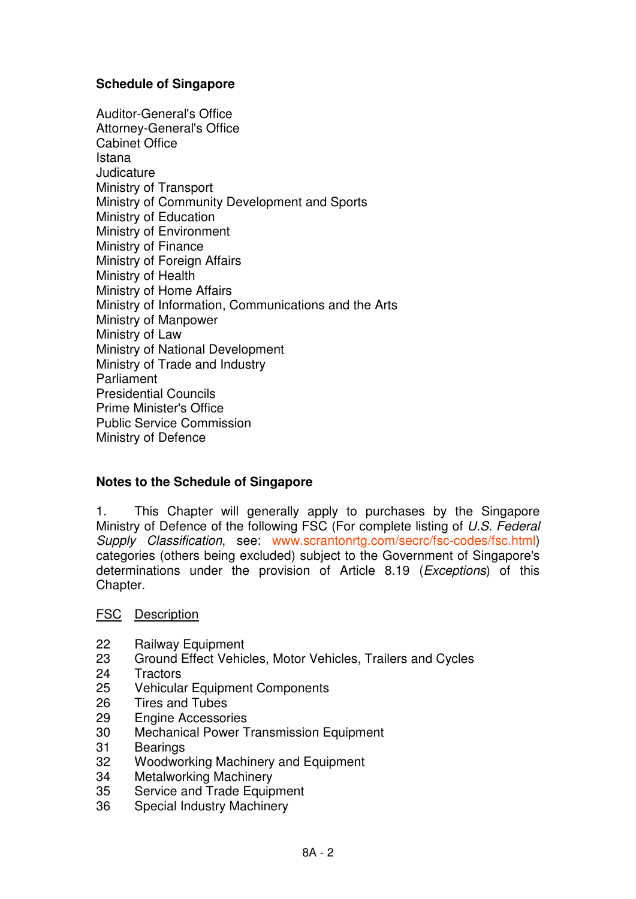**Schedule of Singapore**

Auditor-General's Office
Attorney-General's Office
Cabinet Office
Istana
Judicature
Ministry of Transport
Ministry of Community Development and Sports
Ministry of Education
Ministry of Environment
Ministry of Finance
Ministry of Foreign Affairs
Ministry of Health
Ministry of Home Affairs
Ministry of Information, Communications and the Arts
Ministry of Manpower
Ministry of Law
Ministry of National Development
Ministry of Trade and Industry
Parliament
Presidential Councils
Prime Minister's Office
Public Service Commission
Ministry of Defence

**Notes to the Schedule of Singapore**

1. This Chapter will generally apply to purchases by the Singapore Ministry of Defence of the following FSC (For complete listing of *U.S. Federal Supply Classification*, see: www.scrantonrtg.com/secrc/fsc-codes/fsc.html) categories (others being excluded) subject to the Government of Singapore's determinations under the provision of Article 8.19 (*Exceptions*) of this Chapter.

| FSC | Description |
|---|---|
| 22 | Railway Equipment |
| 23 | Ground Effect Vehicles, Motor Vehicles, Trailers and Cycles |
| 24 | Tractors |
| 25 | Vehicular Equipment Components |
| 26 | Tires and Tubes |
| 29 | Engine Accessories |
| 30 | Mechanical Power Transmission Equipment |
| 31 | Bearings |
| 32 | Woodworking Machinery and Equipment |
| 34 | Metalworking Machinery |
| 35 | Service and Trade Equipment |
| 36 | Special Industry Machinery |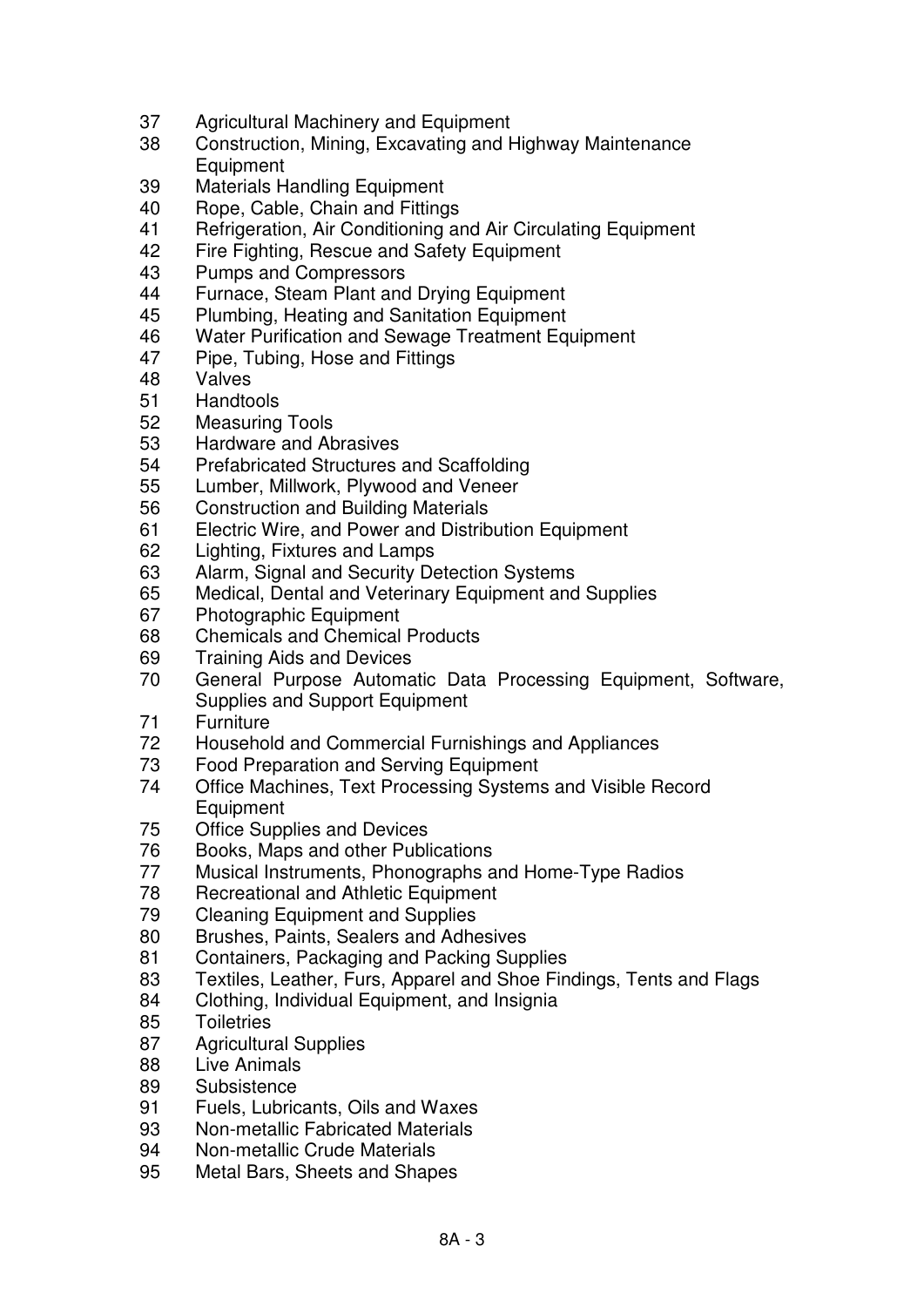37 Agricultural Machinery and Equipment
38 Construction, Mining, Excavating and Highway Maintenance Equipment
39 Materials Handling Equipment
40 Rope, Cable, Chain and Fittings
41 Refrigeration, Air Conditioning and Air Circulating Equipment
42 Fire Fighting, Rescue and Safety Equipment
43 Pumps and Compressors
44 Furnace, Steam Plant and Drying Equipment
45 Plumbing, Heating and Sanitation Equipment
46 Water Purification and Sewage Treatment Equipment
47 Pipe, Tubing, Hose and Fittings
48 Valves
51 Handtools
52 Measuring Tools
53 Hardware and Abrasives
54 Prefabricated Structures and Scaffolding
55 Lumber, Millwork, Plywood and Veneer
56 Construction and Building Materials
61 Electric Wire, and Power and Distribution Equipment
62 Lighting, Fixtures and Lamps
63 Alarm, Signal and Security Detection Systems
65 Medical, Dental and Veterinary Equipment and Supplies
67 Photographic Equipment
68 Chemicals and Chemical Products
69 Training Aids and Devices
70 General Purpose Automatic Data Processing Equipment, Software, Supplies and Support Equipment
71 Furniture
72 Household and Commercial Furnishings and Appliances
73 Food Preparation and Serving Equipment
74 Office Machines, Text Processing Systems and Visible Record Equipment
75 Office Supplies and Devices
76 Books, Maps and other Publications
77 Musical Instruments, Phonographs and Home-Type Radios
78 Recreational and Athletic Equipment
79 Cleaning Equipment and Supplies
80 Brushes, Paints, Sealers and Adhesives
81 Containers, Packaging and Packing Supplies
83 Textiles, Leather, Furs, Apparel and Shoe Findings, Tents and Flags
84 Clothing, Individual Equipment, and Insignia
85 Toiletries
87 Agricultural Supplies
88 Live Animals
89 Subsistence
91 Fuels, Lubricants, Oils and Waxes
93 Non-metallic Fabricated Materials
94 Non-metallic Crude Materials
95 Metal Bars, Sheets and Shapes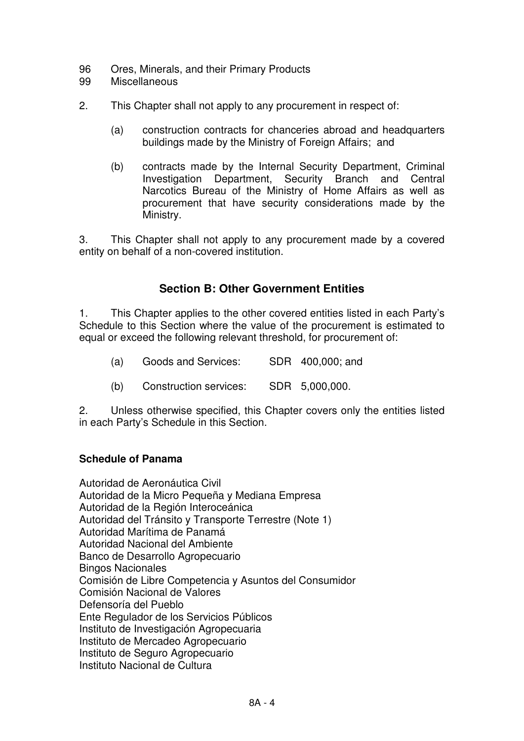96 Ores, Minerals, and their Primary Products
99 Miscellaneous

2. This Chapter shall not apply to any procurement in respect of:

   (a) construction contracts for chanceries abroad and headquarters buildings made by the Ministry of Foreign Affairs; and

   (b) contracts made by the Internal Security Department, Criminal Investigation Department, Security Branch and Central Narcotics Bureau of the Ministry of Home Affairs as well as procurement that have security considerations made by the Ministry.

3. This Chapter shall not apply to any procurement made by a covered entity on behalf of a non-covered institution.

## Section B: Other Government Entities

1. This Chapter applies to the other covered entities listed in each Party's Schedule to this Section where the value of the procurement is estimated to equal or exceed the following relevant threshold, for procurement of:

   (a) Goods and Services: SDR 400,000; and

   (b) Construction services: SDR 5,000,000.

2. Unless otherwise specified, this Chapter covers only the entities listed in each Party's Schedule in this Section.

**Schedule of Panama**

Autoridad de Aeronáutica Civil
Autoridad de la Micro Pequeña y Mediana Empresa
Autoridad de la Región Interoceánica
Autoridad del Tránsito y Transporte Terrestre (Note 1)
Autoridad Marítima de Panamá
Autoridad Nacional del Ambiente
Banco de Desarrollo Agropecuario
Bingos Nacionales
Comisión de Libre Competencia y Asuntos del Consumidor
Comisión Nacional de Valores
Defensoría del Pueblo
Ente Regulador de los Servicios Públicos
Instituto de Investigación Agropecuaria
Instituto de Mercadeo Agropecuario
Instituto de Seguro Agropecuario
Instituto Nacional de Cultura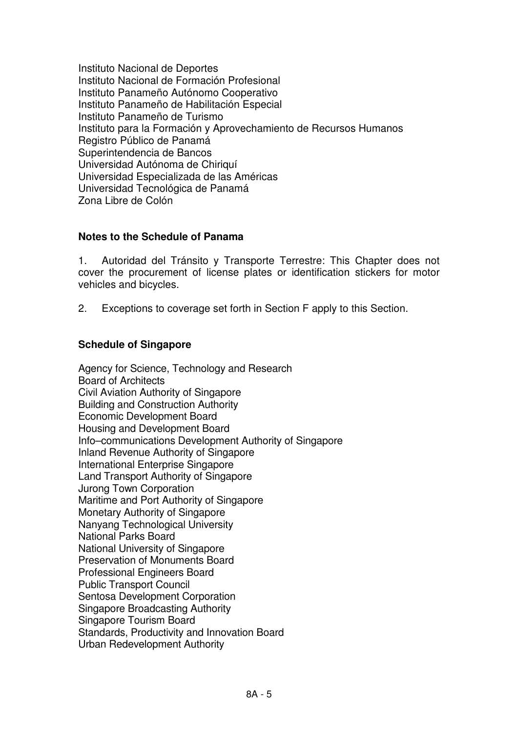Instituto Nacional de Deportes
Instituto Nacional de Formación Profesional
Instituto Panameño Autónomo Cooperativo
Instituto Panameño de Habilitación Especial
Instituto Panameño de Turismo
Instituto para la Formación y Aprovechamiento de Recursos Humanos
Registro Público de Panamá
Superintendencia de Bancos
Universidad Autónoma de Chiriquí
Universidad Especializada de las Américas
Universidad Tecnológica de Panamá
Zona Libre de Colón

**Notes to the Schedule of Panama**

1. Autoridad del Tránsito y Transporte Terrestre: This Chapter does not cover the procurement of license plates or identification stickers for motor vehicles and bicycles.

2. Exceptions to coverage set forth in Section F apply to this Section.

**Schedule of Singapore**

Agency for Science, Technology and Research
Board of Architects
Civil Aviation Authority of Singapore
Building and Construction Authority
Economic Development Board
Housing and Development Board
Info–communications Development Authority of Singapore
Inland Revenue Authority of Singapore
International Enterprise Singapore
Land Transport Authority of Singapore
Jurong Town Corporation
Maritime and Port Authority of Singapore
Monetary Authority of Singapore
Nanyang Technological University
National Parks Board
National University of Singapore
Preservation of Monuments Board
Professional Engineers Board
Public Transport Council
Sentosa Development Corporation
Singapore Broadcasting Authority
Singapore Tourism Board
Standards, Productivity and Innovation Board
Urban Redevelopment Authority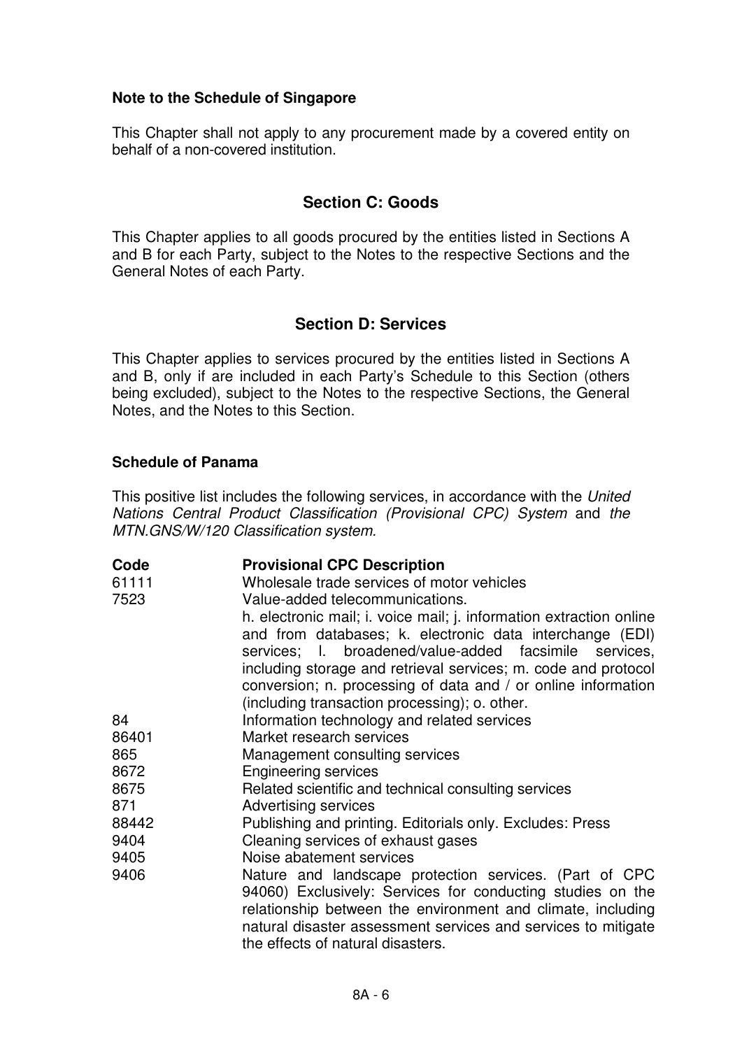**Note to the Schedule of Singapore**

This Chapter shall not apply to any procurement made by a covered entity on behalf of a non-covered institution.

## Section C: Goods

This Chapter applies to all goods procured by the entities listed in Sections A and B for each Party, subject to the Notes to the respective Sections and the General Notes of each Party.

## Section D: Services

This Chapter applies to services procured by the entities listed in Sections A and B, only if are included in each Party's Schedule to this Section (others being excluded), subject to the Notes to the respective Sections, the General Notes, and the Notes to this Section.

**Schedule of Panama**

This positive list includes the following services, in accordance with the *United Nations Central Product Classification (Provisional CPC) System* and *the MTN.GNS/W/120 Classification system.*

| **Code** | **Provisional CPC Description** |
|---|---|
| 61111 | Wholesale trade services of motor vehicles |
| 7523 | Value-added telecommunications. h. electronic mail; i. voice mail; j. information extraction online and from databases; k. electronic data interchange (EDI) services; l. broadened/value-added facsimile services, including storage and retrieval services; m. code and protocol conversion; n. processing of data and / or online information (including transaction processing); o. other. |
| 84 | Information technology and related services |
| 86401 | Market research services |
| 865 | Management consulting services |
| 8672 | Engineering services |
| 8675 | Related scientific and technical consulting services |
| 871 | Advertising services |
| 88442 | Publishing and printing. Editorials only. Excludes: Press |
| 9404 | Cleaning services of exhaust gases |
| 9405 | Noise abatement services |
| 9406 | Nature and landscape protection services. (Part of CPC 94060) Exclusively: Services for conducting studies on the relationship between the environment and climate, including natural disaster assessment services and services to mitigate the effects of natural disasters. |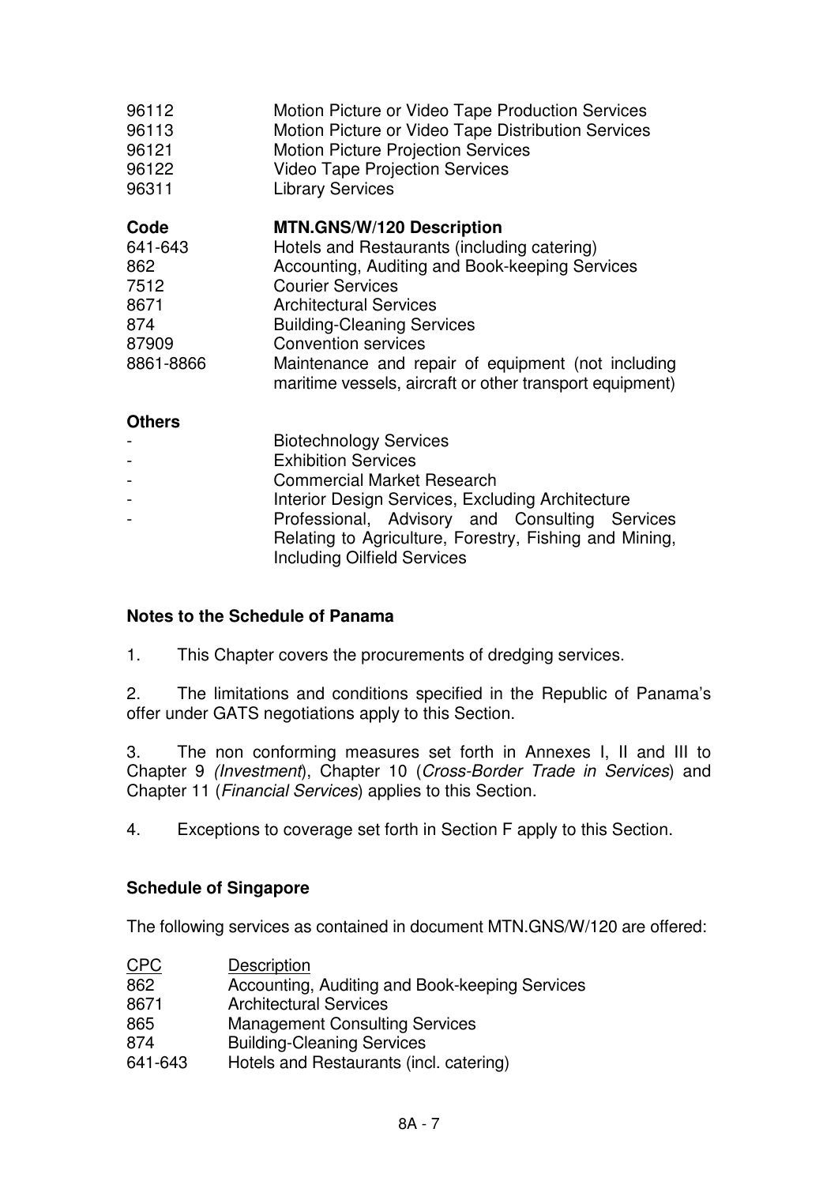| | |
|---|---|
| 96112 | Motion Picture or Video Tape Production Services |
| 96113 | Motion Picture or Video Tape Distribution Services |
| 96121 | Motion Picture Projection Services |
| 96122 | Video Tape Projection Services |
| 96311 | Library Services |

| **Code** | **MTN.GNS/W/120 Description** |
|---|---|
| 641-643 | Hotels and Restaurants (including catering) |
| 862 | Accounting, Auditing and Book-keeping Services |
| 7512 | Courier Services |
| 8671 | Architectural Services |
| 874 | Building-Cleaning Services |
| 87909 | Convention services |
| 8861-8866 | Maintenance and repair of equipment (not including maritime vessels, aircraft or other transport equipment) |

**Others**

| | |
|---|---|
| - | Biotechnology Services |
| - | Exhibition Services |
| - | Commercial Market Research |
| - | Interior Design Services, Excluding Architecture |
| - | Professional, Advisory and Consulting Services Relating to Agriculture, Forestry, Fishing and Mining, Including Oilfield Services |

**Notes to the Schedule of Panama**

1. This Chapter covers the procurements of dredging services.

2. The limitations and conditions specified in the Republic of Panama's offer under GATS negotiations apply to this Section.

3. The non conforming measures set forth in Annexes I, II and III to Chapter 9 *(Investment*), Chapter 10 (*Cross-Border Trade in Services*) and Chapter 11 (*Financial Services*) applies to this Section.

4. Exceptions to coverage set forth in Section F apply to this Section.

**Schedule of Singapore**

The following services as contained in document MTN.GNS/W/120 are offered:

| <u>CPC</u> | <u>Description</u> |
|---|---|
| 862 | Accounting, Auditing and Book-keeping Services |
| 8671 | Architectural Services |
| 865 | Management Consulting Services |
| 874 | Building-Cleaning Services |
| 641-643 | Hotels and Restaurants (incl. catering) |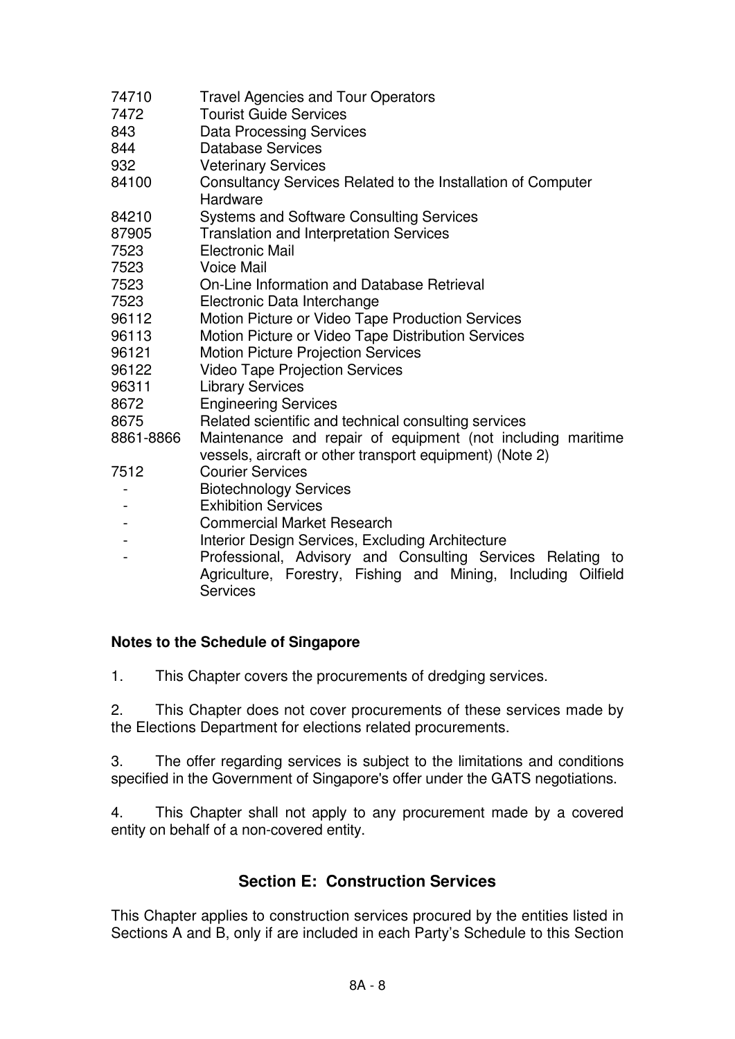| | |
|---|---|
| 74710 | Travel Agencies and Tour Operators |
| 7472 | Tourist Guide Services |
| 843 | Data Processing Services |
| 844 | Database Services |
| 932 | Veterinary Services |
| 84100 | Consultancy Services Related to the Installation of Computer Hardware |
| 84210 | Systems and Software Consulting Services |
| 87905 | Translation and Interpretation Services |
| 7523 | Electronic Mail |
| 7523 | Voice Mail |
| 7523 | On-Line Information and Database Retrieval |
| 7523 | Electronic Data Interchange |
| 96112 | Motion Picture or Video Tape Production Services |
| 96113 | Motion Picture or Video Tape Distribution Services |
| 96121 | Motion Picture Projection Services |
| 96122 | Video Tape Projection Services |
| 96311 | Library Services |
| 8672 | Engineering Services |
| 8675 | Related scientific and technical consulting services |
| 8861-8866 | Maintenance and repair of equipment (not including maritime vessels, aircraft or other transport equipment) (Note 2) |
| 7512 | Courier Services |
| - | Biotechnology Services |
| - | Exhibition Services |
| - | Commercial Market Research |
| - | Interior Design Services, Excluding Architecture |
| - | Professional, Advisory and Consulting Services Relating to Agriculture, Forestry, Fishing and Mining, Including Oilfield Services |

**Notes to the Schedule of Singapore**

1. This Chapter covers the procurements of dredging services.

2. This Chapter does not cover procurements of these services made by the Elections Department for elections related procurements.

3. The offer regarding services is subject to the limitations and conditions specified in the Government of Singapore's offer under the GATS negotiations.

4. This Chapter shall not apply to any procurement made by a covered entity on behalf of a non-covered entity.

## Section E: Construction Services

This Chapter applies to construction services procured by the entities listed in Sections A and B, only if are included in each Party's Schedule to this Section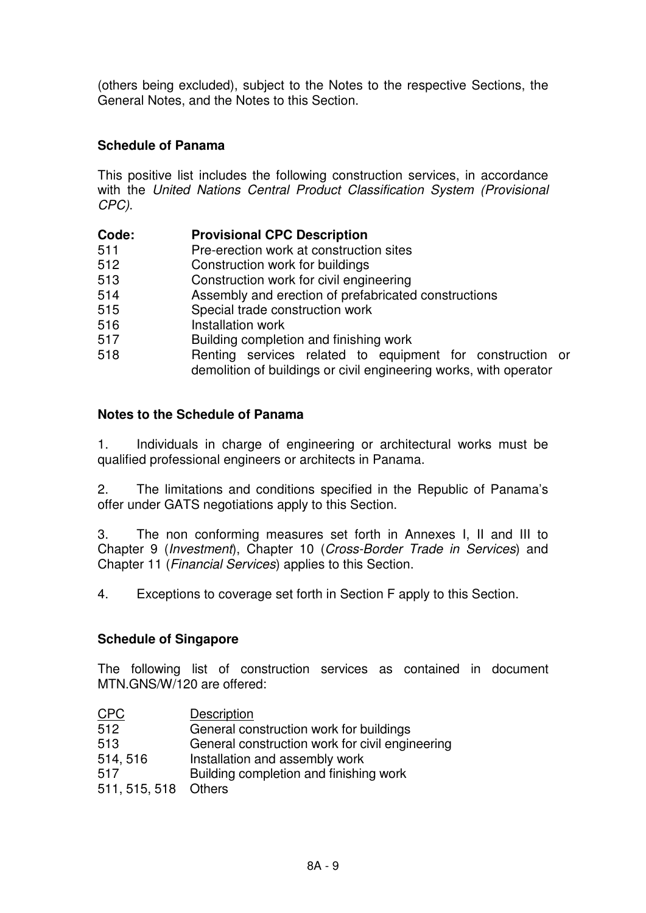(others being excluded), subject to the Notes to the respective Sections, the General Notes, and the Notes to this Section.

**Schedule of Panama**

This positive list includes the following construction services, in accordance with the *United Nations Central Product Classification System (Provisional CPC)*.

| **Code:** | **Provisional CPC Description** |
|---|---|
| 511 | Pre-erection work at construction sites |
| 512 | Construction work for buildings |
| 513 | Construction work for civil engineering |
| 514 | Assembly and erection of prefabricated constructions |
| 515 | Special trade construction work |
| 516 | Installation work |
| 517 | Building completion and finishing work |
| 518 | Renting services related to equipment for construction or demolition of buildings or civil engineering works, with operator |

**Notes to the Schedule of Panama**

1. Individuals in charge of engineering or architectural works must be qualified professional engineers or architects in Panama.

2. The limitations and conditions specified in the Republic of Panama's offer under GATS negotiations apply to this Section.

3. The non conforming measures set forth in Annexes I, II and III to Chapter 9 (*Investment*), Chapter 10 (*Cross-Border Trade in Services*) and Chapter 11 (*Financial Services*) applies to this Section.

4. Exceptions to coverage set forth in Section F apply to this Section.

**Schedule of Singapore**

The following list of construction services as contained in document MTN.GNS/W/120 are offered:

| CPC | Description |
|---|---|
| 512 | General construction work for buildings |
| 513 | General construction work for civil engineering |
| 514, 516 | Installation and assembly work |
| 517 | Building completion and finishing work |
| 511, 515, 518 | Others |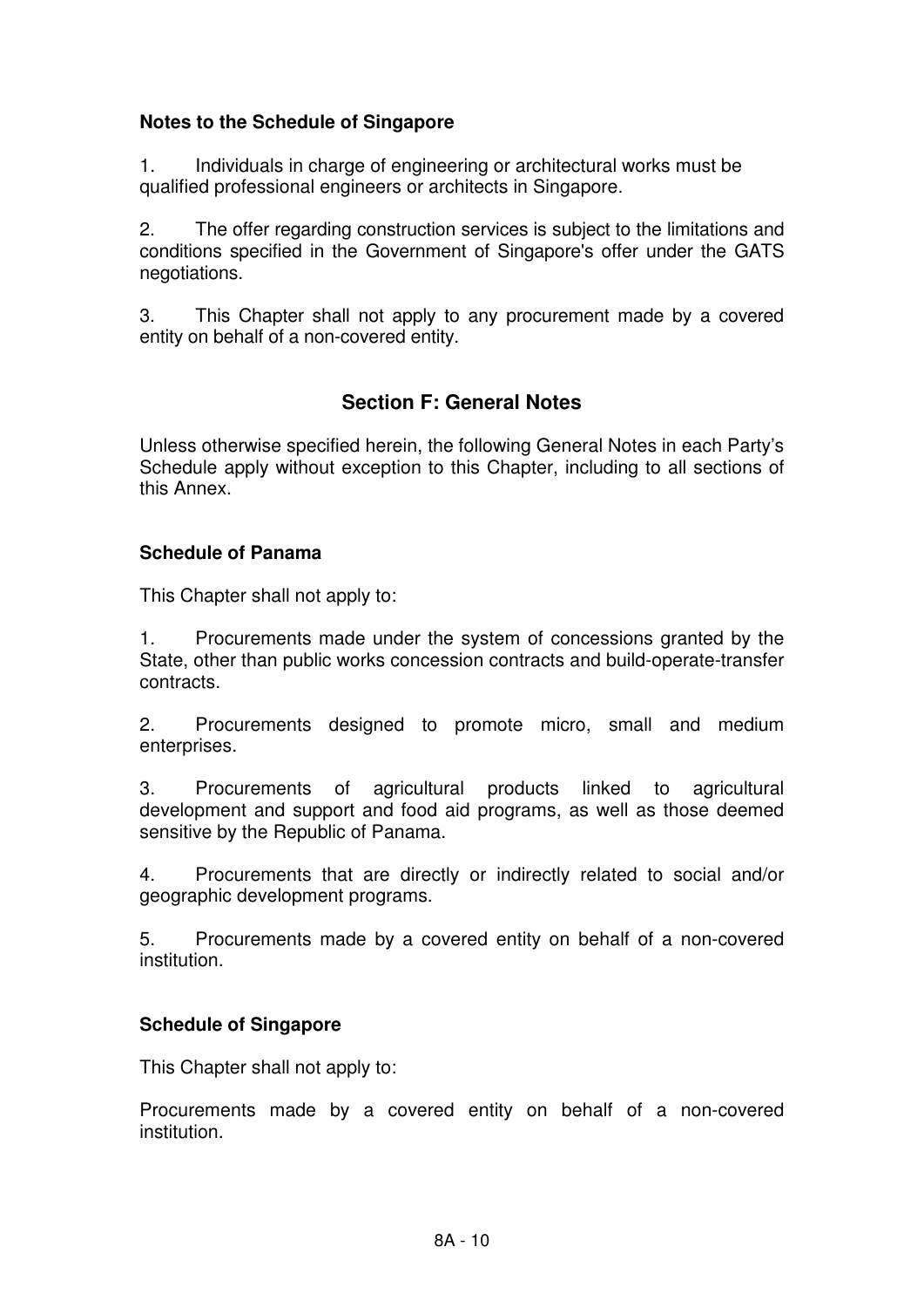**Notes to the Schedule of Singapore**

1. Individuals in charge of engineering or architectural works must be qualified professional engineers or architects in Singapore.

2. The offer regarding construction services is subject to the limitations and conditions specified in the Government of Singapore's offer under the GATS negotiations.

3. This Chapter shall not apply to any procurement made by a covered entity on behalf of a non-covered entity.

## Section F: General Notes

Unless otherwise specified herein, the following General Notes in each Party's Schedule apply without exception to this Chapter, including to all sections of this Annex.

**Schedule of Panama**

This Chapter shall not apply to:

1. Procurements made under the system of concessions granted by the State, other than public works concession contracts and build-operate-transfer contracts.

2. Procurements designed to promote micro, small and medium enterprises.

3. Procurements of agricultural products linked to agricultural development and support and food aid programs, as well as those deemed sensitive by the Republic of Panama.

4. Procurements that are directly or indirectly related to social and/or geographic development programs.

5. Procurements made by a covered entity on behalf of a non-covered institution.

**Schedule of Singapore**

This Chapter shall not apply to:

Procurements made by a covered entity on behalf of a non-covered institution.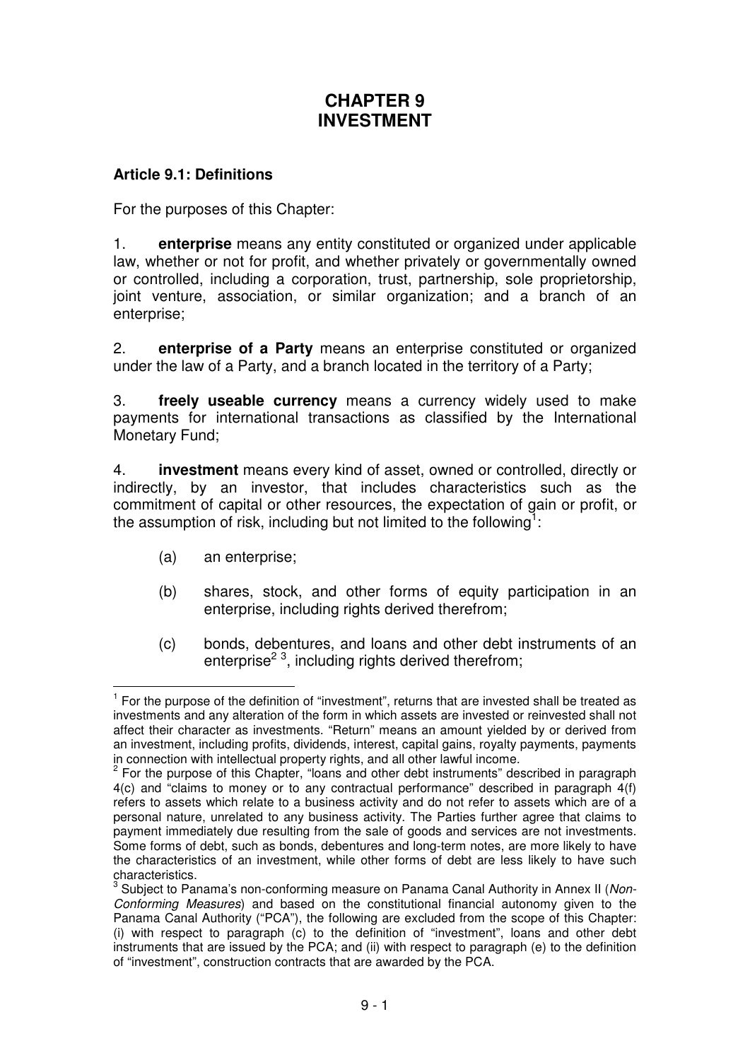# CHAPTER 9
# INVESTMENT

### Article 9.1: Definitions

For the purposes of this Chapter:

1. **enterprise** means any entity constituted or organized under applicable law, whether or not for profit, and whether privately or governmentally owned or controlled, including a corporation, trust, partnership, sole proprietorship, joint venture, association, or similar organization; and a branch of an enterprise;

2. **enterprise of a Party** means an enterprise constituted or organized under the law of a Party, and a branch located in the territory of a Party;

3. **freely useable currency** means a currency widely used to make payments for international transactions as classified by the International Monetary Fund;

4. **investment** means every kind of asset, owned or controlled, directly or indirectly, by an investor, that includes characteristics such as the commitment of capital or other resources, the expectation of gain or profit, or the assumption of risk, including but not limited to the following[1]:

(a) an enterprise;

(b) shares, stock, and other forms of equity participation in an enterprise, including rights derived therefrom;

(c) bonds, debentures, and loans and other debt instruments of an enterprise[2 3], including rights derived therefrom;

---

[1] For the purpose of the definition of "investment", returns that are invested shall be treated as investments and any alteration of the form in which assets are invested or reinvested shall not affect their character as investments. "Return" means an amount yielded by or derived from an investment, including profits, dividends, interest, capital gains, royalty payments, payments in connection with intellectual property rights, and all other lawful income.

[2] For the purpose of this Chapter, "loans and other debt instruments" described in paragraph 4(c) and "claims to money or to any contractual performance" described in paragraph 4(f) refers to assets which relate to a business activity and do not refer to assets which are of a personal nature, unrelated to any business activity. The Parties further agree that claims to payment immediately due resulting from the sale of goods and services are not investments. Some forms of debt, such as bonds, debentures and long-term notes, are more likely to have the characteristics of an investment, while other forms of debt are less likely to have such characteristics.

[3] Subject to Panama's non-conforming measure on Panama Canal Authority in Annex II (*Non-Conforming Measures*) and based on the constitutional financial autonomy given to the Panama Canal Authority ("PCA"), the following are excluded from the scope of this Chapter: (i) with respect to paragraph (c) to the definition of "investment", loans and other debt instruments that are issued by the PCA; and (ii) with respect to paragraph (e) to the definition of "investment", construction contracts that are awarded by the PCA.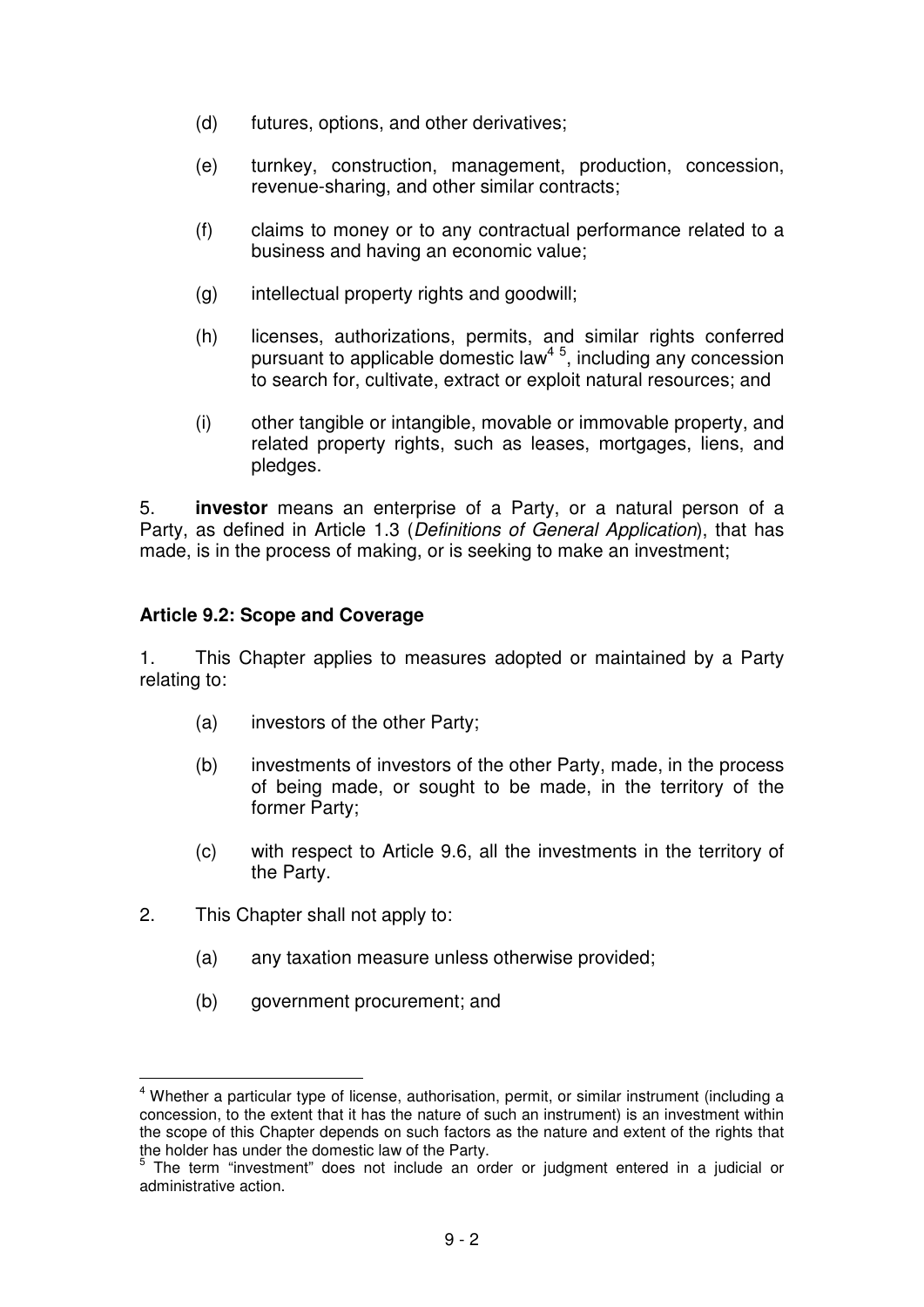(d) futures, options, and other derivatives;

(e) turnkey, construction, management, production, concession, revenue-sharing, and other similar contracts;

(f) claims to money or to any contractual performance related to a business and having an economic value;

(g) intellectual property rights and goodwill;

(h) licenses, authorizations, permits, and similar rights conferred pursuant to applicable domestic law[4] [5], including any concession to search for, cultivate, extract or exploit natural resources; and

(i) other tangible or intangible, movable or immovable property, and related property rights, such as leases, mortgages, liens, and pledges.

5. **investor** means an enterprise of a Party, or a natural person of a Party, as defined in Article 1.3 (*Definitions of General Application*), that has made, is in the process of making, or is seeking to make an investment;

**Article 9.2: Scope and Coverage**

1. This Chapter applies to measures adopted or maintained by a Party relating to:

(a) investors of the other Party;

(b) investments of investors of the other Party, made, in the process of being made, or sought to be made, in the territory of the former Party;

(c) with respect to Article 9.6, all the investments in the territory of the Party.

2. This Chapter shall not apply to:

(a) any taxation measure unless otherwise provided;

(b) government procurement; and

---

[4] Whether a particular type of license, authorisation, permit, or similar instrument (including a concession, to the extent that it has the nature of such an instrument) is an investment within the scope of this Chapter depends on such factors as the nature and extent of the rights that the holder has under the domestic law of the Party.

[5] The term "investment" does not include an order or judgment entered in a judicial or administrative action.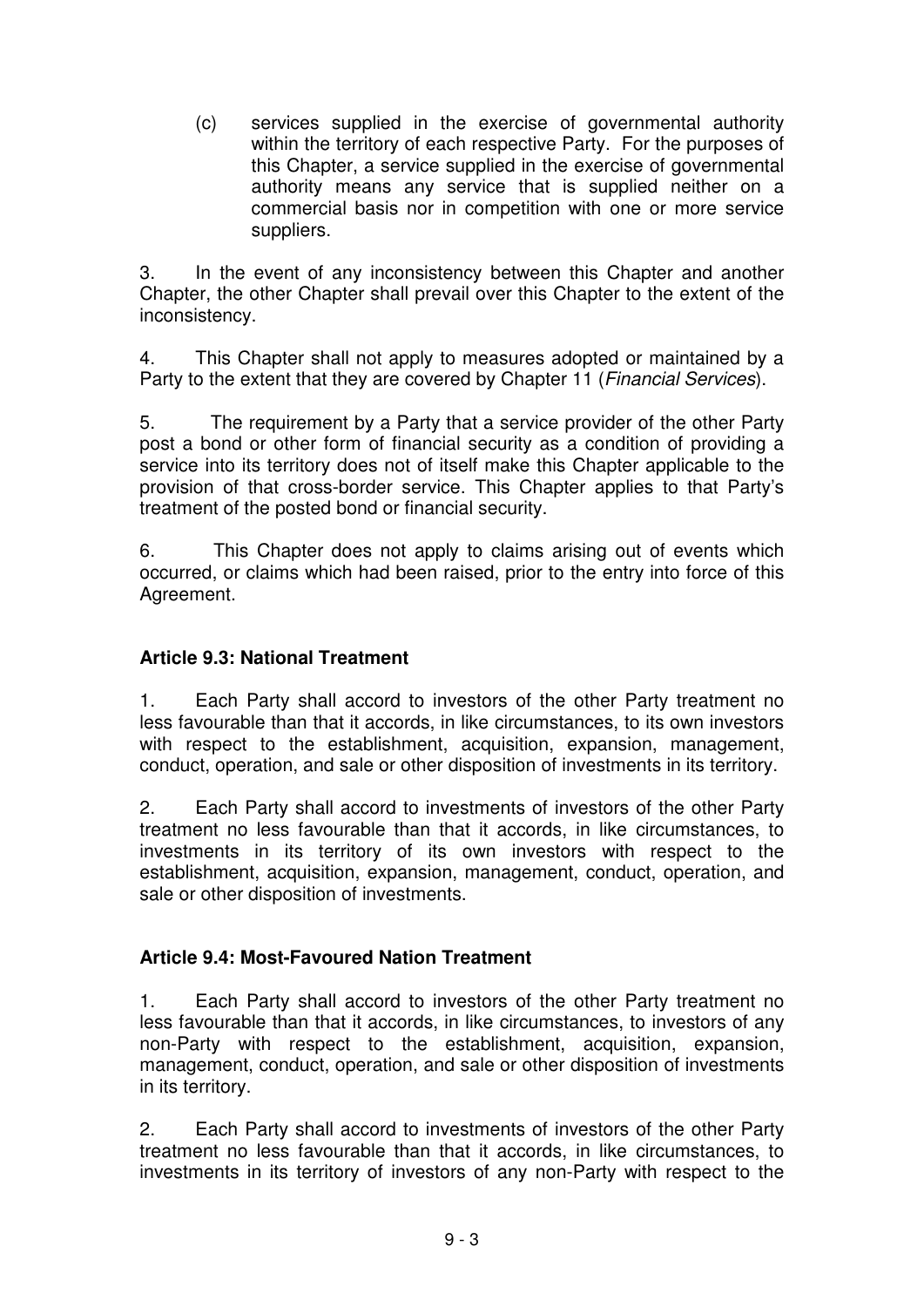(c) services supplied in the exercise of governmental authority within the territory of each respective Party. For the purposes of this Chapter, a service supplied in the exercise of governmental authority means any service that is supplied neither on a commercial basis nor in competition with one or more service suppliers.

3. In the event of any inconsistency between this Chapter and another Chapter, the other Chapter shall prevail over this Chapter to the extent of the inconsistency.

4. This Chapter shall not apply to measures adopted or maintained by a Party to the extent that they are covered by Chapter 11 (*Financial Services*).

5. The requirement by a Party that a service provider of the other Party post a bond or other form of financial security as a condition of providing a service into its territory does not of itself make this Chapter applicable to the provision of that cross-border service. This Chapter applies to that Party's treatment of the posted bond or financial security.

6. This Chapter does not apply to claims arising out of events which occurred, or claims which had been raised, prior to the entry into force of this Agreement.

**Article 9.3: National Treatment**

1. Each Party shall accord to investors of the other Party treatment no less favourable than that it accords, in like circumstances, to its own investors with respect to the establishment, acquisition, expansion, management, conduct, operation, and sale or other disposition of investments in its territory.

2. Each Party shall accord to investments of investors of the other Party treatment no less favourable than that it accords, in like circumstances, to investments in its territory of its own investors with respect to the establishment, acquisition, expansion, management, conduct, operation, and sale or other disposition of investments.

**Article 9.4: Most-Favoured Nation Treatment**

1. Each Party shall accord to investors of the other Party treatment no less favourable than that it accords, in like circumstances, to investors of any non-Party with respect to the establishment, acquisition, expansion, management, conduct, operation, and sale or other disposition of investments in its territory.

2. Each Party shall accord to investments of investors of the other Party treatment no less favourable than that it accords, in like circumstances, to investments in its territory of investors of any non-Party with respect to the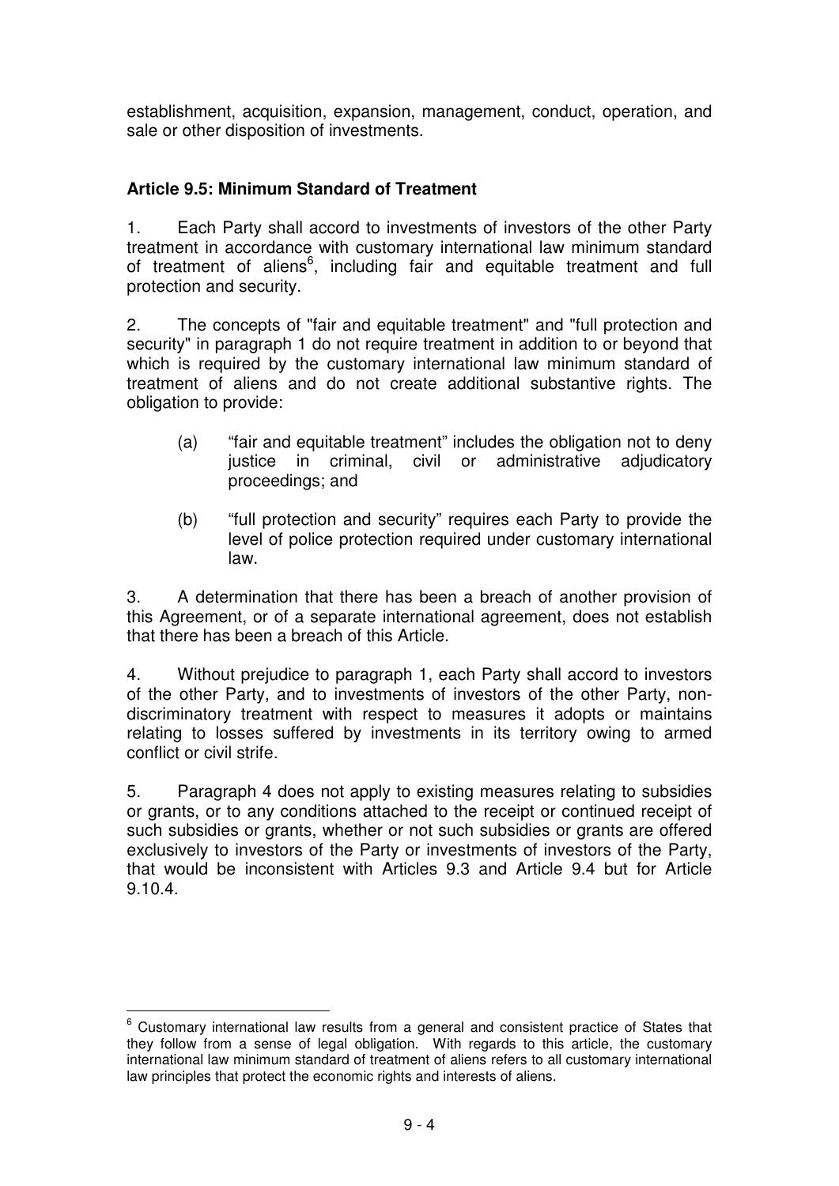establishment, acquisition, expansion, management, conduct, operation, and sale or other disposition of investments.

**Article 9.5: Minimum Standard of Treatment**

1. Each Party shall accord to investments of investors of the other Party treatment in accordance with customary international law minimum standard of treatment of aliens[6], including fair and equitable treatment and full protection and security.

2. The concepts of "fair and equitable treatment" and "full protection and security" in paragraph 1 do not require treatment in addition to or beyond that which is required by the customary international law minimum standard of treatment of aliens and do not create additional substantive rights. The obligation to provide:

   (a) "fair and equitable treatment" includes the obligation not to deny justice in criminal, civil or administrative adjudicatory proceedings; and

   (b) "full protection and security" requires each Party to provide the level of police protection required under customary international law.

3. A determination that there has been a breach of another provision of this Agreement, or of a separate international agreement, does not establish that there has been a breach of this Article.

4. Without prejudice to paragraph 1, each Party shall accord to investors of the other Party, and to investments of investors of the other Party, non-discriminatory treatment with respect to measures it adopts or maintains relating to losses suffered by investments in its territory owing to armed conflict or civil strife.

5. Paragraph 4 does not apply to existing measures relating to subsidies or grants, or to any conditions attached to the receipt or continued receipt of such subsidies or grants, whether or not such subsidies or grants are offered exclusively to investors of the Party or investments of investors of the Party, that would be inconsistent with Articles 9.3 and Article 9.4 but for Article 9.10.4.

---

[6] Customary international law results from a general and consistent practice of States that they follow from a sense of legal obligation. With regards to this article, the customary international law minimum standard of treatment of aliens refers to all customary international law principles that protect the economic rights and interests of aliens.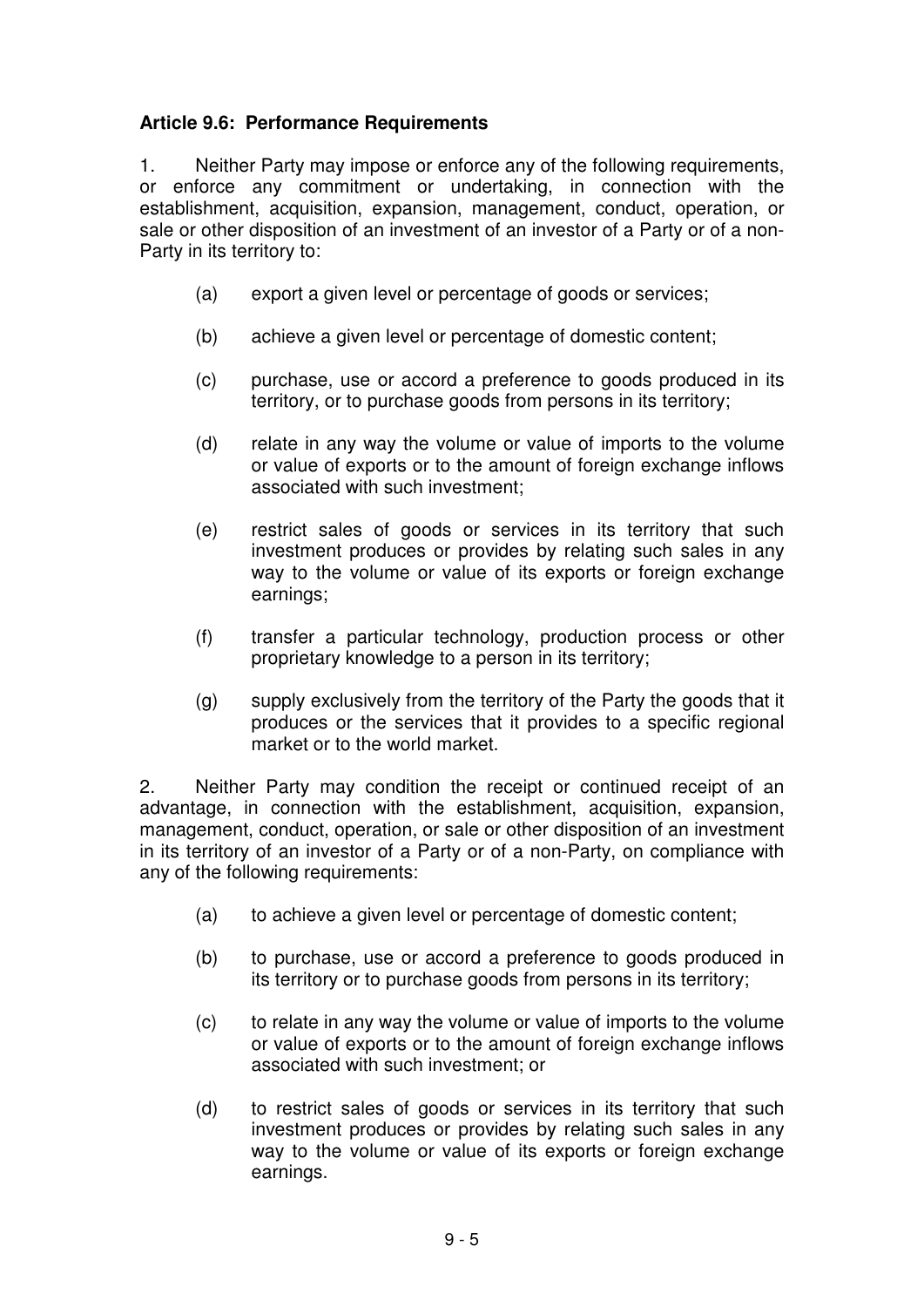**Article 9.6: Performance Requirements**

1. Neither Party may impose or enforce any of the following requirements, or enforce any commitment or undertaking, in connection with the establishment, acquisition, expansion, management, conduct, operation, or sale or other disposition of an investment of an investor of a Party or of a non-Party in its territory to:

(a) export a given level or percentage of goods or services;

(b) achieve a given level or percentage of domestic content;

(c) purchase, use or accord a preference to goods produced in its territory, or to purchase goods from persons in its territory;

(d) relate in any way the volume or value of imports to the volume or value of exports or to the amount of foreign exchange inflows associated with such investment;

(e) restrict sales of goods or services in its territory that such investment produces or provides by relating such sales in any way to the volume or value of its exports or foreign exchange earnings;

(f) transfer a particular technology, production process or other proprietary knowledge to a person in its territory;

(g) supply exclusively from the territory of the Party the goods that it produces or the services that it provides to a specific regional market or to the world market.

2. Neither Party may condition the receipt or continued receipt of an advantage, in connection with the establishment, acquisition, expansion, management, conduct, operation, or sale or other disposition of an investment in its territory of an investor of a Party or of a non-Party, on compliance with any of the following requirements:

(a) to achieve a given level or percentage of domestic content;

(b) to purchase, use or accord a preference to goods produced in its territory or to purchase goods from persons in its territory;

(c) to relate in any way the volume or value of imports to the volume or value of exports or to the amount of foreign exchange inflows associated with such investment; or

(d) to restrict sales of goods or services in its territory that such investment produces or provides by relating such sales in any way to the volume or value of its exports or foreign exchange earnings.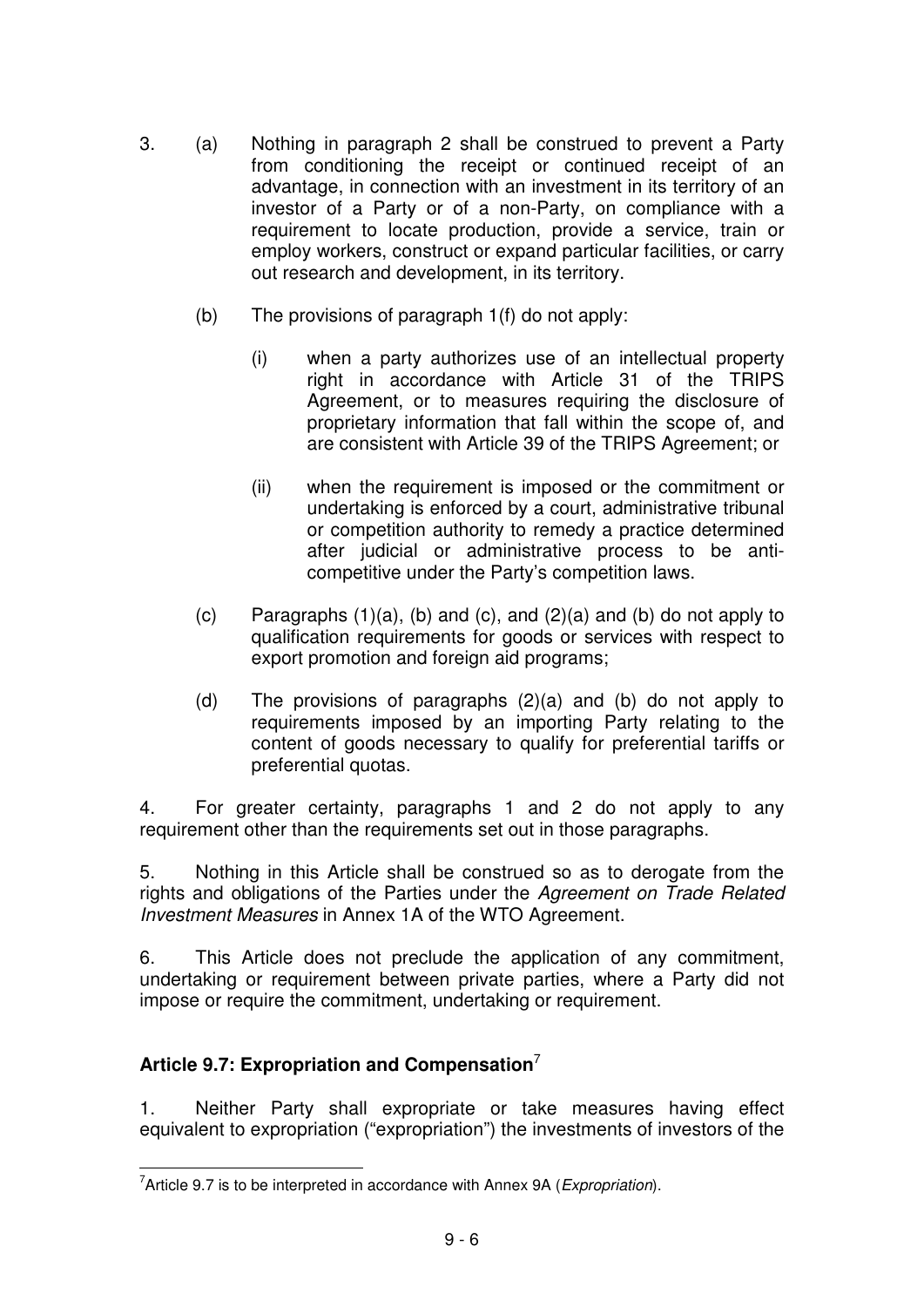3. (a) Nothing in paragraph 2 shall be construed to prevent a Party from conditioning the receipt or continued receipt of an advantage, in connection with an investment in its territory of an investor of a Party or of a non-Party, on compliance with a requirement to locate production, provide a service, train or employ workers, construct or expand particular facilities, or carry out research and development, in its territory.

   (b) The provisions of paragraph 1(f) do not apply:

      (i) when a party authorizes use of an intellectual property right in accordance with Article 31 of the TRIPS Agreement, or to measures requiring the disclosure of proprietary information that fall within the scope of, and are consistent with Article 39 of the TRIPS Agreement; or

      (ii) when the requirement is imposed or the commitment or undertaking is enforced by a court, administrative tribunal or competition authority to remedy a practice determined after judicial or administrative process to be anti-competitive under the Party's competition laws.

   (c) Paragraphs (1)(a), (b) and (c), and (2)(a) and (b) do not apply to qualification requirements for goods or services with respect to export promotion and foreign aid programs;

   (d) The provisions of paragraphs (2)(a) and (b) do not apply to requirements imposed by an importing Party relating to the content of goods necessary to qualify for preferential tariffs or preferential quotas.

4. For greater certainty, paragraphs 1 and 2 do not apply to any requirement other than the requirements set out in those paragraphs.

5. Nothing in this Article shall be construed so as to derogate from the rights and obligations of the Parties under the *Agreement on Trade Related Investment Measures* in Annex 1A of the WTO Agreement.

6. This Article does not preclude the application of any commitment, undertaking or requirement between private parties, where a Party did not impose or require the commitment, undertaking or requirement.

### Article 9.7: Expropriation and Compensation[7]

1. Neither Party shall expropriate or take measures having effect equivalent to expropriation ("expropriation") the investments of investors of the

[7] Article 9.7 is to be interpreted in accordance with Annex 9A (*Expropriation*).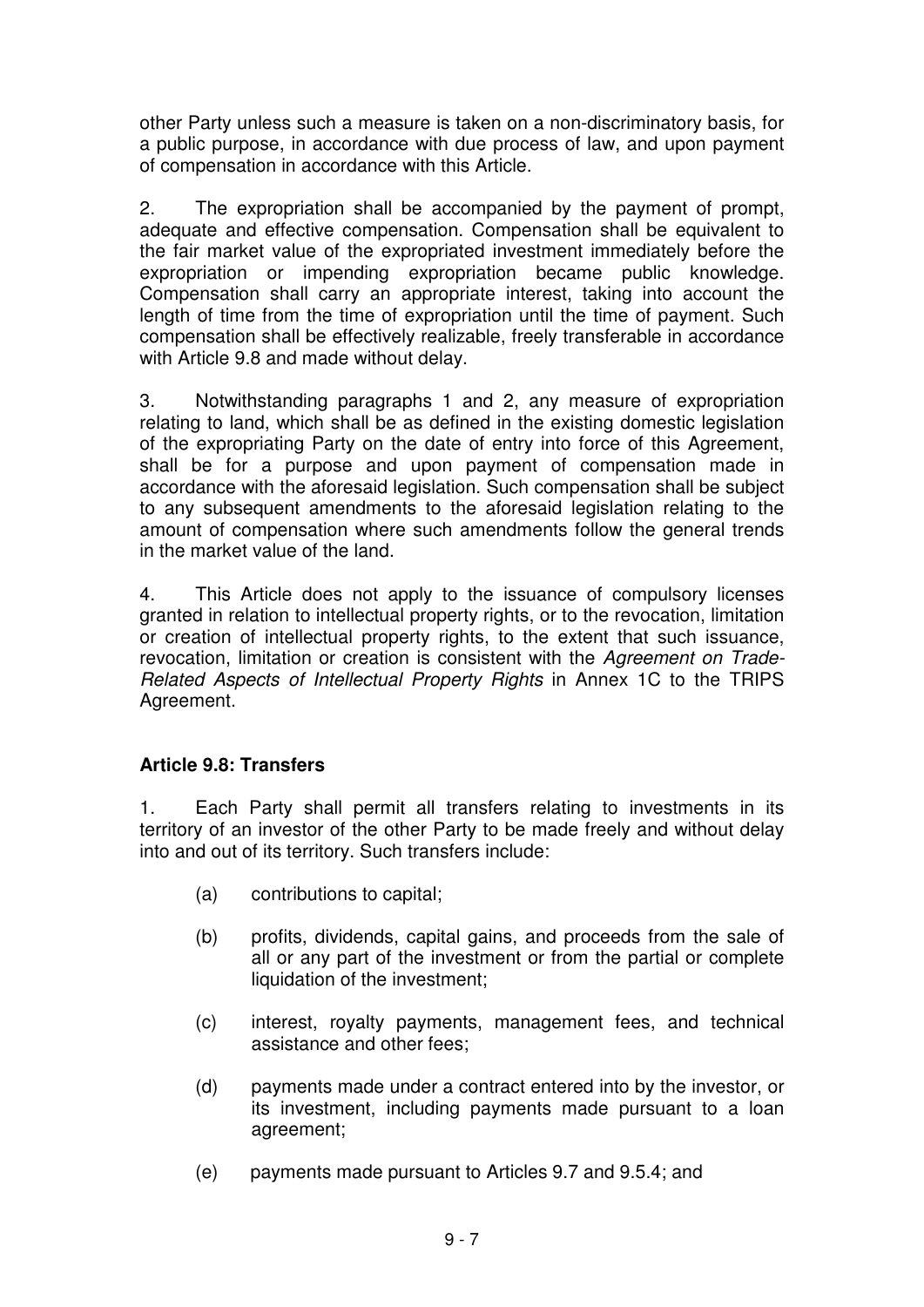other Party unless such a measure is taken on a non-discriminatory basis, for a public purpose, in accordance with due process of law, and upon payment of compensation in accordance with this Article.

2. The expropriation shall be accompanied by the payment of prompt, adequate and effective compensation. Compensation shall be equivalent to the fair market value of the expropriated investment immediately before the expropriation or impending expropriation became public knowledge. Compensation shall carry an appropriate interest, taking into account the length of time from the time of expropriation until the time of payment. Such compensation shall be effectively realizable, freely transferable in accordance with Article 9.8 and made without delay.

3. Notwithstanding paragraphs 1 and 2, any measure of expropriation relating to land, which shall be as defined in the existing domestic legislation of the expropriating Party on the date of entry into force of this Agreement, shall be for a purpose and upon payment of compensation made in accordance with the aforesaid legislation. Such compensation shall be subject to any subsequent amendments to the aforesaid legislation relating to the amount of compensation where such amendments follow the general trends in the market value of the land.

4. This Article does not apply to the issuance of compulsory licenses granted in relation to intellectual property rights, or to the revocation, limitation or creation of intellectual property rights, to the extent that such issuance, revocation, limitation or creation is consistent with the *Agreement on Trade-Related Aspects of Intellectual Property Rights* in Annex 1C to the TRIPS Agreement.

**Article 9.8: Transfers**

1. Each Party shall permit all transfers relating to investments in its territory of an investor of the other Party to be made freely and without delay into and out of its territory. Such transfers include:

(a) contributions to capital;

(b) profits, dividends, capital gains, and proceeds from the sale of all or any part of the investment or from the partial or complete liquidation of the investment;

(c) interest, royalty payments, management fees, and technical assistance and other fees;

(d) payments made under a contract entered into by the investor, or its investment, including payments made pursuant to a loan agreement;

(e) payments made pursuant to Articles 9.7 and 9.5.4; and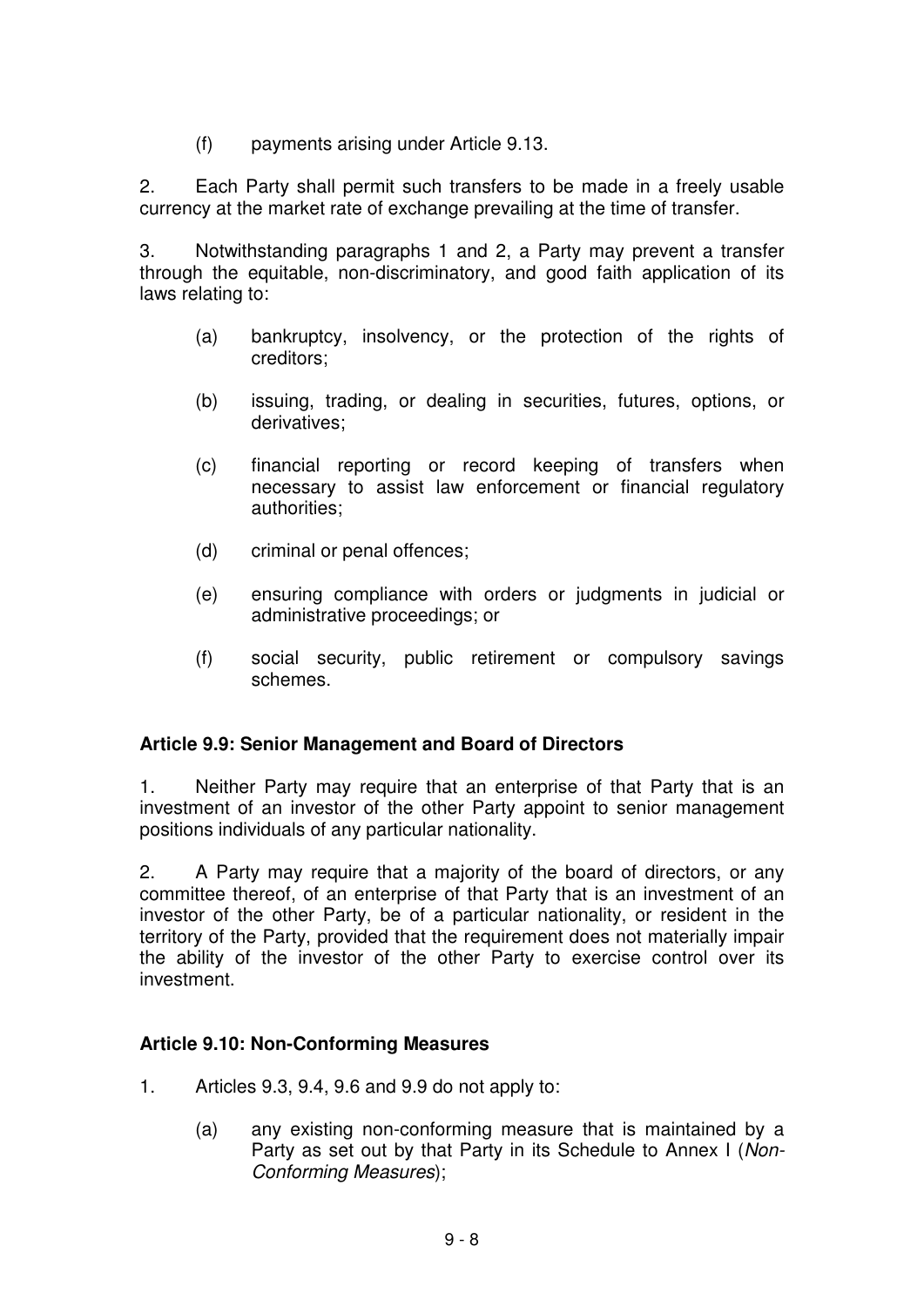(f) payments arising under Article 9.13.

2. Each Party shall permit such transfers to be made in a freely usable currency at the market rate of exchange prevailing at the time of transfer.

3. Notwithstanding paragraphs 1 and 2, a Party may prevent a transfer through the equitable, non-discriminatory, and good faith application of its laws relating to:

(a) bankruptcy, insolvency, or the protection of the rights of creditors;

(b) issuing, trading, or dealing in securities, futures, options, or derivatives;

(c) financial reporting or record keeping of transfers when necessary to assist law enforcement or financial regulatory authorities;

(d) criminal or penal offences;

(e) ensuring compliance with orders or judgments in judicial or administrative proceedings; or

(f) social security, public retirement or compulsory savings schemes.

### Article 9.9: Senior Management and Board of Directors

1. Neither Party may require that an enterprise of that Party that is an investment of an investor of the other Party appoint to senior management positions individuals of any particular nationality.

2. A Party may require that a majority of the board of directors, or any committee thereof, of an enterprise of that Party that is an investment of an investor of the other Party, be of a particular nationality, or resident in the territory of the Party, provided that the requirement does not materially impair the ability of the investor of the other Party to exercise control over its investment.

### Article 9.10: Non-Conforming Measures

1. Articles 9.3, 9.4, 9.6 and 9.9 do not apply to:

(a) any existing non-conforming measure that is maintained by a Party as set out by that Party in its Schedule to Annex I (*Non-Conforming Measures*);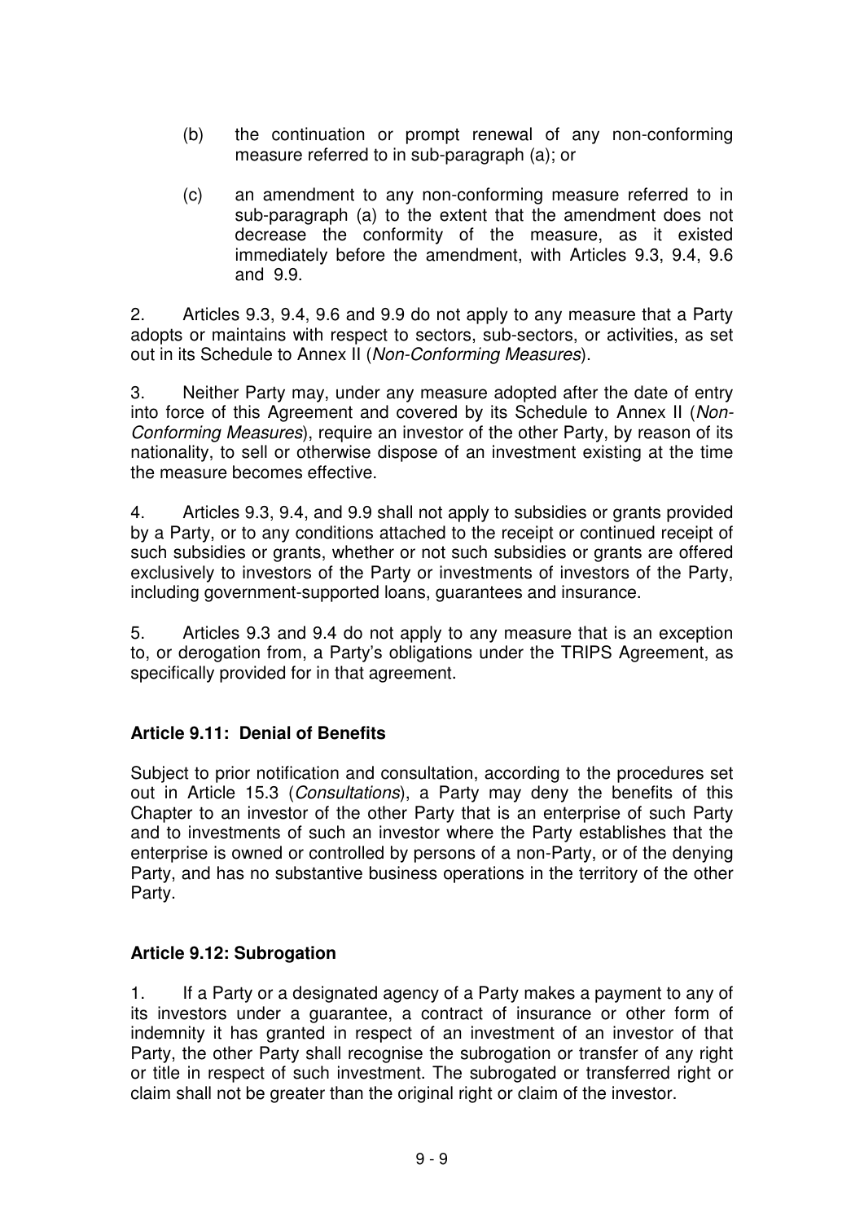(b) the continuation or prompt renewal of any non-conforming measure referred to in sub-paragraph (a); or

(c) an amendment to any non-conforming measure referred to in sub-paragraph (a) to the extent that the amendment does not decrease the conformity of the measure, as it existed immediately before the amendment, with Articles 9.3, 9.4, 9.6 and 9.9.

2. Articles 9.3, 9.4, 9.6 and 9.9 do not apply to any measure that a Party adopts or maintains with respect to sectors, sub-sectors, or activities, as set out in its Schedule to Annex II (*Non-Conforming Measures*).

3. Neither Party may, under any measure adopted after the date of entry into force of this Agreement and covered by its Schedule to Annex II (*Non-Conforming Measures*), require an investor of the other Party, by reason of its nationality, to sell or otherwise dispose of an investment existing at the time the measure becomes effective.

4. Articles 9.3, 9.4, and 9.9 shall not apply to subsidies or grants provided by a Party, or to any conditions attached to the receipt or continued receipt of such subsidies or grants, whether or not such subsidies or grants are offered exclusively to investors of the Party or investments of investors of the Party, including government-supported loans, guarantees and insurance.

5. Articles 9.3 and 9.4 do not apply to any measure that is an exception to, or derogation from, a Party's obligations under the TRIPS Agreement, as specifically provided for in that agreement.

### Article 9.11: Denial of Benefits

Subject to prior notification and consultation, according to the procedures set out in Article 15.3 (*Consultations*), a Party may deny the benefits of this Chapter to an investor of the other Party that is an enterprise of such Party and to investments of such an investor where the Party establishes that the enterprise is owned or controlled by persons of a non-Party, or of the denying Party, and has no substantive business operations in the territory of the other Party.

### Article 9.12: Subrogation

1. If a Party or a designated agency of a Party makes a payment to any of its investors under a guarantee, a contract of insurance or other form of indemnity it has granted in respect of an investment of an investor of that Party, the other Party shall recognise the subrogation or transfer of any right or title in respect of such investment. The subrogated or transferred right or claim shall not be greater than the original right or claim of the investor.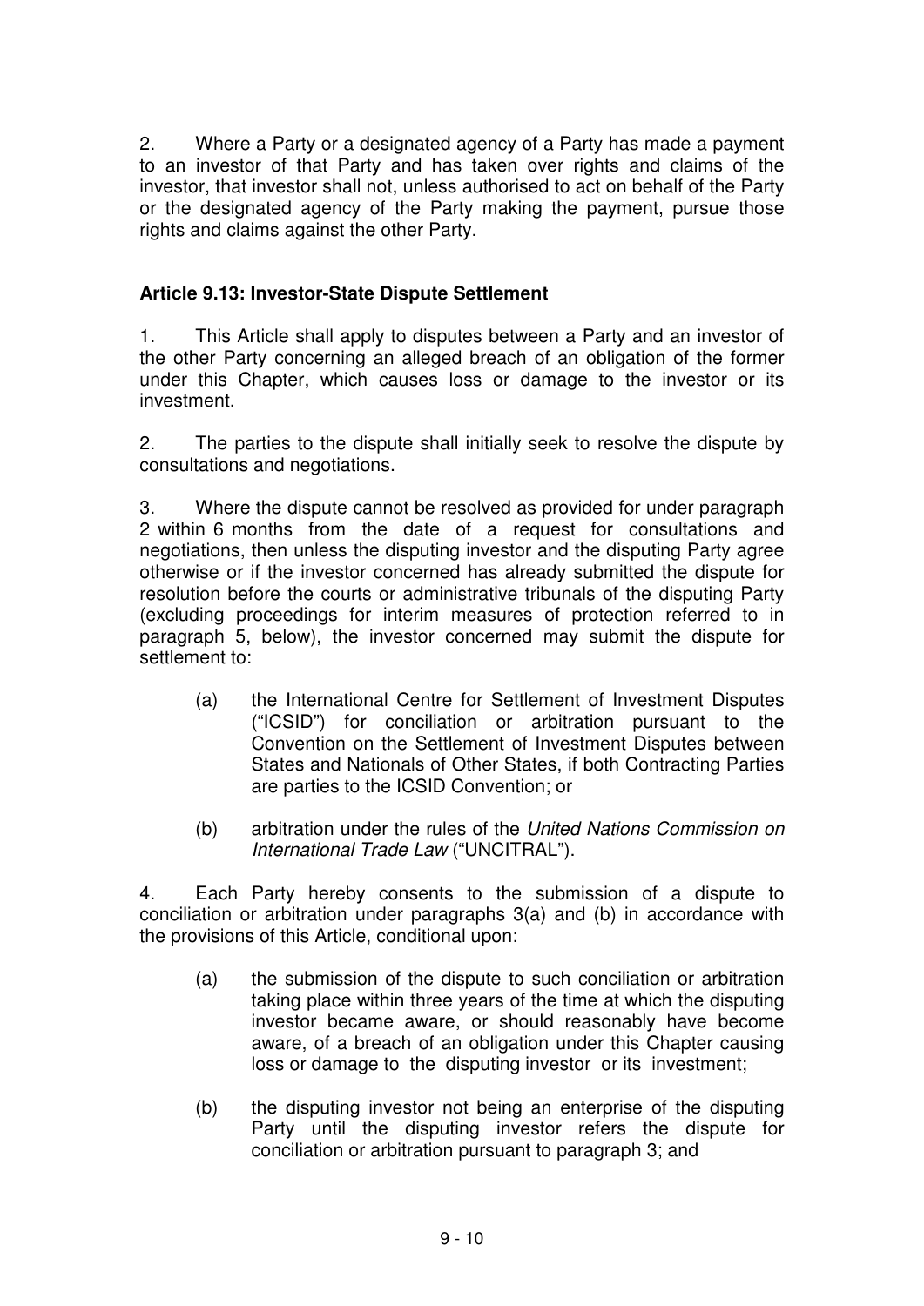2. Where a Party or a designated agency of a Party has made a payment to an investor of that Party and has taken over rights and claims of the investor, that investor shall not, unless authorised to act on behalf of the Party or the designated agency of the Party making the payment, pursue those rights and claims against the other Party.

**Article 9.13: Investor-State Dispute Settlement**

1. This Article shall apply to disputes between a Party and an investor of the other Party concerning an alleged breach of an obligation of the former under this Chapter, which causes loss or damage to the investor or its investment.

2. The parties to the dispute shall initially seek to resolve the dispute by consultations and negotiations.

3. Where the dispute cannot be resolved as provided for under paragraph 2 within 6 months from the date of a request for consultations and negotiations, then unless the disputing investor and the disputing Party agree otherwise or if the investor concerned has already submitted the dispute for resolution before the courts or administrative tribunals of the disputing Party (excluding proceedings for interim measures of protection referred to in paragraph 5, below), the investor concerned may submit the dispute for settlement to:

(a) the International Centre for Settlement of Investment Disputes ("ICSID") for conciliation or arbitration pursuant to the Convention on the Settlement of Investment Disputes between States and Nationals of Other States, if both Contracting Parties are parties to the ICSID Convention; or

(b) arbitration under the rules of the *United Nations Commission on International Trade Law* ("UNCITRAL").

4. Each Party hereby consents to the submission of a dispute to conciliation or arbitration under paragraphs 3(a) and (b) in accordance with the provisions of this Article, conditional upon:

(a) the submission of the dispute to such conciliation or arbitration taking place within three years of the time at which the disputing investor became aware, or should reasonably have become aware, of a breach of an obligation under this Chapter causing loss or damage to the disputing investor or its investment;

(b) the disputing investor not being an enterprise of the disputing Party until the disputing investor refers the dispute for conciliation or arbitration pursuant to paragraph 3; and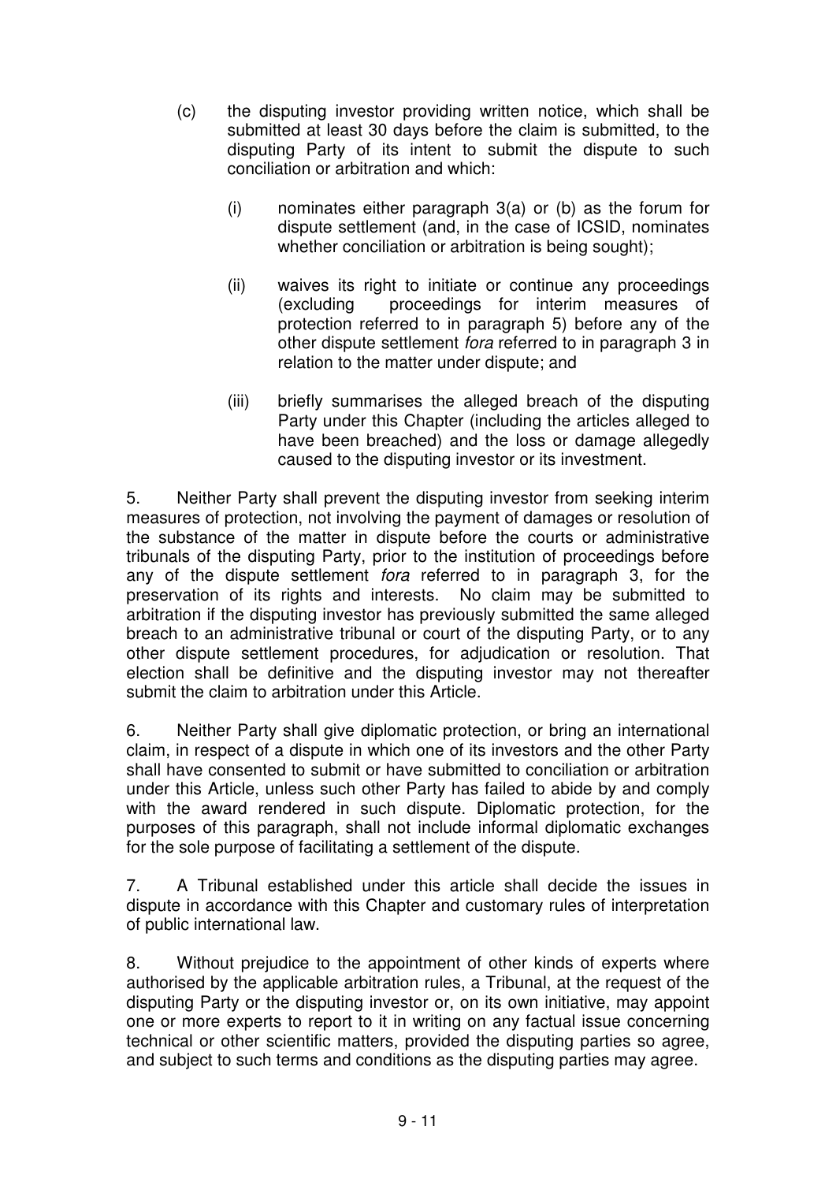(c) the disputing investor providing written notice, which shall be submitted at least 30 days before the claim is submitted, to the disputing Party of its intent to submit the dispute to such conciliation or arbitration and which:

   (i) nominates either paragraph 3(a) or (b) as the forum for dispute settlement (and, in the case of ICSID, nominates whether conciliation or arbitration is being sought);

   (ii) waives its right to initiate or continue any proceedings (excluding proceedings for interim measures of protection referred to in paragraph 5) before any of the other dispute settlement *fora* referred to in paragraph 3 in relation to the matter under dispute; and

   (iii) briefly summarises the alleged breach of the disputing Party under this Chapter (including the articles alleged to have been breached) and the loss or damage allegedly caused to the disputing investor or its investment.

5. Neither Party shall prevent the disputing investor from seeking interim measures of protection, not involving the payment of damages or resolution of the substance of the matter in dispute before the courts or administrative tribunals of the disputing Party, prior to the institution of proceedings before any of the dispute settlement *fora* referred to in paragraph 3, for the preservation of its rights and interests. No claim may be submitted to arbitration if the disputing investor has previously submitted the same alleged breach to an administrative tribunal or court of the disputing Party, or to any other dispute settlement procedures, for adjudication or resolution. That election shall be definitive and the disputing investor may not thereafter submit the claim to arbitration under this Article.

6. Neither Party shall give diplomatic protection, or bring an international claim, in respect of a dispute in which one of its investors and the other Party shall have consented to submit or have submitted to conciliation or arbitration under this Article, unless such other Party has failed to abide by and comply with the award rendered in such dispute. Diplomatic protection, for the purposes of this paragraph, shall not include informal diplomatic exchanges for the sole purpose of facilitating a settlement of the dispute.

7. A Tribunal established under this article shall decide the issues in dispute in accordance with this Chapter and customary rules of interpretation of public international law.

8. Without prejudice to the appointment of other kinds of experts where authorised by the applicable arbitration rules, a Tribunal, at the request of the disputing Party or the disputing investor or, on its own initiative, may appoint one or more experts to report to it in writing on any factual issue concerning technical or other scientific matters, provided the disputing parties so agree, and subject to such terms and conditions as the disputing parties may agree.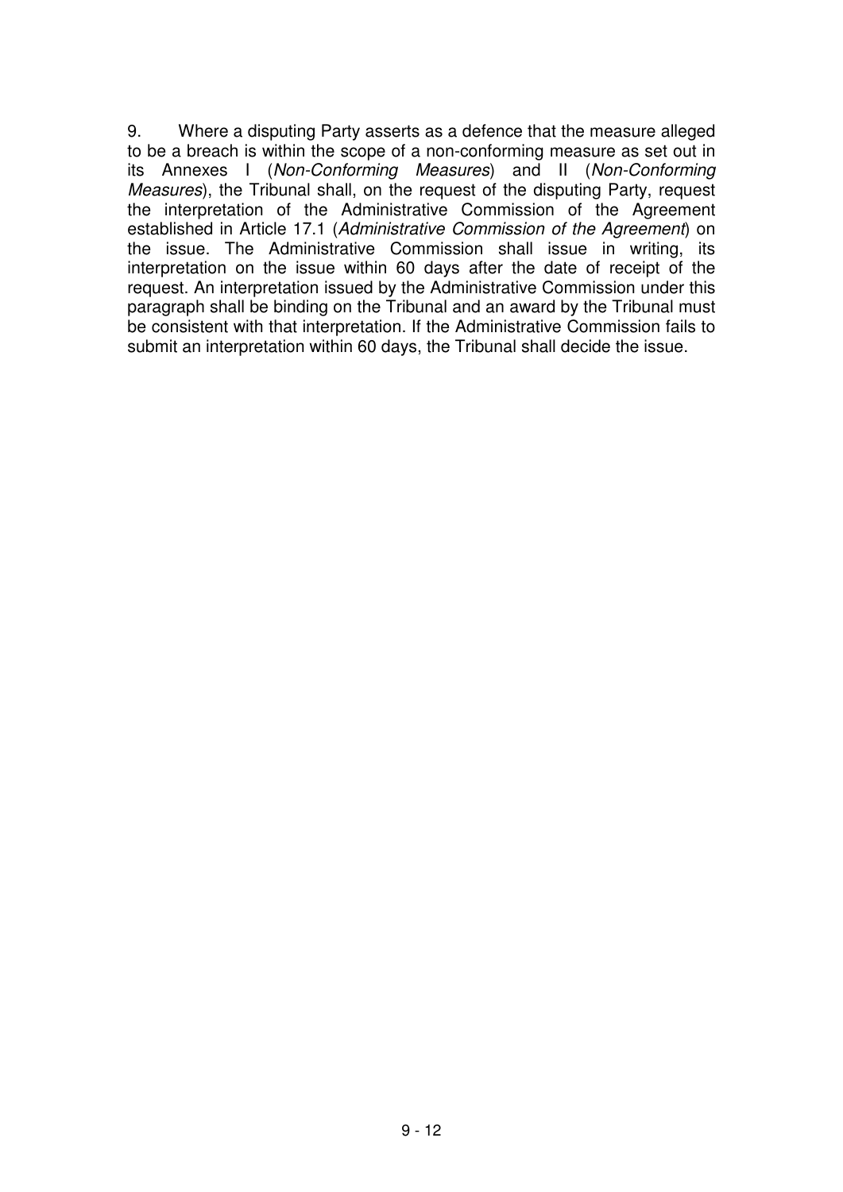9. Where a disputing Party asserts as a defence that the measure alleged to be a breach is within the scope of a non-conforming measure as set out in its Annexes I (*Non-Conforming Measures*) and II (*Non-Conforming Measures*), the Tribunal shall, on the request of the disputing Party, request the interpretation of the Administrative Commission of the Agreement established in Article 17.1 (*Administrative Commission of the Agreement*) on the issue. The Administrative Commission shall issue in writing, its interpretation on the issue within 60 days after the date of receipt of the request. An interpretation issued by the Administrative Commission under this paragraph shall be binding on the Tribunal and an award by the Tribunal must be consistent with that interpretation. If the Administrative Commission fails to submit an interpretation within 60 days, the Tribunal shall decide the issue.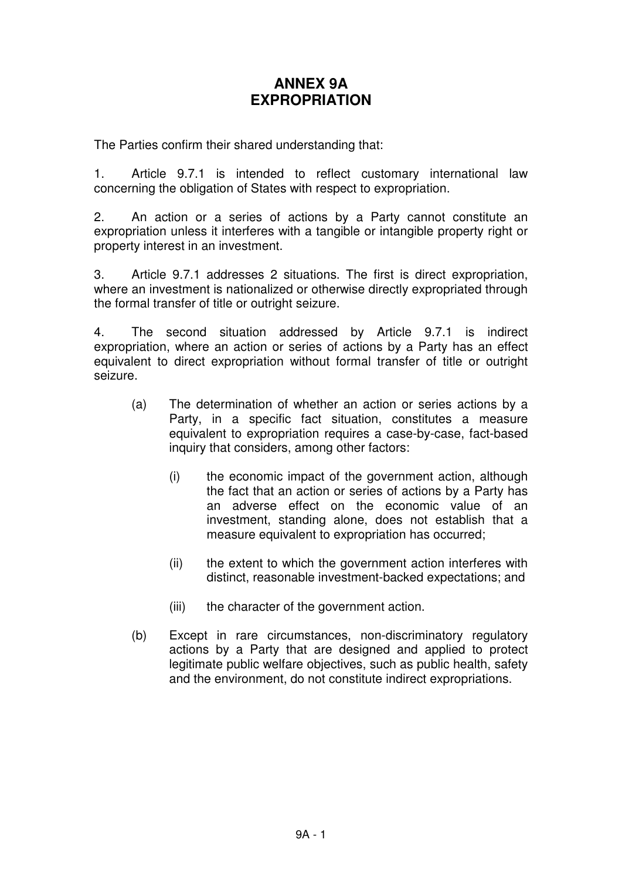# ANNEX 9A
# EXPROPRIATION

The Parties confirm their shared understanding that:

1. Article 9.7.1 is intended to reflect customary international law concerning the obligation of States with respect to expropriation.

2. An action or a series of actions by a Party cannot constitute an expropriation unless it interferes with a tangible or intangible property right or property interest in an investment.

3. Article 9.7.1 addresses 2 situations. The first is direct expropriation, where an investment is nationalized or otherwise directly expropriated through the formal transfer of title or outright seizure.

4. The second situation addressed by Article 9.7.1 is indirect expropriation, where an action or series of actions by a Party has an effect equivalent to direct expropriation without formal transfer of title or outright seizure.

   (a) The determination of whether an action or series actions by a Party, in a specific fact situation, constitutes a measure equivalent to expropriation requires a case-by-case, fact-based inquiry that considers, among other factors:

      (i) the economic impact of the government action, although the fact that an action or series of actions by a Party has an adverse effect on the economic value of an investment, standing alone, does not establish that a measure equivalent to expropriation has occurred;

      (ii) the extent to which the government action interferes with distinct, reasonable investment-backed expectations; and

      (iii) the character of the government action.

   (b) Except in rare circumstances, non-discriminatory regulatory actions by a Party that are designed and applied to protect legitimate public welfare objectives, such as public health, safety and the environment, do not constitute indirect expropriations.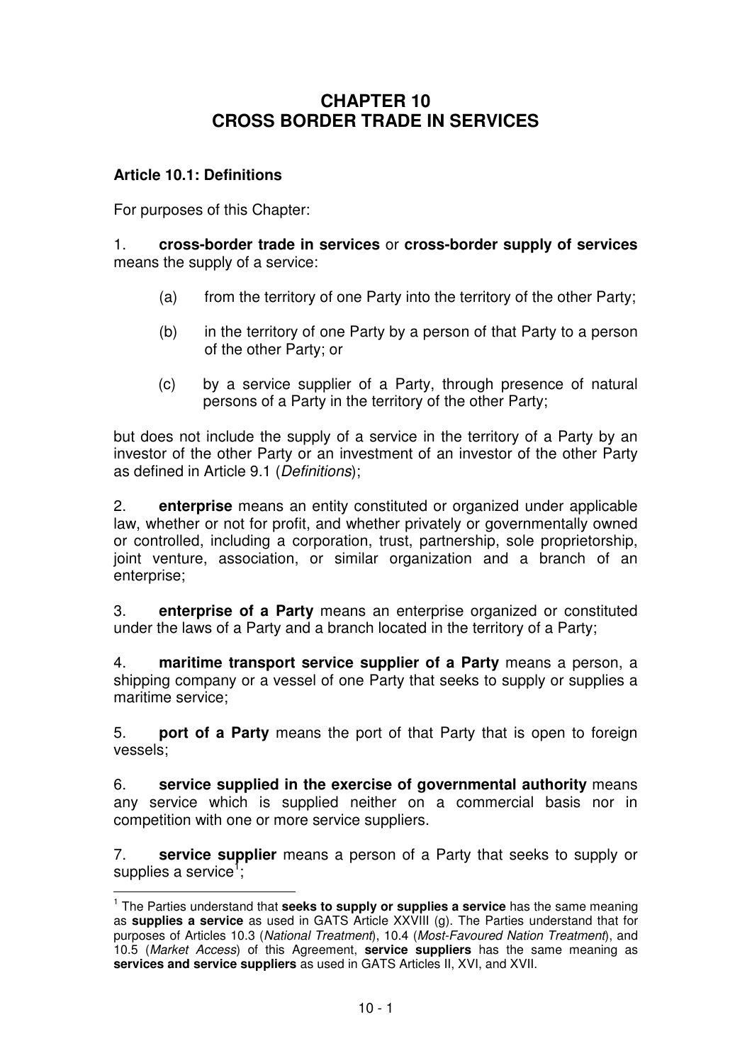# CHAPTER 10
# CROSS BORDER TRADE IN SERVICES

## Article 10.1: Definitions

For purposes of this Chapter:

1. **cross-border trade in services** or **cross-border supply of services** means the supply of a service:

   (a) from the territory of one Party into the territory of the other Party;

   (b) in the territory of one Party by a person of that Party to a person of the other Party; or

   (c) by a service supplier of a Party, through presence of natural persons of a Party in the territory of the other Party;

but does not include the supply of a service in the territory of a Party by an investor of the other Party or an investment of an investor of the other Party as defined in Article 9.1 (*Definitions*);

2. **enterprise** means an entity constituted or organized under applicable law, whether or not for profit, and whether privately or governmentally owned or controlled, including a corporation, trust, partnership, sole proprietorship, joint venture, association, or similar organization and a branch of an enterprise;

3. **enterprise of a Party** means an enterprise organized or constituted under the laws of a Party and a branch located in the territory of a Party;

4. **maritime transport service supplier of a Party** means a person, a shipping company or a vessel of one Party that seeks to supply or supplies a maritime service;

5. **port of a Party** means the port of that Party that is open to foreign vessels;

6. **service supplied in the exercise of governmental authority** means any service which is supplied neither on a commercial basis nor in competition with one or more service suppliers.

7. **service supplier** means a person of a Party that seeks to supply or supplies a service[1];

[1] The Parties understand that **seeks to supply or supplies a service** has the same meaning as **supplies a service** as used in GATS Article XXVIII (g). The Parties understand that for purposes of Articles 10.3 (*National Treatment*), 10.4 (*Most-Favoured Nation Treatment*), and 10.5 (*Market Access*) of this Agreement, **service suppliers** has the same meaning as **services and service suppliers** as used in GATS Articles II, XVI, and XVII.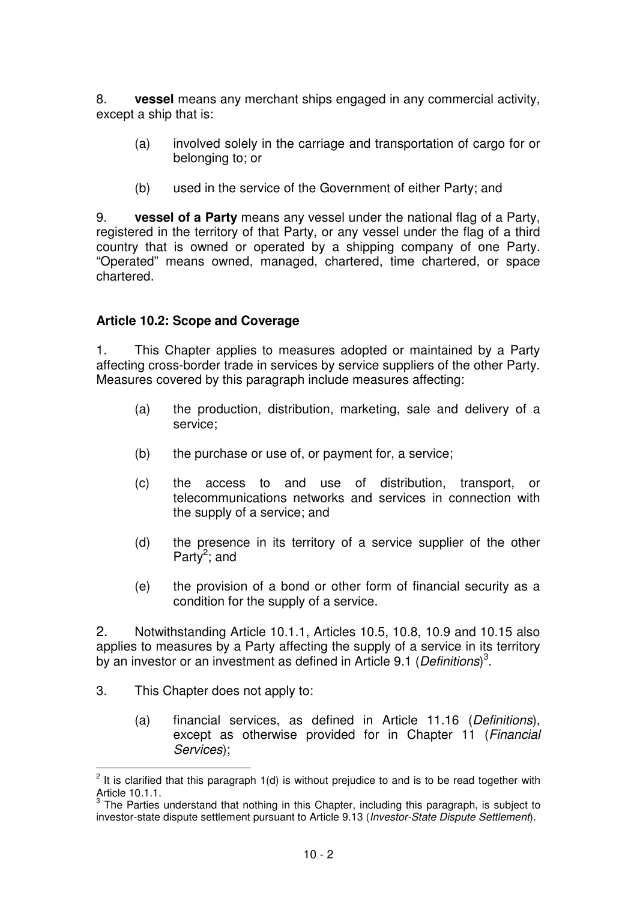8. **vessel** means any merchant ships engaged in any commercial activity, except a ship that is:

(a) involved solely in the carriage and transportation of cargo for or belonging to; or

(b) used in the service of the Government of either Party; and

9. **vessel of a Party** means any vessel under the national flag of a Party, registered in the territory of that Party, or any vessel under the flag of a third country that is owned or operated by a shipping company of one Party. "Operated" means owned, managed, chartered, time chartered, or space chartered.

**Article 10.2: Scope and Coverage**

1. This Chapter applies to measures adopted or maintained by a Party affecting cross-border trade in services by service suppliers of the other Party. Measures covered by this paragraph include measures affecting:

(a) the production, distribution, marketing, sale and delivery of a service;

(b) the purchase or use of, or payment for, a service;

(c) the access to and use of distribution, transport, or telecommunications networks and services in connection with the supply of a service; and

(d) the presence in its territory of a service supplier of the other Party[2]; and

(e) the provision of a bond or other form of financial security as a condition for the supply of a service.

2. Notwithstanding Article 10.1.1, Articles 10.5, 10.8, 10.9 and 10.15 also applies to measures by a Party affecting the supply of a service in its territory by an investor or an investment as defined in Article 9.1 (*Definitions*)[3].

3. This Chapter does not apply to:

(a) financial services, as defined in Article 11.16 (*Definitions*), except as otherwise provided for in Chapter 11 (*Financial Services*);

---

[2] It is clarified that this paragraph 1(d) is without prejudice to and is to be read together with Article 10.1.1.

[3] The Parties understand that nothing in this Chapter, including this paragraph, is subject to investor-state dispute settlement pursuant to Article 9.13 (*Investor-State Dispute Settlement*).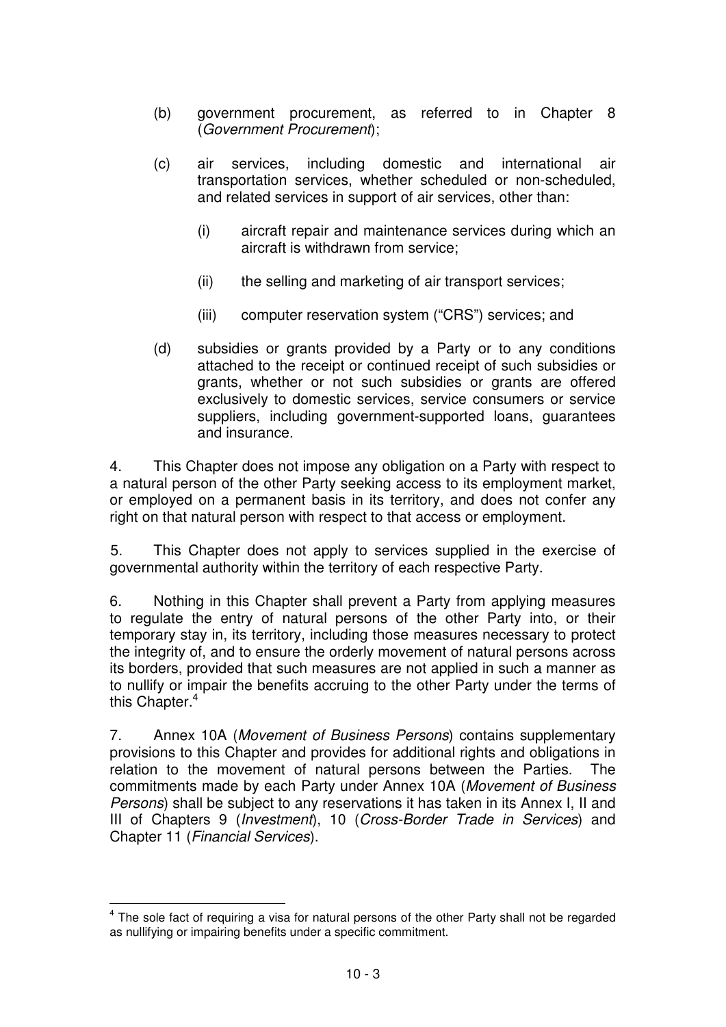(b) government procurement, as referred to in Chapter 8 (*Government Procurement*);

(c) air services, including domestic and international air transportation services, whether scheduled or non-scheduled, and related services in support of air services, other than:

   (i) aircraft repair and maintenance services during which an aircraft is withdrawn from service;

   (ii) the selling and marketing of air transport services;

   (iii) computer reservation system ("CRS") services; and

(d) subsidies or grants provided by a Party or to any conditions attached to the receipt or continued receipt of such subsidies or grants, whether or not such subsidies or grants are offered exclusively to domestic services, service consumers or service suppliers, including government-supported loans, guarantees and insurance.

4. This Chapter does not impose any obligation on a Party with respect to a natural person of the other Party seeking access to its employment market, or employed on a permanent basis in its territory, and does not confer any right on that natural person with respect to that access or employment.

5. This Chapter does not apply to services supplied in the exercise of governmental authority within the territory of each respective Party.

6. Nothing in this Chapter shall prevent a Party from applying measures to regulate the entry of natural persons of the other Party into, or their temporary stay in, its territory, including those measures necessary to protect the integrity of, and to ensure the orderly movement of natural persons across its borders, provided that such measures are not applied in such a manner as to nullify or impair the benefits accruing to the other Party under the terms of this Chapter.[4]

7. Annex 10A (*Movement of Business Persons*) contains supplementary provisions to this Chapter and provides for additional rights and obligations in relation to the movement of natural persons between the Parties. The commitments made by each Party under Annex 10A (*Movement of Business Persons*) shall be subject to any reservations it has taken in its Annex I, II and III of Chapters 9 (*Investment*), 10 (*Cross-Border Trade in Services*) and Chapter 11 (*Financial Services*).

---

[4] The sole fact of requiring a visa for natural persons of the other Party shall not be regarded as nullifying or impairing benefits under a specific commitment.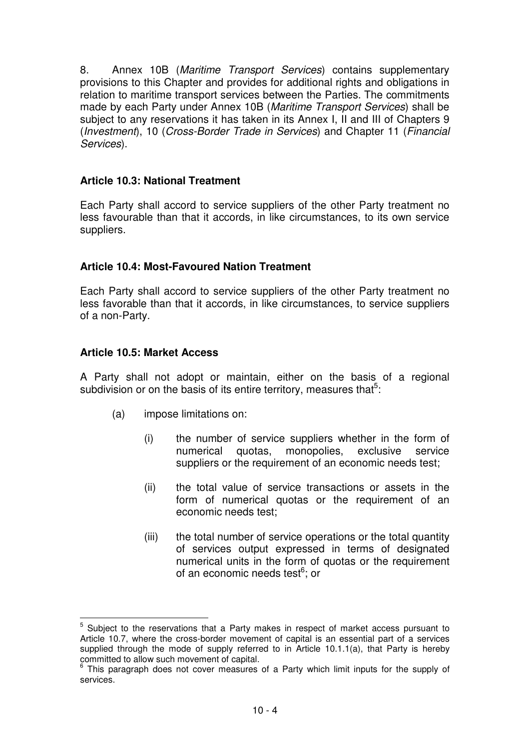8. Annex 10B (*Maritime Transport Services*) contains supplementary provisions to this Chapter and provides for additional rights and obligations in relation to maritime transport services between the Parties. The commitments made by each Party under Annex 10B (*Maritime Transport Services*) shall be subject to any reservations it has taken in its Annex I, II and III of Chapters 9 (*Investment*), 10 (*Cross-Border Trade in Services*) and Chapter 11 (*Financial Services*).

### Article 10.3: National Treatment

Each Party shall accord to service suppliers of the other Party treatment no less favourable than that it accords, in like circumstances, to its own service suppliers.

### Article 10.4: Most-Favoured Nation Treatment

Each Party shall accord to service suppliers of the other Party treatment no less favorable than that it accords, in like circumstances, to service suppliers of a non-Party.

### Article 10.5: Market Access

A Party shall not adopt or maintain, either on the basis of a regional subdivision or on the basis of its entire territory, measures that[5]:

(a) impose limitations on:

  (i) the number of service suppliers whether in the form of numerical quotas, monopolies, exclusive service suppliers or the requirement of an economic needs test;

  (ii) the total value of service transactions or assets in the form of numerical quotas or the requirement of an economic needs test;

  (iii) the total number of service operations or the total quantity of services output expressed in terms of designated numerical units in the form of quotas or the requirement of an economic needs test[6]; or

---

[5] Subject to the reservations that a Party makes in respect of market access pursuant to Article 10.7, where the cross-border movement of capital is an essential part of a services supplied through the mode of supply referred to in Article 10.1.1(a), that Party is hereby committed to allow such movement of capital.

[6] This paragraph does not cover measures of a Party which limit inputs for the supply of services.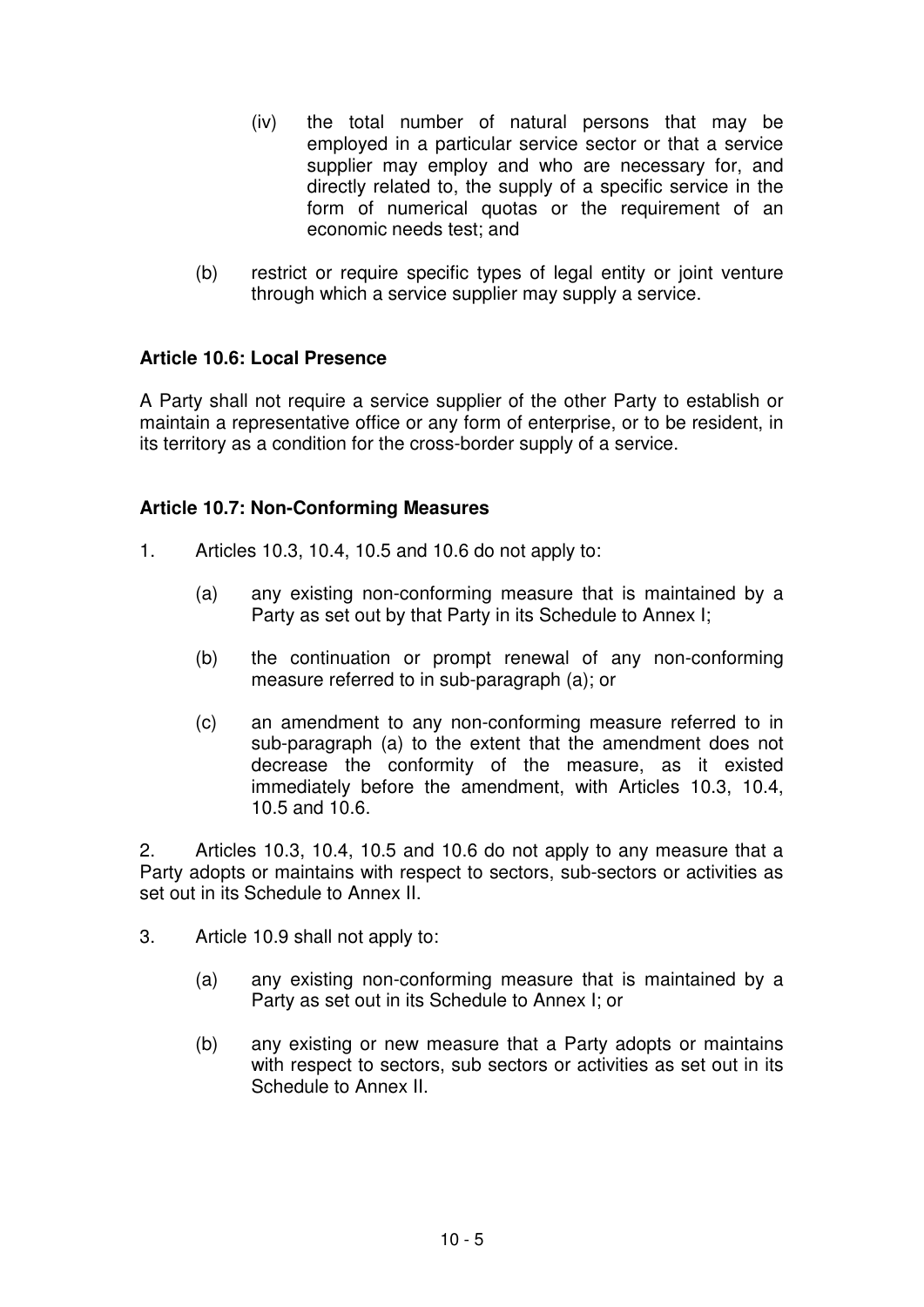(iv) the total number of natural persons that may be employed in a particular service sector or that a service supplier may employ and who are necessary for, and directly related to, the supply of a specific service in the form of numerical quotas or the requirement of an economic needs test; and

(b) restrict or require specific types of legal entity or joint venture through which a service supplier may supply a service.

**Article 10.6: Local Presence**

A Party shall not require a service supplier of the other Party to establish or maintain a representative office or any form of enterprise, or to be resident, in its territory as a condition for the cross-border supply of a service.

**Article 10.7: Non-Conforming Measures**

1. Articles 10.3, 10.4, 10.5 and 10.6 do not apply to:

   (a) any existing non-conforming measure that is maintained by a Party as set out by that Party in its Schedule to Annex I;

   (b) the continuation or prompt renewal of any non-conforming measure referred to in sub-paragraph (a); or

   (c) an amendment to any non-conforming measure referred to in sub-paragraph (a) to the extent that the amendment does not decrease the conformity of the measure, as it existed immediately before the amendment, with Articles 10.3, 10.4, 10.5 and 10.6.

2. Articles 10.3, 10.4, 10.5 and 10.6 do not apply to any measure that a Party adopts or maintains with respect to sectors, sub-sectors or activities as set out in its Schedule to Annex II.

3. Article 10.9 shall not apply to:

   (a) any existing non-conforming measure that is maintained by a Party as set out in its Schedule to Annex I; or

   (b) any existing or new measure that a Party adopts or maintains with respect to sectors, sub sectors or activities as set out in its Schedule to Annex II.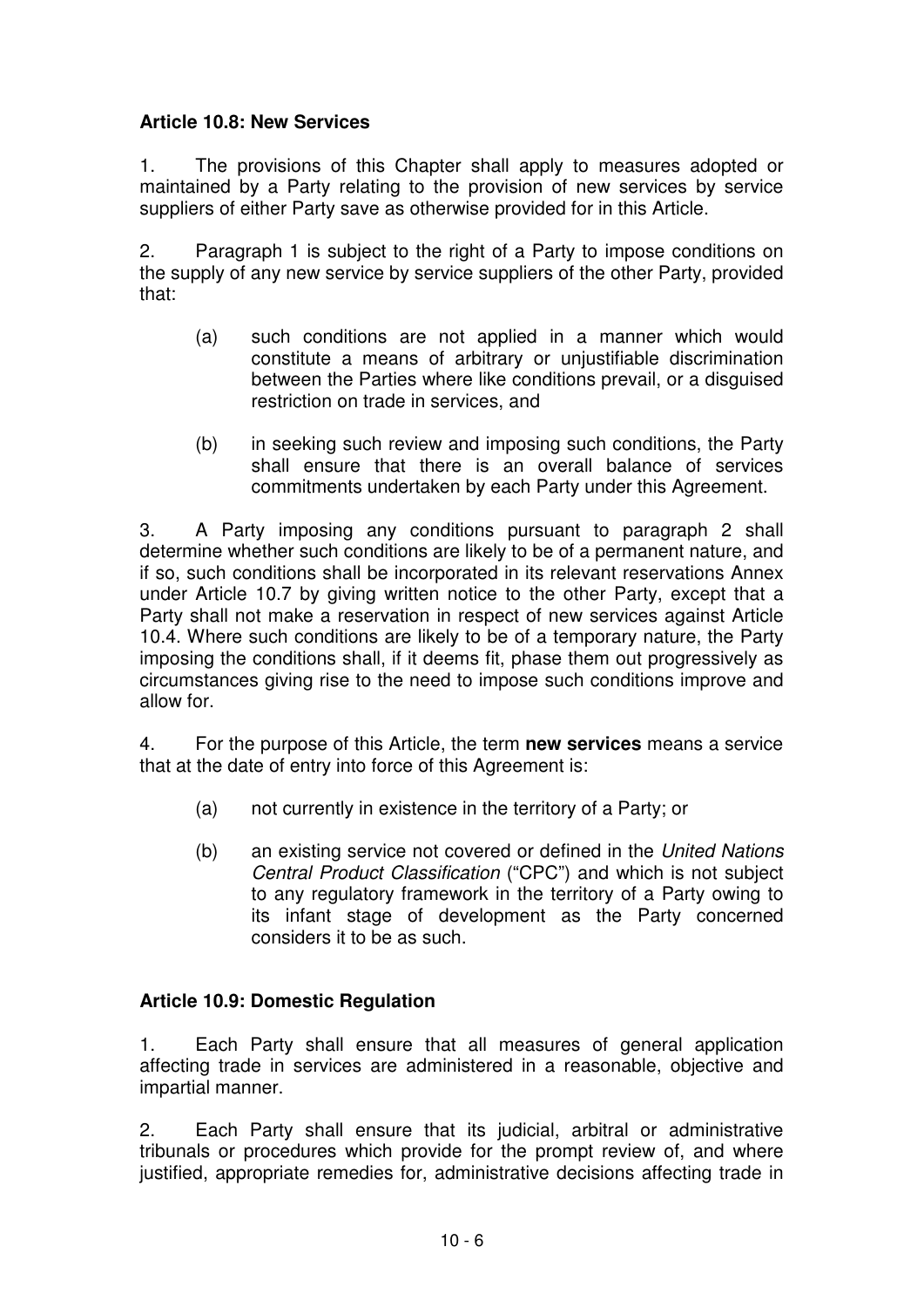**Article 10.8: New Services**

1. The provisions of this Chapter shall apply to measures adopted or maintained by a Party relating to the provision of new services by service suppliers of either Party save as otherwise provided for in this Article.

2. Paragraph 1 is subject to the right of a Party to impose conditions on the supply of any new service by service suppliers of the other Party, provided that:

   (a) such conditions are not applied in a manner which would constitute a means of arbitrary or unjustifiable discrimination between the Parties where like conditions prevail, or a disguised restriction on trade in services, and

   (b) in seeking such review and imposing such conditions, the Party shall ensure that there is an overall balance of services commitments undertaken by each Party under this Agreement.

3. A Party imposing any conditions pursuant to paragraph 2 shall determine whether such conditions are likely to be of a permanent nature, and if so, such conditions shall be incorporated in its relevant reservations Annex under Article 10.7 by giving written notice to the other Party, except that a Party shall not make a reservation in respect of new services against Article 10.4. Where such conditions are likely to be of a temporary nature, the Party imposing the conditions shall, if it deems fit, phase them out progressively as circumstances giving rise to the need to impose such conditions improve and allow for.

4. For the purpose of this Article, the term **new services** means a service that at the date of entry into force of this Agreement is:

   (a) not currently in existence in the territory of a Party; or

   (b) an existing service not covered or defined in the *United Nations Central Product Classification* ("CPC") and which is not subject to any regulatory framework in the territory of a Party owing to its infant stage of development as the Party concerned considers it to be as such.

**Article 10.9: Domestic Regulation**

1. Each Party shall ensure that all measures of general application affecting trade in services are administered in a reasonable, objective and impartial manner.

2. Each Party shall ensure that its judicial, arbitral or administrative tribunals or procedures which provide for the prompt review of, and where justified, appropriate remedies for, administrative decisions affecting trade in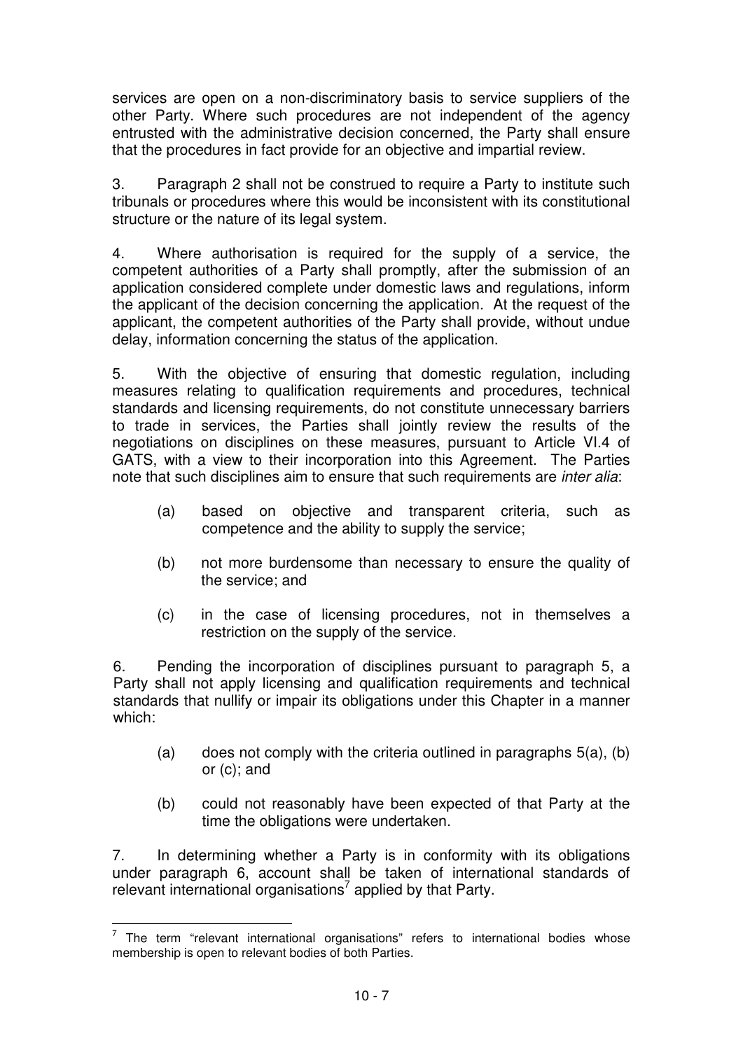services are open on a non-discriminatory basis to service suppliers of the other Party. Where such procedures are not independent of the agency entrusted with the administrative decision concerned, the Party shall ensure that the procedures in fact provide for an objective and impartial review.

3. Paragraph 2 shall not be construed to require a Party to institute such tribunals or procedures where this would be inconsistent with its constitutional structure or the nature of its legal system.

4. Where authorisation is required for the supply of a service, the competent authorities of a Party shall promptly, after the submission of an application considered complete under domestic laws and regulations, inform the applicant of the decision concerning the application. At the request of the applicant, the competent authorities of the Party shall provide, without undue delay, information concerning the status of the application.

5. With the objective of ensuring that domestic regulation, including measures relating to qualification requirements and procedures, technical standards and licensing requirements, do not constitute unnecessary barriers to trade in services, the Parties shall jointly review the results of the negotiations on disciplines on these measures, pursuant to Article VI.4 of GATS, with a view to their incorporation into this Agreement. The Parties note that such disciplines aim to ensure that such requirements are *inter alia*:

(a) based on objective and transparent criteria, such as competence and the ability to supply the service;

(b) not more burdensome than necessary to ensure the quality of the service; and

(c) in the case of licensing procedures, not in themselves a restriction on the supply of the service.

6. Pending the incorporation of disciplines pursuant to paragraph 5, a Party shall not apply licensing and qualification requirements and technical standards that nullify or impair its obligations under this Chapter in a manner which:

(a) does not comply with the criteria outlined in paragraphs 5(a), (b) or (c); and

(b) could not reasonably have been expected of that Party at the time the obligations were undertaken.

7. In determining whether a Party is in conformity with its obligations under paragraph 6, account shall be taken of international standards of relevant international organisations[7] applied by that Party.

---

[7] The term "relevant international organisations" refers to international bodies whose membership is open to relevant bodies of both Parties.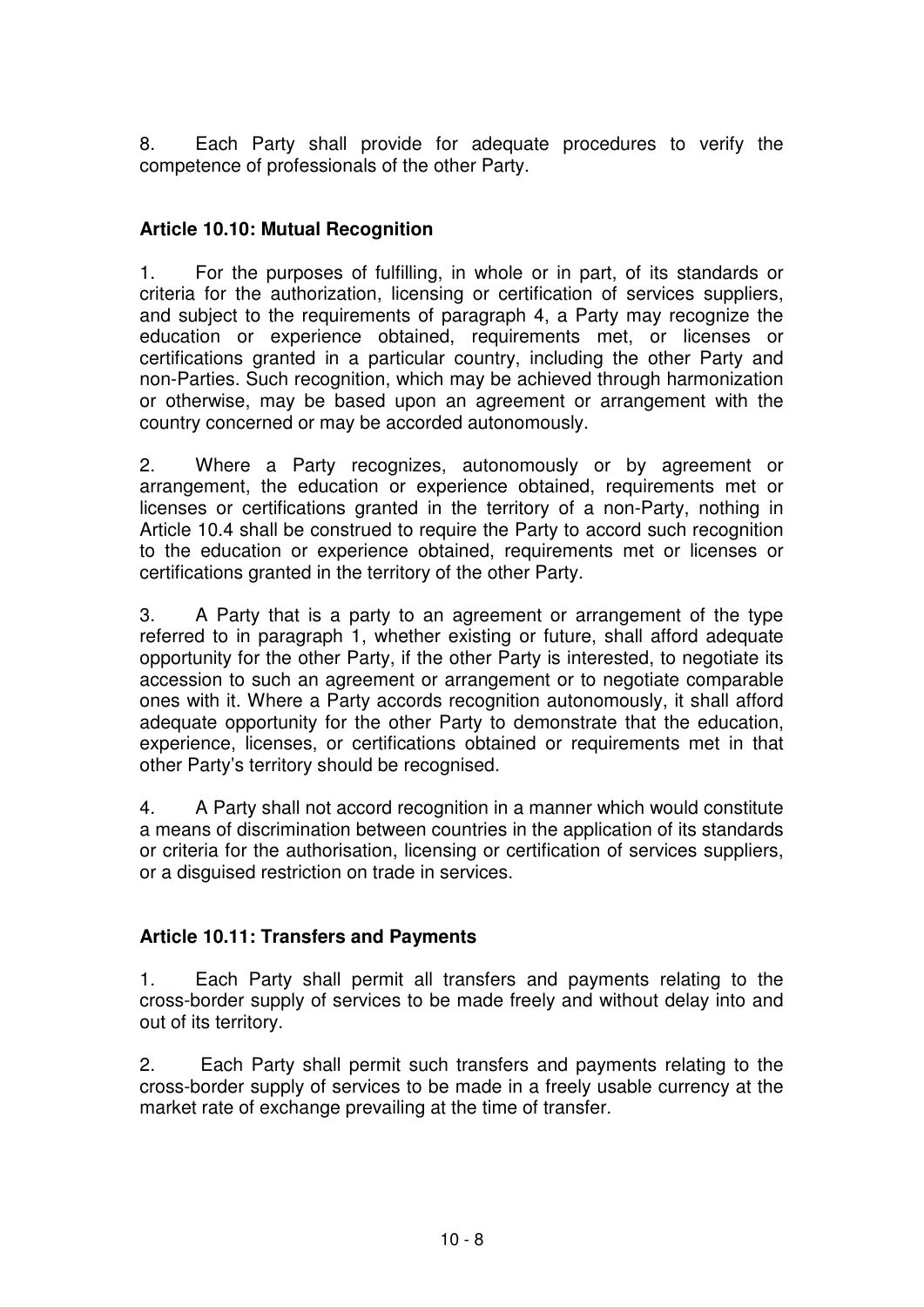8. Each Party shall provide for adequate procedures to verify the competence of professionals of the other Party.

### Article 10.10: Mutual Recognition

1. For the purposes of fulfilling, in whole or in part, of its standards or criteria for the authorization, licensing or certification of services suppliers, and subject to the requirements of paragraph 4, a Party may recognize the education or experience obtained, requirements met, or licenses or certifications granted in a particular country, including the other Party and non-Parties. Such recognition, which may be achieved through harmonization or otherwise, may be based upon an agreement or arrangement with the country concerned or may be accorded autonomously.

2. Where a Party recognizes, autonomously or by agreement or arrangement, the education or experience obtained, requirements met or licenses or certifications granted in the territory of a non-Party, nothing in Article 10.4 shall be construed to require the Party to accord such recognition to the education or experience obtained, requirements met or licenses or certifications granted in the territory of the other Party.

3. A Party that is a party to an agreement or arrangement of the type referred to in paragraph 1, whether existing or future, shall afford adequate opportunity for the other Party, if the other Party is interested, to negotiate its accession to such an agreement or arrangement or to negotiate comparable ones with it. Where a Party accords recognition autonomously, it shall afford adequate opportunity for the other Party to demonstrate that the education, experience, licenses, or certifications obtained or requirements met in that other Party's territory should be recognised.

4. A Party shall not accord recognition in a manner which would constitute a means of discrimination between countries in the application of its standards or criteria for the authorisation, licensing or certification of services suppliers, or a disguised restriction on trade in services.

### Article 10.11: Transfers and Payments

1. Each Party shall permit all transfers and payments relating to the cross-border supply of services to be made freely and without delay into and out of its territory.

2. Each Party shall permit such transfers and payments relating to the cross-border supply of services to be made in a freely usable currency at the market rate of exchange prevailing at the time of transfer.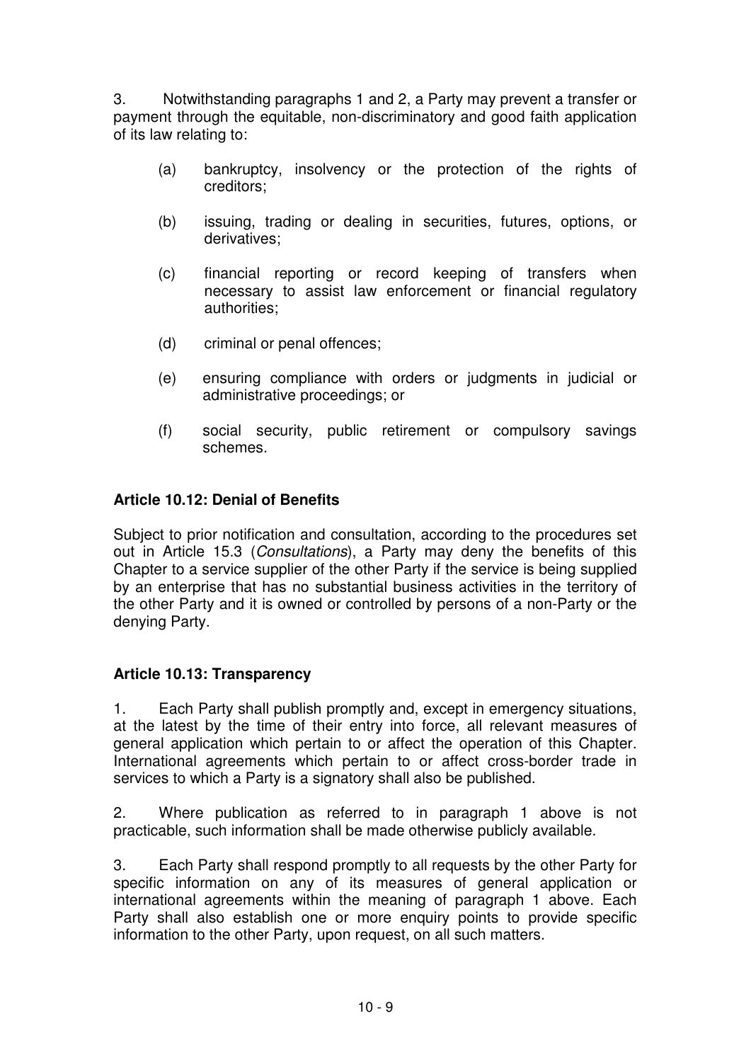3. Notwithstanding paragraphs 1 and 2, a Party may prevent a transfer or payment through the equitable, non-discriminatory and good faith application of its law relating to:

(a) bankruptcy, insolvency or the protection of the rights of creditors;

(b) issuing, trading or dealing in securities, futures, options, or derivatives;

(c) financial reporting or record keeping of transfers when necessary to assist law enforcement or financial regulatory authorities;

(d) criminal or penal offences;

(e) ensuring compliance with orders or judgments in judicial or administrative proceedings; or

(f) social security, public retirement or compulsory savings schemes.

**Article 10.12: Denial of Benefits**

Subject to prior notification and consultation, according to the procedures set out in Article 15.3 (*Consultations*), a Party may deny the benefits of this Chapter to a service supplier of the other Party if the service is being supplied by an enterprise that has no substantial business activities in the territory of the other Party and it is owned or controlled by persons of a non-Party or the denying Party.

**Article 10.13: Transparency**

1. Each Party shall publish promptly and, except in emergency situations, at the latest by the time of their entry into force, all relevant measures of general application which pertain to or affect the operation of this Chapter. International agreements which pertain to or affect cross-border trade in services to which a Party is a signatory shall also be published.

2. Where publication as referred to in paragraph 1 above is not practicable, such information shall be made otherwise publicly available.

3. Each Party shall respond promptly to all requests by the other Party for specific information on any of its measures of general application or international agreements within the meaning of paragraph 1 above. Each Party shall also establish one or more enquiry points to provide specific information to the other Party, upon request, on all such matters.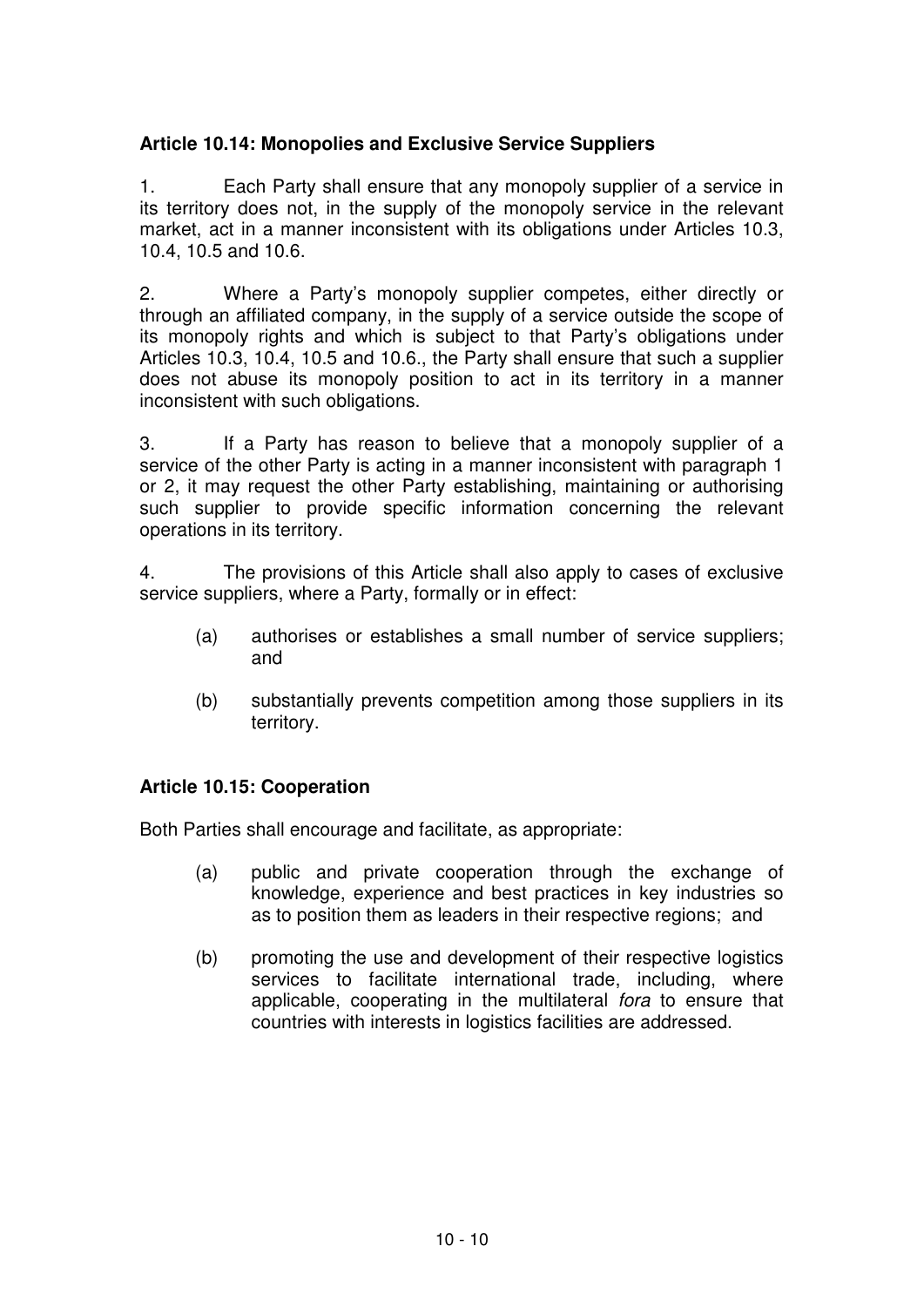**Article 10.14: Monopolies and Exclusive Service Suppliers**

1. Each Party shall ensure that any monopoly supplier of a service in its territory does not, in the supply of the monopoly service in the relevant market, act in a manner inconsistent with its obligations under Articles 10.3, 10.4, 10.5 and 10.6.

2. Where a Party's monopoly supplier competes, either directly or through an affiliated company, in the supply of a service outside the scope of its monopoly rights and which is subject to that Party's obligations under Articles 10.3, 10.4, 10.5 and 10.6., the Party shall ensure that such a supplier does not abuse its monopoly position to act in its territory in a manner inconsistent with such obligations.

3. If a Party has reason to believe that a monopoly supplier of a service of the other Party is acting in a manner inconsistent with paragraph 1 or 2, it may request the other Party establishing, maintaining or authorising such supplier to provide specific information concerning the relevant operations in its territory.

4. The provisions of this Article shall also apply to cases of exclusive service suppliers, where a Party, formally or in effect:

(a) authorises or establishes a small number of service suppliers; and

(b) substantially prevents competition among those suppliers in its territory.

**Article 10.15: Cooperation**

Both Parties shall encourage and facilitate, as appropriate:

(a) public and private cooperation through the exchange of knowledge, experience and best practices in key industries so as to position them as leaders in their respective regions; and

(b) promoting the use and development of their respective logistics services to facilitate international trade, including, where applicable, cooperating in the multilateral *fora* to ensure that countries with interests in logistics facilities are addressed.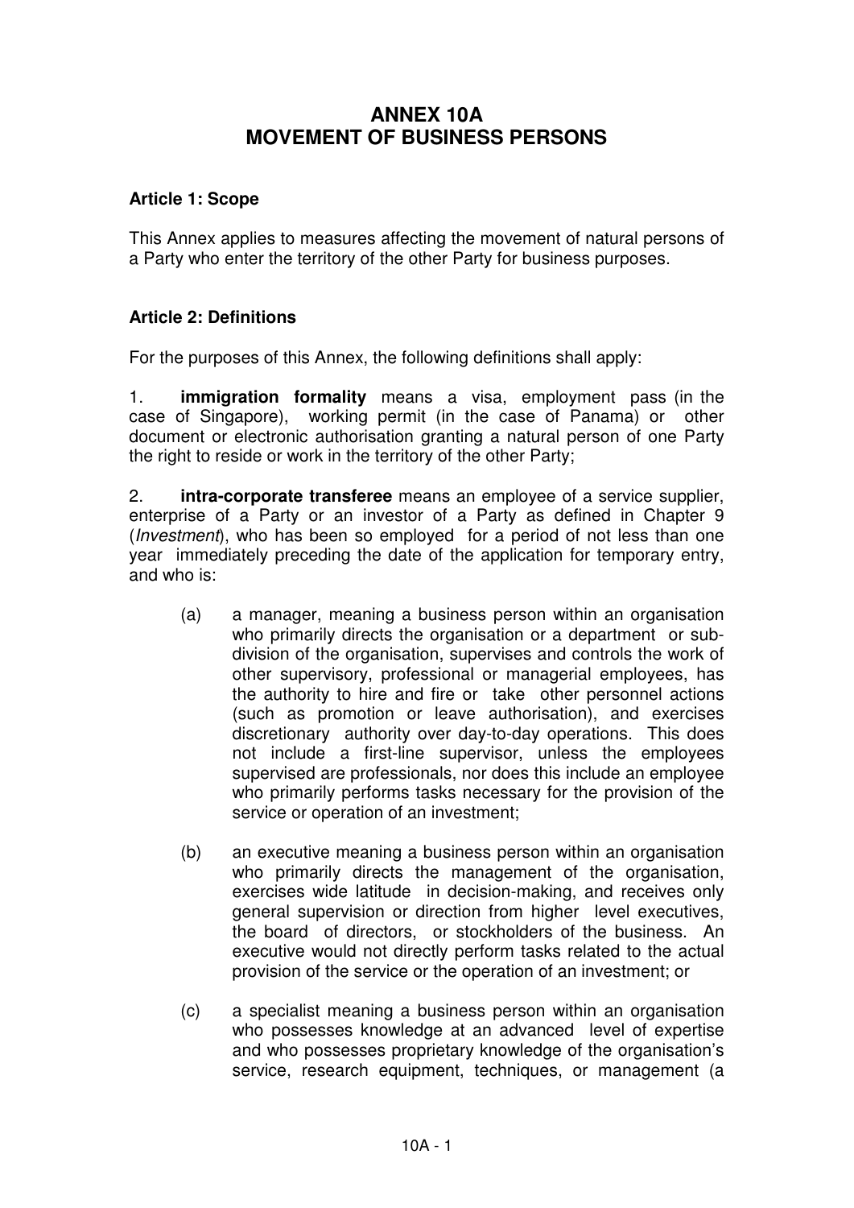# ANNEX 10A
# MOVEMENT OF BUSINESS PERSONS

**Article 1: Scope**

This Annex applies to measures affecting the movement of natural persons of a Party who enter the territory of the other Party for business purposes.

**Article 2: Definitions**

For the purposes of this Annex, the following definitions shall apply:

1. **immigration formality** means a visa, employment pass (in the case of Singapore), working permit (in the case of Panama) or other document or electronic authorisation granting a natural person of one Party the right to reside or work in the territory of the other Party;

2. **intra-corporate transferee** means an employee of a service supplier, enterprise of a Party or an investor of a Party as defined in Chapter 9 (*Investment*), who has been so employed for a period of not less than one year immediately preceding the date of the application for temporary entry, and who is:

   (a) a manager, meaning a business person within an organisation who primarily directs the organisation or a department or sub-division of the organisation, supervises and controls the work of other supervisory, professional or managerial employees, has the authority to hire and fire or take other personnel actions (such as promotion or leave authorisation), and exercises discretionary authority over day-to-day operations. This does not include a first-line supervisor, unless the employees supervised are professionals, nor does this include an employee who primarily performs tasks necessary for the provision of the service or operation of an investment;

   (b) an executive meaning a business person within an organisation who primarily directs the management of the organisation, exercises wide latitude in decision-making, and receives only general supervision or direction from higher level executives, the board of directors, or stockholders of the business. An executive would not directly perform tasks related to the actual provision of the service or the operation of an investment; or

   (c) a specialist meaning a business person within an organisation who possesses knowledge at an advanced level of expertise and who possesses proprietary knowledge of the organisation's service, research equipment, techniques, or management (a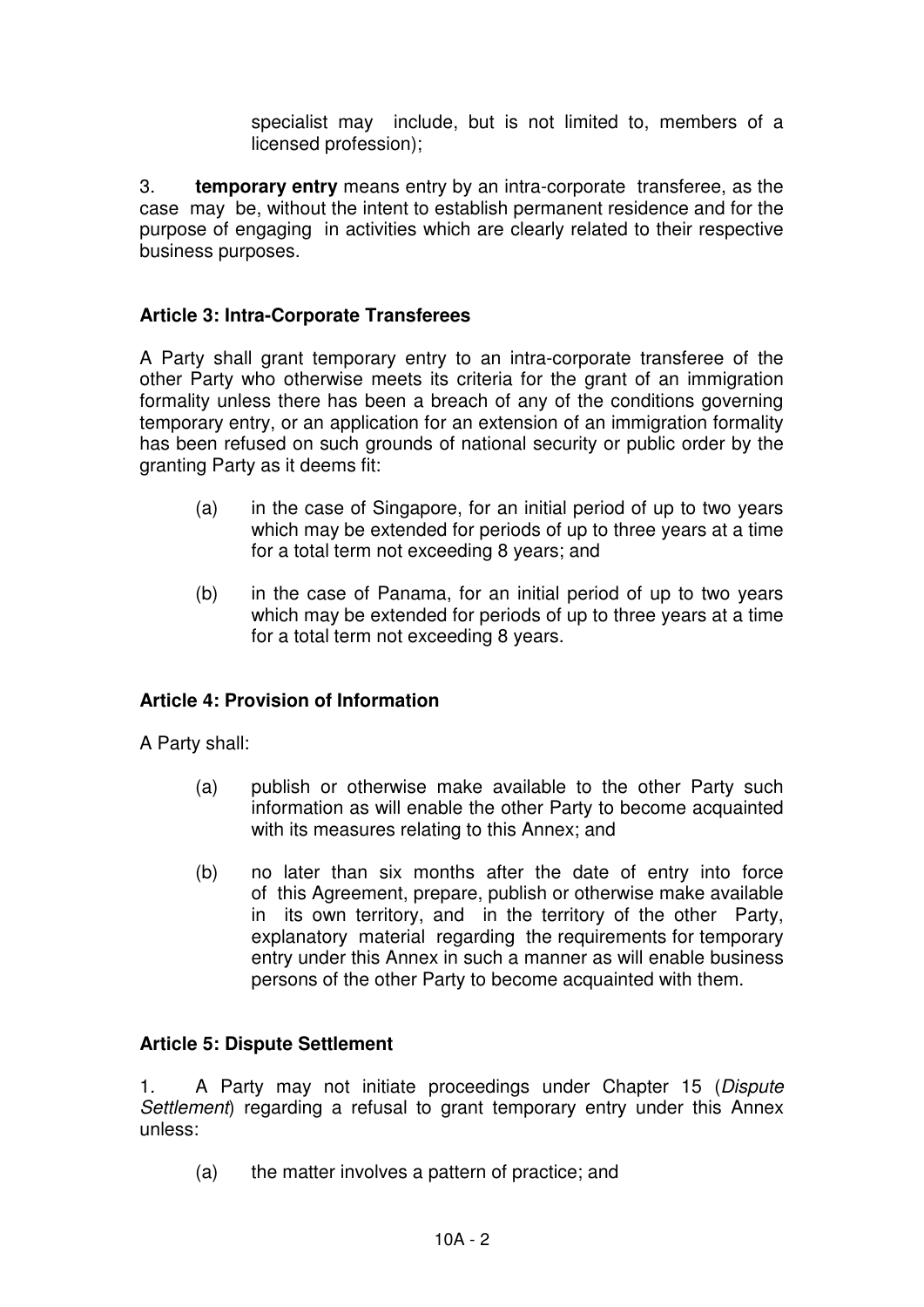specialist may include, but is not limited to, members of a licensed profession);

3. **temporary entry** means entry by an intra-corporate transferee, as the case may be, without the intent to establish permanent residence and for the purpose of engaging in activities which are clearly related to their respective business purposes.

**Article 3: Intra-Corporate Transferees**

A Party shall grant temporary entry to an intra-corporate transferee of the other Party who otherwise meets its criteria for the grant of an immigration formality unless there has been a breach of any of the conditions governing temporary entry, or an application for an extension of an immigration formality has been refused on such grounds of national security or public order by the granting Party as it deems fit:

(a) in the case of Singapore, for an initial period of up to two years which may be extended for periods of up to three years at a time for a total term not exceeding 8 years; and

(b) in the case of Panama, for an initial period of up to two years which may be extended for periods of up to three years at a time for a total term not exceeding 8 years.

**Article 4: Provision of Information**

A Party shall:

(a) publish or otherwise make available to the other Party such information as will enable the other Party to become acquainted with its measures relating to this Annex; and

(b) no later than six months after the date of entry into force of this Agreement, prepare, publish or otherwise make available in its own territory, and in the territory of the other Party, explanatory material regarding the requirements for temporary entry under this Annex in such a manner as will enable business persons of the other Party to become acquainted with them.

**Article 5: Dispute Settlement**

1. A Party may not initiate proceedings under Chapter 15 (*Dispute Settlement*) regarding a refusal to grant temporary entry under this Annex unless:

(a) the matter involves a pattern of practice; and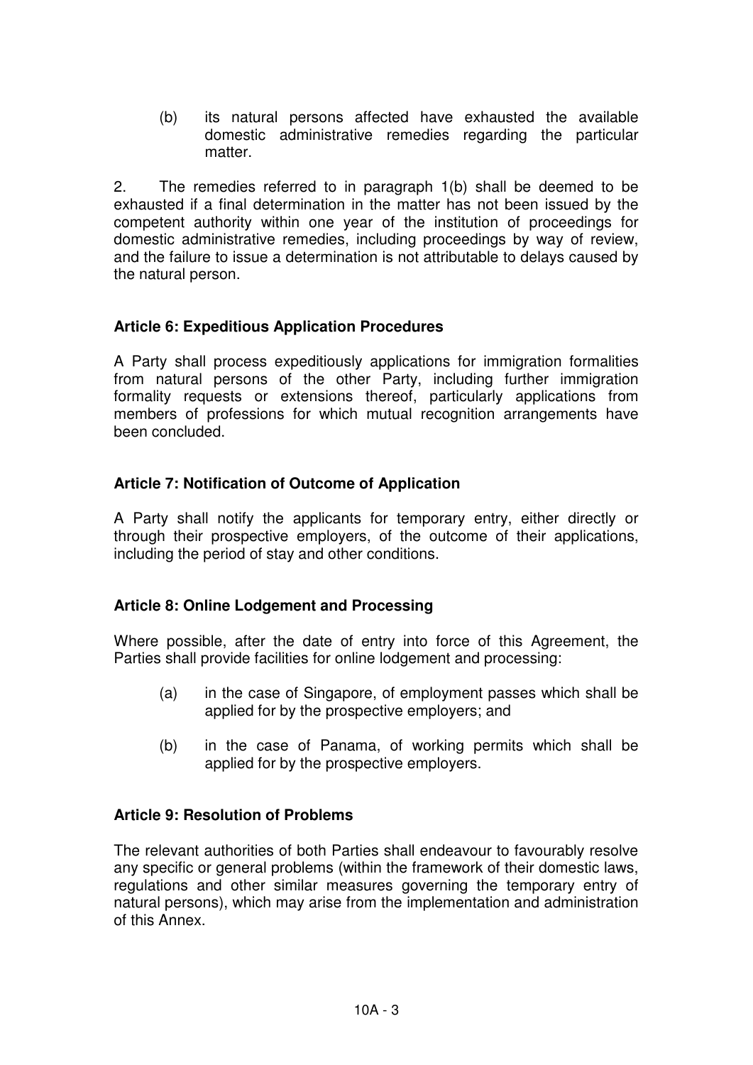(b) its natural persons affected have exhausted the available domestic administrative remedies regarding the particular matter.

2. The remedies referred to in paragraph 1(b) shall be deemed to be exhausted if a final determination in the matter has not been issued by the competent authority within one year of the institution of proceedings for domestic administrative remedies, including proceedings by way of review, and the failure to issue a determination is not attributable to delays caused by the natural person.

**Article 6: Expeditious Application Procedures**

A Party shall process expeditiously applications for immigration formalities from natural persons of the other Party, including further immigration formality requests or extensions thereof, particularly applications from members of professions for which mutual recognition arrangements have been concluded.

**Article 7: Notification of Outcome of Application**

A Party shall notify the applicants for temporary entry, either directly or through their prospective employers, of the outcome of their applications, including the period of stay and other conditions.

**Article 8: Online Lodgement and Processing**

Where possible, after the date of entry into force of this Agreement, the Parties shall provide facilities for online lodgement and processing:

(a) in the case of Singapore, of employment passes which shall be applied for by the prospective employers; and

(b) in the case of Panama, of working permits which shall be applied for by the prospective employers.

**Article 9: Resolution of Problems**

The relevant authorities of both Parties shall endeavour to favourably resolve any specific or general problems (within the framework of their domestic laws, regulations and other similar measures governing the temporary entry of natural persons), which may arise from the implementation and administration of this Annex.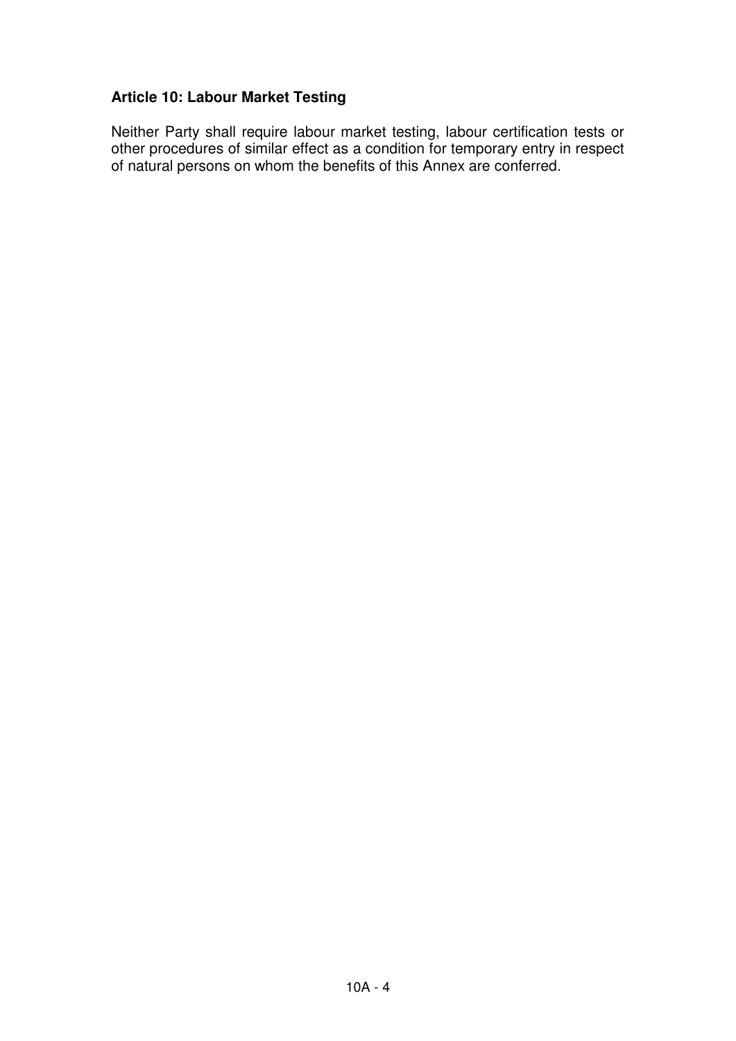**Article 10: Labour Market Testing**

Neither Party shall require labour market testing, labour certification tests or other procedures of similar effect as a condition for temporary entry in respect of natural persons on whom the benefits of this Annex are conferred.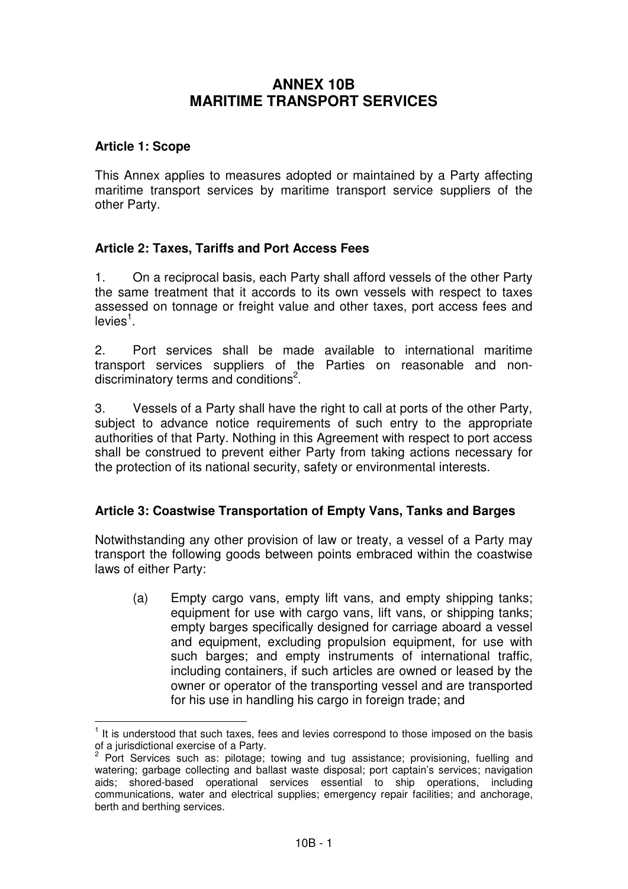# ANNEX 10B
# MARITIME TRANSPORT SERVICES

**Article 1: Scope**

This Annex applies to measures adopted or maintained by a Party affecting maritime transport services by maritime transport service suppliers of the other Party.

**Article 2: Taxes, Tariffs and Port Access Fees**

1. On a reciprocal basis, each Party shall afford vessels of the other Party the same treatment that it accords to its own vessels with respect to taxes assessed on tonnage or freight value and other taxes, port access fees and levies[1].

2. Port services shall be made available to international maritime transport services suppliers of the Parties on reasonable and non-discriminatory terms and conditions[2].

3. Vessels of a Party shall have the right to call at ports of the other Party, subject to advance notice requirements of such entry to the appropriate authorities of that Party. Nothing in this Agreement with respect to port access shall be construed to prevent either Party from taking actions necessary for the protection of its national security, safety or environmental interests.

**Article 3: Coastwise Transportation of Empty Vans, Tanks and Barges**

Notwithstanding any other provision of law or treaty, a vessel of a Party may transport the following goods between points embraced within the coastwise laws of either Party:

(a) Empty cargo vans, empty lift vans, and empty shipping tanks; equipment for use with cargo vans, lift vans, or shipping tanks; empty barges specifically designed for carriage aboard a vessel and equipment, excluding propulsion equipment, for use with such barges; and empty instruments of international traffic, including containers, if such articles are owned or leased by the owner or operator of the transporting vessel and are transported for his use in handling his cargo in foreign trade; and

---

[1] It is understood that such taxes, fees and levies correspond to those imposed on the basis of a jurisdictional exercise of a Party.

[2] Port Services such as: pilotage; towing and tug assistance; provisioning, fuelling and watering; garbage collecting and ballast waste disposal; port captain's services; navigation aids; shored-based operational services essential to ship operations, including communications, water and electrical supplies; emergency repair facilities; and anchorage, berth and berthing services.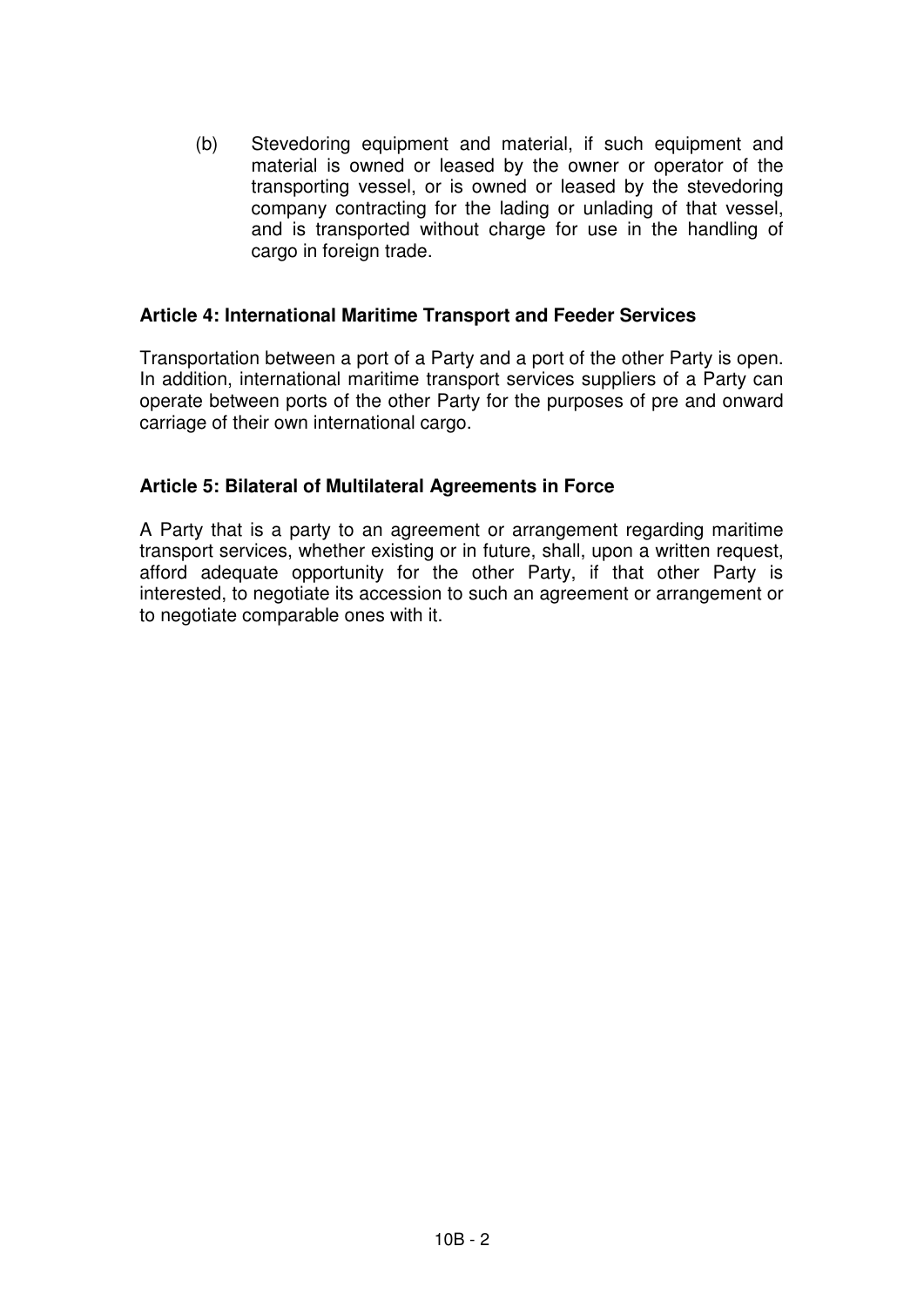(b) Stevedoring equipment and material, if such equipment and material is owned or leased by the owner or operator of the transporting vessel, or is owned or leased by the stevedoring company contracting for the lading or unlading of that vessel, and is transported without charge for use in the handling of cargo in foreign trade.

**Article 4: International Maritime Transport and Feeder Services**

Transportation between a port of a Party and a port of the other Party is open. In addition, international maritime transport services suppliers of a Party can operate between ports of the other Party for the purposes of pre and onward carriage of their own international cargo.

**Article 5: Bilateral of Multilateral Agreements in Force**

A Party that is a party to an agreement or arrangement regarding maritime transport services, whether existing or in future, shall, upon a written request, afford adequate opportunity for the other Party, if that other Party is interested, to negotiate its accession to such an agreement or arrangement or to negotiate comparable ones with it.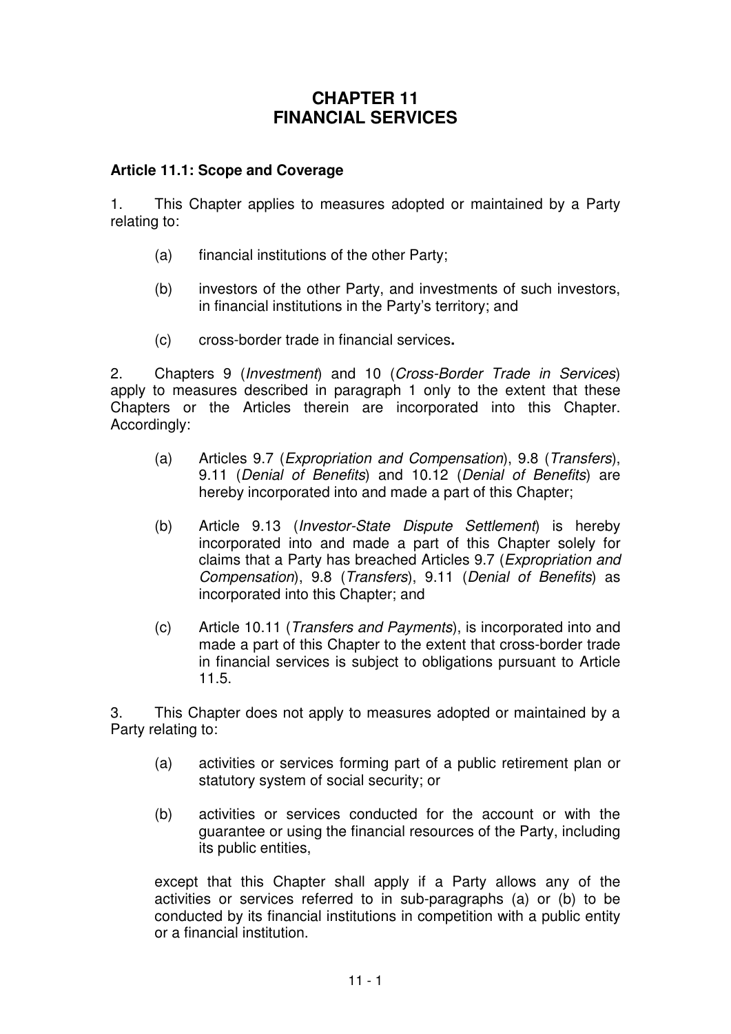# CHAPTER 11
# FINANCIAL SERVICES

**Article 11.1: Scope and Coverage**

1. This Chapter applies to measures adopted or maintained by a Party relating to:

   (a) financial institutions of the other Party;

   (b) investors of the other Party, and investments of such investors, in financial institutions in the Party's territory; and

   (c) cross-border trade in financial services**.**

2. Chapters 9 (*Investment*) and 10 (*Cross-Border Trade in Services*) apply to measures described in paragraph 1 only to the extent that these Chapters or the Articles therein are incorporated into this Chapter. Accordingly:

   (a) Articles 9.7 (*Expropriation and Compensation*), 9.8 (*Transfers*), 9.11 (*Denial of Benefits*) and 10.12 (*Denial of Benefits*) are hereby incorporated into and made a part of this Chapter;

   (b) Article 9.13 (*Investor-State Dispute Settlement*) is hereby incorporated into and made a part of this Chapter solely for claims that a Party has breached Articles 9.7 (*Expropriation and Compensation*), 9.8 (*Transfers*), 9.11 (*Denial of Benefits*) as incorporated into this Chapter; and

   (c) Article 10.11 (*Transfers and Payments*), is incorporated into and made a part of this Chapter to the extent that cross-border trade in financial services is subject to obligations pursuant to Article 11.5.

3. This Chapter does not apply to measures adopted or maintained by a Party relating to:

   (a) activities or services forming part of a public retirement plan or statutory system of social security; or

   (b) activities or services conducted for the account or with the guarantee or using the financial resources of the Party, including its public entities,

   except that this Chapter shall apply if a Party allows any of the activities or services referred to in sub-paragraphs (a) or (b) to be conducted by its financial institutions in competition with a public entity or a financial institution.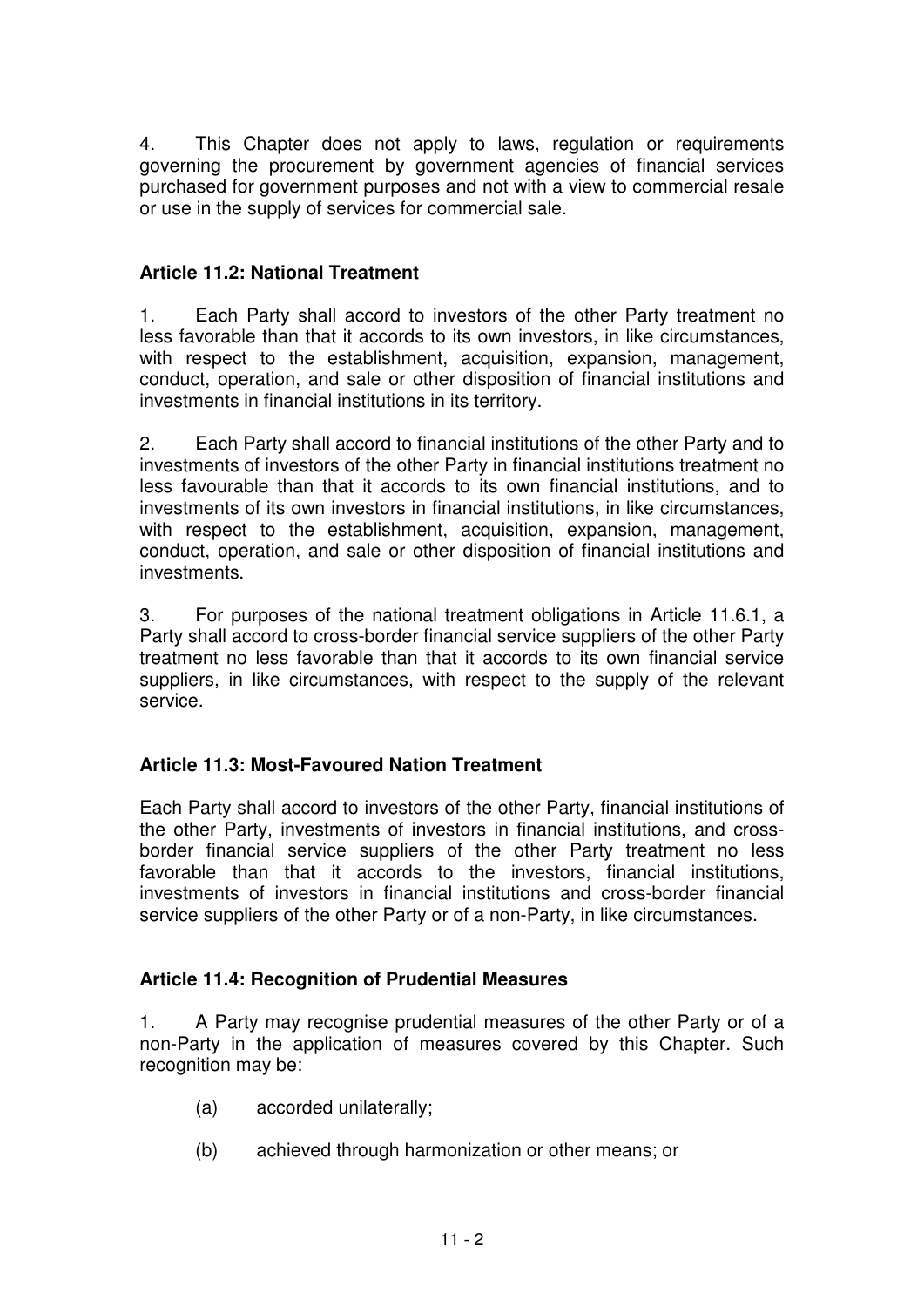4. This Chapter does not apply to laws, regulation or requirements governing the procurement by government agencies of financial services purchased for government purposes and not with a view to commercial resale or use in the supply of services for commercial sale.

### Article 11.2: National Treatment

1. Each Party shall accord to investors of the other Party treatment no less favorable than that it accords to its own investors, in like circumstances, with respect to the establishment, acquisition, expansion, management, conduct, operation, and sale or other disposition of financial institutions and investments in financial institutions in its territory.

2. Each Party shall accord to financial institutions of the other Party and to investments of investors of the other Party in financial institutions treatment no less favourable than that it accords to its own financial institutions, and to investments of its own investors in financial institutions, in like circumstances, with respect to the establishment, acquisition, expansion, management, conduct, operation, and sale or other disposition of financial institutions and investments.

3. For purposes of the national treatment obligations in Article 11.6.1, a Party shall accord to cross-border financial service suppliers of the other Party treatment no less favorable than that it accords to its own financial service suppliers, in like circumstances, with respect to the supply of the relevant service.

### Article 11.3: Most-Favoured Nation Treatment

Each Party shall accord to investors of the other Party, financial institutions of the other Party, investments of investors in financial institutions, and cross-border financial service suppliers of the other Party treatment no less favorable than that it accords to the investors, financial institutions, investments of investors in financial institutions and cross-border financial service suppliers of the other Party or of a non-Party, in like circumstances.

### Article 11.4: Recognition of Prudential Measures

1. A Party may recognise prudential measures of the other Party or of a non-Party in the application of measures covered by this Chapter. Such recognition may be:

   (a) accorded unilaterally;

   (b) achieved through harmonization or other means; or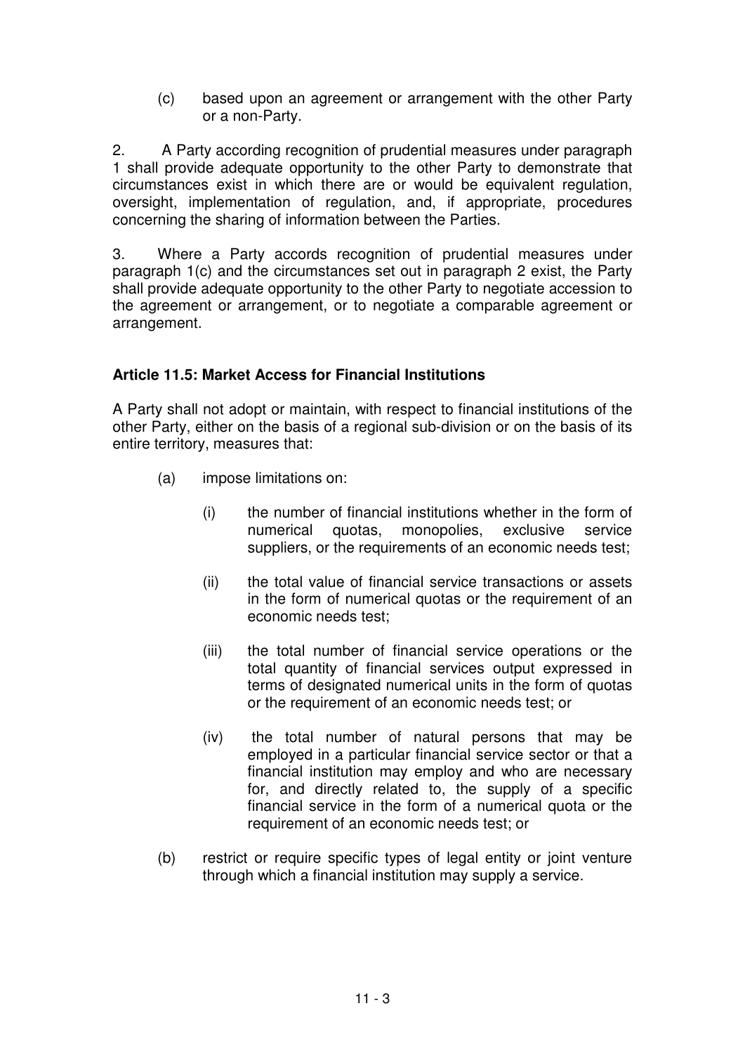(c) based upon an agreement or arrangement with the other Party or a non-Party.

2. A Party according recognition of prudential measures under paragraph 1 shall provide adequate opportunity to the other Party to demonstrate that circumstances exist in which there are or would be equivalent regulation, oversight, implementation of regulation, and, if appropriate, procedures concerning the sharing of information between the Parties.

3. Where a Party accords recognition of prudential measures under paragraph 1(c) and the circumstances set out in paragraph 2 exist, the Party shall provide adequate opportunity to the other Party to negotiate accession to the agreement or arrangement, or to negotiate a comparable agreement or arrangement.

**Article 11.5: Market Access for Financial Institutions**

A Party shall not adopt or maintain, with respect to financial institutions of the other Party, either on the basis of a regional sub-division or on the basis of its entire territory, measures that:

(a) impose limitations on:

(i) the number of financial institutions whether in the form of numerical quotas, monopolies, exclusive service suppliers, or the requirements of an economic needs test;

(ii) the total value of financial service transactions or assets in the form of numerical quotas or the requirement of an economic needs test;

(iii) the total number of financial service operations or the total quantity of financial services output expressed in terms of designated numerical units in the form of quotas or the requirement of an economic needs test; or

(iv) the total number of natural persons that may be employed in a particular financial service sector or that a financial institution may employ and who are necessary for, and directly related to, the supply of a specific financial service in the form of a numerical quota or the requirement of an economic needs test; or

(b) restrict or require specific types of legal entity or joint venture through which a financial institution may supply a service.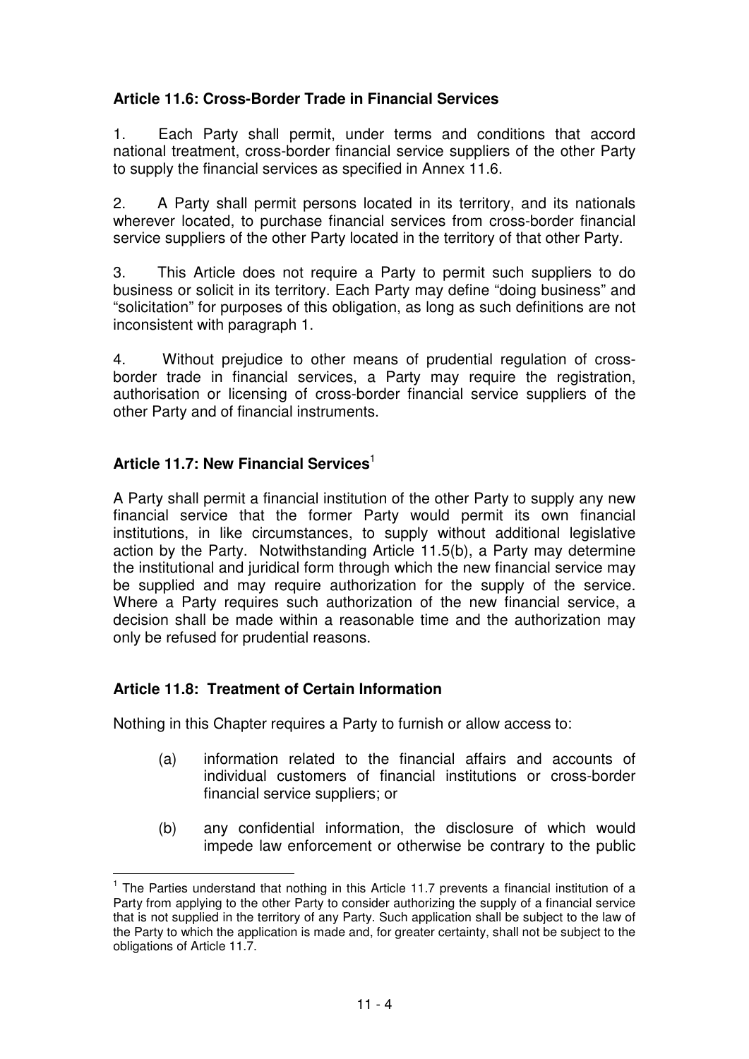### Article 11.6: Cross-Border Trade in Financial Services

1. Each Party shall permit, under terms and conditions that accord national treatment, cross-border financial service suppliers of the other Party to supply the financial services as specified in Annex 11.6.

2. A Party shall permit persons located in its territory, and its nationals wherever located, to purchase financial services from cross-border financial service suppliers of the other Party located in the territory of that other Party.

3. This Article does not require a Party to permit such suppliers to do business or solicit in its territory. Each Party may define "doing business" and "solicitation" for purposes of this obligation, as long as such definitions are not inconsistent with paragraph 1.

4. Without prejudice to other means of prudential regulation of cross-border trade in financial services, a Party may require the registration, authorisation or licensing of cross-border financial service suppliers of the other Party and of financial instruments.

### Article 11.7: New Financial Services[1]

A Party shall permit a financial institution of the other Party to supply any new financial service that the former Party would permit its own financial institutions, in like circumstances, to supply without additional legislative action by the Party. Notwithstanding Article 11.5(b), a Party may determine the institutional and juridical form through which the new financial service may be supplied and may require authorization for the supply of the service. Where a Party requires such authorization of the new financial service, a decision shall be made within a reasonable time and the authorization may only be refused for prudential reasons.

### Article 11.8: Treatment of Certain Information

Nothing in this Chapter requires a Party to furnish or allow access to:

(a) information related to the financial affairs and accounts of individual customers of financial institutions or cross-border financial service suppliers; or

(b) any confidential information, the disclosure of which would impede law enforcement or otherwise be contrary to the public

---

[1] The Parties understand that nothing in this Article 11.7 prevents a financial institution of a Party from applying to the other Party to consider authorizing the supply of a financial service that is not supplied in the territory of any Party. Such application shall be subject to the law of the Party to which the application is made and, for greater certainty, shall not be subject to the obligations of Article 11.7.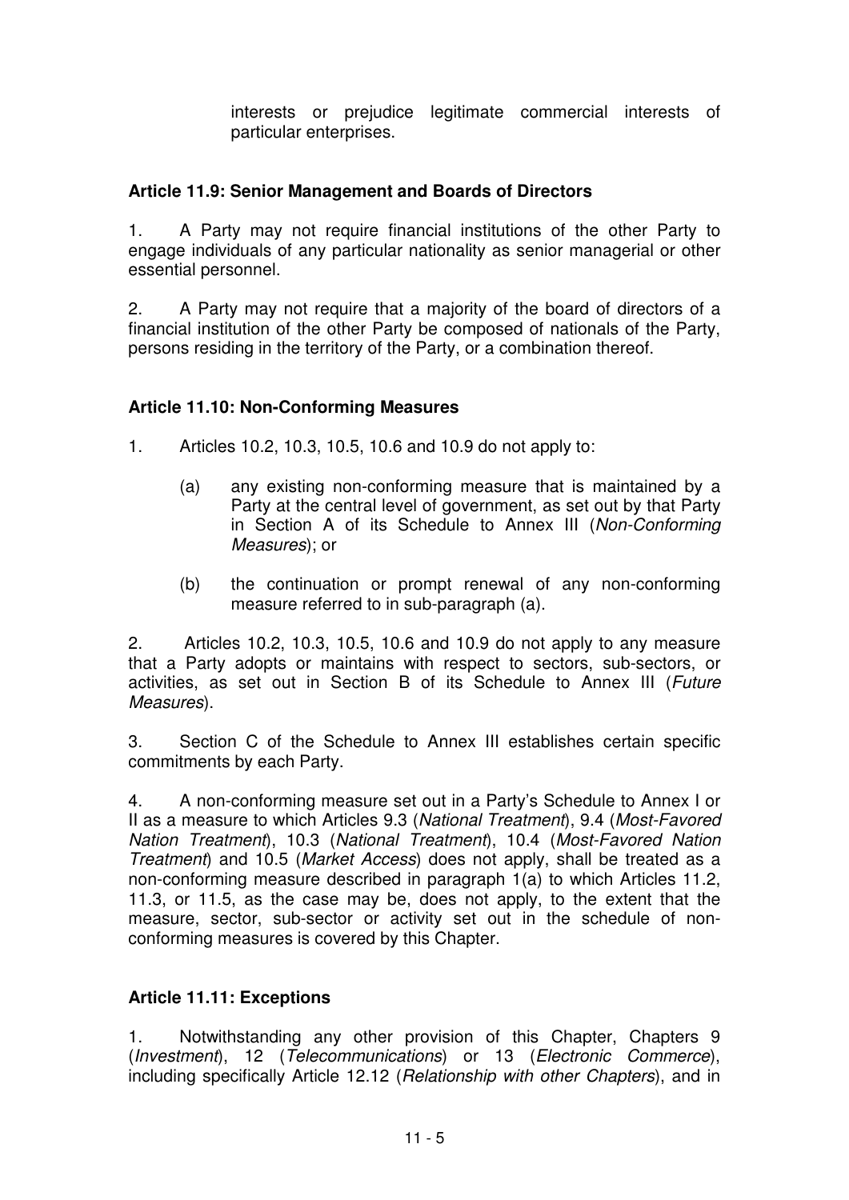interests or prejudice legitimate commercial interests of particular enterprises.

**Article 11.9: Senior Management and Boards of Directors**

1. A Party may not require financial institutions of the other Party to engage individuals of any particular nationality as senior managerial or other essential personnel.

2. A Party may not require that a majority of the board of directors of a financial institution of the other Party be composed of nationals of the Party, persons residing in the territory of the Party, or a combination thereof.

**Article 11.10: Non-Conforming Measures**

1. Articles 10.2, 10.3, 10.5, 10.6 and 10.9 do not apply to:

   (a) any existing non-conforming measure that is maintained by a Party at the central level of government, as set out by that Party in Section A of its Schedule to Annex III (*Non-Conforming Measures*); or

   (b) the continuation or prompt renewal of any non-conforming measure referred to in sub-paragraph (a).

2. Articles 10.2, 10.3, 10.5, 10.6 and 10.9 do not apply to any measure that a Party adopts or maintains with respect to sectors, sub-sectors, or activities, as set out in Section B of its Schedule to Annex III (*Future Measures*).

3. Section C of the Schedule to Annex III establishes certain specific commitments by each Party.

4. A non-conforming measure set out in a Party's Schedule to Annex I or II as a measure to which Articles 9.3 (*National Treatment*), 9.4 (*Most-Favored Nation Treatment*), 10.3 (*National Treatment*), 10.4 (*Most-Favored Nation Treatment*) and 10.5 (*Market Access*) does not apply, shall be treated as a non-conforming measure described in paragraph 1(a) to which Articles 11.2, 11.3, or 11.5, as the case may be, does not apply, to the extent that the measure, sector, sub-sector or activity set out in the schedule of non-conforming measures is covered by this Chapter.

**Article 11.11: Exceptions**

1. Notwithstanding any other provision of this Chapter, Chapters 9 (*Investment*), 12 (*Telecommunications*) or 13 (*Electronic Commerce*), including specifically Article 12.12 (*Relationship with other Chapters*), and in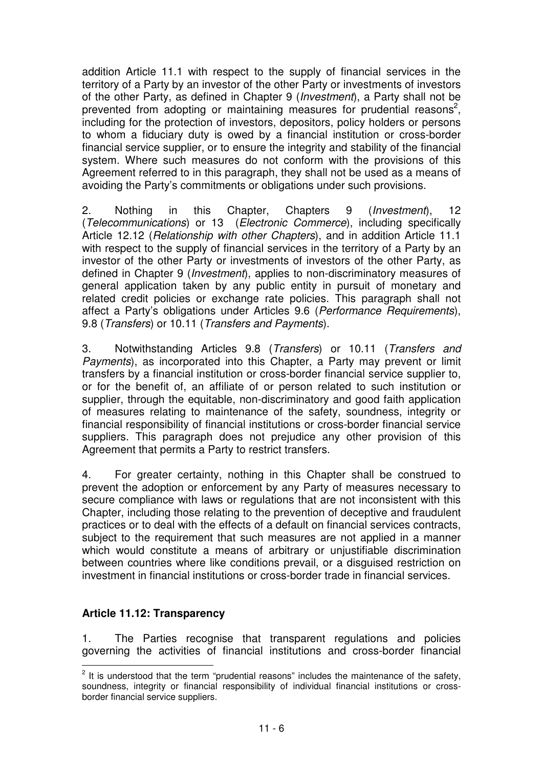addition Article 11.1 with respect to the supply of financial services in the territory of a Party by an investor of the other Party or investments of investors of the other Party, as defined in Chapter 9 (*Investment*), a Party shall not be prevented from adopting or maintaining measures for prudential reasons[2], including for the protection of investors, depositors, policy holders or persons to whom a fiduciary duty is owed by a financial institution or cross-border financial service supplier, or to ensure the integrity and stability of the financial system. Where such measures do not conform with the provisions of this Agreement referred to in this paragraph, they shall not be used as a means of avoiding the Party's commitments or obligations under such provisions.

2. Nothing in this Chapter, Chapters 9 (*Investment*), 12 (*Telecommunications*) or 13 (*Electronic Commerce*), including specifically Article 12.12 (*Relationship with other Chapters*), and in addition Article 11.1 with respect to the supply of financial services in the territory of a Party by an investor of the other Party or investments of investors of the other Party, as defined in Chapter 9 (*Investment*), applies to non-discriminatory measures of general application taken by any public entity in pursuit of monetary and related credit policies or exchange rate policies. This paragraph shall not affect a Party's obligations under Articles 9.6 (*Performance Requirements*), 9.8 (*Transfers*) or 10.11 (*Transfers and Payments*).

3. Notwithstanding Articles 9.8 (*Transfers*) or 10.11 (*Transfers and Payments*), as incorporated into this Chapter, a Party may prevent or limit transfers by a financial institution or cross-border financial service supplier to, or for the benefit of, an affiliate of or person related to such institution or supplier, through the equitable, non-discriminatory and good faith application of measures relating to maintenance of the safety, soundness, integrity or financial responsibility of financial institutions or cross-border financial service suppliers. This paragraph does not prejudice any other provision of this Agreement that permits a Party to restrict transfers.

4. For greater certainty, nothing in this Chapter shall be construed to prevent the adoption or enforcement by any Party of measures necessary to secure compliance with laws or regulations that are not inconsistent with this Chapter, including those relating to the prevention of deceptive and fraudulent practices or to deal with the effects of a default on financial services contracts, subject to the requirement that such measures are not applied in a manner which would constitute a means of arbitrary or unjustifiable discrimination between countries where like conditions prevail, or a disguised restriction on investment in financial institutions or cross-border trade in financial services.

**Article 11.12: Transparency**

1. The Parties recognise that transparent regulations and policies governing the activities of financial institutions and cross-border financial

[2] It is understood that the term "prudential reasons" includes the maintenance of the safety, soundness, integrity or financial responsibility of individual financial institutions or cross-border financial service suppliers.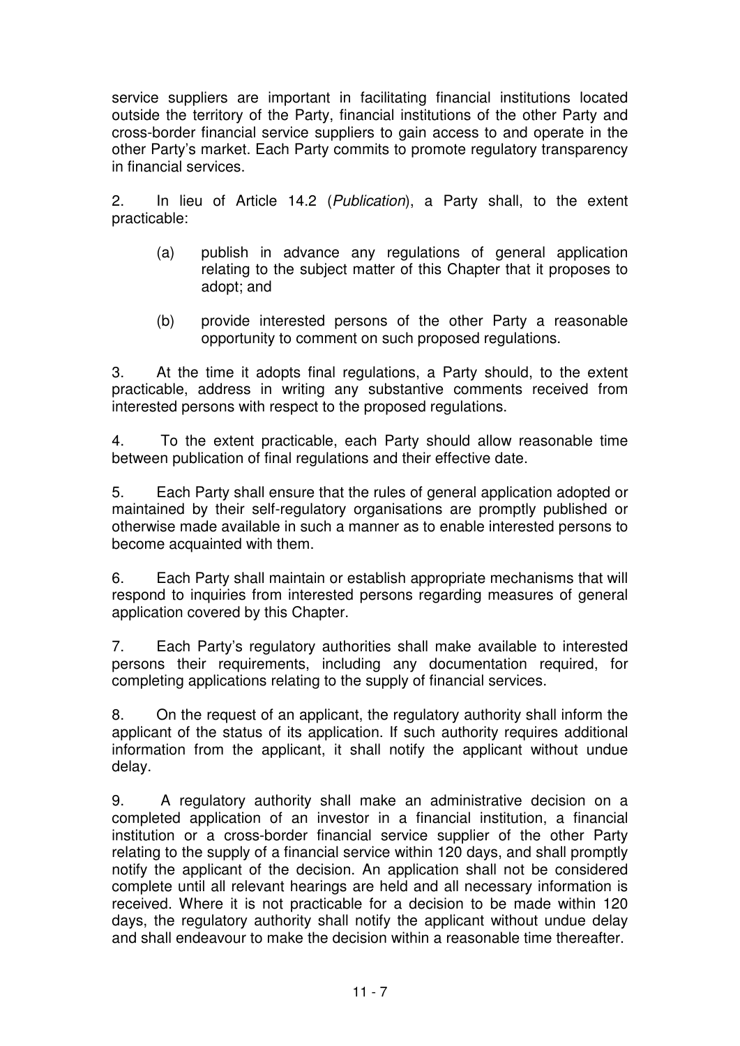service suppliers are important in facilitating financial institutions located outside the territory of the Party, financial institutions of the other Party and cross-border financial service suppliers to gain access to and operate in the other Party's market. Each Party commits to promote regulatory transparency in financial services.

2. In lieu of Article 14.2 (*Publication*), a Party shall, to the extent practicable:

(a) publish in advance any regulations of general application relating to the subject matter of this Chapter that it proposes to adopt; and

(b) provide interested persons of the other Party a reasonable opportunity to comment on such proposed regulations.

3. At the time it adopts final regulations, a Party should, to the extent practicable, address in writing any substantive comments received from interested persons with respect to the proposed regulations.

4. To the extent practicable, each Party should allow reasonable time between publication of final regulations and their effective date.

5. Each Party shall ensure that the rules of general application adopted or maintained by their self-regulatory organisations are promptly published or otherwise made available in such a manner as to enable interested persons to become acquainted with them.

6. Each Party shall maintain or establish appropriate mechanisms that will respond to inquiries from interested persons regarding measures of general application covered by this Chapter.

7. Each Party's regulatory authorities shall make available to interested persons their requirements, including any documentation required, for completing applications relating to the supply of financial services.

8. On the request of an applicant, the regulatory authority shall inform the applicant of the status of its application. If such authority requires additional information from the applicant, it shall notify the applicant without undue delay.

9. A regulatory authority shall make an administrative decision on a completed application of an investor in a financial institution, a financial institution or a cross-border financial service supplier of the other Party relating to the supply of a financial service within 120 days, and shall promptly notify the applicant of the decision. An application shall not be considered complete until all relevant hearings are held and all necessary information is received. Where it is not practicable for a decision to be made within 120 days, the regulatory authority shall notify the applicant without undue delay and shall endeavour to make the decision within a reasonable time thereafter.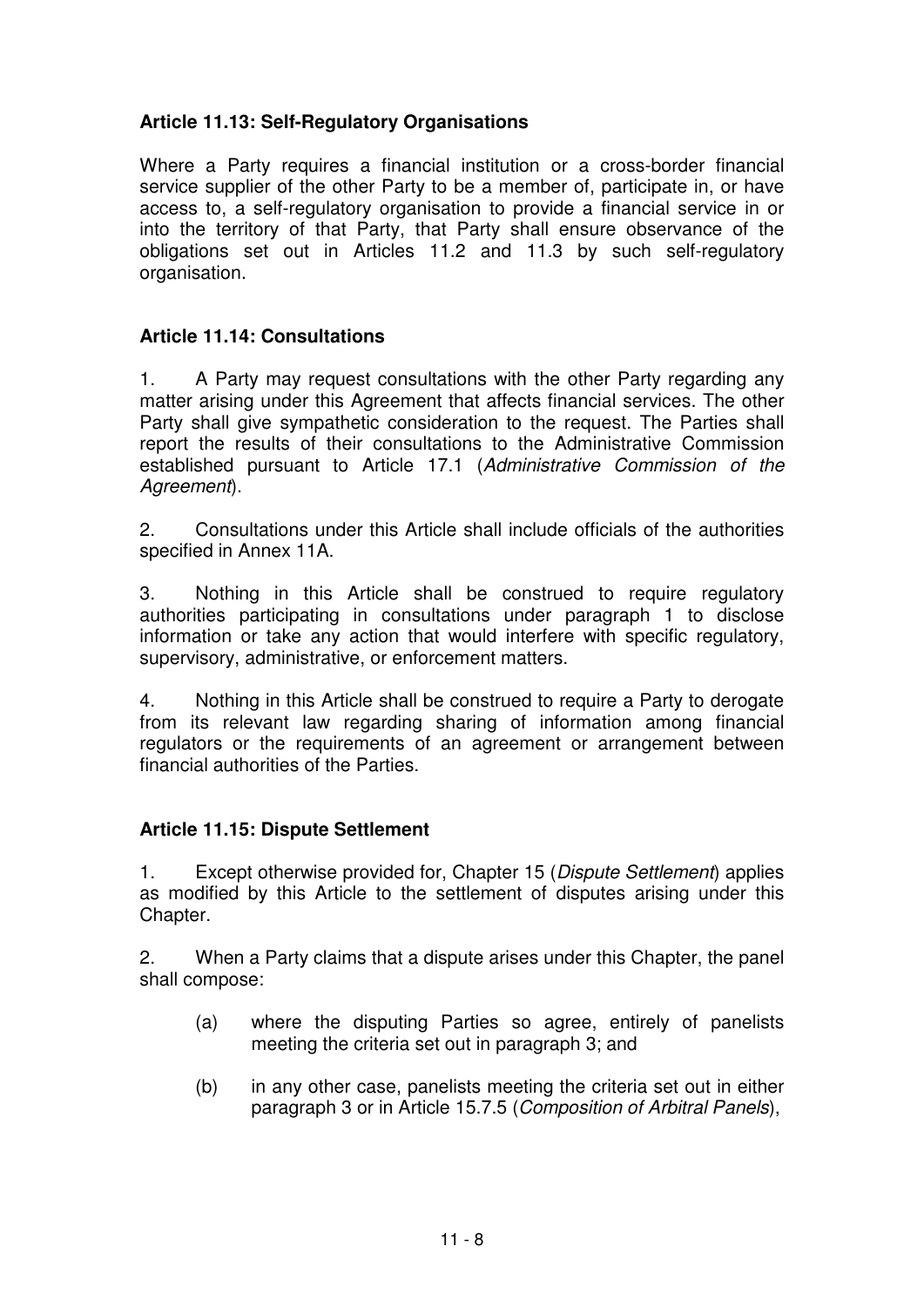**Article 11.13: Self-Regulatory Organisations**

Where a Party requires a financial institution or a cross-border financial service supplier of the other Party to be a member of, participate in, or have access to, a self-regulatory organisation to provide a financial service in or into the territory of that Party, that Party shall ensure observance of the obligations set out in Articles 11.2 and 11.3 by such self-regulatory organisation.

**Article 11.14: Consultations**

1. A Party may request consultations with the other Party regarding any matter arising under this Agreement that affects financial services. The other Party shall give sympathetic consideration to the request. The Parties shall report the results of their consultations to the Administrative Commission established pursuant to Article 17.1 (*Administrative Commission of the Agreement*).

2. Consultations under this Article shall include officials of the authorities specified in Annex 11A.

3. Nothing in this Article shall be construed to require regulatory authorities participating in consultations under paragraph 1 to disclose information or take any action that would interfere with specific regulatory, supervisory, administrative, or enforcement matters.

4. Nothing in this Article shall be construed to require a Party to derogate from its relevant law regarding sharing of information among financial regulators or the requirements of an agreement or arrangement between financial authorities of the Parties.

**Article 11.15: Dispute Settlement**

1. Except otherwise provided for, Chapter 15 (*Dispute Settlement*) applies as modified by this Article to the settlement of disputes arising under this Chapter.

2. When a Party claims that a dispute arises under this Chapter, the panel shall compose:

(a) where the disputing Parties so agree, entirely of panelists meeting the criteria set out in paragraph 3; and

(b) in any other case, panelists meeting the criteria set out in either paragraph 3 or in Article 15.7.5 (*Composition of Arbitral Panels*),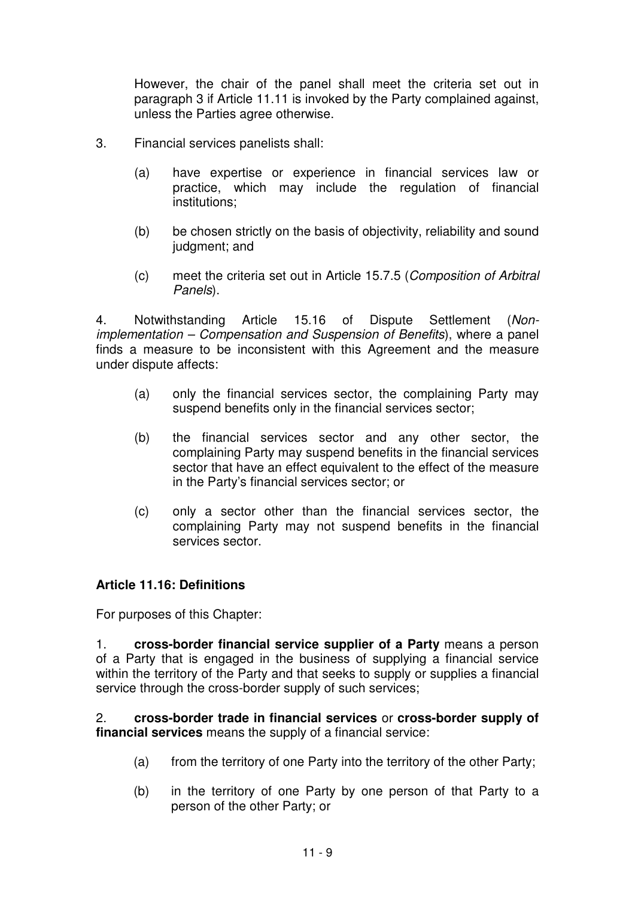However, the chair of the panel shall meet the criteria set out in paragraph 3 if Article 11.11 is invoked by the Party complained against, unless the Parties agree otherwise.

3. Financial services panelists shall:

   (a) have expertise or experience in financial services law or practice, which may include the regulation of financial institutions;

   (b) be chosen strictly on the basis of objectivity, reliability and sound judgment; and

   (c) meet the criteria set out in Article 15.7.5 (*Composition of Arbitral Panels*).

4. Notwithstanding Article 15.16 of Dispute Settlement (*Non-implementation – Compensation and Suspension of Benefits*), where a panel finds a measure to be inconsistent with this Agreement and the measure under dispute affects:

   (a) only the financial services sector, the complaining Party may suspend benefits only in the financial services sector;

   (b) the financial services sector and any other sector, the complaining Party may suspend benefits in the financial services sector that have an effect equivalent to the effect of the measure in the Party's financial services sector; or

   (c) only a sector other than the financial services sector, the complaining Party may not suspend benefits in the financial services sector.

**Article 11.16: Definitions**

For purposes of this Chapter:

1. **cross-border financial service supplier of a Party** means a person of a Party that is engaged in the business of supplying a financial service within the territory of the Party and that seeks to supply or supplies a financial service through the cross-border supply of such services;

2. **cross-border trade in financial services** or **cross-border supply of financial services** means the supply of a financial service:

   (a) from the territory of one Party into the territory of the other Party;

   (b) in the territory of one Party by one person of that Party to a person of the other Party; or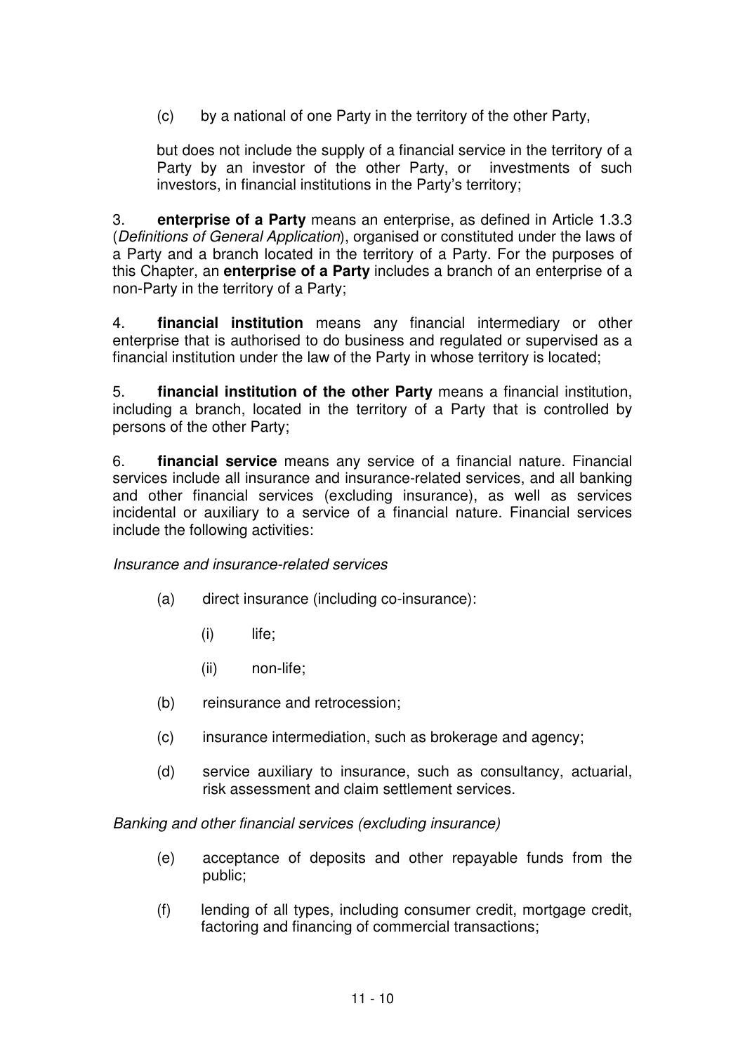(c) by a national of one Party in the territory of the other Party,

but does not include the supply of a financial service in the territory of a Party by an investor of the other Party, or investments of such investors, in financial institutions in the Party's territory;

3. **enterprise of a Party** means an enterprise, as defined in Article 1.3.3 (*Definitions of General Application*), organised or constituted under the laws of a Party and a branch located in the territory of a Party. For the purposes of this Chapter, an **enterprise of a Party** includes a branch of an enterprise of a non-Party in the territory of a Party;

4. **financial institution** means any financial intermediary or other enterprise that is authorised to do business and regulated or supervised as a financial institution under the law of the Party in whose territory is located;

5. **financial institution of the other Party** means a financial institution, including a branch, located in the territory of a Party that is controlled by persons of the other Party;

6. **financial service** means any service of a financial nature. Financial services include all insurance and insurance-related services, and all banking and other financial services (excluding insurance), as well as services incidental or auxiliary to a service of a financial nature. Financial services include the following activities:

*Insurance and insurance-related services*

- (a) direct insurance (including co-insurance):
  - (i) life;
  - (ii) non-life;
- (b) reinsurance and retrocession;
- (c) insurance intermediation, such as brokerage and agency;
- (d) service auxiliary to insurance, such as consultancy, actuarial, risk assessment and claim settlement services.

*Banking and other financial services (excluding insurance)*

- (e) acceptance of deposits and other repayable funds from the public;
- (f) lending of all types, including consumer credit, mortgage credit, factoring and financing of commercial transactions;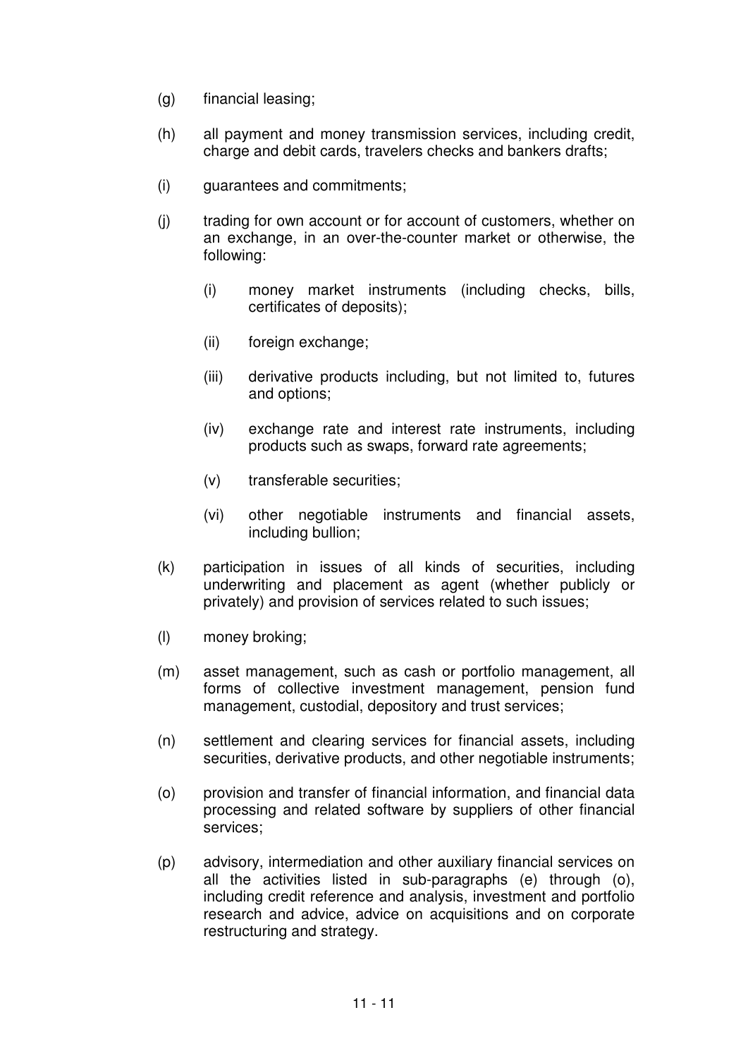(g) financial leasing;

(h) all payment and money transmission services, including credit, charge and debit cards, travelers checks and bankers drafts;

(i) guarantees and commitments;

(j) trading for own account or for account of customers, whether on an exchange, in an over-the-counter market or otherwise, the following:

    (i) money market instruments (including checks, bills, certificates of deposits);

    (ii) foreign exchange;

    (iii) derivative products including, but not limited to, futures and options;

    (iv) exchange rate and interest rate instruments, including products such as swaps, forward rate agreements;

    (v) transferable securities;

    (vi) other negotiable instruments and financial assets, including bullion;

(k) participation in issues of all kinds of securities, including underwriting and placement as agent (whether publicly or privately) and provision of services related to such issues;

(l) money broking;

(m) asset management, such as cash or portfolio management, all forms of collective investment management, pension fund management, custodial, depository and trust services;

(n) settlement and clearing services for financial assets, including securities, derivative products, and other negotiable instruments;

(o) provision and transfer of financial information, and financial data processing and related software by suppliers of other financial services;

(p) advisory, intermediation and other auxiliary financial services on all the activities listed in sub-paragraphs (e) through (o), including credit reference and analysis, investment and portfolio research and advice, advice on acquisitions and on corporate restructuring and strategy.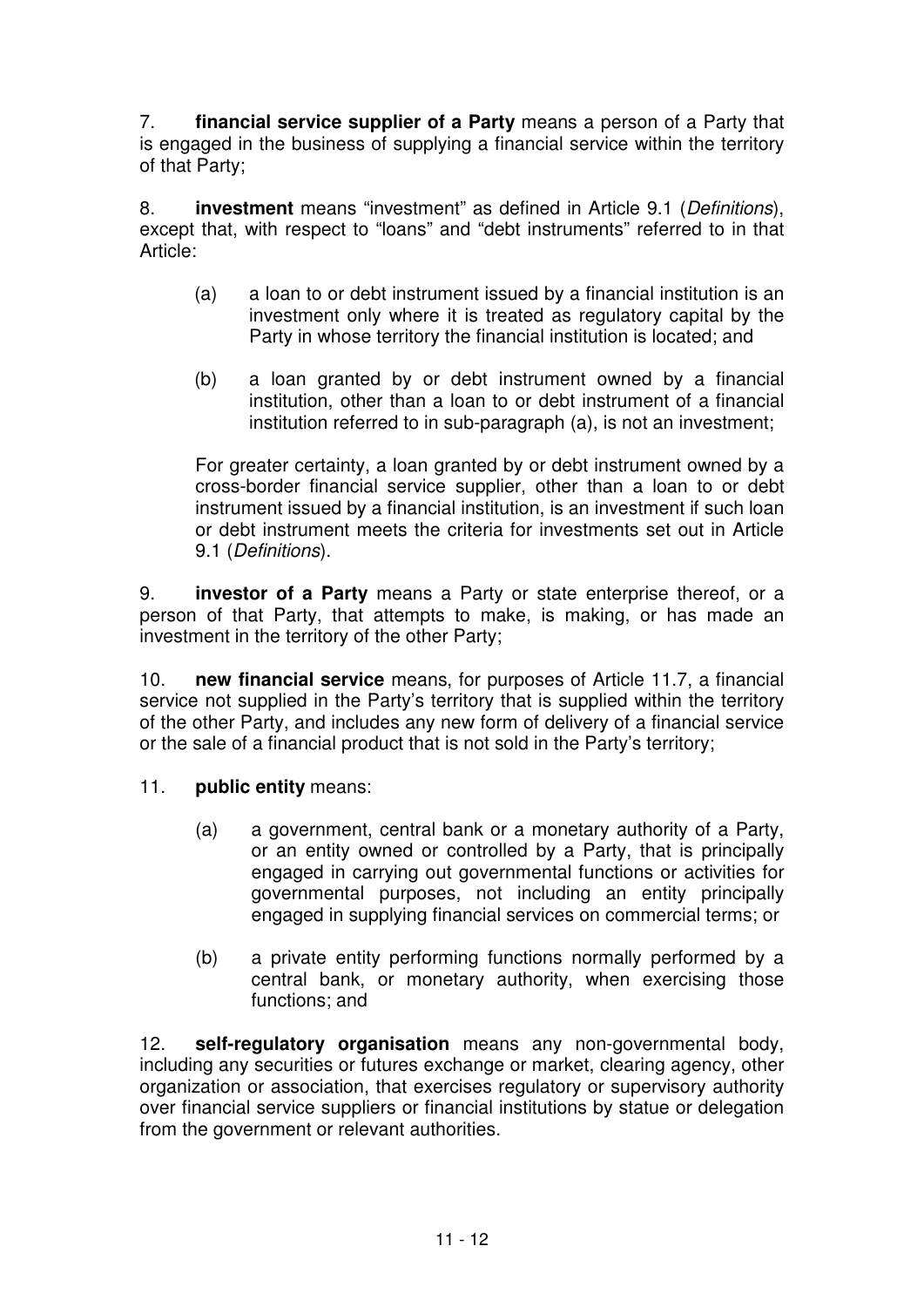7. **financial service supplier of a Party** means a person of a Party that is engaged in the business of supplying a financial service within the territory of that Party;

8. **investment** means "investment" as defined in Article 9.1 (*Definitions*), except that, with respect to "loans" and "debt instruments" referred to in that Article:

(a) a loan to or debt instrument issued by a financial institution is an investment only where it is treated as regulatory capital by the Party in whose territory the financial institution is located; and

(b) a loan granted by or debt instrument owned by a financial institution, other than a loan to or debt instrument of a financial institution referred to in sub-paragraph (a), is not an investment;

For greater certainty, a loan granted by or debt instrument owned by a cross-border financial service supplier, other than a loan to or debt instrument issued by a financial institution, is an investment if such loan or debt instrument meets the criteria for investments set out in Article 9.1 (*Definitions*).

9. **investor of a Party** means a Party or state enterprise thereof, or a person of that Party, that attempts to make, is making, or has made an investment in the territory of the other Party;

10. **new financial service** means, for purposes of Article 11.7, a financial service not supplied in the Party's territory that is supplied within the territory of the other Party, and includes any new form of delivery of a financial service or the sale of a financial product that is not sold in the Party's territory;

11. **public entity** means:

(a) a government, central bank or a monetary authority of a Party, or an entity owned or controlled by a Party, that is principally engaged in carrying out governmental functions or activities for governmental purposes, not including an entity principally engaged in supplying financial services on commercial terms; or

(b) a private entity performing functions normally performed by a central bank, or monetary authority, when exercising those functions; and

12. **self-regulatory organisation** means any non-governmental body, including any securities or futures exchange or market, clearing agency, other organization or association, that exercises regulatory or supervisory authority over financial service suppliers or financial institutions by statue or delegation from the government or relevant authorities.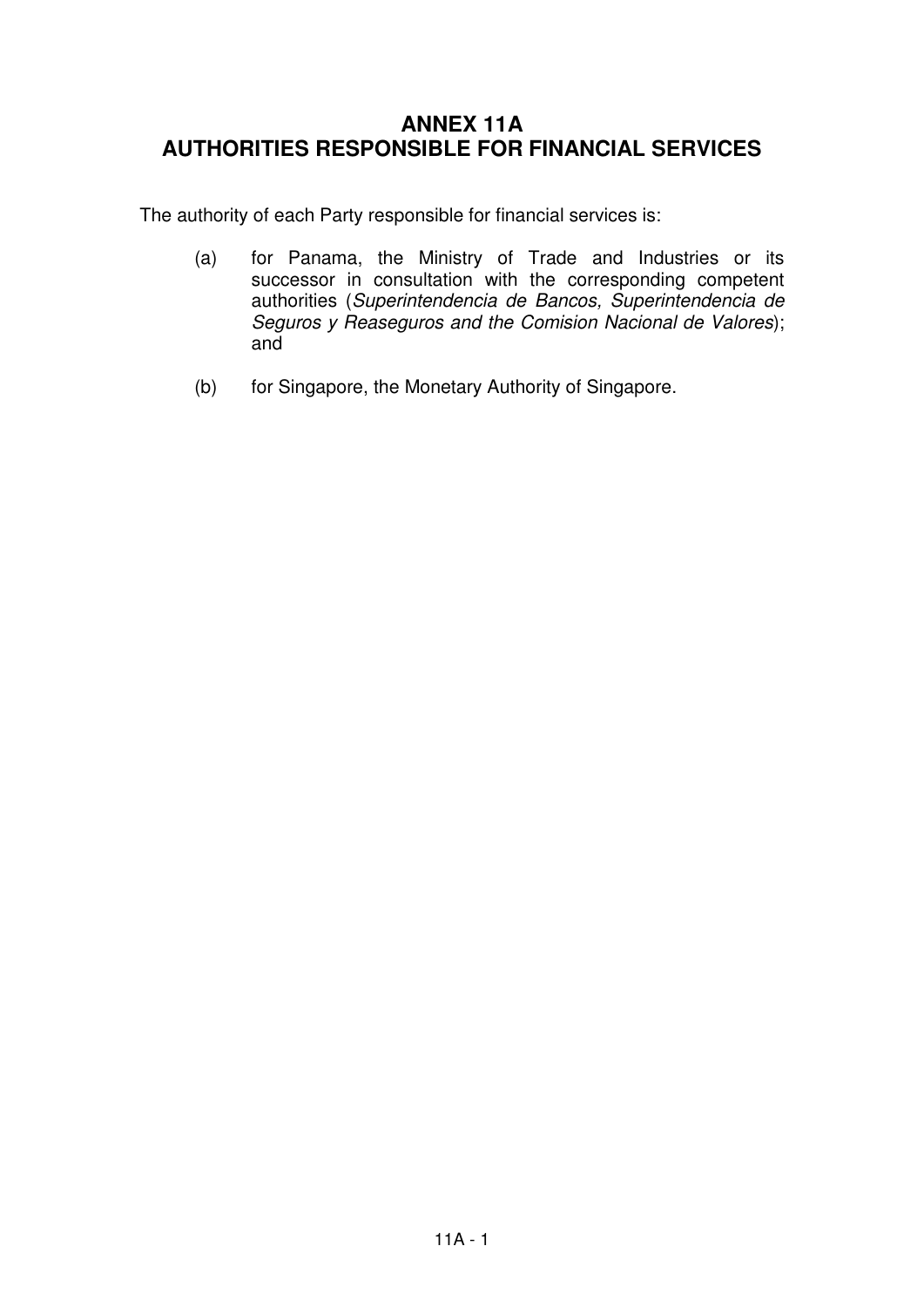# ANNEX 11A
# AUTHORITIES RESPONSIBLE FOR FINANCIAL SERVICES

The authority of each Party responsible for financial services is:

(a) for Panama, the Ministry of Trade and Industries or its successor in consultation with the corresponding competent authorities (*Superintendencia de Bancos, Superintendencia de Seguros y Reaseguros and the Comision Nacional de Valores*); and

(b) for Singapore, the Monetary Authority of Singapore.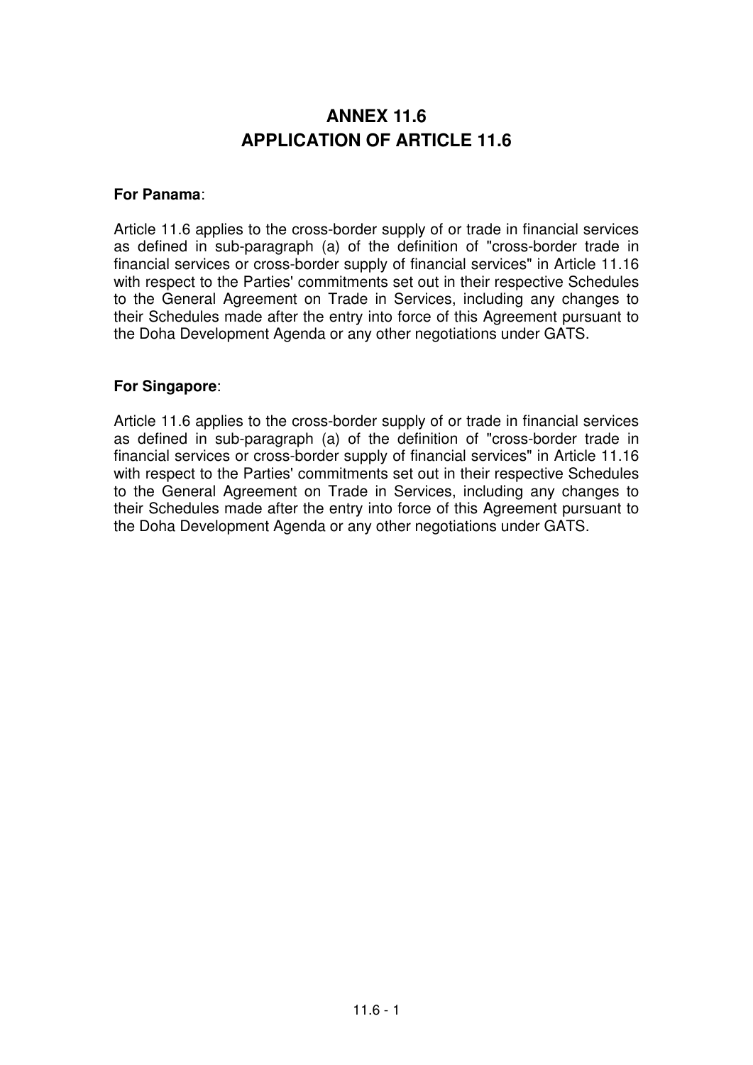# ANNEX 11.6
# APPLICATION OF ARTICLE 11.6

**For Panama**:

Article 11.6 applies to the cross-border supply of or trade in financial services as defined in sub-paragraph (a) of the definition of "cross-border trade in financial services or cross-border supply of financial services" in Article 11.16 with respect to the Parties' commitments set out in their respective Schedules to the General Agreement on Trade in Services, including any changes to their Schedules made after the entry into force of this Agreement pursuant to the Doha Development Agenda or any other negotiations under GATS.

**For Singapore**:

Article 11.6 applies to the cross-border supply of or trade in financial services as defined in sub-paragraph (a) of the definition of "cross-border trade in financial services or cross-border supply of financial services" in Article 11.16 with respect to the Parties' commitments set out in their respective Schedules to the General Agreement on Trade in Services, including any changes to their Schedules made after the entry into force of this Agreement pursuant to the Doha Development Agenda or any other negotiations under GATS.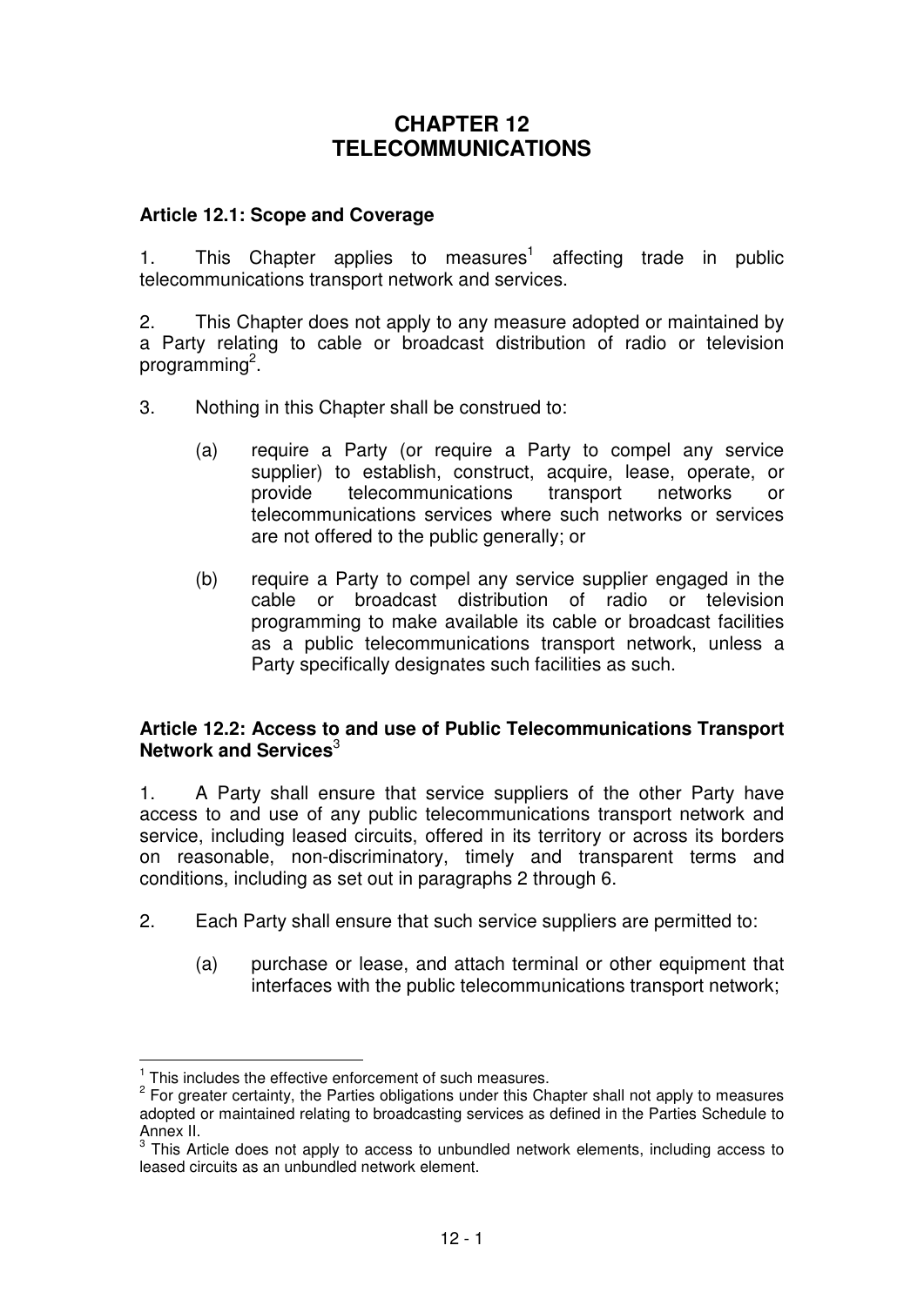# CHAPTER 12
# TELECOMMUNICATIONS

### Article 12.1: Scope and Coverage

1. This Chapter applies to measures[1] affecting trade in public telecommunications transport network and services.

2. This Chapter does not apply to any measure adopted or maintained by a Party relating to cable or broadcast distribution of radio or television programming[2].

3. Nothing in this Chapter shall be construed to:

   (a) require a Party (or require a Party to compel any service supplier) to establish, construct, acquire, lease, operate, or provide telecommunications transport networks or telecommunications services where such networks or services are not offered to the public generally; or

   (b) require a Party to compel any service supplier engaged in the cable or broadcast distribution of radio or television programming to make available its cable or broadcast facilities as a public telecommunications transport network, unless a Party specifically designates such facilities as such.

### Article 12.2: Access to and use of Public Telecommunications Transport Network and Services[3]

1. A Party shall ensure that service suppliers of the other Party have access to and use of any public telecommunications transport network and service, including leased circuits, offered in its territory or across its borders on reasonable, non-discriminatory, timely and transparent terms and conditions, including as set out in paragraphs 2 through 6.

2. Each Party shall ensure that such service suppliers are permitted to:

   (a) purchase or lease, and attach terminal or other equipment that interfaces with the public telecommunications transport network;

---

[1] This includes the effective enforcement of such measures.

[2] For greater certainty, the Parties obligations under this Chapter shall not apply to measures adopted or maintained relating to broadcasting services as defined in the Parties Schedule to Annex II.

[3] This Article does not apply to access to unbundled network elements, including access to leased circuits as an unbundled network element.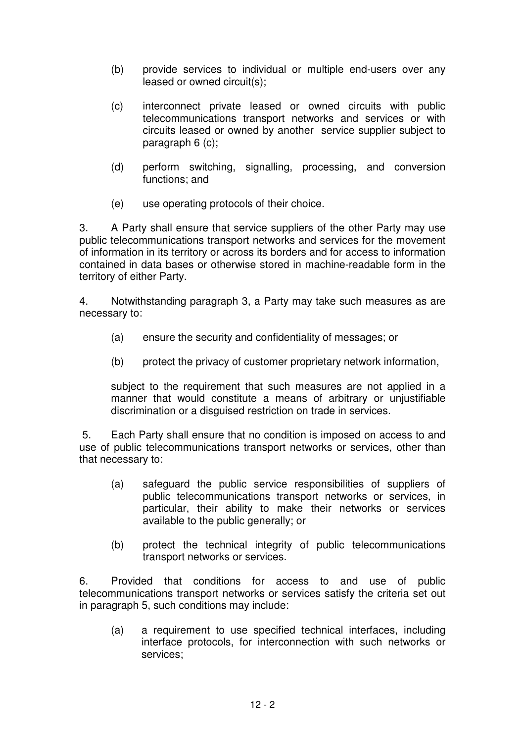(b) provide services to individual or multiple end-users over any leased or owned circuit(s);

(c) interconnect private leased or owned circuits with public telecommunications transport networks and services or with circuits leased or owned by another service supplier subject to paragraph 6 (c);

(d) perform switching, signalling, processing, and conversion functions; and

(e) use operating protocols of their choice.

3. A Party shall ensure that service suppliers of the other Party may use public telecommunications transport networks and services for the movement of information in its territory or across its borders and for access to information contained in data bases or otherwise stored in machine-readable form in the territory of either Party.

4. Notwithstanding paragraph 3, a Party may take such measures as are necessary to:

(a) ensure the security and confidentiality of messages; or

(b) protect the privacy of customer proprietary network information,

subject to the requirement that such measures are not applied in a manner that would constitute a means of arbitrary or unjustifiable discrimination or a disguised restriction on trade in services.

5. Each Party shall ensure that no condition is imposed on access to and use of public telecommunications transport networks or services, other than that necessary to:

(a) safeguard the public service responsibilities of suppliers of public telecommunications transport networks or services, in particular, their ability to make their networks or services available to the public generally; or

(b) protect the technical integrity of public telecommunications transport networks or services.

6. Provided that conditions for access to and use of public telecommunications transport networks or services satisfy the criteria set out in paragraph 5, such conditions may include:

(a) a requirement to use specified technical interfaces, including interface protocols, for interconnection with such networks or services;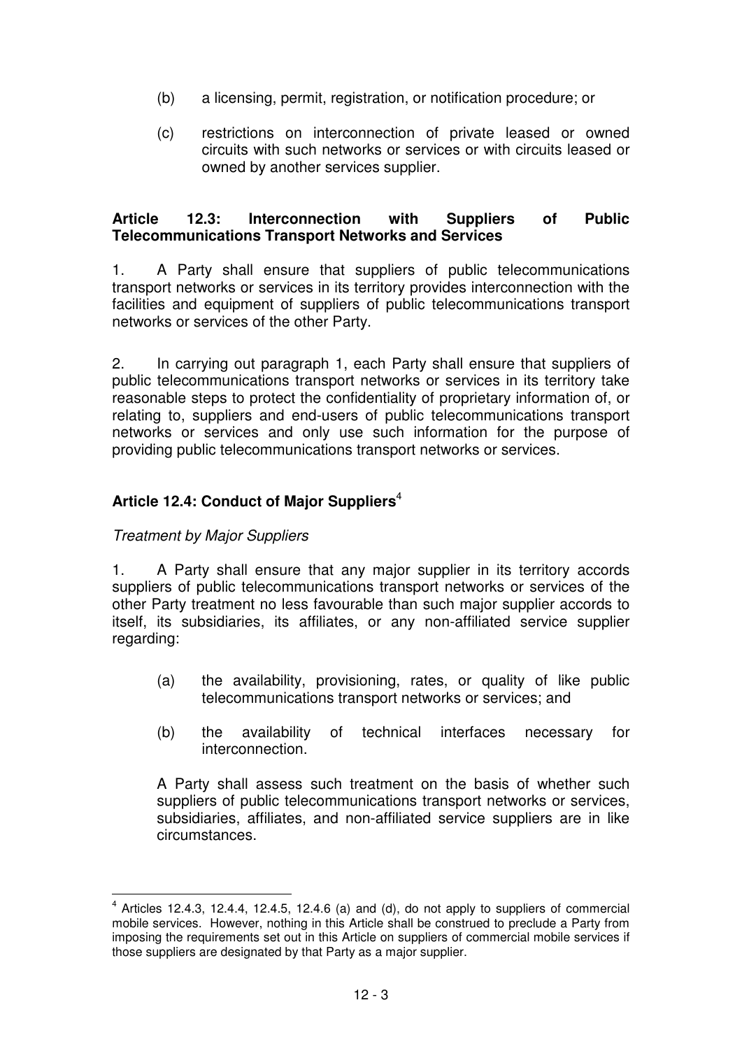(b) a licensing, permit, registration, or notification procedure; or

(c) restrictions on interconnection of private leased or owned circuits with such networks or services or with circuits leased or owned by another services supplier.

**Article 12.3: Interconnection with Suppliers of Public Telecommunications Transport Networks and Services**

1. A Party shall ensure that suppliers of public telecommunications transport networks or services in its territory provides interconnection with the facilities and equipment of suppliers of public telecommunications transport networks or services of the other Party.

2. In carrying out paragraph 1, each Party shall ensure that suppliers of public telecommunications transport networks or services in its territory take reasonable steps to protect the confidentiality of proprietary information of, or relating to, suppliers and end-users of public telecommunications transport networks or services and only use such information for the purpose of providing public telecommunications transport networks or services.

**Article 12.4: Conduct of Major Suppliers**[4]

*Treatment by Major Suppliers*

1. A Party shall ensure that any major supplier in its territory accords suppliers of public telecommunications transport networks or services of the other Party treatment no less favourable than such major supplier accords to itself, its subsidiaries, its affiliates, or any non-affiliated service supplier regarding:

(a) the availability, provisioning, rates, or quality of like public telecommunications transport networks or services; and

(b) the availability of technical interfaces necessary for interconnection.

A Party shall assess such treatment on the basis of whether such suppliers of public telecommunications transport networks or services, subsidiaries, affiliates, and non-affiliated service suppliers are in like circumstances.

---

[4] Articles 12.4.3, 12.4.4, 12.4.5, 12.4.6 (a) and (d), do not apply to suppliers of commercial mobile services. However, nothing in this Article shall be construed to preclude a Party from imposing the requirements set out in this Article on suppliers of commercial mobile services if those suppliers are designated by that Party as a major supplier.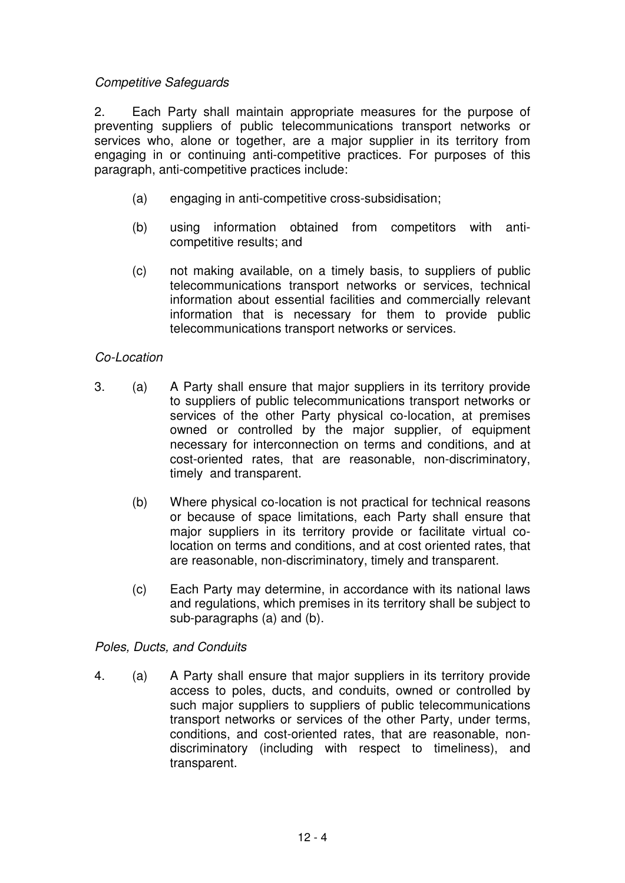*Competitive Safeguards*

2. Each Party shall maintain appropriate measures for the purpose of preventing suppliers of public telecommunications transport networks or services who, alone or together, are a major supplier in its territory from engaging in or continuing anti-competitive practices. For purposes of this paragraph, anti-competitive practices include:

(a) engaging in anti-competitive cross-subsidisation;

(b) using information obtained from competitors with anti-competitive results; and

(c) not making available, on a timely basis, to suppliers of public telecommunications transport networks or services, technical information about essential facilities and commercially relevant information that is necessary for them to provide public telecommunications transport networks or services.

*Co-Location*

3. (a) A Party shall ensure that major suppliers in its territory provide to suppliers of public telecommunications transport networks or services of the other Party physical co-location, at premises owned or controlled by the major supplier, of equipment necessary for interconnection on terms and conditions, and at cost-oriented rates, that are reasonable, non-discriminatory, timely and transparent.

(b) Where physical co-location is not practical for technical reasons or because of space limitations, each Party shall ensure that major suppliers in its territory provide or facilitate virtual co-location on terms and conditions, and at cost oriented rates, that are reasonable, non-discriminatory, timely and transparent.

(c) Each Party may determine, in accordance with its national laws and regulations, which premises in its territory shall be subject to sub-paragraphs (a) and (b).

*Poles, Ducts, and Conduits*

4. (a) A Party shall ensure that major suppliers in its territory provide access to poles, ducts, and conduits, owned or controlled by such major suppliers to suppliers of public telecommunications transport networks or services of the other Party, under terms, conditions, and cost-oriented rates, that are reasonable, non-discriminatory (including with respect to timeliness), and transparent.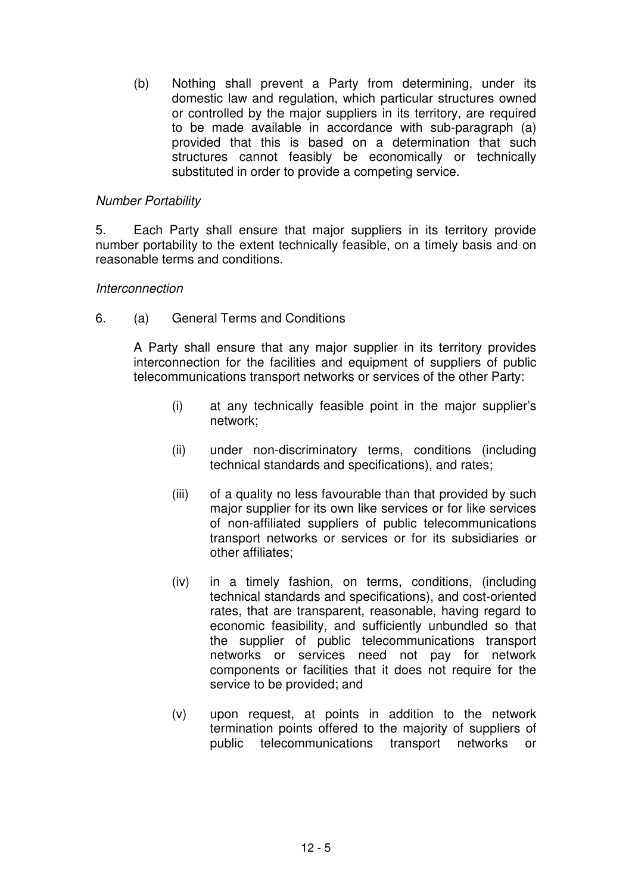(b) Nothing shall prevent a Party from determining, under its domestic law and regulation, which particular structures owned or controlled by the major suppliers in its territory, are required to be made available in accordance with sub-paragraph (a) provided that this is based on a determination that such structures cannot feasibly be economically or technically substituted in order to provide a competing service.

*Number Portability*

5. Each Party shall ensure that major suppliers in its territory provide number portability to the extent technically feasible, on a timely basis and on reasonable terms and conditions.

*Interconnection*

6. (a) General Terms and Conditions

A Party shall ensure that any major supplier in its territory provides interconnection for the facilities and equipment of suppliers of public telecommunications transport networks or services of the other Party:

(i) at any technically feasible point in the major supplier's network;

(ii) under non-discriminatory terms, conditions (including technical standards and specifications), and rates;

(iii) of a quality no less favourable than that provided by such major supplier for its own like services or for like services of non-affiliated suppliers of public telecommunications transport networks or services or for its subsidiaries or other affiliates;

(iv) in a timely fashion, on terms, conditions, (including technical standards and specifications), and cost-oriented rates, that are transparent, reasonable, having regard to economic feasibility, and sufficiently unbundled so that the supplier of public telecommunications transport networks or services need not pay for network components or facilities that it does not require for the service to be provided; and

(v) upon request, at points in addition to the network termination points offered to the majority of suppliers of public telecommunications transport networks or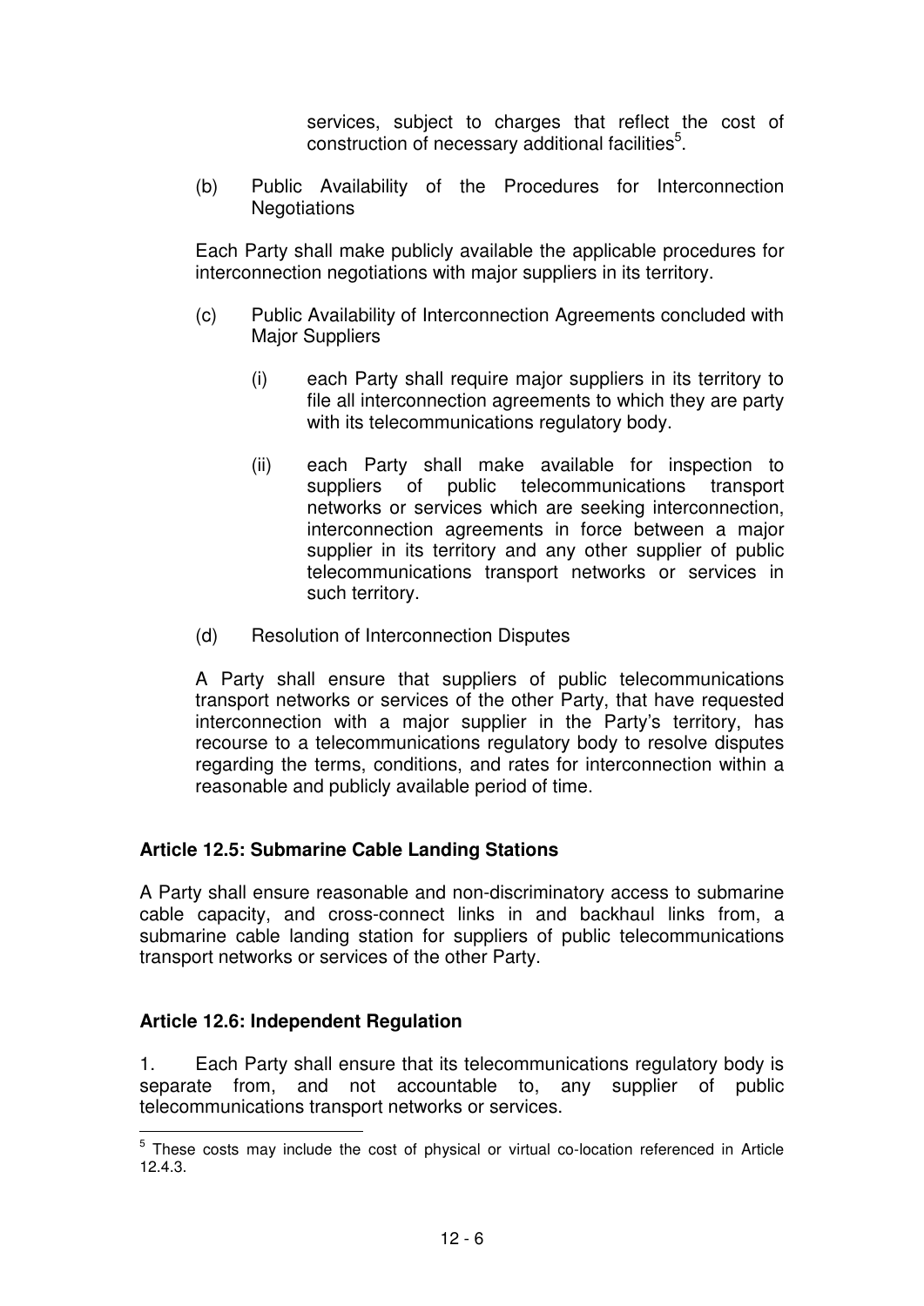services, subject to charges that reflect the cost of construction of necessary additional facilities[5].

(b) Public Availability of the Procedures for Interconnection Negotiations

Each Party shall make publicly available the applicable procedures for interconnection negotiations with major suppliers in its territory.

(c) Public Availability of Interconnection Agreements concluded with Major Suppliers

(i) each Party shall require major suppliers in its territory to file all interconnection agreements to which they are party with its telecommunications regulatory body.

(ii) each Party shall make available for inspection to suppliers of public telecommunications transport networks or services which are seeking interconnection, interconnection agreements in force between a major supplier in its territory and any other supplier of public telecommunications transport networks or services in such territory.

(d) Resolution of Interconnection Disputes

A Party shall ensure that suppliers of public telecommunications transport networks or services of the other Party, that have requested interconnection with a major supplier in the Party's territory, has recourse to a telecommunications regulatory body to resolve disputes regarding the terms, conditions, and rates for interconnection within a reasonable and publicly available period of time.

**Article 12.5: Submarine Cable Landing Stations**

A Party shall ensure reasonable and non-discriminatory access to submarine cable capacity, and cross-connect links in and backhaul links from, a submarine cable landing station for suppliers of public telecommunications transport networks or services of the other Party.

**Article 12.6: Independent Regulation**

1. Each Party shall ensure that its telecommunications regulatory body is separate from, and not accountable to, any supplier of public telecommunications transport networks or services.

[5] These costs may include the cost of physical or virtual co-location referenced in Article 12.4.3.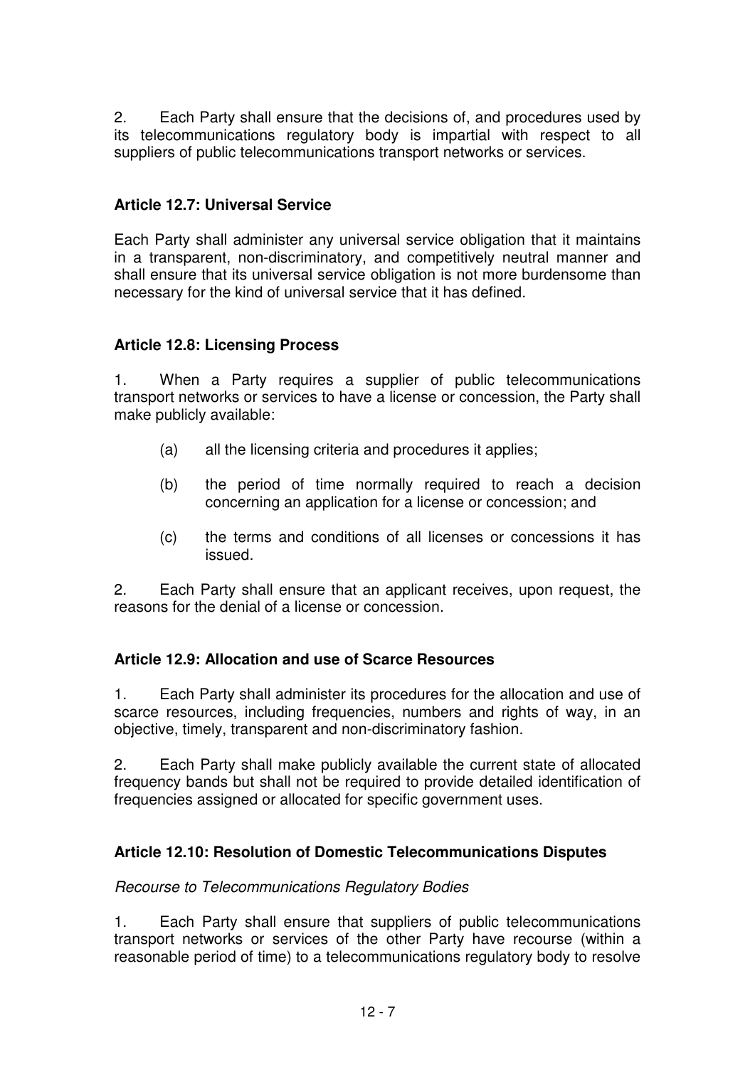2. Each Party shall ensure that the decisions of, and procedures used by its telecommunications regulatory body is impartial with respect to all suppliers of public telecommunications transport networks or services.

### Article 12.7: Universal Service

Each Party shall administer any universal service obligation that it maintains in a transparent, non-discriminatory, and competitively neutral manner and shall ensure that its universal service obligation is not more burdensome than necessary for the kind of universal service that it has defined.

### Article 12.8: Licensing Process

1. When a Party requires a supplier of public telecommunications transport networks or services to have a license or concession, the Party shall make publicly available:

   (a) all the licensing criteria and procedures it applies;

   (b) the period of time normally required to reach a decision concerning an application for a license or concession; and

   (c) the terms and conditions of all licenses or concessions it has issued.

2. Each Party shall ensure that an applicant receives, upon request, the reasons for the denial of a license or concession.

### Article 12.9: Allocation and use of Scarce Resources

1. Each Party shall administer its procedures for the allocation and use of scarce resources, including frequencies, numbers and rights of way, in an objective, timely, transparent and non-discriminatory fashion.

2. Each Party shall make publicly available the current state of allocated frequency bands but shall not be required to provide detailed identification of frequencies assigned or allocated for specific government uses.

### Article 12.10: Resolution of Domestic Telecommunications Disputes

*Recourse to Telecommunications Regulatory Bodies*

1. Each Party shall ensure that suppliers of public telecommunications transport networks or services of the other Party have recourse (within a reasonable period of time) to a telecommunications regulatory body to resolve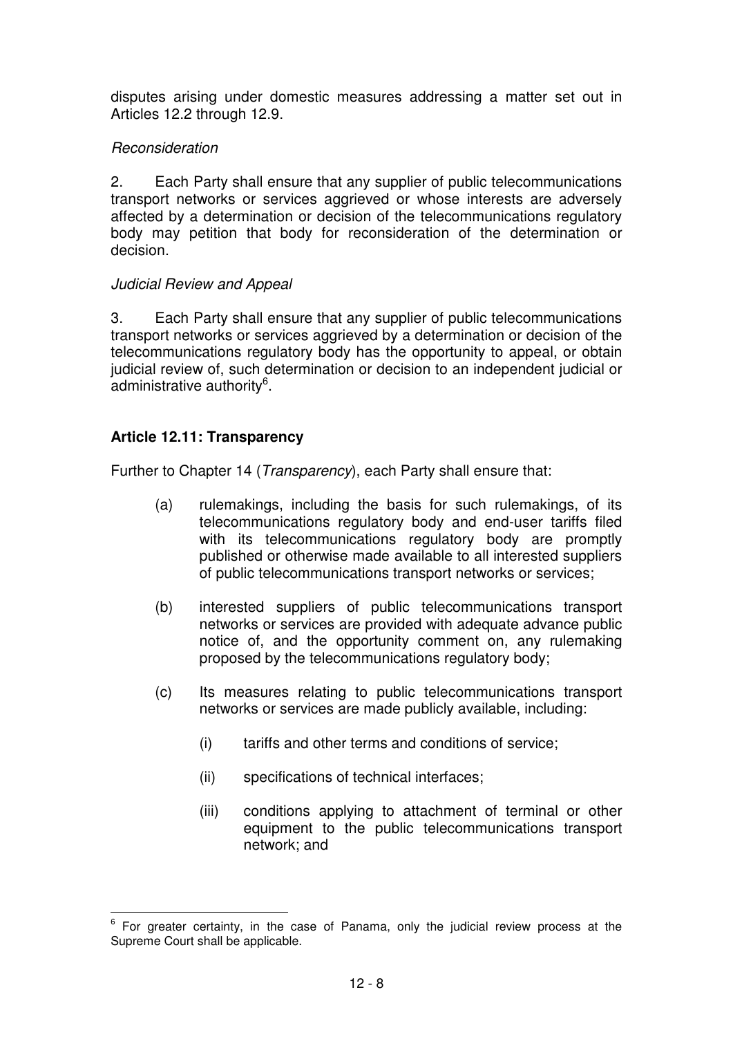disputes arising under domestic measures addressing a matter set out in Articles 12.2 through 12.9.

*Reconsideration*

2. Each Party shall ensure that any supplier of public telecommunications transport networks or services aggrieved or whose interests are adversely affected by a determination or decision of the telecommunications regulatory body may petition that body for reconsideration of the determination or decision.

*Judicial Review and Appeal*

3. Each Party shall ensure that any supplier of public telecommunications transport networks or services aggrieved by a determination or decision of the telecommunications regulatory body has the opportunity to appeal, or obtain judicial review of, such determination or decision to an independent judicial or administrative authority[6].

**Article 12.11: Transparency**

Further to Chapter 14 (*Transparency*), each Party shall ensure that:

(a) rulemakings, including the basis for such rulemakings, of its telecommunications regulatory body and end-user tariffs filed with its telecommunications regulatory body are promptly published or otherwise made available to all interested suppliers of public telecommunications transport networks or services;

(b) interested suppliers of public telecommunications transport networks or services are provided with adequate advance public notice of, and the opportunity comment on, any rulemaking proposed by the telecommunications regulatory body;

(c) Its measures relating to public telecommunications transport networks or services are made publicly available, including:

  (i) tariffs and other terms and conditions of service;

  (ii) specifications of technical interfaces;

  (iii) conditions applying to attachment of terminal or other equipment to the public telecommunications transport network; and

---

[6] For greater certainty, in the case of Panama, only the judicial review process at the Supreme Court shall be applicable.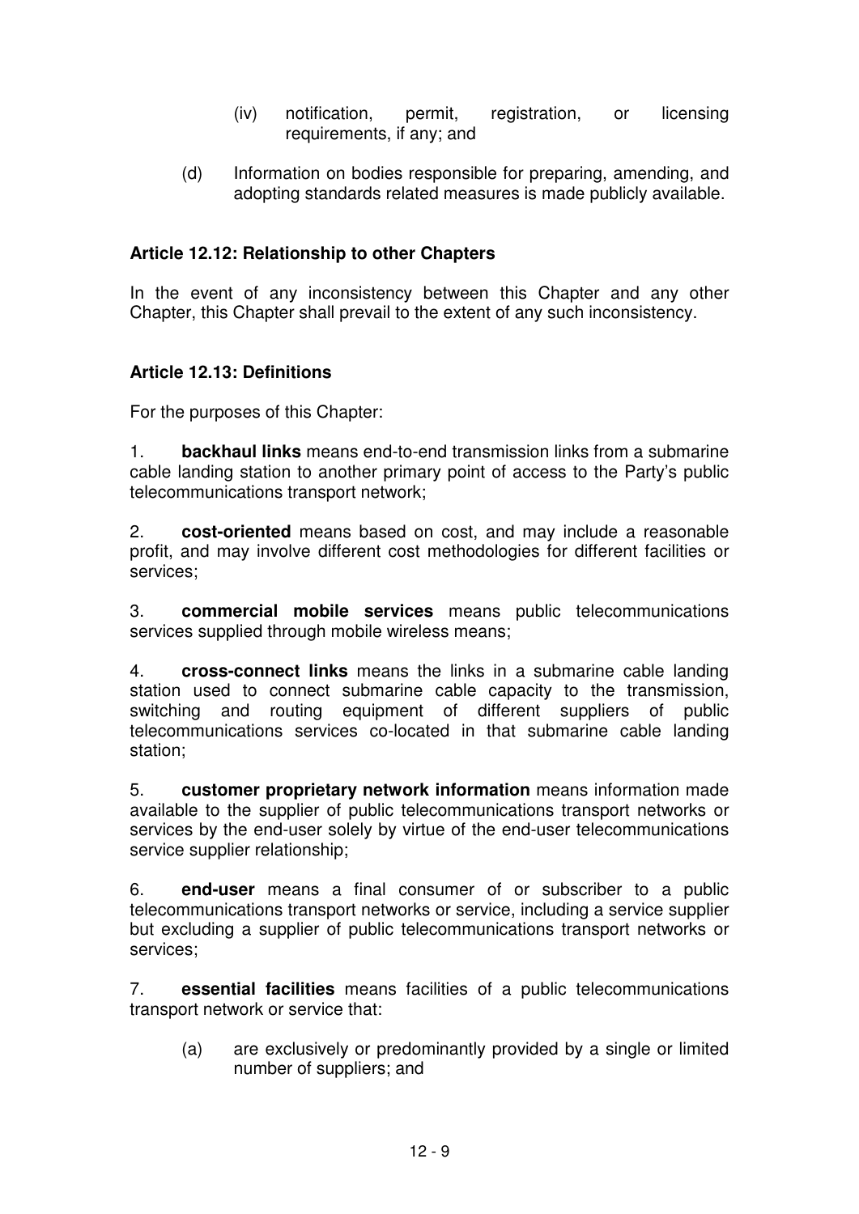(iv) notification, permit, registration, or licensing requirements, if any; and

(d) Information on bodies responsible for preparing, amending, and adopting standards related measures is made publicly available.

**Article 12.12: Relationship to other Chapters**

In the event of any inconsistency between this Chapter and any other Chapter, this Chapter shall prevail to the extent of any such inconsistency.

**Article 12.13: Definitions**

For the purposes of this Chapter:

1. **backhaul links** means end-to-end transmission links from a submarine cable landing station to another primary point of access to the Party's public telecommunications transport network;

2. **cost-oriented** means based on cost, and may include a reasonable profit, and may involve different cost methodologies for different facilities or services;

3. **commercial mobile services** means public telecommunications services supplied through mobile wireless means;

4. **cross-connect links** means the links in a submarine cable landing station used to connect submarine cable capacity to the transmission, switching and routing equipment of different suppliers of public telecommunications services co-located in that submarine cable landing station;

5. **customer proprietary network information** means information made available to the supplier of public telecommunications transport networks or services by the end-user solely by virtue of the end-user telecommunications service supplier relationship;

6. **end-user** means a final consumer of or subscriber to a public telecommunications transport networks or service, including a service supplier but excluding a supplier of public telecommunications transport networks or services;

7. **essential facilities** means facilities of a public telecommunications transport network or service that:

(a) are exclusively or predominantly provided by a single or limited number of suppliers; and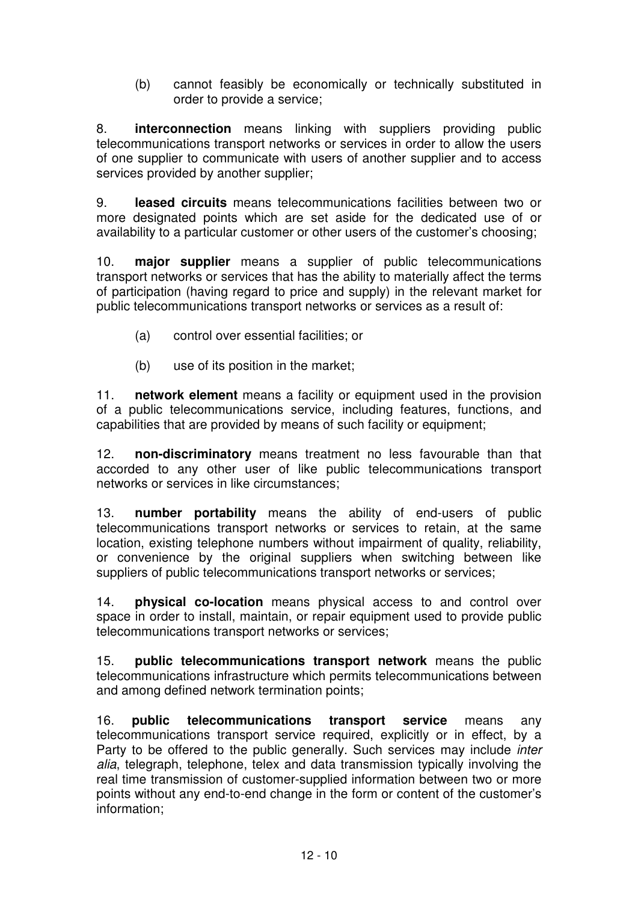(b) cannot feasibly be economically or technically substituted in order to provide a service;

8. **interconnection** means linking with suppliers providing public telecommunications transport networks or services in order to allow the users of one supplier to communicate with users of another supplier and to access services provided by another supplier;

9. **leased circuits** means telecommunications facilities between two or more designated points which are set aside for the dedicated use of or availability to a particular customer or other users of the customer's choosing;

10. **major supplier** means a supplier of public telecommunications transport networks or services that has the ability to materially affect the terms of participation (having regard to price and supply) in the relevant market for public telecommunications transport networks or services as a result of:

(a) control over essential facilities; or

(b) use of its position in the market;

11. **network element** means a facility or equipment used in the provision of a public telecommunications service, including features, functions, and capabilities that are provided by means of such facility or equipment;

12. **non-discriminatory** means treatment no less favourable than that accorded to any other user of like public telecommunications transport networks or services in like circumstances;

13. **number portability** means the ability of end-users of public telecommunications transport networks or services to retain, at the same location, existing telephone numbers without impairment of quality, reliability, or convenience by the original suppliers when switching between like suppliers of public telecommunications transport networks or services;

14. **physical co-location** means physical access to and control over space in order to install, maintain, or repair equipment used to provide public telecommunications transport networks or services;

15. **public telecommunications transport network** means the public telecommunications infrastructure which permits telecommunications between and among defined network termination points;

16. **public telecommunications transport service** means any telecommunications transport service required, explicitly or in effect, by a Party to be offered to the public generally. Such services may include *inter alia*, telegraph, telephone, telex and data transmission typically involving the real time transmission of customer-supplied information between two or more points without any end-to-end change in the form or content of the customer's information;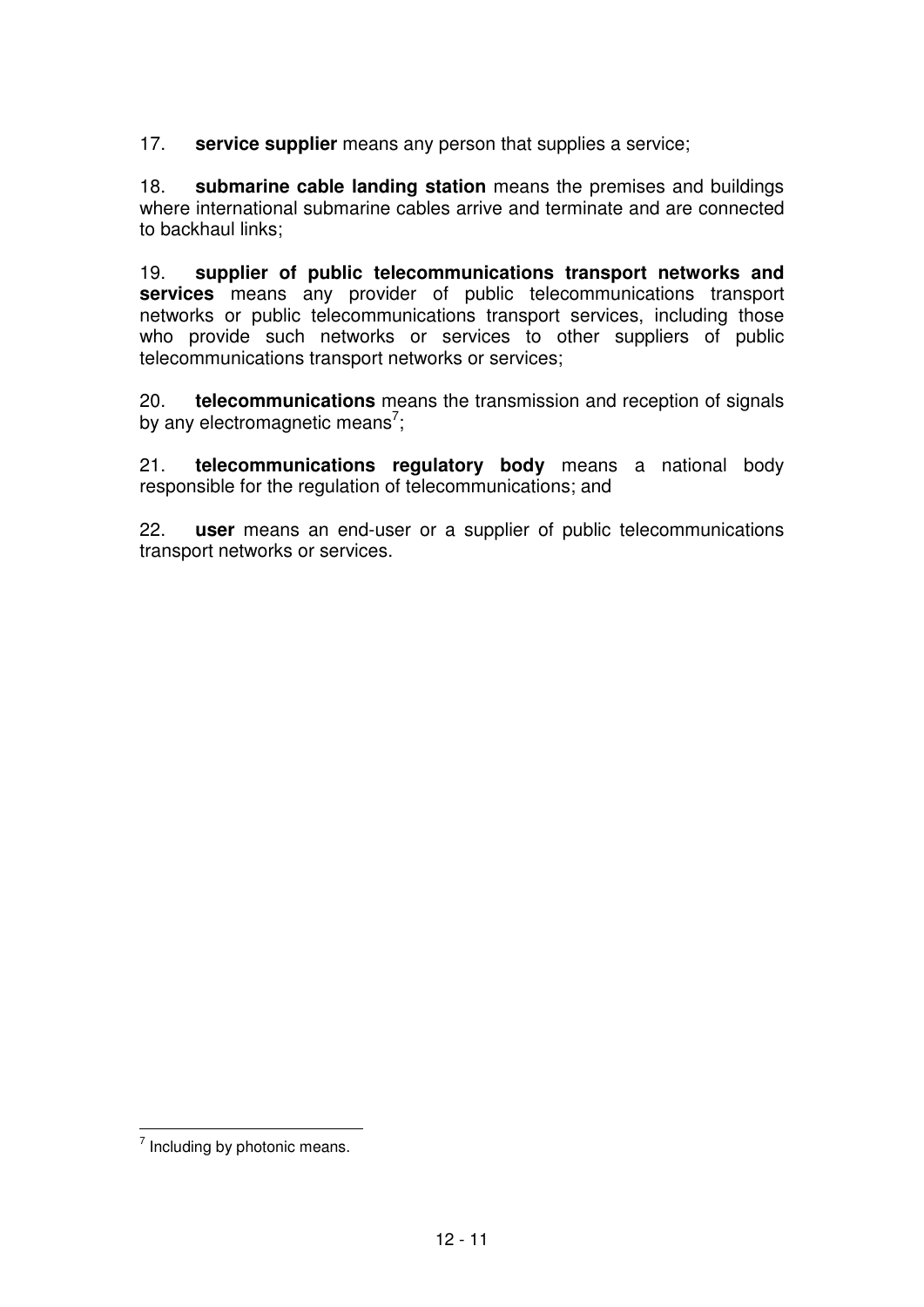17. **service supplier** means any person that supplies a service;

18. **submarine cable landing station** means the premises and buildings where international submarine cables arrive and terminate and are connected to backhaul links;

19. **supplier of public telecommunications transport networks and services** means any provider of public telecommunications transport networks or public telecommunications transport services, including those who provide such networks or services to other suppliers of public telecommunications transport networks or services;

20. **telecommunications** means the transmission and reception of signals by any electromagnetic means[7];

21. **telecommunications regulatory body** means a national body responsible for the regulation of telecommunications; and

22. **user** means an end-user or a supplier of public telecommunications transport networks or services.

---

[7] Including by photonic means.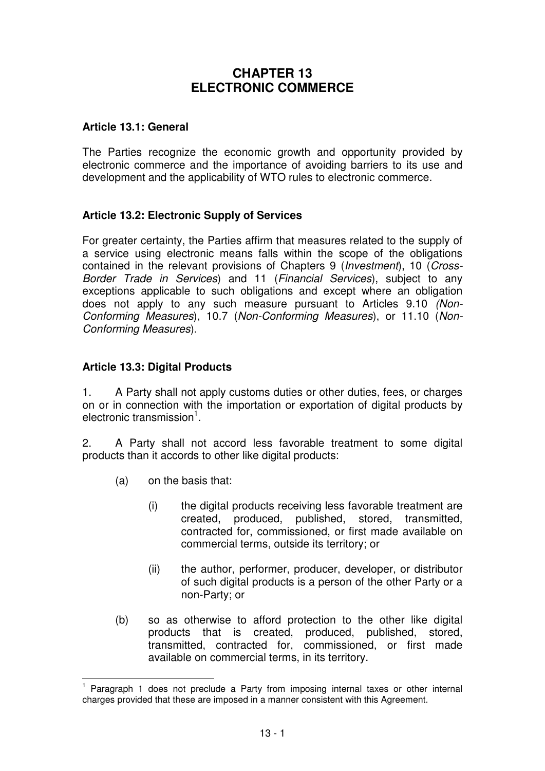# CHAPTER 13
# ELECTRONIC COMMERCE

### Article 13.1: General

The Parties recognize the economic growth and opportunity provided by electronic commerce and the importance of avoiding barriers to its use and development and the applicability of WTO rules to electronic commerce.

### Article 13.2: Electronic Supply of Services

For greater certainty, the Parties affirm that measures related to the supply of a service using electronic means falls within the scope of the obligations contained in the relevant provisions of Chapters 9 (*Investment*), 10 (*Cross-Border Trade in Services*) and 11 (*Financial Services*), subject to any exceptions applicable to such obligations and except where an obligation does not apply to any such measure pursuant to Articles 9.10 *(Non-Conforming Measures*), 10.7 (*Non-Conforming Measures*), or 11.10 (*Non-Conforming Measures*).

### Article 13.3: Digital Products

1. A Party shall not apply customs duties or other duties, fees, or charges on or in connection with the importation or exportation of digital products by electronic transmission[1].

2. A Party shall not accord less favorable treatment to some digital products than it accords to other like digital products:

(a) on the basis that:

(i) the digital products receiving less favorable treatment are created, produced, published, stored, transmitted, contracted for, commissioned, or first made available on commercial terms, outside its territory; or

(ii) the author, performer, producer, developer, or distributor of such digital products is a person of the other Party or a non-Party; or

(b) so as otherwise to afford protection to the other like digital products that is created, produced, published, stored, transmitted, contracted for, commissioned, or first made available on commercial terms, in its territory.

---

[1] Paragraph 1 does not preclude a Party from imposing internal taxes or other internal charges provided that these are imposed in a manner consistent with this Agreement.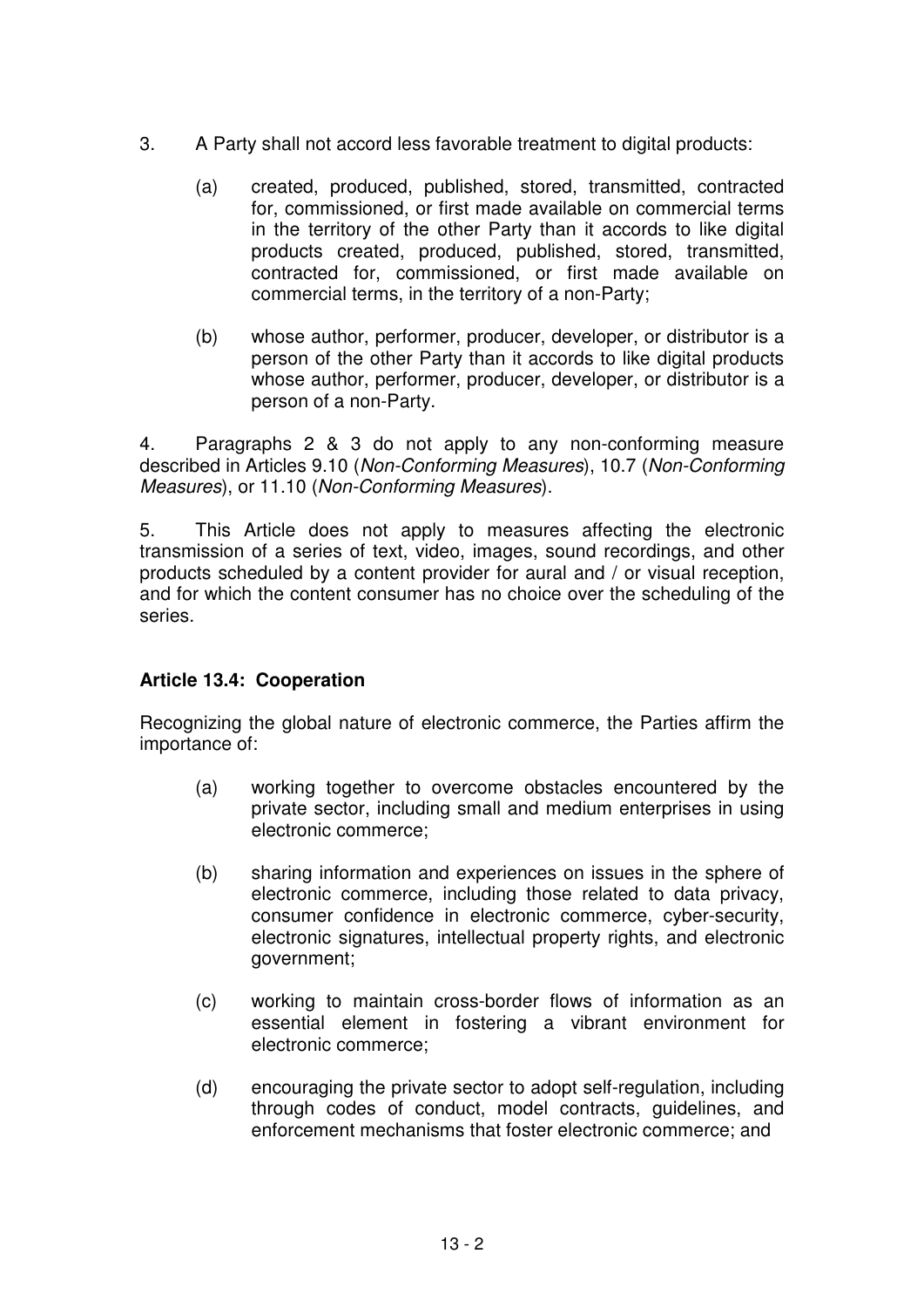3. A Party shall not accord less favorable treatment to digital products:

   (a) created, produced, published, stored, transmitted, contracted for, commissioned, or first made available on commercial terms in the territory of the other Party than it accords to like digital products created, produced, published, stored, transmitted, contracted for, commissioned, or first made available on commercial terms, in the territory of a non-Party;

   (b) whose author, performer, producer, developer, or distributor is a person of the other Party than it accords to like digital products whose author, performer, producer, developer, or distributor is a person of a non-Party.

4. Paragraphs 2 & 3 do not apply to any non-conforming measure described in Articles 9.10 (*Non-Conforming Measures*), 10.7 (*Non-Conforming Measures*), or 11.10 (*Non-Conforming Measures*).

5. This Article does not apply to measures affecting the electronic transmission of a series of text, video, images, sound recordings, and other products scheduled by a content provider for aural and / or visual reception, and for which the content consumer has no choice over the scheduling of the series.

**Article 13.4: Cooperation**

Recognizing the global nature of electronic commerce, the Parties affirm the importance of:

(a) working together to overcome obstacles encountered by the private sector, including small and medium enterprises in using electronic commerce;

(b) sharing information and experiences on issues in the sphere of electronic commerce, including those related to data privacy, consumer confidence in electronic commerce, cyber-security, electronic signatures, intellectual property rights, and electronic government;

(c) working to maintain cross-border flows of information as an essential element in fostering a vibrant environment for electronic commerce;

(d) encouraging the private sector to adopt self-regulation, including through codes of conduct, model contracts, guidelines, and enforcement mechanisms that foster electronic commerce; and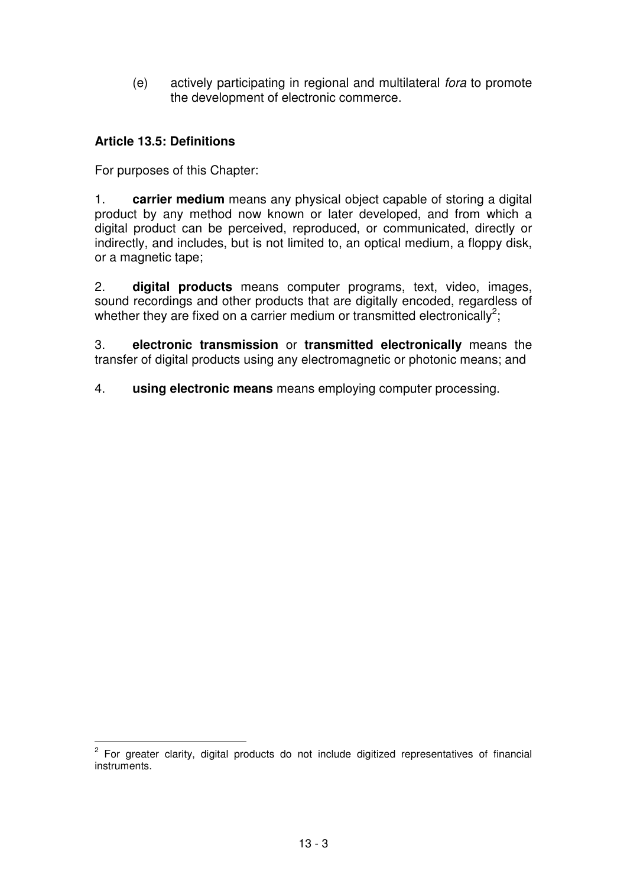(e) actively participating in regional and multilateral *fora* to promote the development of electronic commerce.

**Article 13.5: Definitions**

For purposes of this Chapter:

1. **carrier medium** means any physical object capable of storing a digital product by any method now known or later developed, and from which a digital product can be perceived, reproduced, or communicated, directly or indirectly, and includes, but is not limited to, an optical medium, a floppy disk, or a magnetic tape;

2. **digital products** means computer programs, text, video, images, sound recordings and other products that are digitally encoded, regardless of whether they are fixed on a carrier medium or transmitted electronically[2];

3. **electronic transmission** or **transmitted electronically** means the transfer of digital products using any electromagnetic or photonic means; and

4. **using electronic means** means employing computer processing.

[2] For greater clarity, digital products do not include digitized representatives of financial instruments.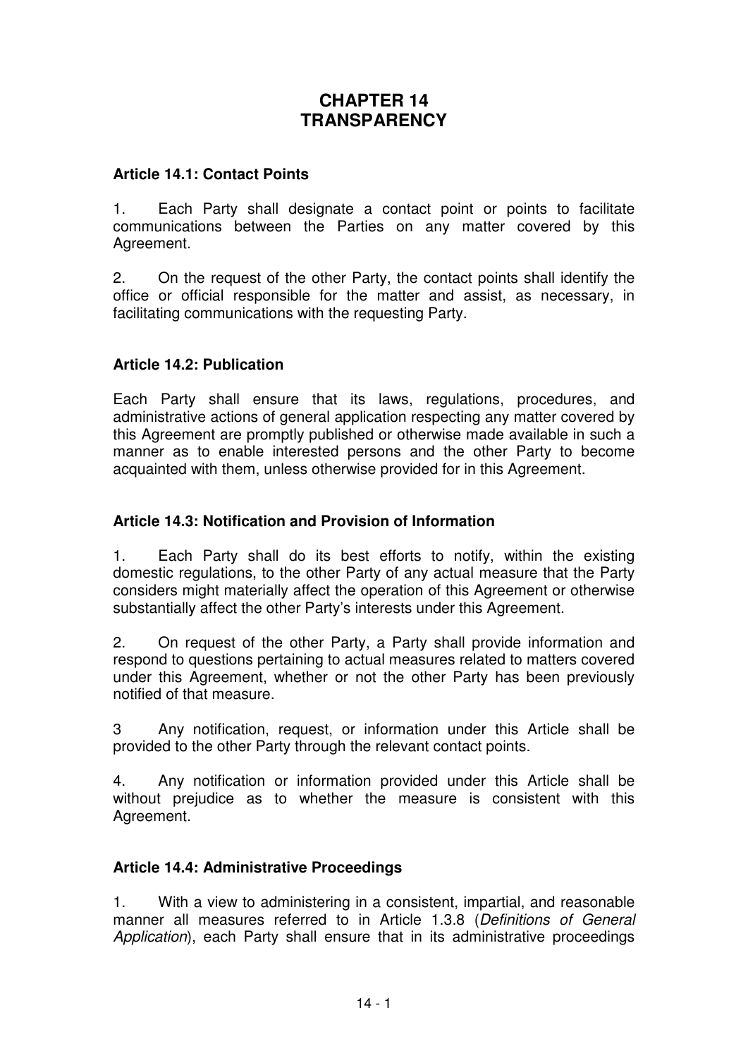# CHAPTER 14
# TRANSPARENCY

### Article 14.1: Contact Points

1. Each Party shall designate a contact point or points to facilitate communications between the Parties on any matter covered by this Agreement.

2. On the request of the other Party, the contact points shall identify the office or official responsible for the matter and assist, as necessary, in facilitating communications with the requesting Party.

### Article 14.2: Publication

Each Party shall ensure that its laws, regulations, procedures, and administrative actions of general application respecting any matter covered by this Agreement are promptly published or otherwise made available in such a manner as to enable interested persons and the other Party to become acquainted with them, unless otherwise provided for in this Agreement.

### Article 14.3: Notification and Provision of Information

1. Each Party shall do its best efforts to notify, within the existing domestic regulations, to the other Party of any actual measure that the Party considers might materially affect the operation of this Agreement or otherwise substantially affect the other Party's interests under this Agreement.

2. On request of the other Party, a Party shall provide information and respond to questions pertaining to actual measures related to matters covered under this Agreement, whether or not the other Party has been previously notified of that measure.

3 Any notification, request, or information under this Article shall be provided to the other Party through the relevant contact points.

4. Any notification or information provided under this Article shall be without prejudice as to whether the measure is consistent with this Agreement.

### Article 14.4: Administrative Proceedings

1. With a view to administering in a consistent, impartial, and reasonable manner all measures referred to in Article 1.3.8 (*Definitions of General Application*), each Party shall ensure that in its administrative proceedings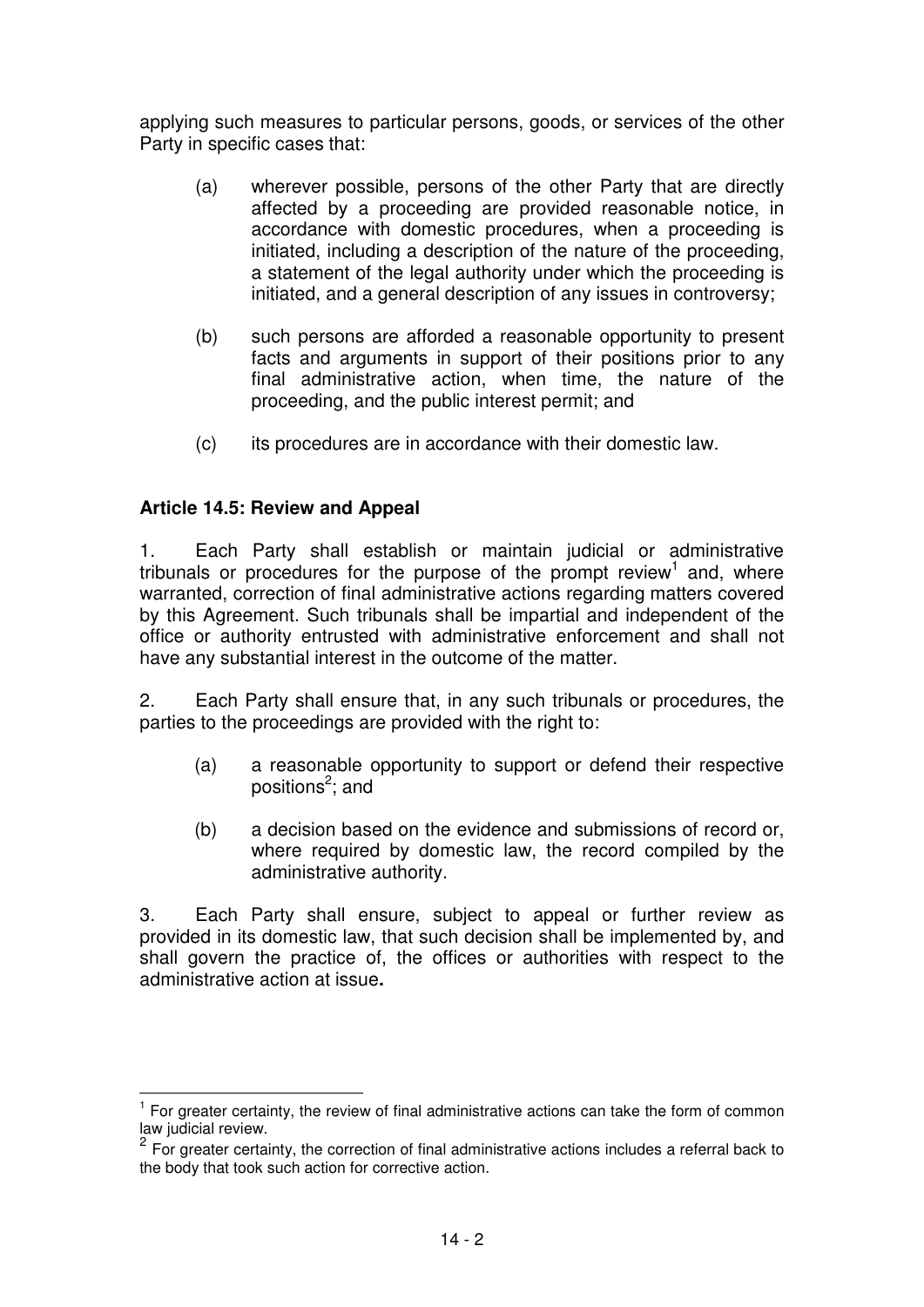applying such measures to particular persons, goods, or services of the other Party in specific cases that:

(a) wherever possible, persons of the other Party that are directly affected by a proceeding are provided reasonable notice, in accordance with domestic procedures, when a proceeding is initiated, including a description of the nature of the proceeding, a statement of the legal authority under which the proceeding is initiated, and a general description of any issues in controversy;

(b) such persons are afforded a reasonable opportunity to present facts and arguments in support of their positions prior to any final administrative action, when time, the nature of the proceeding, and the public interest permit; and

(c) its procedures are in accordance with their domestic law.

**Article 14.5: Review and Appeal**

1. Each Party shall establish or maintain judicial or administrative tribunals or procedures for the purpose of the prompt review[1] and, where warranted, correction of final administrative actions regarding matters covered by this Agreement. Such tribunals shall be impartial and independent of the office or authority entrusted with administrative enforcement and shall not have any substantial interest in the outcome of the matter.

2. Each Party shall ensure that, in any such tribunals or procedures, the parties to the proceedings are provided with the right to:

(a) a reasonable opportunity to support or defend their respective positions[2]; and

(b) a decision based on the evidence and submissions of record or, where required by domestic law, the record compiled by the administrative authority.

3. Each Party shall ensure, subject to appeal or further review as provided in its domestic law, that such decision shall be implemented by, and shall govern the practice of, the offices or authorities with respect to the administrative action at issue**.**

---

[1] For greater certainty, the review of final administrative actions can take the form of common law judicial review.

[2] For greater certainty, the correction of final administrative actions includes a referral back to the body that took such action for corrective action.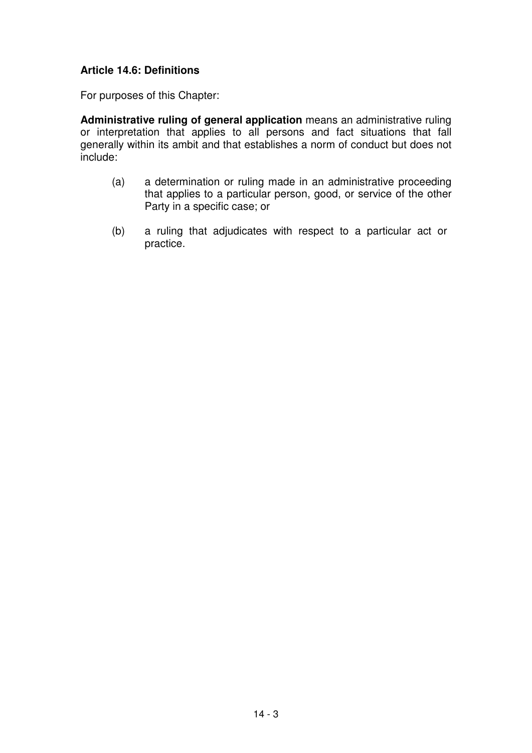**Article 14.6: Definitions**

For purposes of this Chapter:

**Administrative ruling of general application** means an administrative ruling or interpretation that applies to all persons and fact situations that fall generally within its ambit and that establishes a norm of conduct but does not include:

(a) a determination or ruling made in an administrative proceeding that applies to a particular person, good, or service of the other Party in a specific case; or

(b) a ruling that adjudicates with respect to a particular act or practice.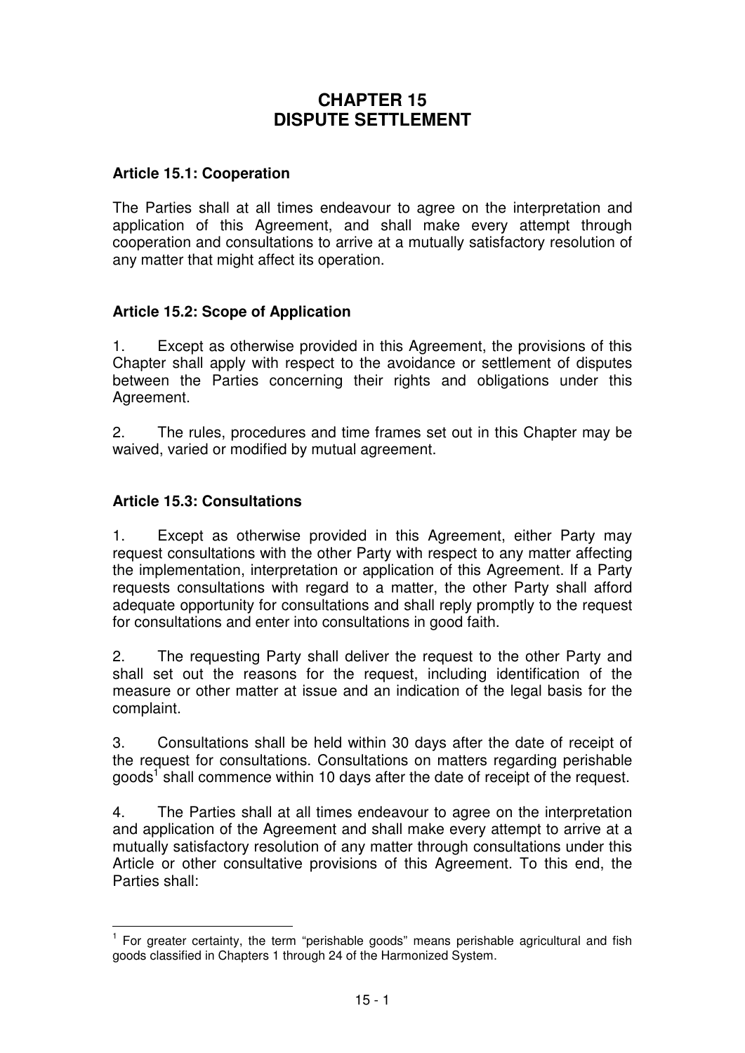# CHAPTER 15
# DISPUTE SETTLEMENT

**Article 15.1: Cooperation**

The Parties shall at all times endeavour to agree on the interpretation and application of this Agreement, and shall make every attempt through cooperation and consultations to arrive at a mutually satisfactory resolution of any matter that might affect its operation.

**Article 15.2: Scope of Application**

1. Except as otherwise provided in this Agreement, the provisions of this Chapter shall apply with respect to the avoidance or settlement of disputes between the Parties concerning their rights and obligations under this Agreement.

2. The rules, procedures and time frames set out in this Chapter may be waived, varied or modified by mutual agreement.

**Article 15.3: Consultations**

1. Except as otherwise provided in this Agreement, either Party may request consultations with the other Party with respect to any matter affecting the implementation, interpretation or application of this Agreement. If a Party requests consultations with regard to a matter, the other Party shall afford adequate opportunity for consultations and shall reply promptly to the request for consultations and enter into consultations in good faith.

2. The requesting Party shall deliver the request to the other Party and shall set out the reasons for the request, including identification of the measure or other matter at issue and an indication of the legal basis for the complaint.

3. Consultations shall be held within 30 days after the date of receipt of the request for consultations. Consultations on matters regarding perishable goods[1] shall commence within 10 days after the date of receipt of the request.

4. The Parties shall at all times endeavour to agree on the interpretation and application of the Agreement and shall make every attempt to arrive at a mutually satisfactory resolution of any matter through consultations under this Article or other consultative provisions of this Agreement. To this end, the Parties shall:

[1] For greater certainty, the term "perishable goods" means perishable agricultural and fish goods classified in Chapters 1 through 24 of the Harmonized System.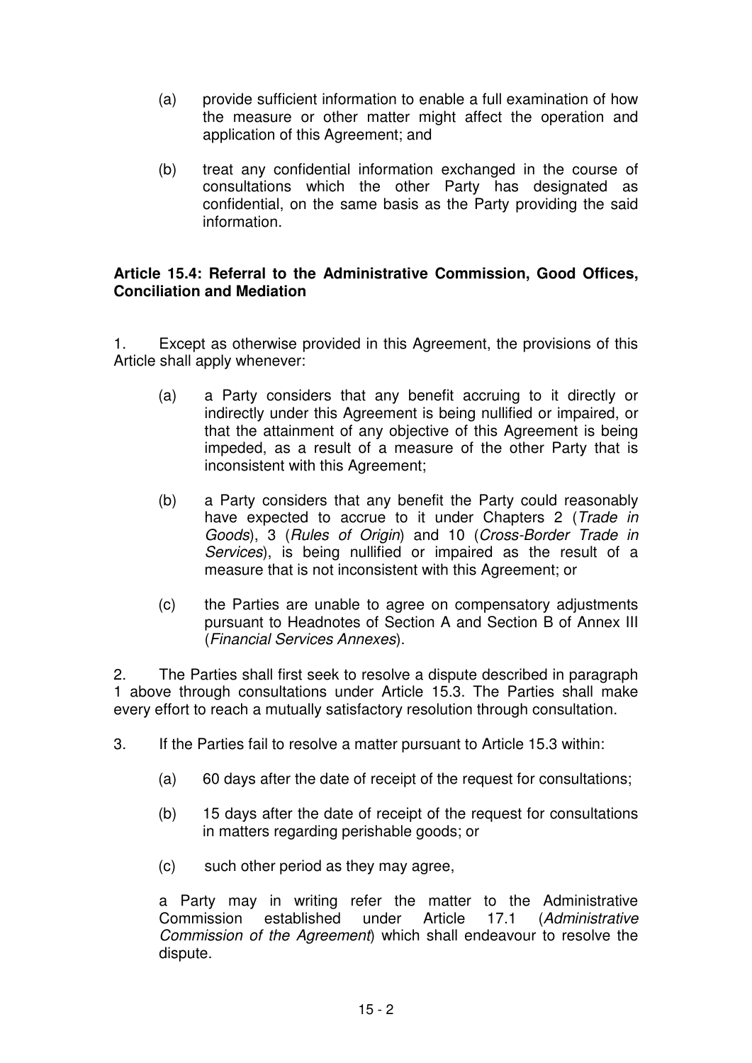(a) provide sufficient information to enable a full examination of how the measure or other matter might affect the operation and application of this Agreement; and

(b) treat any confidential information exchanged in the course of consultations which the other Party has designated as confidential, on the same basis as the Party providing the said information.

**Article 15.4: Referral to the Administrative Commission, Good Offices, Conciliation and Mediation**

1. Except as otherwise provided in this Agreement, the provisions of this Article shall apply whenever:

(a) a Party considers that any benefit accruing to it directly or indirectly under this Agreement is being nullified or impaired, or that the attainment of any objective of this Agreement is being impeded, as a result of a measure of the other Party that is inconsistent with this Agreement;

(b) a Party considers that any benefit the Party could reasonably have expected to accrue to it under Chapters 2 (*Trade in Goods*), 3 (*Rules of Origin*) and 10 (*Cross-Border Trade in Services*), is being nullified or impaired as the result of a measure that is not inconsistent with this Agreement; or

(c) the Parties are unable to agree on compensatory adjustments pursuant to Headnotes of Section A and Section B of Annex III (*Financial Services Annexes*).

2. The Parties shall first seek to resolve a dispute described in paragraph 1 above through consultations under Article 15.3. The Parties shall make every effort to reach a mutually satisfactory resolution through consultation.

3. If the Parties fail to resolve a matter pursuant to Article 15.3 within:

(a) 60 days after the date of receipt of the request for consultations;

(b) 15 days after the date of receipt of the request for consultations in matters regarding perishable goods; or

(c) such other period as they may agree,

a Party may in writing refer the matter to the Administrative Commission established under Article 17.1 (*Administrative Commission of the Agreement*) which shall endeavour to resolve the dispute.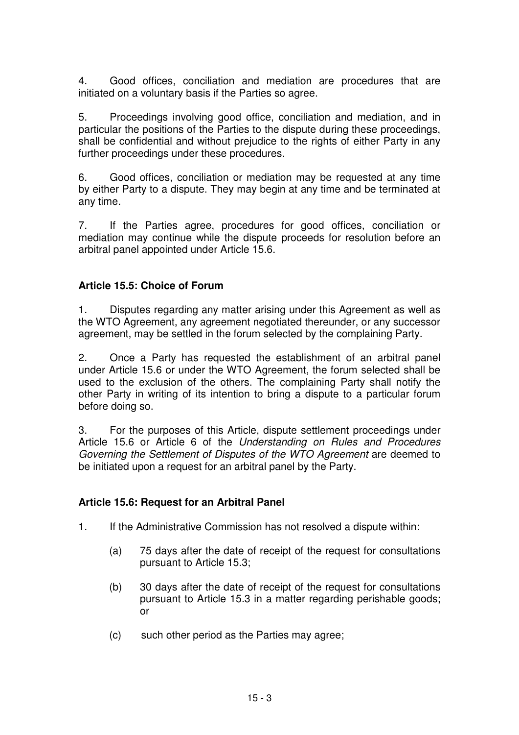4. Good offices, conciliation and mediation are procedures that are initiated on a voluntary basis if the Parties so agree.

5. Proceedings involving good office, conciliation and mediation, and in particular the positions of the Parties to the dispute during these proceedings, shall be confidential and without prejudice to the rights of either Party in any further proceedings under these procedures.

6. Good offices, conciliation or mediation may be requested at any time by either Party to a dispute. They may begin at any time and be terminated at any time.

7. If the Parties agree, procedures for good offices, conciliation or mediation may continue while the dispute proceeds for resolution before an arbitral panel appointed under Article 15.6.

### Article 15.5: Choice of Forum

1. Disputes regarding any matter arising under this Agreement as well as the WTO Agreement, any agreement negotiated thereunder, or any successor agreement, may be settled in the forum selected by the complaining Party.

2. Once a Party has requested the establishment of an arbitral panel under Article 15.6 or under the WTO Agreement, the forum selected shall be used to the exclusion of the others. The complaining Party shall notify the other Party in writing of its intention to bring a dispute to a particular forum before doing so.

3. For the purposes of this Article, dispute settlement proceedings under Article 15.6 or Article 6 of the *Understanding on Rules and Procedures Governing the Settlement of Disputes of the WTO Agreement* are deemed to be initiated upon a request for an arbitral panel by the Party.

### Article 15.6: Request for an Arbitral Panel

1. If the Administrative Commission has not resolved a dispute within:

   (a) 75 days after the date of receipt of the request for consultations pursuant to Article 15.3;

   (b) 30 days after the date of receipt of the request for consultations pursuant to Article 15.3 in a matter regarding perishable goods; or

   (c) such other period as the Parties may agree;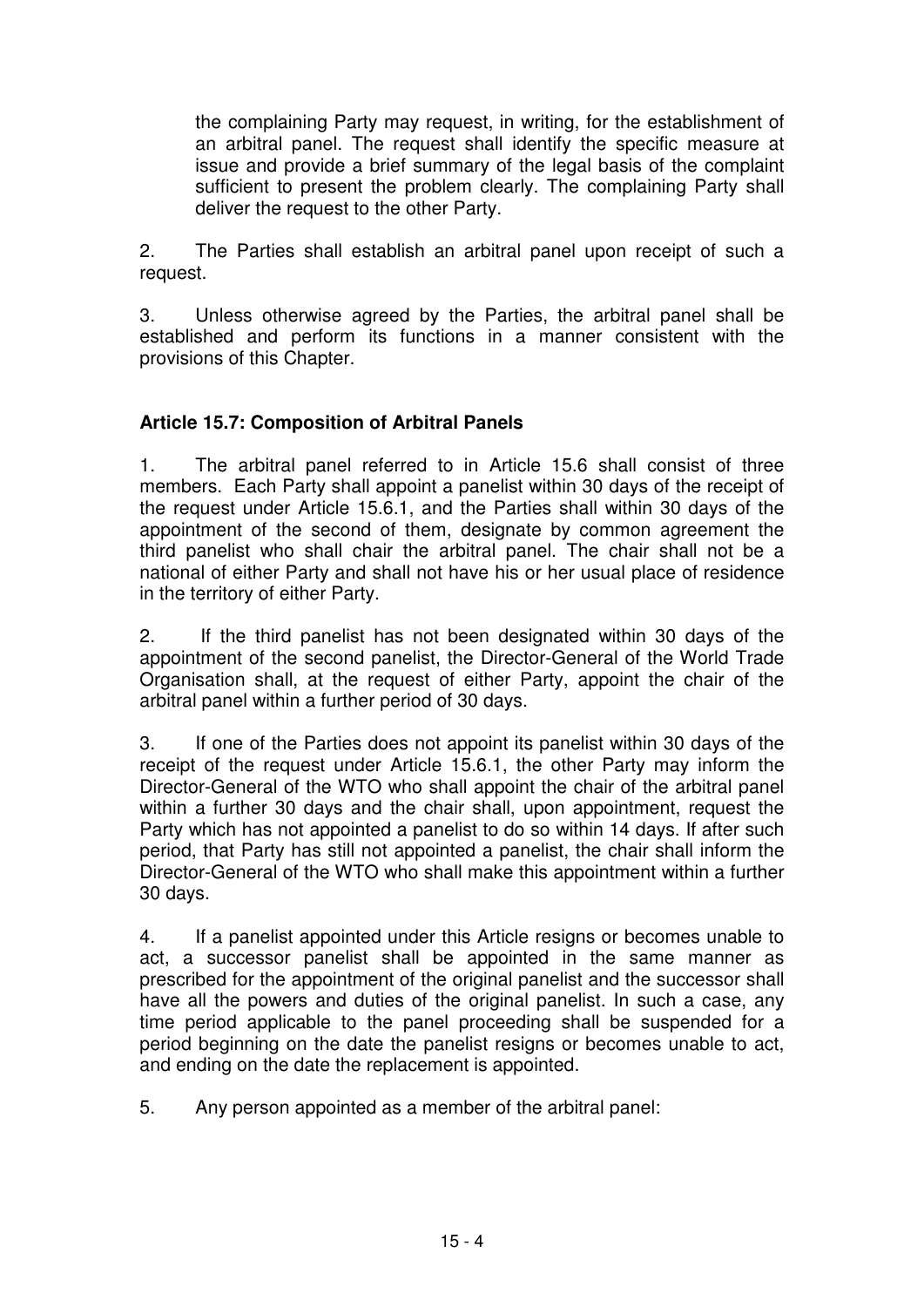the complaining Party may request, in writing, for the establishment of an arbitral panel. The request shall identify the specific measure at issue and provide a brief summary of the legal basis of the complaint sufficient to present the problem clearly. The complaining Party shall deliver the request to the other Party.

2. The Parties shall establish an arbitral panel upon receipt of such a request.

3. Unless otherwise agreed by the Parties, the arbitral panel shall be established and perform its functions in a manner consistent with the provisions of this Chapter.

**Article 15.7: Composition of Arbitral Panels**

1. The arbitral panel referred to in Article 15.6 shall consist of three members. Each Party shall appoint a panelist within 30 days of the receipt of the request under Article 15.6.1, and the Parties shall within 30 days of the appointment of the second of them, designate by common agreement the third panelist who shall chair the arbitral panel. The chair shall not be a national of either Party and shall not have his or her usual place of residence in the territory of either Party.

2. If the third panelist has not been designated within 30 days of the appointment of the second panelist, the Director-General of the World Trade Organisation shall, at the request of either Party, appoint the chair of the arbitral panel within a further period of 30 days.

3. If one of the Parties does not appoint its panelist within 30 days of the receipt of the request under Article 15.6.1, the other Party may inform the Director-General of the WTO who shall appoint the chair of the arbitral panel within a further 30 days and the chair shall, upon appointment, request the Party which has not appointed a panelist to do so within 14 days. If after such period, that Party has still not appointed a panelist, the chair shall inform the Director-General of the WTO who shall make this appointment within a further 30 days.

4. If a panelist appointed under this Article resigns or becomes unable to act, a successor panelist shall be appointed in the same manner as prescribed for the appointment of the original panelist and the successor shall have all the powers and duties of the original panelist. In such a case, any time period applicable to the panel proceeding shall be suspended for a period beginning on the date the panelist resigns or becomes unable to act, and ending on the date the replacement is appointed.

5. Any person appointed as a member of the arbitral panel: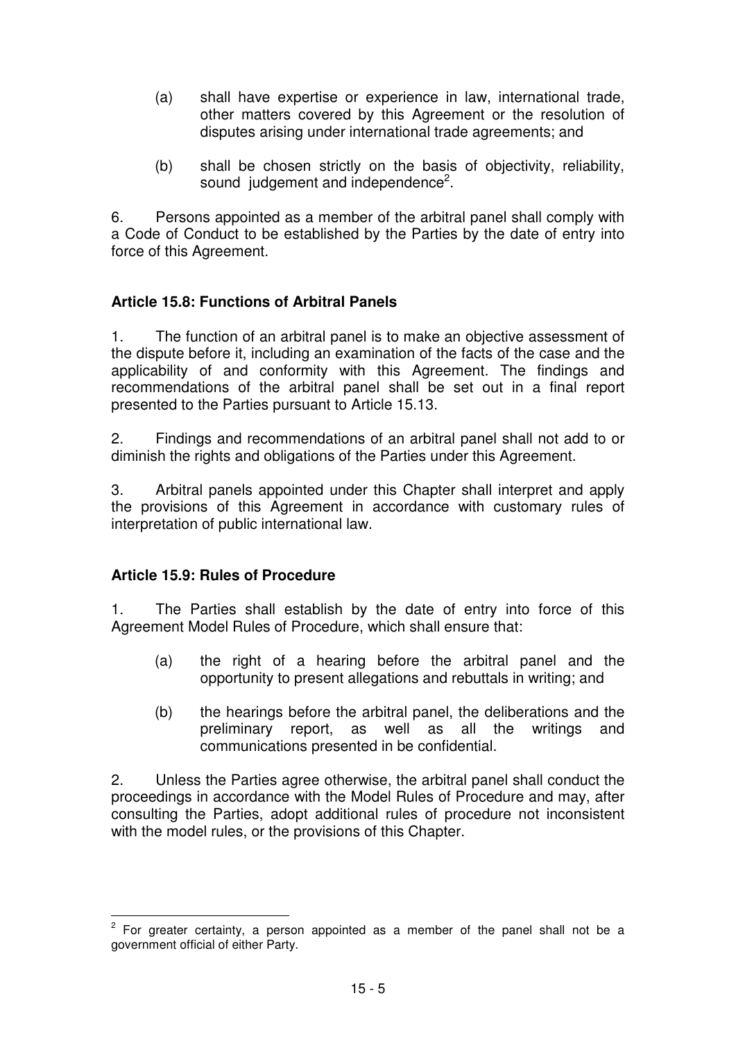(a) shall have expertise or experience in law, international trade, other matters covered by this Agreement or the resolution of disputes arising under international trade agreements; and

(b) shall be chosen strictly on the basis of objectivity, reliability, sound judgement and independence[2].

6. Persons appointed as a member of the arbitral panel shall comply with a Code of Conduct to be established by the Parties by the date of entry into force of this Agreement.

**Article 15.8: Functions of Arbitral Panels**

1. The function of an arbitral panel is to make an objective assessment of the dispute before it, including an examination of the facts of the case and the applicability of and conformity with this Agreement. The findings and recommendations of the arbitral panel shall be set out in a final report presented to the Parties pursuant to Article 15.13.

2. Findings and recommendations of an arbitral panel shall not add to or diminish the rights and obligations of the Parties under this Agreement.

3. Arbitral panels appointed under this Chapter shall interpret and apply the provisions of this Agreement in accordance with customary rules of interpretation of public international law.

**Article 15.9: Rules of Procedure**

1. The Parties shall establish by the date of entry into force of this Agreement Model Rules of Procedure, which shall ensure that:

(a) the right of a hearing before the arbitral panel and the opportunity to present allegations and rebuttals in writing; and

(b) the hearings before the arbitral panel, the deliberations and the preliminary report, as well as all the writings and communications presented in be confidential.

2. Unless the Parties agree otherwise, the arbitral panel shall conduct the proceedings in accordance with the Model Rules of Procedure and may, after consulting the Parties, adopt additional rules of procedure not inconsistent with the model rules, or the provisions of this Chapter.

---

[2] For greater certainty, a person appointed as a member of the panel shall not be a government official of either Party.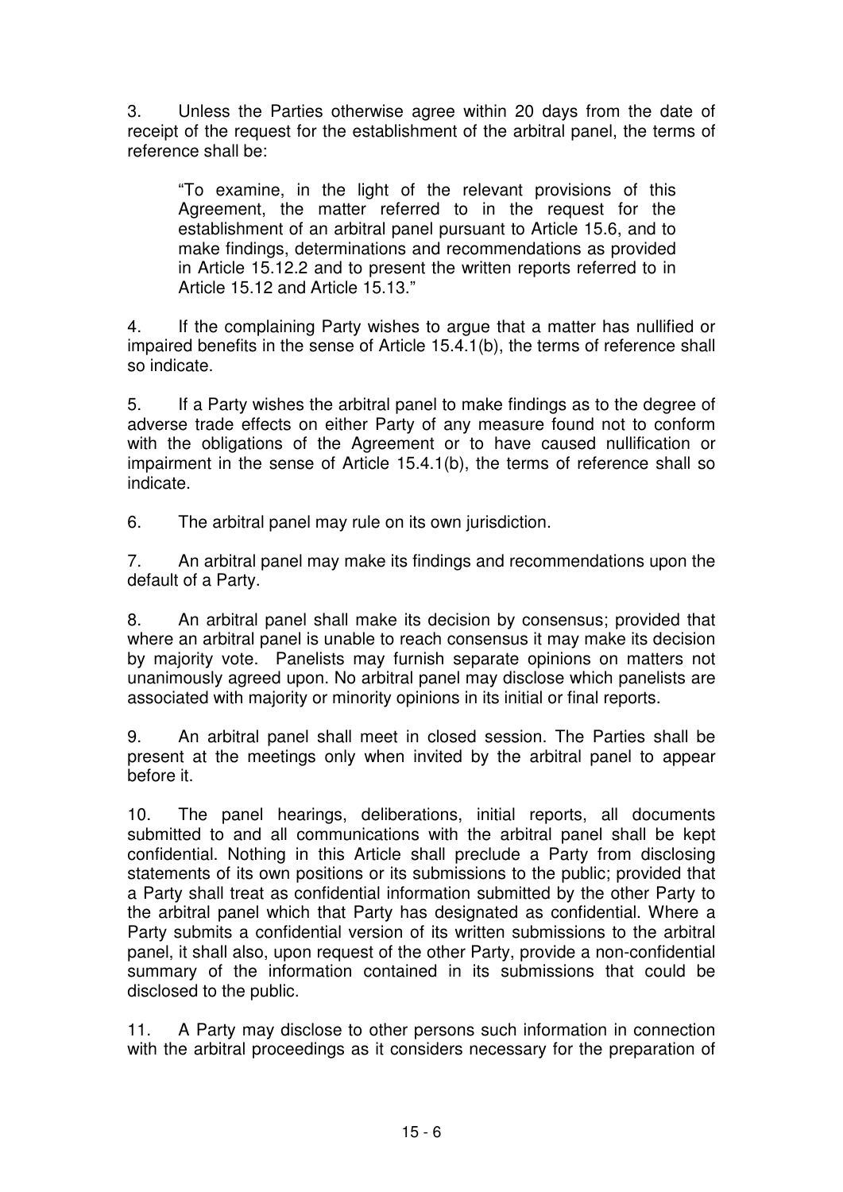3. Unless the Parties otherwise agree within 20 days from the date of receipt of the request for the establishment of the arbitral panel, the terms of reference shall be:

> "To examine, in the light of the relevant provisions of this Agreement, the matter referred to in the request for the establishment of an arbitral panel pursuant to Article 15.6, and to make findings, determinations and recommendations as provided in Article 15.12.2 and to present the written reports referred to in Article 15.12 and Article 15.13."

4. If the complaining Party wishes to argue that a matter has nullified or impaired benefits in the sense of Article 15.4.1(b), the terms of reference shall so indicate.

5. If a Party wishes the arbitral panel to make findings as to the degree of adverse trade effects on either Party of any measure found not to conform with the obligations of the Agreement or to have caused nullification or impairment in the sense of Article 15.4.1(b), the terms of reference shall so indicate.

6. The arbitral panel may rule on its own jurisdiction.

7. An arbitral panel may make its findings and recommendations upon the default of a Party.

8. An arbitral panel shall make its decision by consensus; provided that where an arbitral panel is unable to reach consensus it may make its decision by majority vote. Panelists may furnish separate opinions on matters not unanimously agreed upon. No arbitral panel may disclose which panelists are associated with majority or minority opinions in its initial or final reports.

9. An arbitral panel shall meet in closed session. The Parties shall be present at the meetings only when invited by the arbitral panel to appear before it.

10. The panel hearings, deliberations, initial reports, all documents submitted to and all communications with the arbitral panel shall be kept confidential. Nothing in this Article shall preclude a Party from disclosing statements of its own positions or its submissions to the public; provided that a Party shall treat as confidential information submitted by the other Party to the arbitral panel which that Party has designated as confidential. Where a Party submits a confidential version of its written submissions to the arbitral panel, it shall also, upon request of the other Party, provide a non-confidential summary of the information contained in its submissions that could be disclosed to the public.

11. A Party may disclose to other persons such information in connection with the arbitral proceedings as it considers necessary for the preparation of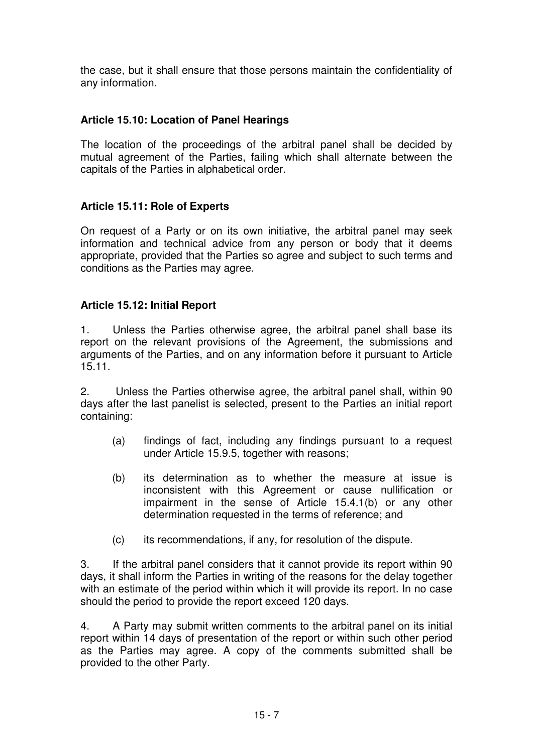the case, but it shall ensure that those persons maintain the confidentiality of any information.

### Article 15.10: Location of Panel Hearings

The location of the proceedings of the arbitral panel shall be decided by mutual agreement of the Parties, failing which shall alternate between the capitals of the Parties in alphabetical order.

### Article 15.11: Role of Experts

On request of a Party or on its own initiative, the arbitral panel may seek information and technical advice from any person or body that it deems appropriate, provided that the Parties so agree and subject to such terms and conditions as the Parties may agree.

### Article 15.12: Initial Report

1. Unless the Parties otherwise agree, the arbitral panel shall base its report on the relevant provisions of the Agreement, the submissions and arguments of the Parties, and on any information before it pursuant to Article 15.11.

2. Unless the Parties otherwise agree, the arbitral panel shall, within 90 days after the last panelist is selected, present to the Parties an initial report containing:

   (a) findings of fact, including any findings pursuant to a request under Article 15.9.5, together with reasons;

   (b) its determination as to whether the measure at issue is inconsistent with this Agreement or cause nullification or impairment in the sense of Article 15.4.1(b) or any other determination requested in the terms of reference; and

   (c) its recommendations, if any, for resolution of the dispute.

3. If the arbitral panel considers that it cannot provide its report within 90 days, it shall inform the Parties in writing of the reasons for the delay together with an estimate of the period within which it will provide its report. In no case should the period to provide the report exceed 120 days.

4. A Party may submit written comments to the arbitral panel on its initial report within 14 days of presentation of the report or within such other period as the Parties may agree. A copy of the comments submitted shall be provided to the other Party.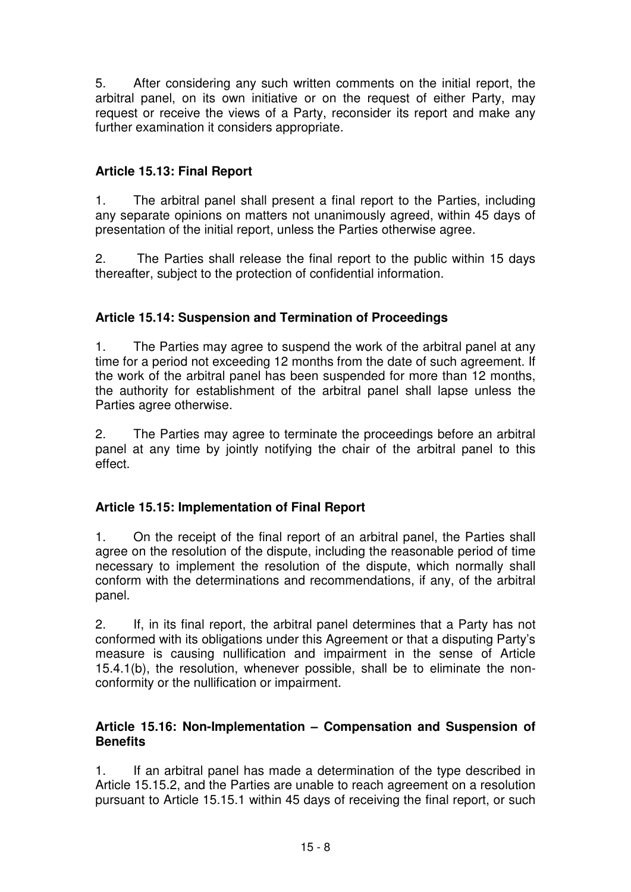5. After considering any such written comments on the initial report, the arbitral panel, on its own initiative or on the request of either Party, may request or receive the views of a Party, reconsider its report and make any further examination it considers appropriate.

### Article 15.13: Final Report

1. The arbitral panel shall present a final report to the Parties, including any separate opinions on matters not unanimously agreed, within 45 days of presentation of the initial report, unless the Parties otherwise agree.

2. The Parties shall release the final report to the public within 15 days thereafter, subject to the protection of confidential information.

### Article 15.14: Suspension and Termination of Proceedings

1. The Parties may agree to suspend the work of the arbitral panel at any time for a period not exceeding 12 months from the date of such agreement. If the work of the arbitral panel has been suspended for more than 12 months, the authority for establishment of the arbitral panel shall lapse unless the Parties agree otherwise.

2. The Parties may agree to terminate the proceedings before an arbitral panel at any time by jointly notifying the chair of the arbitral panel to this effect.

### Article 15.15: Implementation of Final Report

1. On the receipt of the final report of an arbitral panel, the Parties shall agree on the resolution of the dispute, including the reasonable period of time necessary to implement the resolution of the dispute, which normally shall conform with the determinations and recommendations, if any, of the arbitral panel.

2. If, in its final report, the arbitral panel determines that a Party has not conformed with its obligations under this Agreement or that a disputing Party's measure is causing nullification and impairment in the sense of Article 15.4.1(b), the resolution, whenever possible, shall be to eliminate the non-conformity or the nullification or impairment.

### Article 15.16: Non-Implementation – Compensation and Suspension of Benefits

1. If an arbitral panel has made a determination of the type described in Article 15.15.2, and the Parties are unable to reach agreement on a resolution pursuant to Article 15.15.1 within 45 days of receiving the final report, or such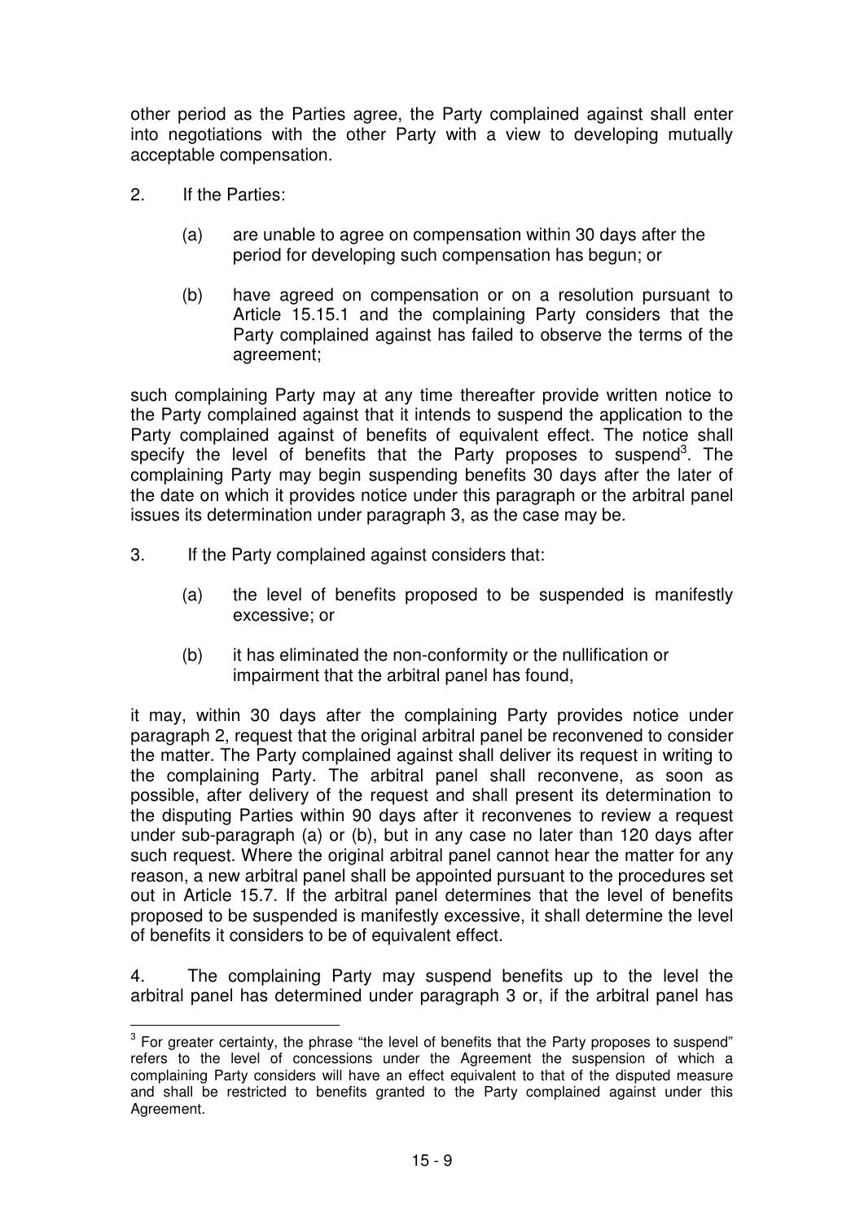other period as the Parties agree, the Party complained against shall enter into negotiations with the other Party with a view to developing mutually acceptable compensation.

2. If the Parties:

   (a) are unable to agree on compensation within 30 days after the period for developing such compensation has begun; or

   (b) have agreed on compensation or on a resolution pursuant to Article 15.15.1 and the complaining Party considers that the Party complained against has failed to observe the terms of the agreement;

such complaining Party may at any time thereafter provide written notice to the Party complained against that it intends to suspend the application to the Party complained against of benefits of equivalent effect. The notice shall specify the level of benefits that the Party proposes to suspend[3]. The complaining Party may begin suspending benefits 30 days after the later of the date on which it provides notice under this paragraph or the arbitral panel issues its determination under paragraph 3, as the case may be.

3. If the Party complained against considers that:

   (a) the level of benefits proposed to be suspended is manifestly excessive; or

   (b) it has eliminated the non-conformity or the nullification or impairment that the arbitral panel has found,

it may, within 30 days after the complaining Party provides notice under paragraph 2, request that the original arbitral panel be reconvened to consider the matter. The Party complained against shall deliver its request in writing to the complaining Party. The arbitral panel shall reconvene, as soon as possible, after delivery of the request and shall present its determination to the disputing Parties within 90 days after it reconvenes to review a request under sub-paragraph (a) or (b), but in any case no later than 120 days after such request. Where the original arbitral panel cannot hear the matter for any reason, a new arbitral panel shall be appointed pursuant to the procedures set out in Article 15.7. If the arbitral panel determines that the level of benefits proposed to be suspended is manifestly excessive, it shall determine the level of benefits it considers to be of equivalent effect.

4. The complaining Party may suspend benefits up to the level the arbitral panel has determined under paragraph 3 or, if the arbitral panel has

[3] For greater certainty, the phrase "the level of benefits that the Party proposes to suspend" refers to the level of concessions under the Agreement the suspension of which a complaining Party considers will have an effect equivalent to that of the disputed measure and shall be restricted to benefits granted to the Party complained against under this Agreement.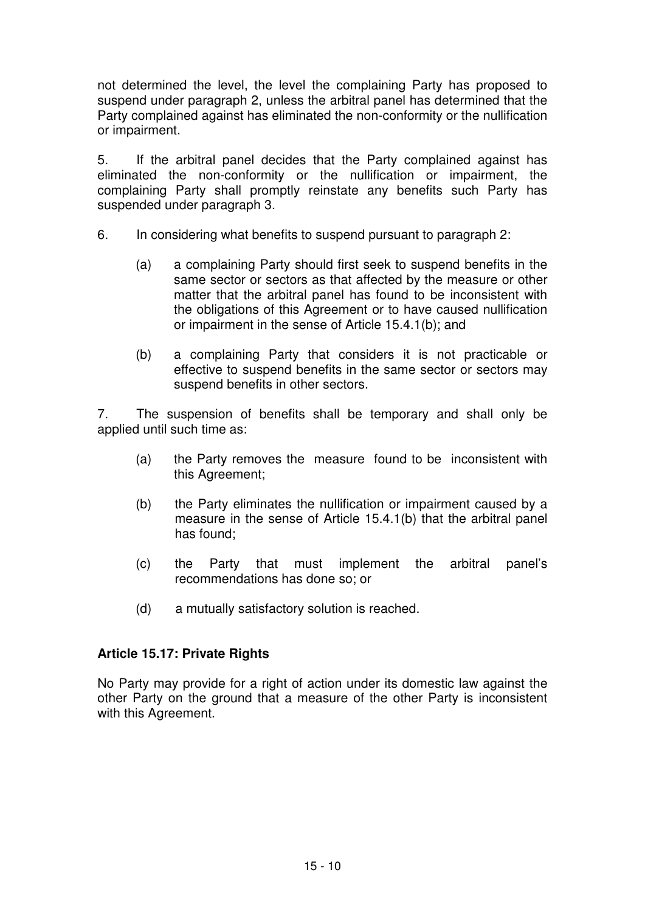not determined the level, the level the complaining Party has proposed to suspend under paragraph 2, unless the arbitral panel has determined that the Party complained against has eliminated the non-conformity or the nullification or impairment.

5. If the arbitral panel decides that the Party complained against has eliminated the non-conformity or the nullification or impairment, the complaining Party shall promptly reinstate any benefits such Party has suspended under paragraph 3.

6. In considering what benefits to suspend pursuant to paragraph 2:

   (a) a complaining Party should first seek to suspend benefits in the same sector or sectors as that affected by the measure or other matter that the arbitral panel has found to be inconsistent with the obligations of this Agreement or to have caused nullification or impairment in the sense of Article 15.4.1(b); and

   (b) a complaining Party that considers it is not practicable or effective to suspend benefits in the same sector or sectors may suspend benefits in other sectors.

7. The suspension of benefits shall be temporary and shall only be applied until such time as:

   (a) the Party removes the measure found to be inconsistent with this Agreement;

   (b) the Party eliminates the nullification or impairment caused by a measure in the sense of Article 15.4.1(b) that the arbitral panel has found;

   (c) the Party that must implement the arbitral panel's recommendations has done so; or

   (d) a mutually satisfactory solution is reached.

**Article 15.17: Private Rights**

No Party may provide for a right of action under its domestic law against the other Party on the ground that a measure of the other Party is inconsistent with this Agreement.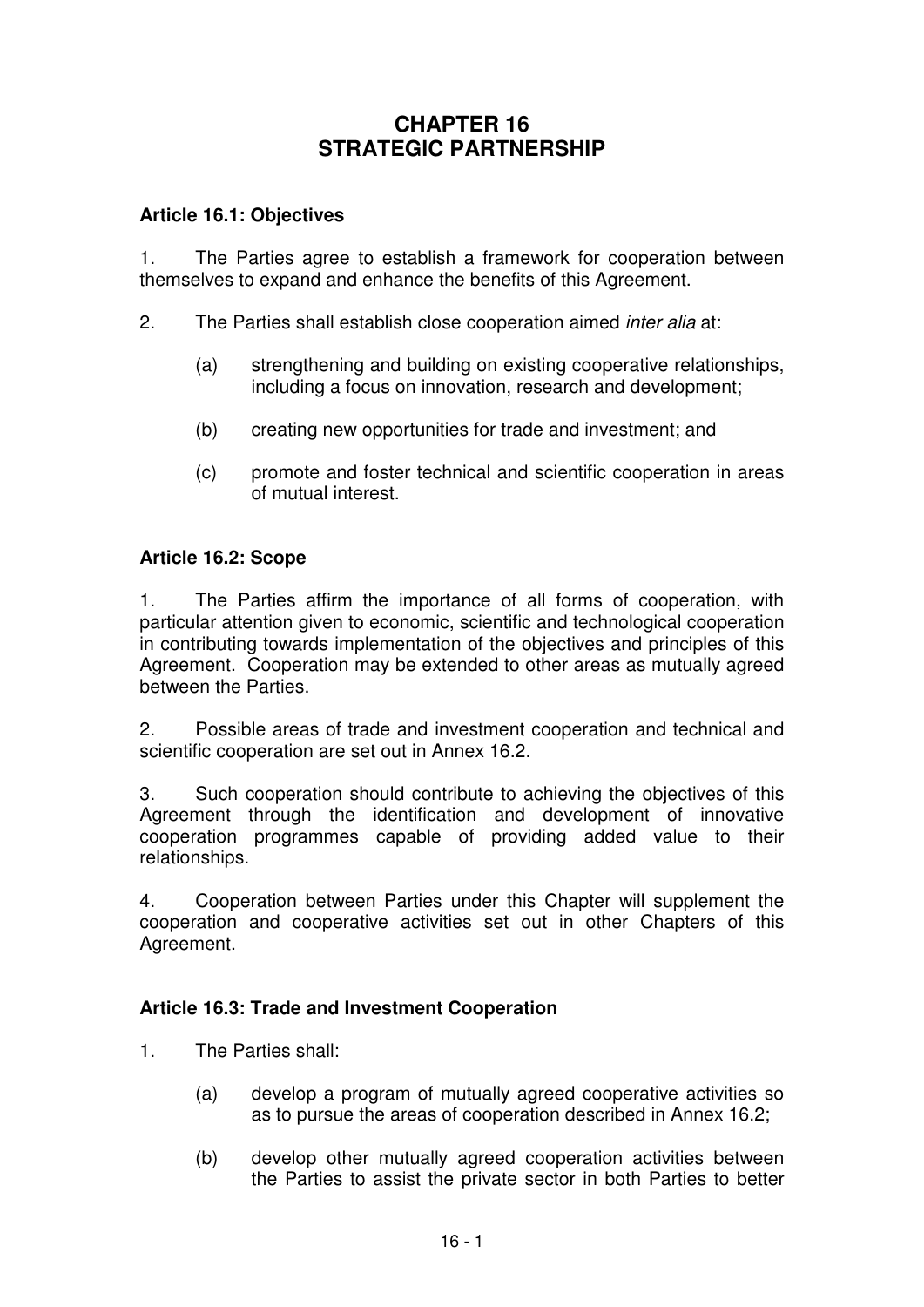# CHAPTER 16
# STRATEGIC PARTNERSHIP

### Article 16.1: Objectives

1. The Parties agree to establish a framework for cooperation between themselves to expand and enhance the benefits of this Agreement.

2. The Parties shall establish close cooperation aimed *inter alia* at:

   (a) strengthening and building on existing cooperative relationships, including a focus on innovation, research and development;

   (b) creating new opportunities for trade and investment; and

   (c) promote and foster technical and scientific cooperation in areas of mutual interest.

### Article 16.2: Scope

1. The Parties affirm the importance of all forms of cooperation, with particular attention given to economic, scientific and technological cooperation in contributing towards implementation of the objectives and principles of this Agreement. Cooperation may be extended to other areas as mutually agreed between the Parties.

2. Possible areas of trade and investment cooperation and technical and scientific cooperation are set out in Annex 16.2.

3. Such cooperation should contribute to achieving the objectives of this Agreement through the identification and development of innovative cooperation programmes capable of providing added value to their relationships.

4. Cooperation between Parties under this Chapter will supplement the cooperation and cooperative activities set out in other Chapters of this Agreement.

### Article 16.3: Trade and Investment Cooperation

1. The Parties shall:

   (a) develop a program of mutually agreed cooperative activities so as to pursue the areas of cooperation described in Annex 16.2;

   (b) develop other mutually agreed cooperation activities between the Parties to assist the private sector in both Parties to better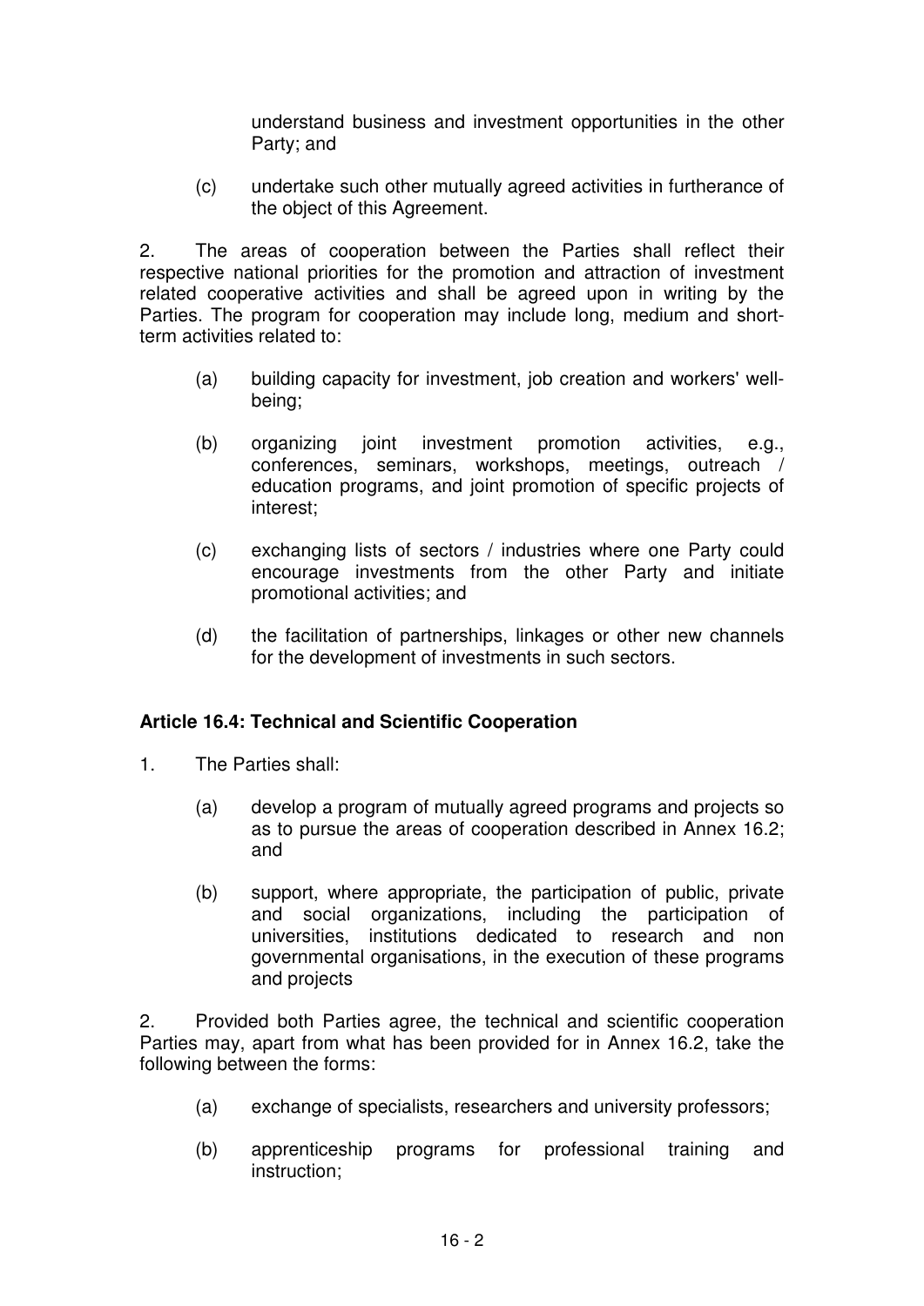understand business and investment opportunities in the other Party; and

(c) undertake such other mutually agreed activities in furtherance of the object of this Agreement.

2. The areas of cooperation between the Parties shall reflect their respective national priorities for the promotion and attraction of investment related cooperative activities and shall be agreed upon in writing by the Parties. The program for cooperation may include long, medium and short-term activities related to:

(a) building capacity for investment, job creation and workers' well-being;

(b) organizing joint investment promotion activities, e.g., conferences, seminars, workshops, meetings, outreach / education programs, and joint promotion of specific projects of interest;

(c) exchanging lists of sectors / industries where one Party could encourage investments from the other Party and initiate promotional activities; and

(d) the facilitation of partnerships, linkages or other new channels for the development of investments in such sectors.

**Article 16.4: Technical and Scientific Cooperation**

1. The Parties shall:

(a) develop a program of mutually agreed programs and projects so as to pursue the areas of cooperation described in Annex 16.2; and

(b) support, where appropriate, the participation of public, private and social organizations, including the participation of universities, institutions dedicated to research and non governmental organisations, in the execution of these programs and projects

2. Provided both Parties agree, the technical and scientific cooperation Parties may, apart from what has been provided for in Annex 16.2, take the following between the forms:

(a) exchange of specialists, researchers and university professors;

(b) apprenticeship programs for professional training and instruction;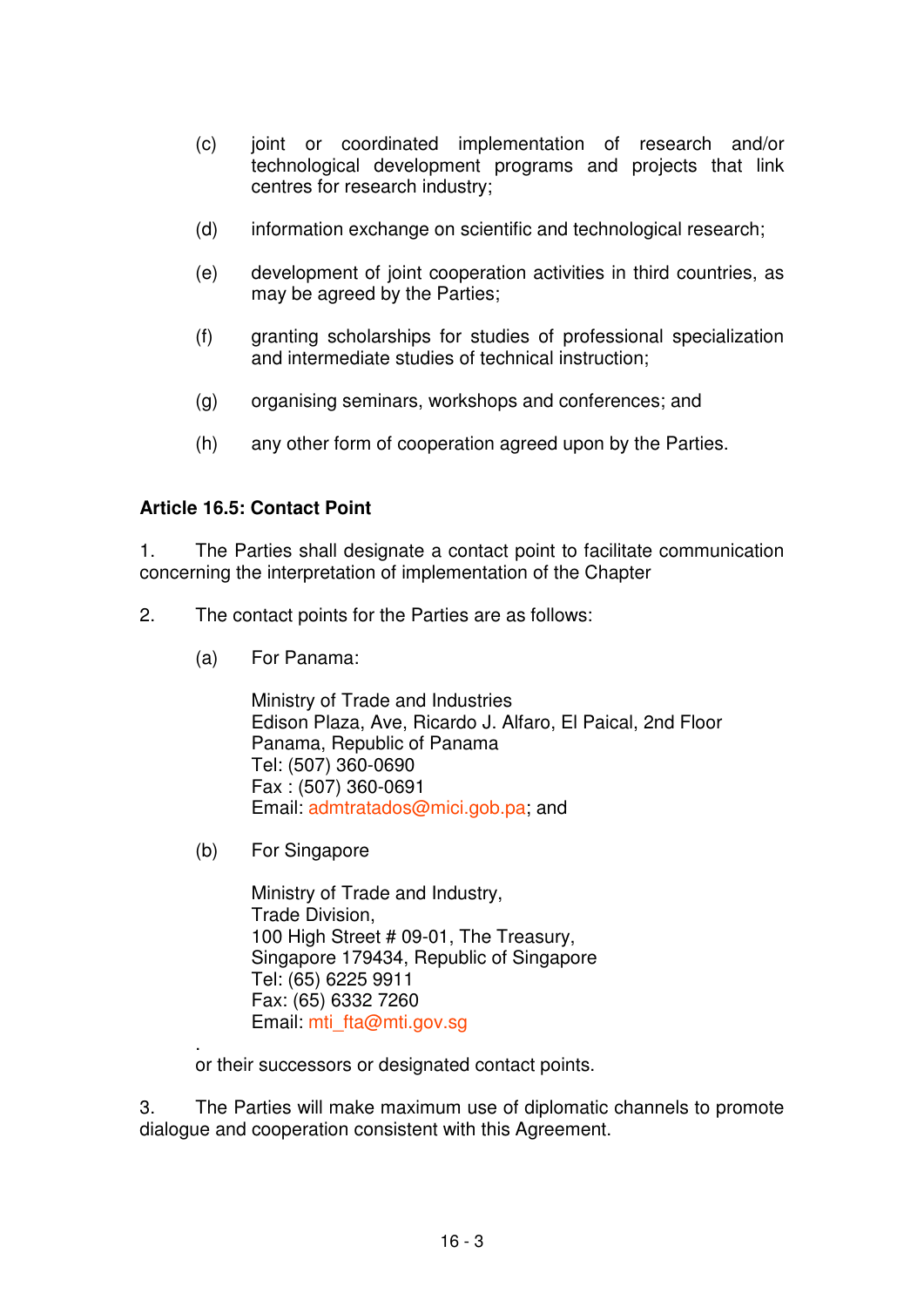(c) joint or coordinated implementation of research and/or technological development programs and projects that link centres for research industry;

(d) information exchange on scientific and technological research;

(e) development of joint cooperation activities in third countries, as may be agreed by the Parties;

(f) granting scholarships for studies of professional specialization and intermediate studies of technical instruction;

(g) organising seminars, workshops and conferences; and

(h) any other form of cooperation agreed upon by the Parties.

**Article 16.5: Contact Point**

1. The Parties shall designate a contact point to facilitate communication concerning the interpretation of implementation of the Chapter

2. The contact points for the Parties are as follows:

(a) For Panama:

Ministry of Trade and Industries
Edison Plaza, Ave, Ricardo J. Alfaro, El Paical, 2nd Floor
Panama, Republic of Panama
Tel: (507) 360-0690
Fax : (507) 360-0691
Email: admtratados@mici.gob.pa; and

(b) For Singapore

Ministry of Trade and Industry,
Trade Division,
100 High Street # 09-01, The Treasury,
Singapore 179434, Republic of Singapore
Tel: (65) 6225 9911
Fax: (65) 6332 7260
Email: mti_fta@mti.gov.sg

.
or their successors or designated contact points.

3. The Parties will make maximum use of diplomatic channels to promote dialogue and cooperation consistent with this Agreement.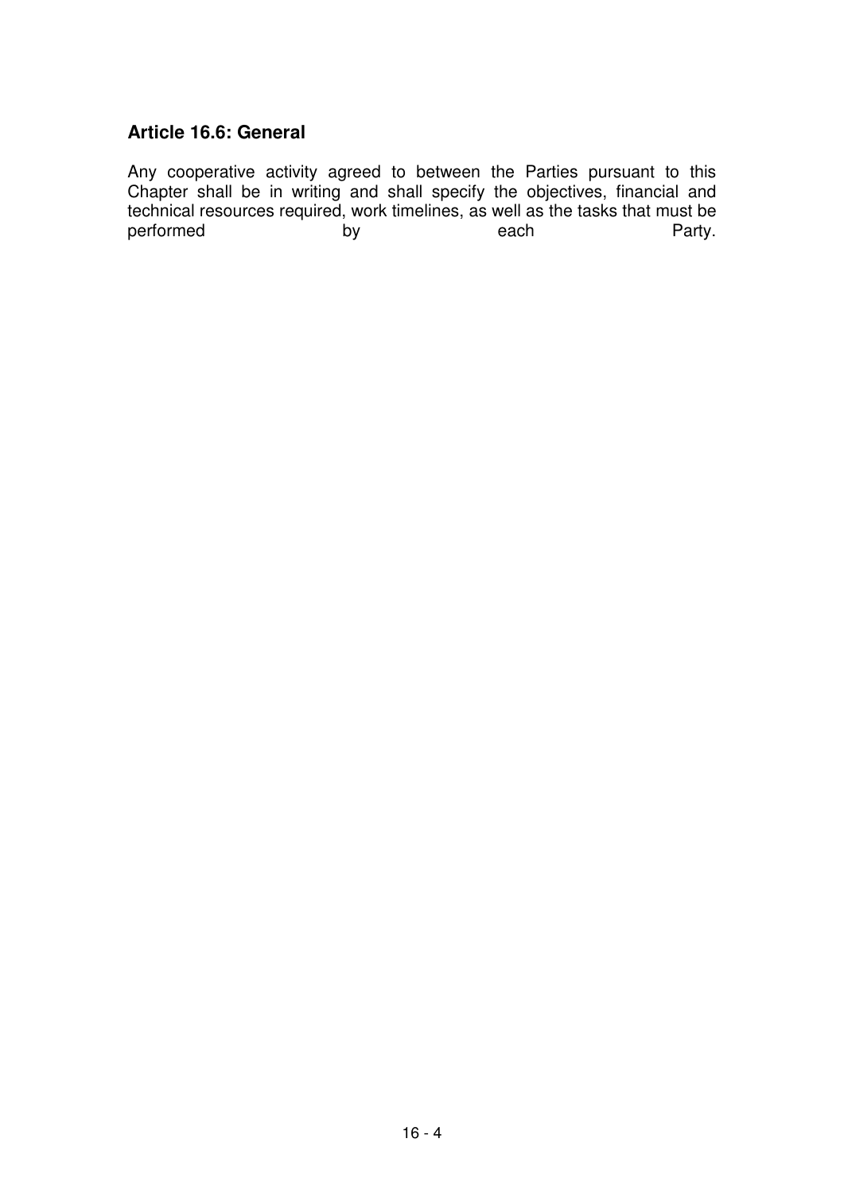### Article 16.6: General

Any cooperative activity agreed to between the Parties pursuant to this Chapter shall be in writing and shall specify the objectives, financial and technical resources required, work timelines, as well as the tasks that must be performed by each Party.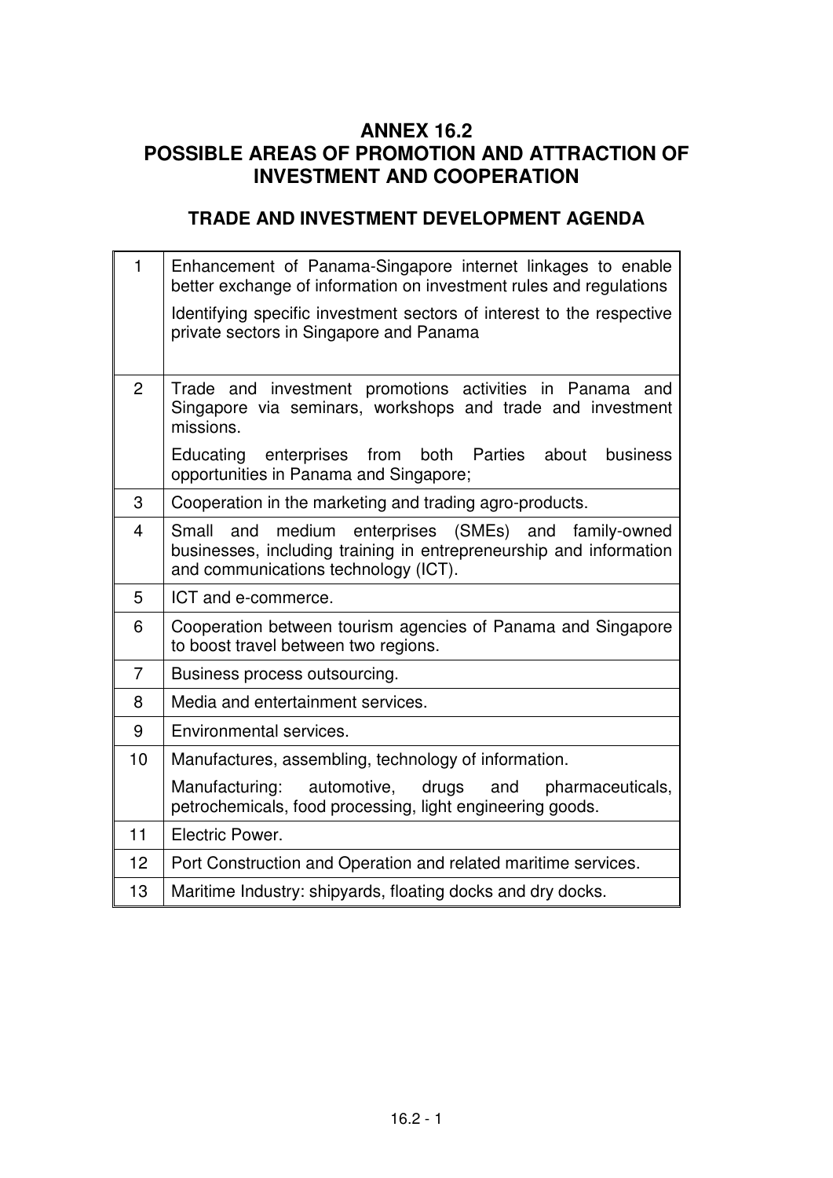# ANNEX 16.2
# POSSIBLE AREAS OF PROMOTION AND ATTRACTION OF INVESTMENT AND COOPERATION

## TRADE AND INVESTMENT DEVELOPMENT AGENDA

| | |
|---|---|
| 1 | Enhancement of Panama-Singapore internet linkages to enable better exchange of information on investment rules and regulations<br><br>Identifying specific investment sectors of interest to the respective private sectors in Singapore and Panama |
| 2 | Trade and investment promotions activities in Panama and Singapore via seminars, workshops and trade and investment missions.<br><br>Educating enterprises from both Parties about business opportunities in Panama and Singapore; |
| 3 | Cooperation in the marketing and trading agro-products. |
| 4 | Small and medium enterprises (SMEs) and family-owned businesses, including training in entrepreneurship and information and communications technology (ICT). |
| 5 | ICT and e-commerce. |
| 6 | Cooperation between tourism agencies of Panama and Singapore to boost travel between two regions. |
| 7 | Business process outsourcing. |
| 8 | Media and entertainment services. |
| 9 | Environmental services. |
| 10 | Manufactures, assembling, technology of information.<br><br>Manufacturing: automotive, drugs and pharmaceuticals, petrochemicals, food processing, light engineering goods. |
| 11 | Electric Power. |
| 12 | Port Construction and Operation and related maritime services. |
| 13 | Maritime Industry: shipyards, floating docks and dry docks. |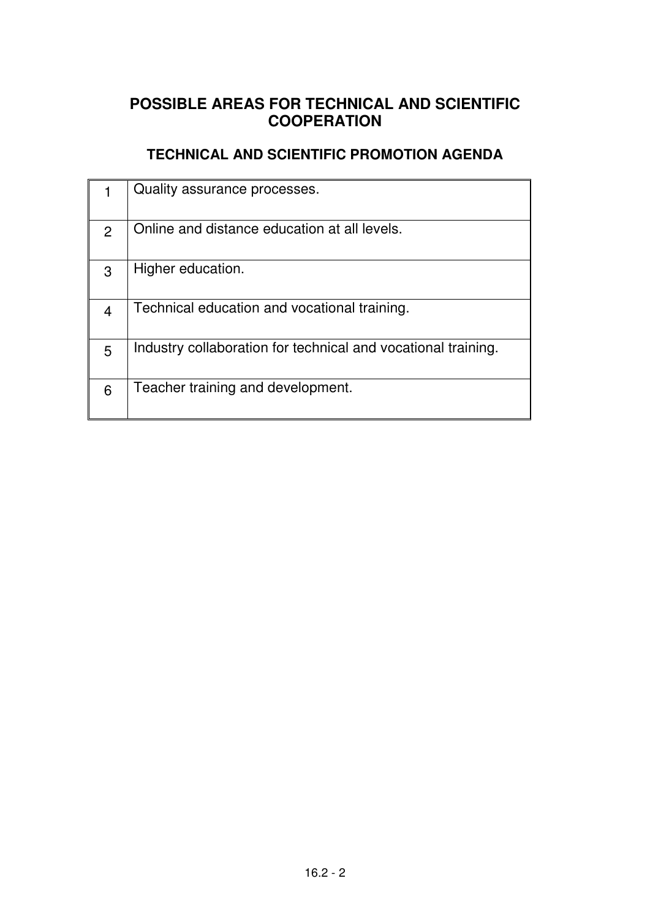## POSSIBLE AREAS FOR TECHNICAL AND SCIENTIFIC COOPERATION

### TECHNICAL AND SCIENTIFIC PROMOTION AGENDA

| | |
|---|---|
| 1 | Quality assurance processes. |
| 2 | Online and distance education at all levels. |
| 3 | Higher education. |
| 4 | Technical education and vocational training. |
| 5 | Industry collaboration for technical and vocational training. |
| 6 | Teacher training and development. |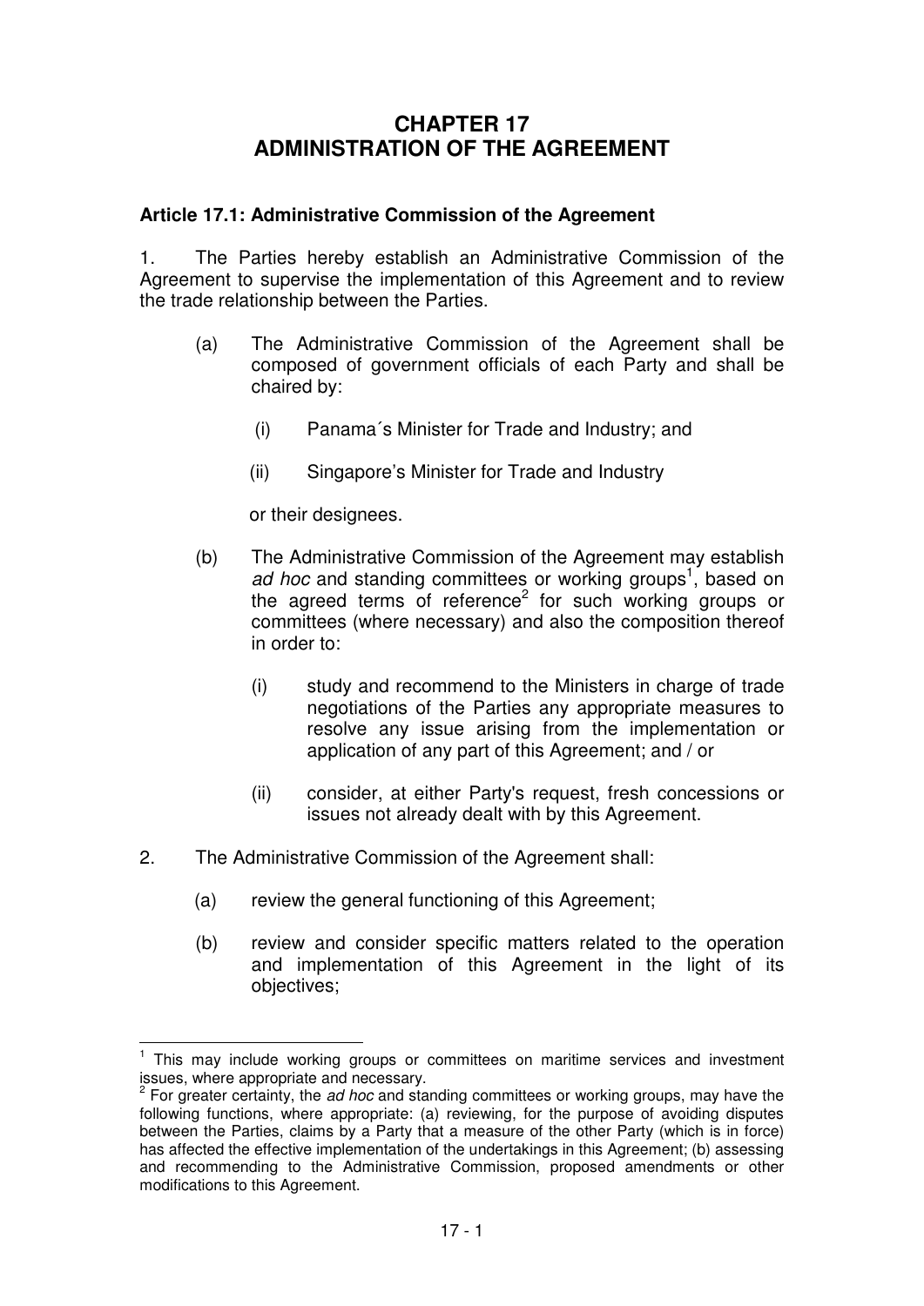# CHAPTER 17
# ADMINISTRATION OF THE AGREEMENT

### Article 17.1: Administrative Commission of the Agreement

1. The Parties hereby establish an Administrative Commission of the Agreement to supervise the implementation of this Agreement and to review the trade relationship between the Parties.

   (a) The Administrative Commission of the Agreement shall be composed of government officials of each Party and shall be chaired by:

      (i) Panama´s Minister for Trade and Industry; and

      (ii) Singapore's Minister for Trade and Industry

      or their designees.

   (b) The Administrative Commission of the Agreement may establish *ad hoc* and standing committees or working groups[1], based on the agreed terms of reference[2] for such working groups or committees (where necessary) and also the composition thereof in order to:

      (i) study and recommend to the Ministers in charge of trade negotiations of the Parties any appropriate measures to resolve any issue arising from the implementation or application of any part of this Agreement; and / or

      (ii) consider, at either Party's request, fresh concessions or issues not already dealt with by this Agreement.

2. The Administrative Commission of the Agreement shall:

   (a) review the general functioning of this Agreement;

   (b) review and consider specific matters related to the operation and implementation of this Agreement in the light of its objectives;

---

[1] This may include working groups or committees on maritime services and investment issues, where appropriate and necessary.

[2] For greater certainty, the *ad hoc* and standing committees or working groups, may have the following functions, where appropriate: (a) reviewing, for the purpose of avoiding disputes between the Parties, claims by a Party that a measure of the other Party (which is in force) has affected the effective implementation of the undertakings in this Agreement; (b) assessing and recommending to the Administrative Commission, proposed amendments or other modifications to this Agreement.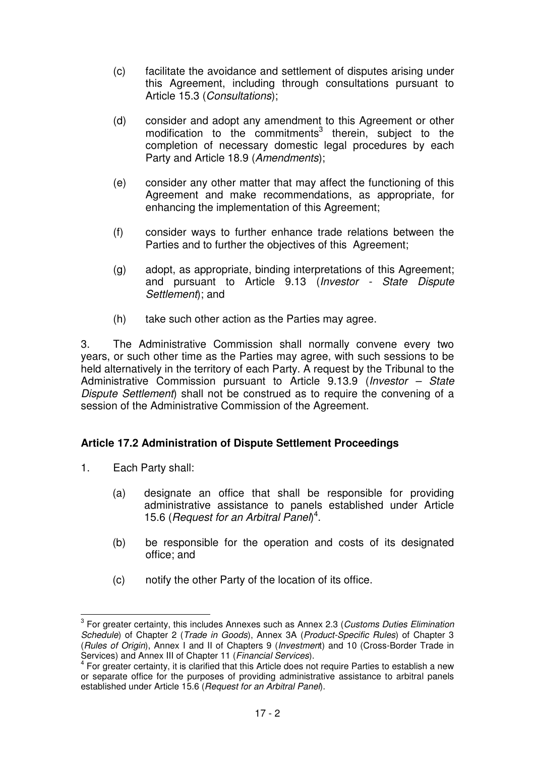(c) facilitate the avoidance and settlement of disputes arising under this Agreement, including through consultations pursuant to Article 15.3 (*Consultations*);

(d) consider and adopt any amendment to this Agreement or other modification to the commitments[3] therein, subject to the completion of necessary domestic legal procedures by each Party and Article 18.9 (*Amendments*);

(e) consider any other matter that may affect the functioning of this Agreement and make recommendations, as appropriate, for enhancing the implementation of this Agreement;

(f) consider ways to further enhance trade relations between the Parties and to further the objectives of this Agreement;

(g) adopt, as appropriate, binding interpretations of this Agreement; and pursuant to Article 9.13 (*Investor - State Dispute Settlement*); and

(h) take such other action as the Parties may agree.

3. The Administrative Commission shall normally convene every two years, or such other time as the Parties may agree, with such sessions to be held alternatively in the territory of each Party. A request by the Tribunal to the Administrative Commission pursuant to Article 9.13.9 (*Investor – State Dispute Settlement*) shall not be construed as to require the convening of a session of the Administrative Commission of the Agreement.

**Article 17.2 Administration of Dispute Settlement Proceedings**

1. Each Party shall:

(a) designate an office that shall be responsible for providing administrative assistance to panels established under Article 15.6 (*Request for an Arbitral Panel*)[4].

(b) be responsible for the operation and costs of its designated office; and

(c) notify the other Party of the location of its office.

---

[3] For greater certainty, this includes Annexes such as Annex 2.3 (*Customs Duties Elimination Schedule*) of Chapter 2 (*Trade in Goods*), Annex 3A (*Product-Specific Rules*) of Chapter 3 (*Rules of Origin*), Annex I and II of Chapters 9 (*Investment*) and 10 (Cross-Border Trade in Services) and Annex III of Chapter 11 (*Financial Services*).

[4] For greater certainty, it is clarified that this Article does not require Parties to establish a new or separate office for the purposes of providing administrative assistance to arbitral panels established under Article 15.6 (*Request for an Arbitral Panel*).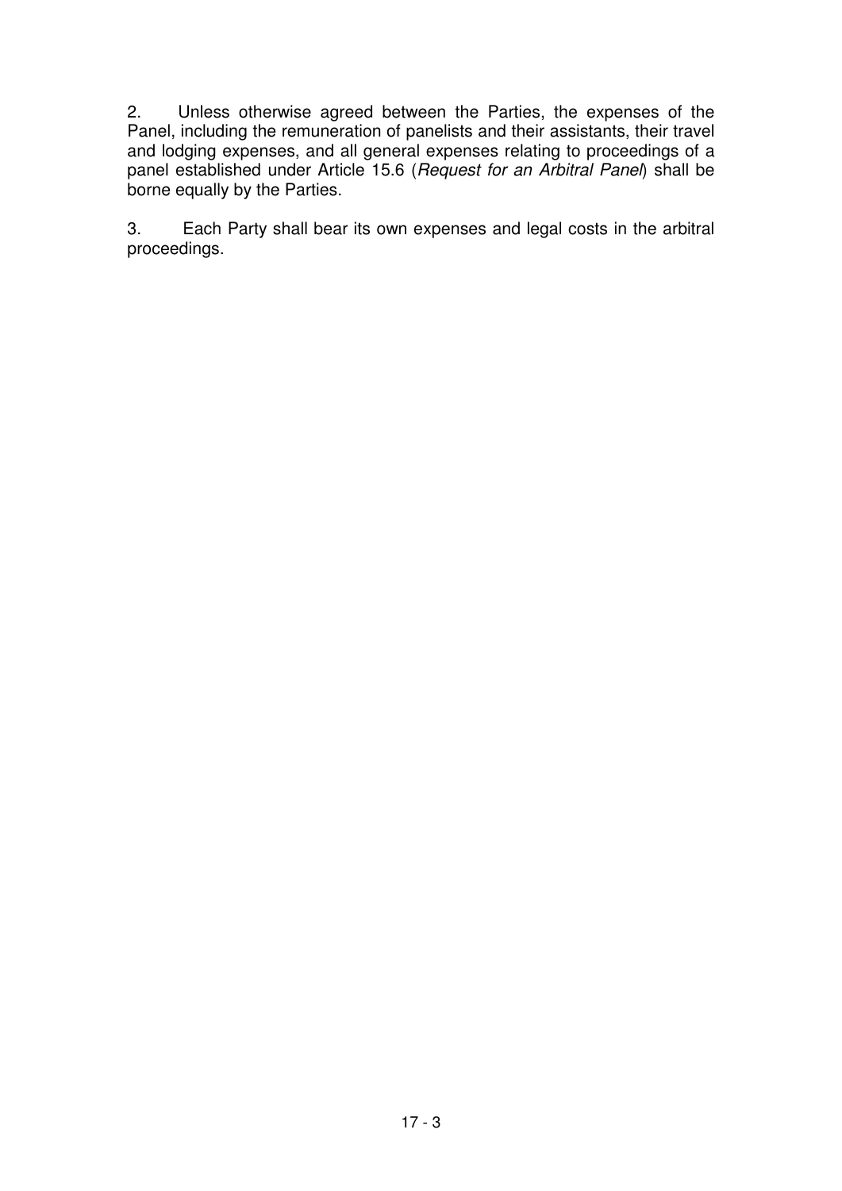2. Unless otherwise agreed between the Parties, the expenses of the Panel, including the remuneration of panelists and their assistants, their travel and lodging expenses, and all general expenses relating to proceedings of a panel established under Article 15.6 (*Request for an Arbitral Panel*) shall be borne equally by the Parties.

3. Each Party shall bear its own expenses and legal costs in the arbitral proceedings.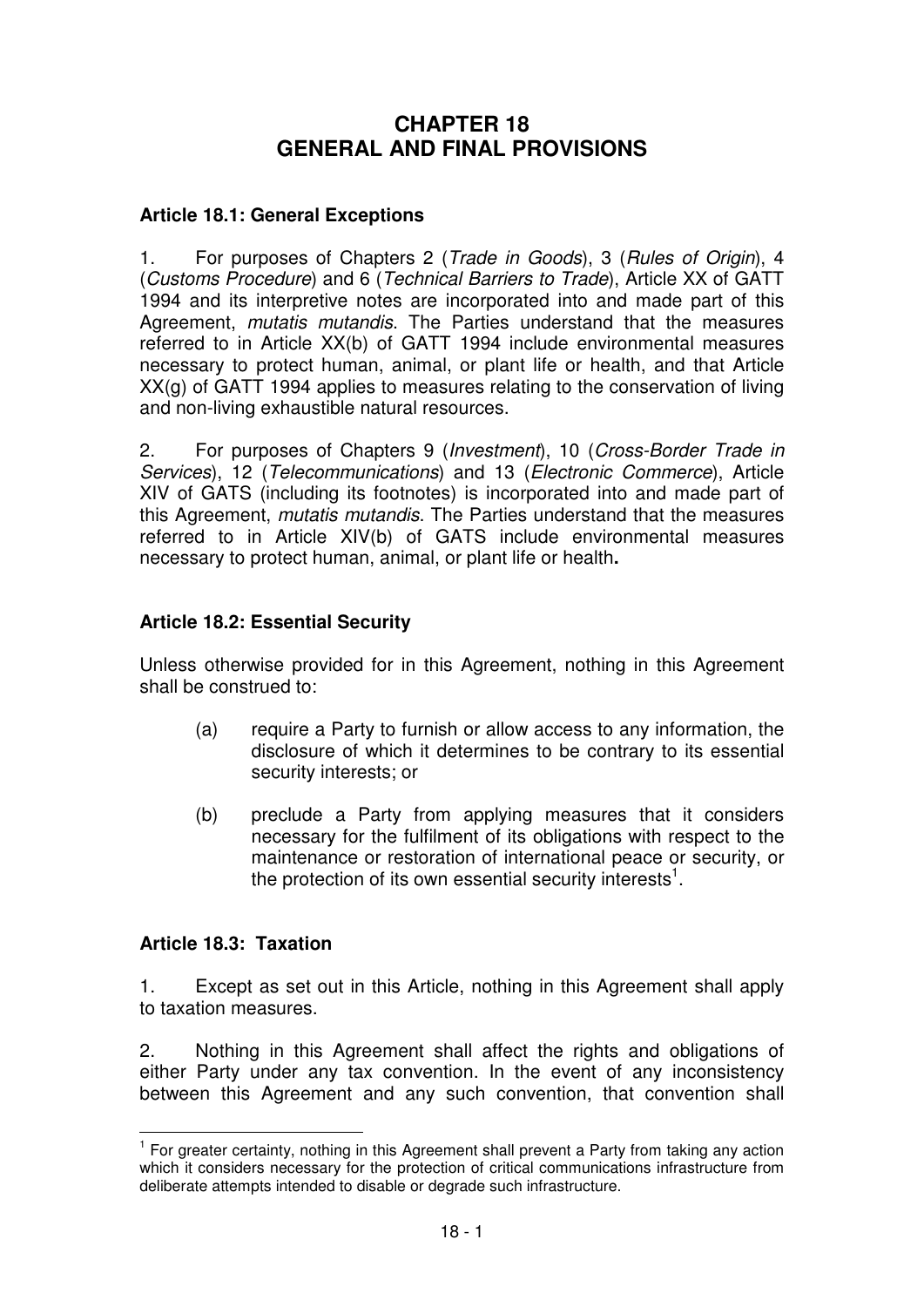# CHAPTER 18
# GENERAL AND FINAL PROVISIONS

### Article 18.1: General Exceptions

1. For purposes of Chapters 2 (*Trade in Goods*), 3 (*Rules of Origin*), 4 (*Customs Procedure*) and 6 (*Technical Barriers to Trade*), Article XX of GATT 1994 and its interpretive notes are incorporated into and made part of this Agreement, *mutatis mutandis*. The Parties understand that the measures referred to in Article XX(b) of GATT 1994 include environmental measures necessary to protect human, animal, or plant life or health, and that Article XX(g) of GATT 1994 applies to measures relating to the conservation of living and non-living exhaustible natural resources.

2. For purposes of Chapters 9 (*Investment*), 10 (*Cross-Border Trade in Services*), 12 (*Telecommunications*) and 13 (*Electronic Commerce*), Article XIV of GATS (including its footnotes) is incorporated into and made part of this Agreement, *mutatis mutandis*. The Parties understand that the measures referred to in Article XIV(b) of GATS include environmental measures necessary to protect human, animal, or plant life or health**.**

### Article 18.2: Essential Security

Unless otherwise provided for in this Agreement, nothing in this Agreement shall be construed to:

(a) require a Party to furnish or allow access to any information, the disclosure of which it determines to be contrary to its essential security interests; or

(b) preclude a Party from applying measures that it considers necessary for the fulfilment of its obligations with respect to the maintenance or restoration of international peace or security, or the protection of its own essential security interests[1].

### Article 18.3: Taxation

1. Except as set out in this Article, nothing in this Agreement shall apply to taxation measures.

2. Nothing in this Agreement shall affect the rights and obligations of either Party under any tax convention. In the event of any inconsistency between this Agreement and any such convention, that convention shall

[1] For greater certainty, nothing in this Agreement shall prevent a Party from taking any action which it considers necessary for the protection of critical communications infrastructure from deliberate attempts intended to disable or degrade such infrastructure.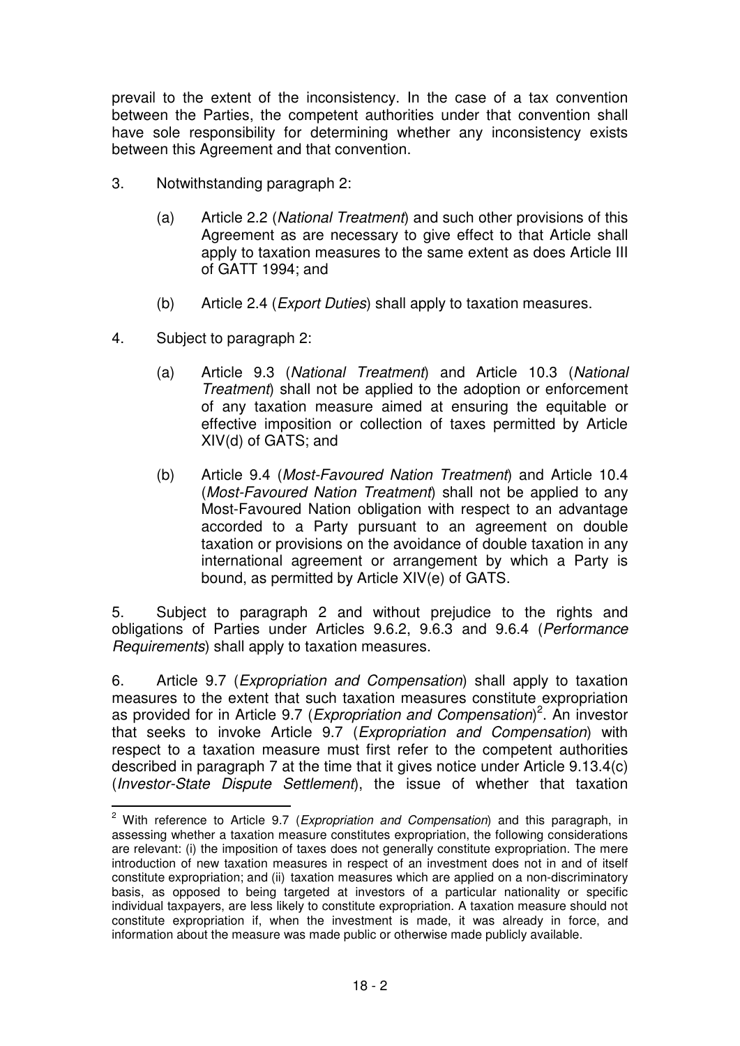prevail to the extent of the inconsistency. In the case of a tax convention between the Parties, the competent authorities under that convention shall have sole responsibility for determining whether any inconsistency exists between this Agreement and that convention.

3. Notwithstanding paragraph 2:

   (a) Article 2.2 (*National Treatment*) and such other provisions of this Agreement as are necessary to give effect to that Article shall apply to taxation measures to the same extent as does Article III of GATT 1994; and

   (b) Article 2.4 (*Export Duties*) shall apply to taxation measures.

4. Subject to paragraph 2:

   (a) Article 9.3 (*National Treatment*) and Article 10.3 (*National Treatment*) shall not be applied to the adoption or enforcement of any taxation measure aimed at ensuring the equitable or effective imposition or collection of taxes permitted by Article XIV(d) of GATS; and

   (b) Article 9.4 (*Most-Favoured Nation Treatment*) and Article 10.4 (*Most-Favoured Nation Treatment*) shall not be applied to any Most-Favoured Nation obligation with respect to an advantage accorded to a Party pursuant to an agreement on double taxation or provisions on the avoidance of double taxation in any international agreement or arrangement by which a Party is bound, as permitted by Article XIV(e) of GATS.

5. Subject to paragraph 2 and without prejudice to the rights and obligations of Parties under Articles 9.6.2, 9.6.3 and 9.6.4 (*Performance Requirements*) shall apply to taxation measures.

6. Article 9.7 (*Expropriation and Compensation*) shall apply to taxation measures to the extent that such taxation measures constitute expropriation as provided for in Article 9.7 (*Expropriation and Compensation*)[2]. An investor that seeks to invoke Article 9.7 (*Expropriation and Compensation*) with respect to a taxation measure must first refer to the competent authorities described in paragraph 7 at the time that it gives notice under Article 9.13.4(c) (*Investor-State Dispute Settlement*), the issue of whether that taxation

---

[2] With reference to Article 9.7 (*Expropriation and Compensation*) and this paragraph, in assessing whether a taxation measure constitutes expropriation, the following considerations are relevant: (i) the imposition of taxes does not generally constitute expropriation. The mere introduction of new taxation measures in respect of an investment does not in and of itself constitute expropriation; and (ii) taxation measures which are applied on a non-discriminatory basis, as opposed to being targeted at investors of a particular nationality or specific individual taxpayers, are less likely to constitute expropriation. A taxation measure should not constitute expropriation if, when the investment is made, it was already in force, and information about the measure was made public or otherwise made publicly available.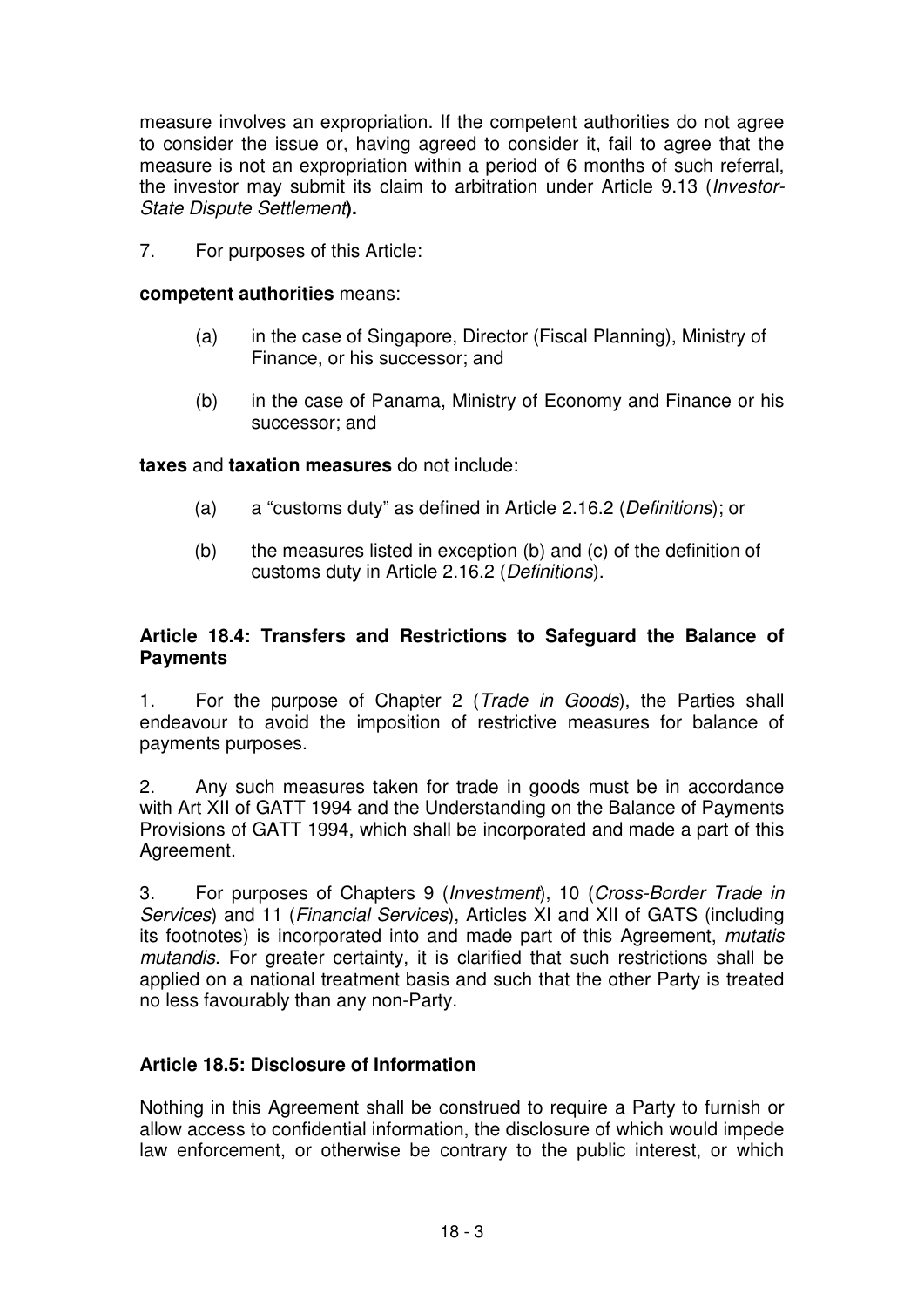measure involves an expropriation. If the competent authorities do not agree to consider the issue or, having agreed to consider it, fail to agree that the measure is not an expropriation within a period of 6 months of such referral, the investor may submit its claim to arbitration under Article 9.13 (*Investor-State Dispute Settlement*).

7. For purposes of this Article:

**competent authorities** means:

(a) in the case of Singapore, Director (Fiscal Planning), Ministry of Finance, or his successor; and

(b) in the case of Panama, Ministry of Economy and Finance or his successor; and

**taxes** and **taxation measures** do not include:

(a) a "customs duty" as defined in Article 2.16.2 (*Definitions*); or

(b) the measures listed in exception (b) and (c) of the definition of customs duty in Article 2.16.2 (*Definitions*).

### Article 18.4: Transfers and Restrictions to Safeguard the Balance of Payments

1. For the purpose of Chapter 2 (*Trade in Goods*), the Parties shall endeavour to avoid the imposition of restrictive measures for balance of payments purposes.

2. Any such measures taken for trade in goods must be in accordance with Art XII of GATT 1994 and the Understanding on the Balance of Payments Provisions of GATT 1994, which shall be incorporated and made a part of this Agreement.

3. For purposes of Chapters 9 (*Investment*), 10 (*Cross-Border Trade in Services*) and 11 (*Financial Services*), Articles XI and XII of GATS (including its footnotes) is incorporated into and made part of this Agreement, *mutatis mutandis*. For greater certainty, it is clarified that such restrictions shall be applied on a national treatment basis and such that the other Party is treated no less favourably than any non-Party.

### Article 18.5: Disclosure of Information

Nothing in this Agreement shall be construed to require a Party to furnish or allow access to confidential information, the disclosure of which would impede law enforcement, or otherwise be contrary to the public interest, or which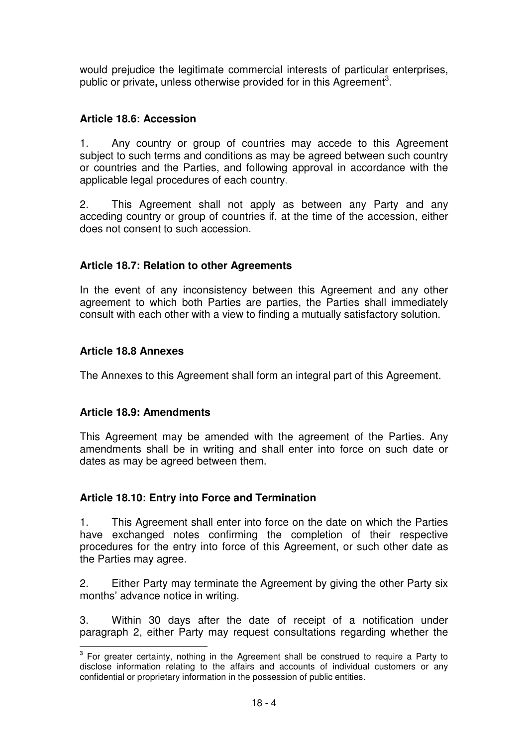would prejudice the legitimate commercial interests of particular enterprises, public or private**,** unless otherwise provided for in this Agreement[3].

**Article 18.6: Accession**

1. Any country or group of countries may accede to this Agreement subject to such terms and conditions as may be agreed between such country or countries and the Parties, and following approval in accordance with the applicable legal procedures of each country.

2. This Agreement shall not apply as between any Party and any acceding country or group of countries if, at the time of the accession, either does not consent to such accession.

**Article 18.7: Relation to other Agreements**

In the event of any inconsistency between this Agreement and any other agreement to which both Parties are parties, the Parties shall immediately consult with each other with a view to finding a mutually satisfactory solution.

**Article 18.8 Annexes**

The Annexes to this Agreement shall form an integral part of this Agreement.

**Article 18.9: Amendments**

This Agreement may be amended with the agreement of the Parties. Any amendments shall be in writing and shall enter into force on such date or dates as may be agreed between them.

**Article 18.10: Entry into Force and Termination**

1. This Agreement shall enter into force on the date on which the Parties have exchanged notes confirming the completion of their respective procedures for the entry into force of this Agreement, or such other date as the Parties may agree.

2. Either Party may terminate the Agreement by giving the other Party six months' advance notice in writing.

3. Within 30 days after the date of receipt of a notification under paragraph 2, either Party may request consultations regarding whether the

[3] For greater certainty, nothing in the Agreement shall be construed to require a Party to disclose information relating to the affairs and accounts of individual customers or any confidential or proprietary information in the possession of public entities.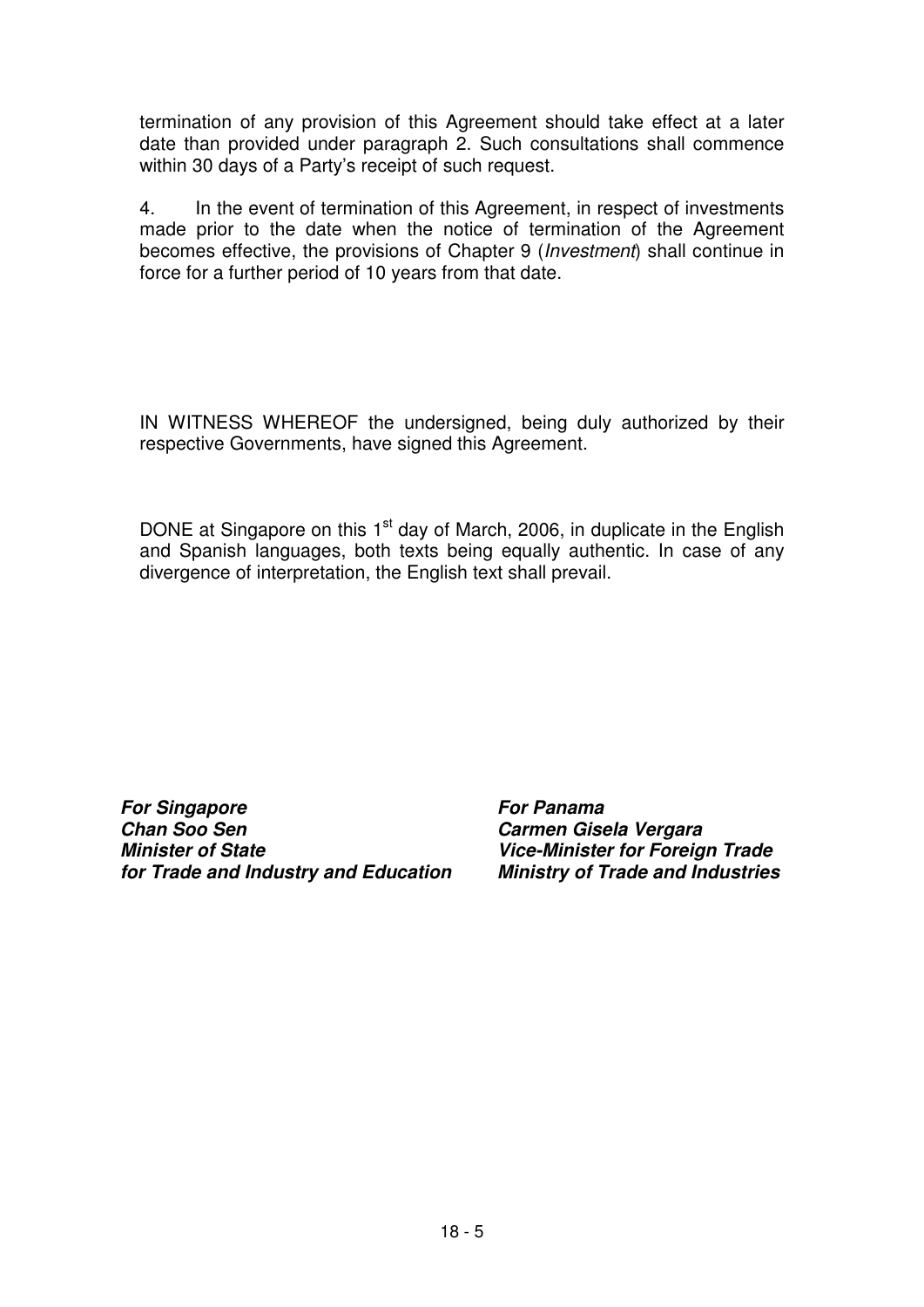termination of any provision of this Agreement should take effect at a later date than provided under paragraph 2. Such consultations shall commence within 30 days of a Party's receipt of such request.

4. In the event of termination of this Agreement, in respect of investments made prior to the date when the notice of termination of the Agreement becomes effective, the provisions of Chapter 9 (*Investment*) shall continue in force for a further period of 10 years from that date.

IN WITNESS WHEREOF the undersigned, being duly authorized by their respective Governments, have signed this Agreement.

DONE at Singapore on this 1st day of March, 2006, in duplicate in the English and Spanish languages, both texts being equally authentic. In case of any divergence of interpretation, the English text shall prevail.

***For Singapore***
***Chan Soo Sen***
***Minister of State***
***for Trade and Industry and Education***

***For Panama***
***Carmen Gisela Vergara***
***Vice-Minister for Foreign Trade***
***Ministry of Trade and Industries***